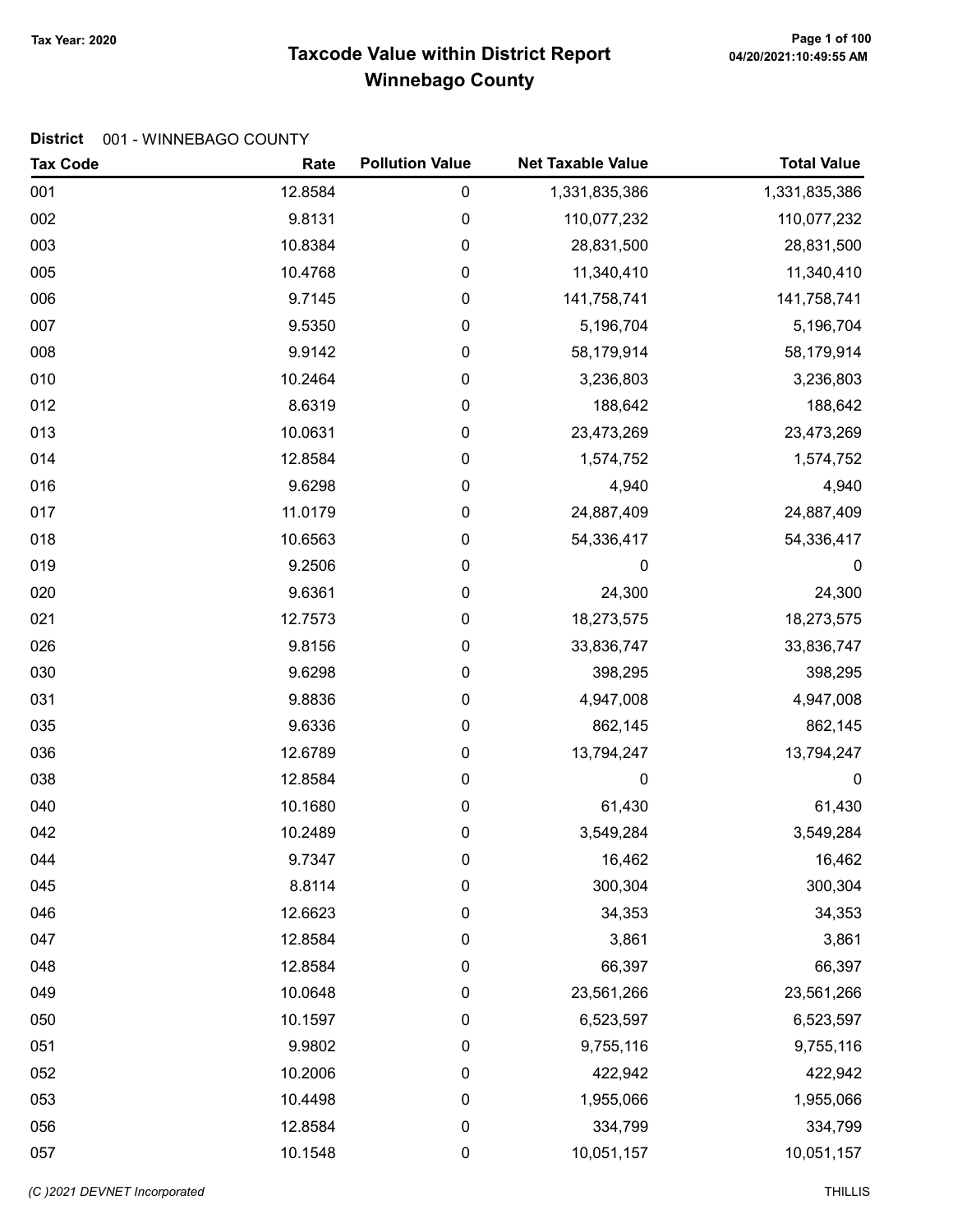# Taxcode Value within District Report
## Winnebago County

Tax Year: 2020

**District** 001 - WINNEBAGO COUNTY

| Tax Code | Rate | Pollution Value | Net Taxable Value | Total Value |
|---|---|---|---|---|
| 001 | 12.8584 | 0 | 1,331,835,386 | 1,331,835,386 |
| 002 | 9.8131 | 0 | 110,077,232 | 110,077,232 |
| 003 | 10.8384 | 0 | 28,831,500 | 28,831,500 |
| 005 | 10.4768 | 0 | 11,340,410 | 11,340,410 |
| 006 | 9.7145 | 0 | 141,758,741 | 141,758,741 |
| 007 | 9.5350 | 0 | 5,196,704 | 5,196,704 |
| 008 | 9.9142 | 0 | 58,179,914 | 58,179,914 |
| 010 | 10.2464 | 0 | 3,236,803 | 3,236,803 |
| 012 | 8.6319 | 0 | 188,642 | 188,642 |
| 013 | 10.0631 | 0 | 23,473,269 | 23,473,269 |
| 014 | 12.8584 | 0 | 1,574,752 | 1,574,752 |
| 016 | 9.6298 | 0 | 4,940 | 4,940 |
| 017 | 11.0179 | 0 | 24,887,409 | 24,887,409 |
| 018 | 10.6563 | 0 | 54,336,417 | 54,336,417 |
| 019 | 9.2506 | 0 | 0 | 0 |
| 020 | 9.6361 | 0 | 24,300 | 24,300 |
| 021 | 12.7573 | 0 | 18,273,575 | 18,273,575 |
| 026 | 9.8156 | 0 | 33,836,747 | 33,836,747 |
| 030 | 9.6298 | 0 | 398,295 | 398,295 |
| 031 | 9.8836 | 0 | 4,947,008 | 4,947,008 |
| 035 | 9.6336 | 0 | 862,145 | 862,145 |
| 036 | 12.6789 | 0 | 13,794,247 | 13,794,247 |
| 038 | 12.8584 | 0 | 0 | 0 |
| 040 | 10.1680 | 0 | 61,430 | 61,430 |
| 042 | 10.2489 | 0 | 3,549,284 | 3,549,284 |
| 044 | 9.7347 | 0 | 16,462 | 16,462 |
| 045 | 8.8114 | 0 | 300,304 | 300,304 |
| 046 | 12.6623 | 0 | 34,353 | 34,353 |
| 047 | 12.8584 | 0 | 3,861 | 3,861 |
| 048 | 12.8584 | 0 | 66,397 | 66,397 |
| 049 | 10.0648 | 0 | 23,561,266 | 23,561,266 |
| 050 | 10.1597 | 0 | 6,523,597 | 6,523,597 |
| 051 | 9.9802 | 0 | 9,755,116 | 9,755,116 |
| 052 | 10.2006 | 0 | 422,942 | 422,942 |
| 053 | 10.4498 | 0 | 1,955,066 | 1,955,066 |
| 056 | 12.8584 | 0 | 334,799 | 334,799 |
| 057 | 10.1548 | 0 | 10,051,157 | 10,051,157 |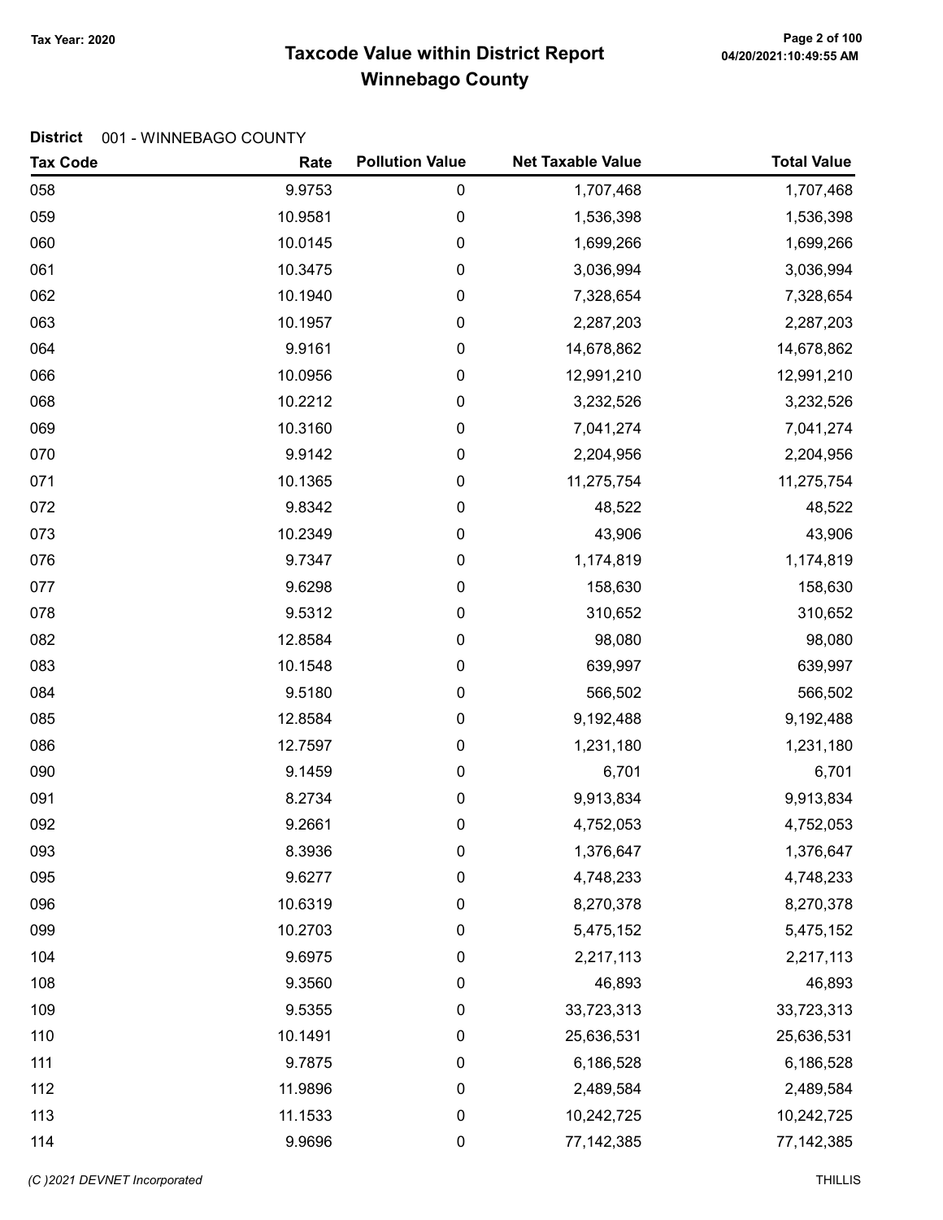# Taxcode Value within District Report
## Winnebago County

Tax Year: 2020

**District** 001 - WINNEBAGO COUNTY

| Tax Code | Rate | Pollution Value | Net Taxable Value | Total Value |
|---|---|---|---|---|
| 058 | 9.9753 | 0 | 1,707,468 | 1,707,468 |
| 059 | 10.9581 | 0 | 1,536,398 | 1,536,398 |
| 060 | 10.0145 | 0 | 1,699,266 | 1,699,266 |
| 061 | 10.3475 | 0 | 3,036,994 | 3,036,994 |
| 062 | 10.1940 | 0 | 7,328,654 | 7,328,654 |
| 063 | 10.1957 | 0 | 2,287,203 | 2,287,203 |
| 064 | 9.9161 | 0 | 14,678,862 | 14,678,862 |
| 066 | 10.0956 | 0 | 12,991,210 | 12,991,210 |
| 068 | 10.2212 | 0 | 3,232,526 | 3,232,526 |
| 069 | 10.3160 | 0 | 7,041,274 | 7,041,274 |
| 070 | 9.9142 | 0 | 2,204,956 | 2,204,956 |
| 071 | 10.1365 | 0 | 11,275,754 | 11,275,754 |
| 072 | 9.8342 | 0 | 48,522 | 48,522 |
| 073 | 10.2349 | 0 | 43,906 | 43,906 |
| 076 | 9.7347 | 0 | 1,174,819 | 1,174,819 |
| 077 | 9.6298 | 0 | 158,630 | 158,630 |
| 078 | 9.5312 | 0 | 310,652 | 310,652 |
| 082 | 12.8584 | 0 | 98,080 | 98,080 |
| 083 | 10.1548 | 0 | 639,997 | 639,997 |
| 084 | 9.5180 | 0 | 566,502 | 566,502 |
| 085 | 12.8584 | 0 | 9,192,488 | 9,192,488 |
| 086 | 12.7597 | 0 | 1,231,180 | 1,231,180 |
| 090 | 9.1459 | 0 | 6,701 | 6,701 |
| 091 | 8.2734 | 0 | 9,913,834 | 9,913,834 |
| 092 | 9.2661 | 0 | 4,752,053 | 4,752,053 |
| 093 | 8.3936 | 0 | 1,376,647 | 1,376,647 |
| 095 | 9.6277 | 0 | 4,748,233 | 4,748,233 |
| 096 | 10.6319 | 0 | 8,270,378 | 8,270,378 |
| 099 | 10.2703 | 0 | 5,475,152 | 5,475,152 |
| 104 | 9.6975 | 0 | 2,217,113 | 2,217,113 |
| 108 | 9.3560 | 0 | 46,893 | 46,893 |
| 109 | 9.5355 | 0 | 33,723,313 | 33,723,313 |
| 110 | 10.1491 | 0 | 25,636,531 | 25,636,531 |
| 111 | 9.7875 | 0 | 6,186,528 | 6,186,528 |
| 112 | 11.9896 | 0 | 2,489,584 | 2,489,584 |
| 113 | 11.1533 | 0 | 10,242,725 | 10,242,725 |
| 114 | 9.9696 | 0 | 77,142,385 | 77,142,385 |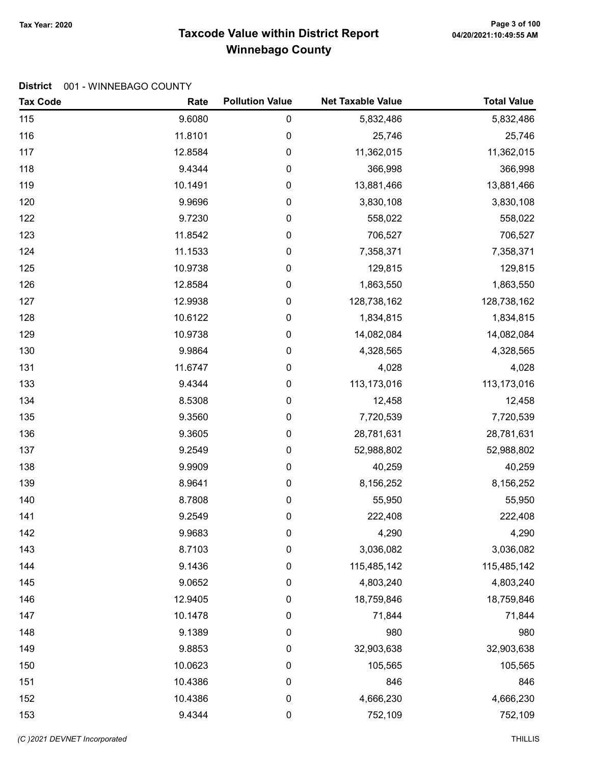# Taxcode Value within District Report
## Winnebago County

Tax Year: 2020

04/20/2021:10:49:55 AM

**District** 001 - WINNEBAGO COUNTY

| Tax Code | Rate | Pollution Value | Net Taxable Value | Total Value |
|---|---|---|---|---|
| 115 | 9.6080 | 0 | 5,832,486 | 5,832,486 |
| 116 | 11.8101 | 0 | 25,746 | 25,746 |
| 117 | 12.8584 | 0 | 11,362,015 | 11,362,015 |
| 118 | 9.4344 | 0 | 366,998 | 366,998 |
| 119 | 10.1491 | 0 | 13,881,466 | 13,881,466 |
| 120 | 9.9696 | 0 | 3,830,108 | 3,830,108 |
| 122 | 9.7230 | 0 | 558,022 | 558,022 |
| 123 | 11.8542 | 0 | 706,527 | 706,527 |
| 124 | 11.1533 | 0 | 7,358,371 | 7,358,371 |
| 125 | 10.9738 | 0 | 129,815 | 129,815 |
| 126 | 12.8584 | 0 | 1,863,550 | 1,863,550 |
| 127 | 12.9938 | 0 | 128,738,162 | 128,738,162 |
| 128 | 10.6122 | 0 | 1,834,815 | 1,834,815 |
| 129 | 10.9738 | 0 | 14,082,084 | 14,082,084 |
| 130 | 9.9864 | 0 | 4,328,565 | 4,328,565 |
| 131 | 11.6747 | 0 | 4,028 | 4,028 |
| 133 | 9.4344 | 0 | 113,173,016 | 113,173,016 |
| 134 | 8.5308 | 0 | 12,458 | 12,458 |
| 135 | 9.3560 | 0 | 7,720,539 | 7,720,539 |
| 136 | 9.3605 | 0 | 28,781,631 | 28,781,631 |
| 137 | 9.2549 | 0 | 52,988,802 | 52,988,802 |
| 138 | 9.9909 | 0 | 40,259 | 40,259 |
| 139 | 8.9641 | 0 | 8,156,252 | 8,156,252 |
| 140 | 8.7808 | 0 | 55,950 | 55,950 |
| 141 | 9.2549 | 0 | 222,408 | 222,408 |
| 142 | 9.9683 | 0 | 4,290 | 4,290 |
| 143 | 8.7103 | 0 | 3,036,082 | 3,036,082 |
| 144 | 9.1436 | 0 | 115,485,142 | 115,485,142 |
| 145 | 9.0652 | 0 | 4,803,240 | 4,803,240 |
| 146 | 12.9405 | 0 | 18,759,846 | 18,759,846 |
| 147 | 10.1478 | 0 | 71,844 | 71,844 |
| 148 | 9.1389 | 0 | 980 | 980 |
| 149 | 9.8853 | 0 | 32,903,638 | 32,903,638 |
| 150 | 10.0623 | 0 | 105,565 | 105,565 |
| 151 | 10.4386 | 0 | 846 | 846 |
| 152 | 10.4386 | 0 | 4,666,230 | 4,666,230 |
| 153 | 9.4344 | 0 | 752,109 | 752,109 |

*(C )2021 DEVNET Incorporated* THILLIS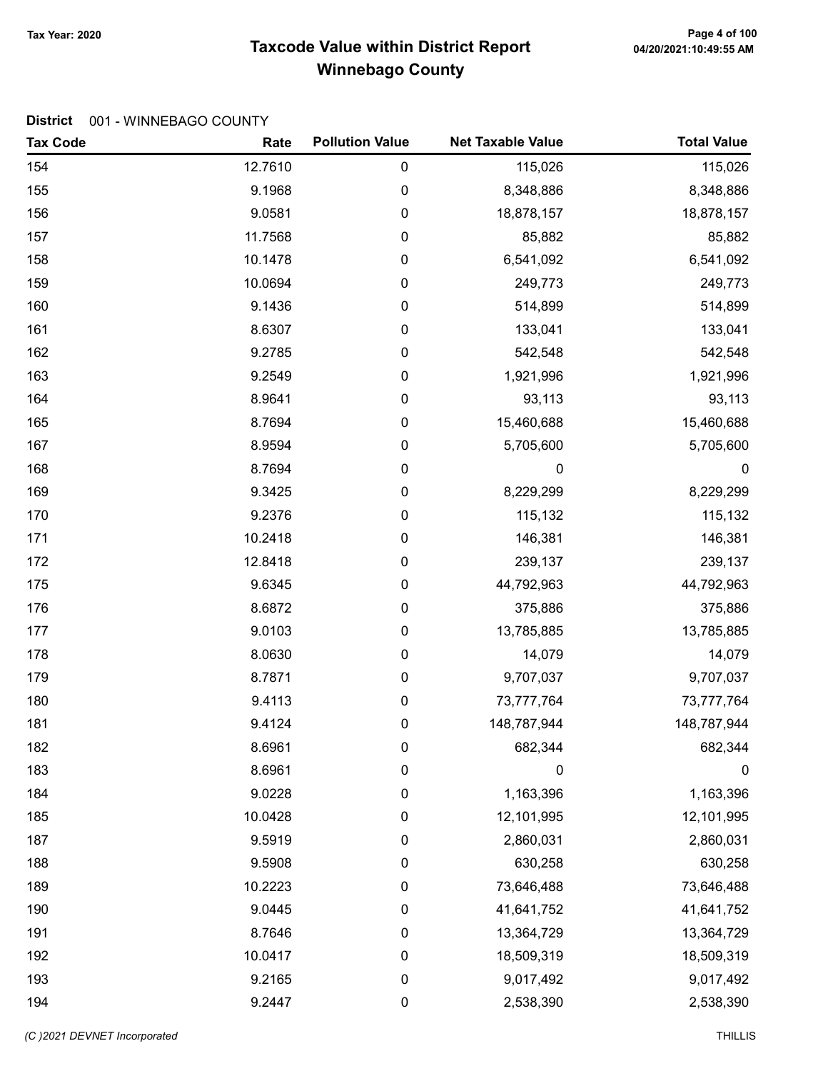**Tax Year: 2020**

# Taxcode Value within District Report
## Winnebago County

**District** 001 - WINNEBAGO COUNTY

| Tax Code | Rate | Pollution Value | Net Taxable Value | Total Value |
|---|---|---|---|---|
| 154 | 12.7610 | 0 | 115,026 | 115,026 |
| 155 | 9.1968 | 0 | 8,348,886 | 8,348,886 |
| 156 | 9.0581 | 0 | 18,878,157 | 18,878,157 |
| 157 | 11.7568 | 0 | 85,882 | 85,882 |
| 158 | 10.1478 | 0 | 6,541,092 | 6,541,092 |
| 159 | 10.0694 | 0 | 249,773 | 249,773 |
| 160 | 9.1436 | 0 | 514,899 | 514,899 |
| 161 | 8.6307 | 0 | 133,041 | 133,041 |
| 162 | 9.2785 | 0 | 542,548 | 542,548 |
| 163 | 9.2549 | 0 | 1,921,996 | 1,921,996 |
| 164 | 8.9641 | 0 | 93,113 | 93,113 |
| 165 | 8.7694 | 0 | 15,460,688 | 15,460,688 |
| 167 | 8.9594 | 0 | 5,705,600 | 5,705,600 |
| 168 | 8.7694 | 0 | 0 | 0 |
| 169 | 9.3425 | 0 | 8,229,299 | 8,229,299 |
| 170 | 9.2376 | 0 | 115,132 | 115,132 |
| 171 | 10.2418 | 0 | 146,381 | 146,381 |
| 172 | 12.8418 | 0 | 239,137 | 239,137 |
| 175 | 9.6345 | 0 | 44,792,963 | 44,792,963 |
| 176 | 8.6872 | 0 | 375,886 | 375,886 |
| 177 | 9.0103 | 0 | 13,785,885 | 13,785,885 |
| 178 | 8.0630 | 0 | 14,079 | 14,079 |
| 179 | 8.7871 | 0 | 9,707,037 | 9,707,037 |
| 180 | 9.4113 | 0 | 73,777,764 | 73,777,764 |
| 181 | 9.4124 | 0 | 148,787,944 | 148,787,944 |
| 182 | 8.6961 | 0 | 682,344 | 682,344 |
| 183 | 8.6961 | 0 | 0 | 0 |
| 184 | 9.0228 | 0 | 1,163,396 | 1,163,396 |
| 185 | 10.0428 | 0 | 12,101,995 | 12,101,995 |
| 187 | 9.5919 | 0 | 2,860,031 | 2,860,031 |
| 188 | 9.5908 | 0 | 630,258 | 630,258 |
| 189 | 10.2223 | 0 | 73,646,488 | 73,646,488 |
| 190 | 9.0445 | 0 | 41,641,752 | 41,641,752 |
| 191 | 8.7646 | 0 | 13,364,729 | 13,364,729 |
| 192 | 10.0417 | 0 | 18,509,319 | 18,509,319 |
| 193 | 9.2165 | 0 | 9,017,492 | 9,017,492 |
| 194 | 9.2447 | 0 | 2,538,390 | 2,538,390 |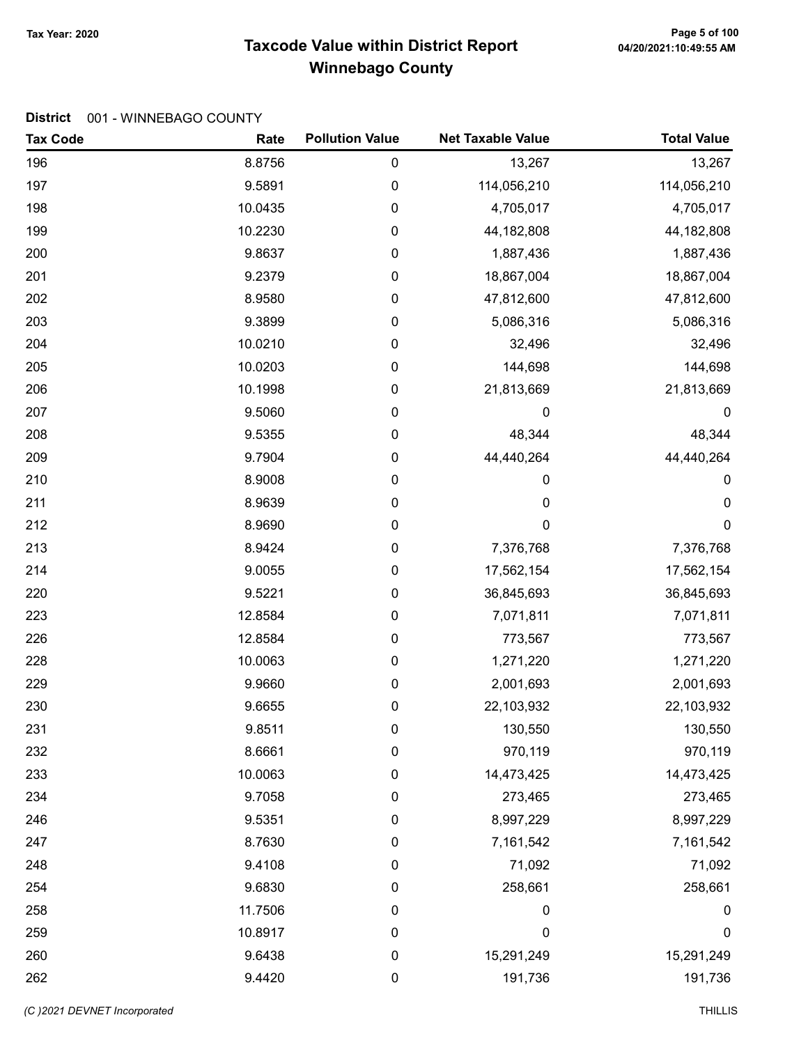# Taxcode Value within District Report
## Winnebago County

Tax Year: 2020

**District** 001 - WINNEBAGO COUNTY

| Tax Code | Rate | Pollution Value | Net Taxable Value | Total Value |
|---|---|---|---|---|
| 196 | 8.8756 | 0 | 13,267 | 13,267 |
| 197 | 9.5891 | 0 | 114,056,210 | 114,056,210 |
| 198 | 10.0435 | 0 | 4,705,017 | 4,705,017 |
| 199 | 10.2230 | 0 | 44,182,808 | 44,182,808 |
| 200 | 9.8637 | 0 | 1,887,436 | 1,887,436 |
| 201 | 9.2379 | 0 | 18,867,004 | 18,867,004 |
| 202 | 8.9580 | 0 | 47,812,600 | 47,812,600 |
| 203 | 9.3899 | 0 | 5,086,316 | 5,086,316 |
| 204 | 10.0210 | 0 | 32,496 | 32,496 |
| 205 | 10.0203 | 0 | 144,698 | 144,698 |
| 206 | 10.1998 | 0 | 21,813,669 | 21,813,669 |
| 207 | 9.5060 | 0 | 0 | 0 |
| 208 | 9.5355 | 0 | 48,344 | 48,344 |
| 209 | 9.7904 | 0 | 44,440,264 | 44,440,264 |
| 210 | 8.9008 | 0 | 0 | 0 |
| 211 | 8.9639 | 0 | 0 | 0 |
| 212 | 8.9690 | 0 | 0 | 0 |
| 213 | 8.9424 | 0 | 7,376,768 | 7,376,768 |
| 214 | 9.0055 | 0 | 17,562,154 | 17,562,154 |
| 220 | 9.5221 | 0 | 36,845,693 | 36,845,693 |
| 223 | 12.8584 | 0 | 7,071,811 | 7,071,811 |
| 226 | 12.8584 | 0 | 773,567 | 773,567 |
| 228 | 10.0063 | 0 | 1,271,220 | 1,271,220 |
| 229 | 9.9660 | 0 | 2,001,693 | 2,001,693 |
| 230 | 9.6655 | 0 | 22,103,932 | 22,103,932 |
| 231 | 9.8511 | 0 | 130,550 | 130,550 |
| 232 | 8.6661 | 0 | 970,119 | 970,119 |
| 233 | 10.0063 | 0 | 14,473,425 | 14,473,425 |
| 234 | 9.7058 | 0 | 273,465 | 273,465 |
| 246 | 9.5351 | 0 | 8,997,229 | 8,997,229 |
| 247 | 8.7630 | 0 | 7,161,542 | 7,161,542 |
| 248 | 9.4108 | 0 | 71,092 | 71,092 |
| 254 | 9.6830 | 0 | 258,661 | 258,661 |
| 258 | 11.7506 | 0 | 0 | 0 |
| 259 | 10.8917 | 0 | 0 | 0 |
| 260 | 9.6438 | 0 | 15,291,249 | 15,291,249 |
| 262 | 9.4420 | 0 | 191,736 | 191,736 |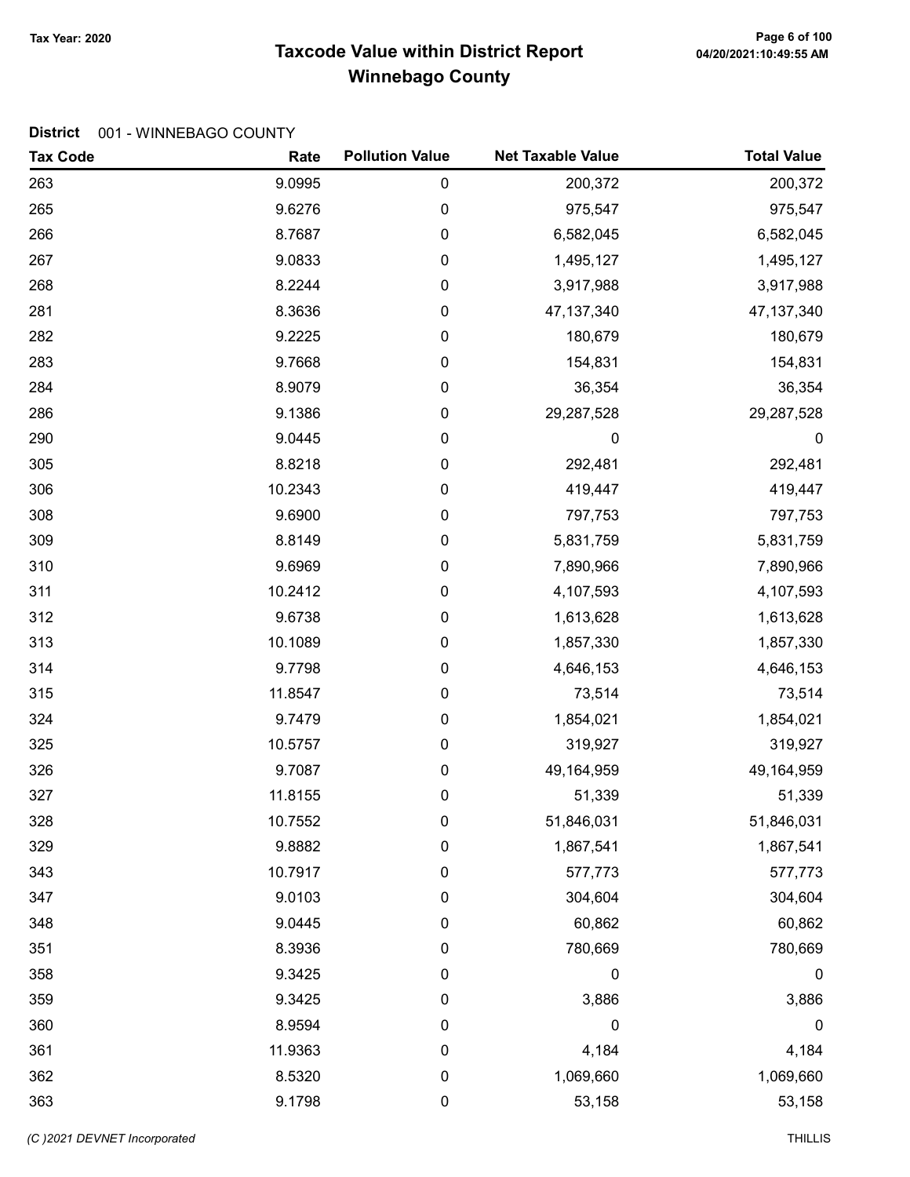**Tax Year: 2020**

# Taxcode Value within District Report
## Winnebago County

04/20/2021:10:49:55 AM

**District** 001 - WINNEBAGO COUNTY

| Tax Code | Rate | Pollution Value | Net Taxable Value | Total Value |
|---|---|---|---|---|
| 263 | 9.0995 | 0 | 200,372 | 200,372 |
| 265 | 9.6276 | 0 | 975,547 | 975,547 |
| 266 | 8.7687 | 0 | 6,582,045 | 6,582,045 |
| 267 | 9.0833 | 0 | 1,495,127 | 1,495,127 |
| 268 | 8.2244 | 0 | 3,917,988 | 3,917,988 |
| 281 | 8.3636 | 0 | 47,137,340 | 47,137,340 |
| 282 | 9.2225 | 0 | 180,679 | 180,679 |
| 283 | 9.7668 | 0 | 154,831 | 154,831 |
| 284 | 8.9079 | 0 | 36,354 | 36,354 |
| 286 | 9.1386 | 0 | 29,287,528 | 29,287,528 |
| 290 | 9.0445 | 0 | 0 | 0 |
| 305 | 8.8218 | 0 | 292,481 | 292,481 |
| 306 | 10.2343 | 0 | 419,447 | 419,447 |
| 308 | 9.6900 | 0 | 797,753 | 797,753 |
| 309 | 8.8149 | 0 | 5,831,759 | 5,831,759 |
| 310 | 9.6969 | 0 | 7,890,966 | 7,890,966 |
| 311 | 10.2412 | 0 | 4,107,593 | 4,107,593 |
| 312 | 9.6738 | 0 | 1,613,628 | 1,613,628 |
| 313 | 10.1089 | 0 | 1,857,330 | 1,857,330 |
| 314 | 9.7798 | 0 | 4,646,153 | 4,646,153 |
| 315 | 11.8547 | 0 | 73,514 | 73,514 |
| 324 | 9.7479 | 0 | 1,854,021 | 1,854,021 |
| 325 | 10.5757 | 0 | 319,927 | 319,927 |
| 326 | 9.7087 | 0 | 49,164,959 | 49,164,959 |
| 327 | 11.8155 | 0 | 51,339 | 51,339 |
| 328 | 10.7552 | 0 | 51,846,031 | 51,846,031 |
| 329 | 9.8882 | 0 | 1,867,541 | 1,867,541 |
| 343 | 10.7917 | 0 | 577,773 | 577,773 |
| 347 | 9.0103 | 0 | 304,604 | 304,604 |
| 348 | 9.0445 | 0 | 60,862 | 60,862 |
| 351 | 8.3936 | 0 | 780,669 | 780,669 |
| 358 | 9.3425 | 0 | 0 | 0 |
| 359 | 9.3425 | 0 | 3,886 | 3,886 |
| 360 | 8.9594 | 0 | 0 | 0 |
| 361 | 11.9363 | 0 | 4,184 | 4,184 |
| 362 | 8.5320 | 0 | 1,069,660 | 1,069,660 |
| 363 | 9.1798 | 0 | 53,158 | 53,158 |

*(C )2021 DEVNET Incorporated* THILLIS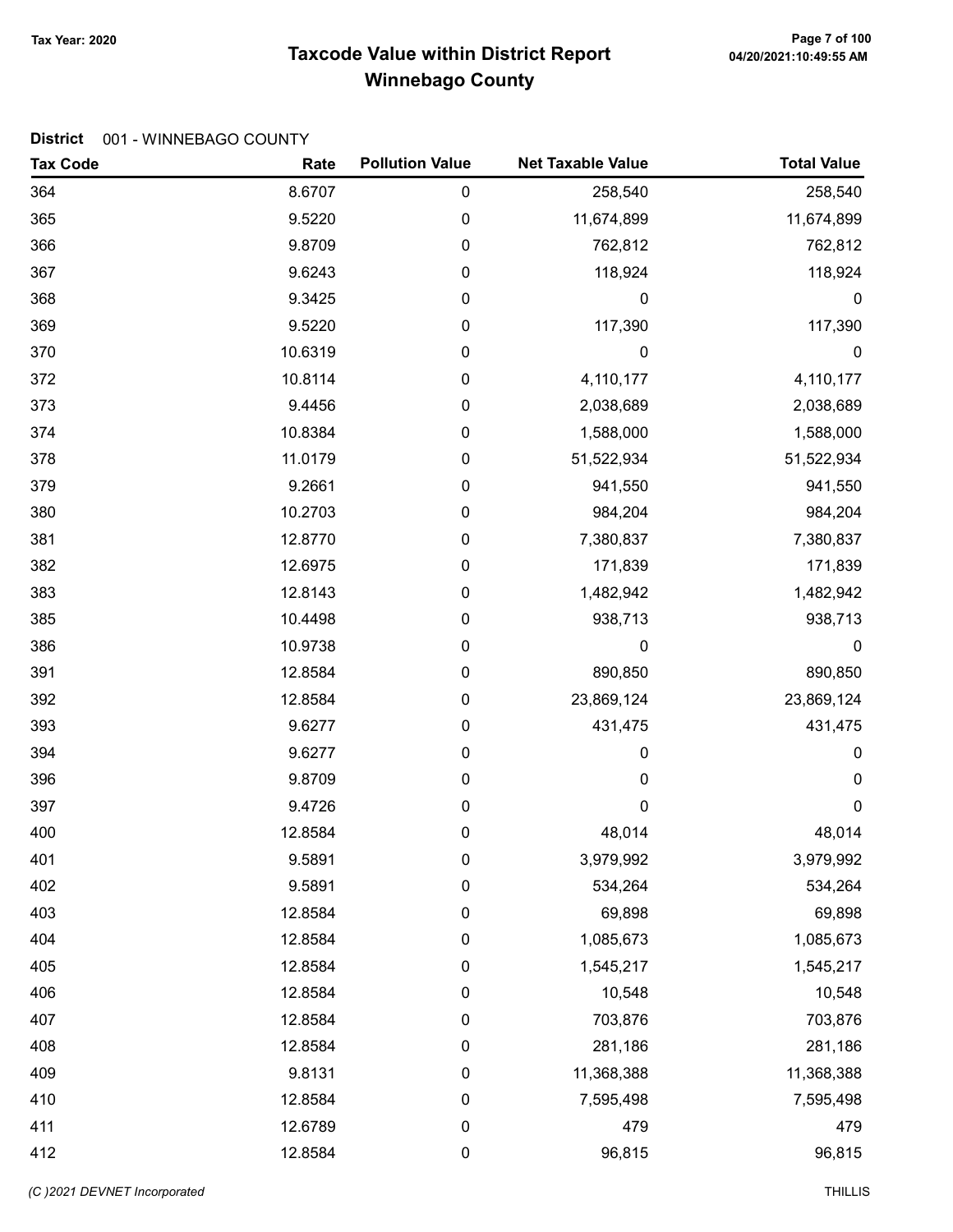# Taxcode Value within District Report
## Winnebago County

Tax Year: 2020

**District** 001 - WINNEBAGO COUNTY

| Tax Code | Rate | Pollution Value | Net Taxable Value | Total Value |
|---|---|---|---|---|
| 364 | 8.6707 | 0 | 258,540 | 258,540 |
| 365 | 9.5220 | 0 | 11,674,899 | 11,674,899 |
| 366 | 9.8709 | 0 | 762,812 | 762,812 |
| 367 | 9.6243 | 0 | 118,924 | 118,924 |
| 368 | 9.3425 | 0 | 0 | 0 |
| 369 | 9.5220 | 0 | 117,390 | 117,390 |
| 370 | 10.6319 | 0 | 0 | 0 |
| 372 | 10.8114 | 0 | 4,110,177 | 4,110,177 |
| 373 | 9.4456 | 0 | 2,038,689 | 2,038,689 |
| 374 | 10.8384 | 0 | 1,588,000 | 1,588,000 |
| 378 | 11.0179 | 0 | 51,522,934 | 51,522,934 |
| 379 | 9.2661 | 0 | 941,550 | 941,550 |
| 380 | 10.2703 | 0 | 984,204 | 984,204 |
| 381 | 12.8770 | 0 | 7,380,837 | 7,380,837 |
| 382 | 12.6975 | 0 | 171,839 | 171,839 |
| 383 | 12.8143 | 0 | 1,482,942 | 1,482,942 |
| 385 | 10.4498 | 0 | 938,713 | 938,713 |
| 386 | 10.9738 | 0 | 0 | 0 |
| 391 | 12.8584 | 0 | 890,850 | 890,850 |
| 392 | 12.8584 | 0 | 23,869,124 | 23,869,124 |
| 393 | 9.6277 | 0 | 431,475 | 431,475 |
| 394 | 9.6277 | 0 | 0 | 0 |
| 396 | 9.8709 | 0 | 0 | 0 |
| 397 | 9.4726 | 0 | 0 | 0 |
| 400 | 12.8584 | 0 | 48,014 | 48,014 |
| 401 | 9.5891 | 0 | 3,979,992 | 3,979,992 |
| 402 | 9.5891 | 0 | 534,264 | 534,264 |
| 403 | 12.8584 | 0 | 69,898 | 69,898 |
| 404 | 12.8584 | 0 | 1,085,673 | 1,085,673 |
| 405 | 12.8584 | 0 | 1,545,217 | 1,545,217 |
| 406 | 12.8584 | 0 | 10,548 | 10,548 |
| 407 | 12.8584 | 0 | 703,876 | 703,876 |
| 408 | 12.8584 | 0 | 281,186 | 281,186 |
| 409 | 9.8131 | 0 | 11,368,388 | 11,368,388 |
| 410 | 12.8584 | 0 | 7,595,498 | 7,595,498 |
| 411 | 12.6789 | 0 | 479 | 479 |
| 412 | 12.8584 | 0 | 96,815 | 96,815 |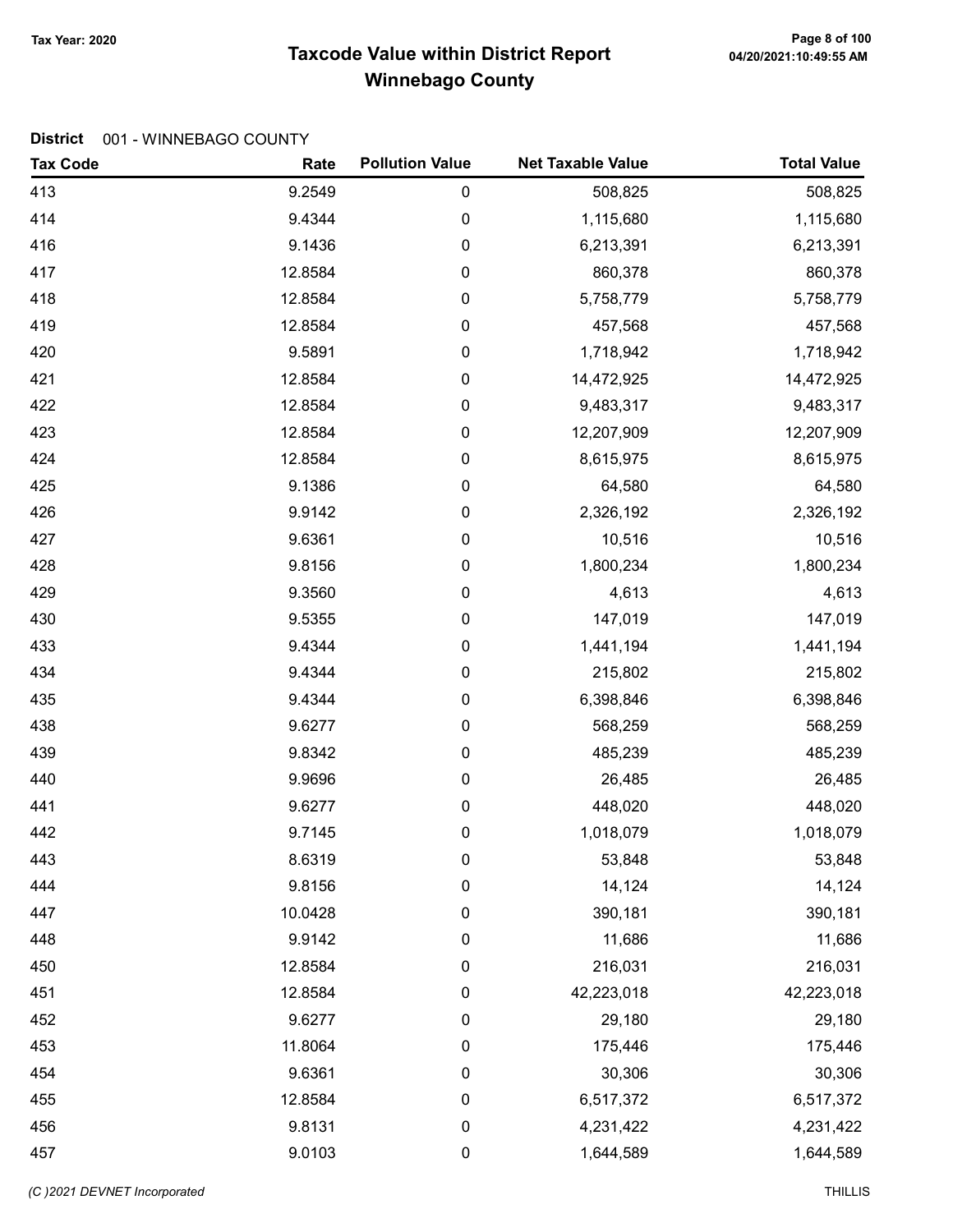# Taxcode Value within District Report
## Winnebago County

Tax Year: 2020

**District** 001 - WINNEBAGO COUNTY

| Tax Code | Rate | Pollution Value | Net Taxable Value | Total Value |
|---|---|---|---|---|
| 413 | 9.2549 | 0 | 508,825 | 508,825 |
| 414 | 9.4344 | 0 | 1,115,680 | 1,115,680 |
| 416 | 9.1436 | 0 | 6,213,391 | 6,213,391 |
| 417 | 12.8584 | 0 | 860,378 | 860,378 |
| 418 | 12.8584 | 0 | 5,758,779 | 5,758,779 |
| 419 | 12.8584 | 0 | 457,568 | 457,568 |
| 420 | 9.5891 | 0 | 1,718,942 | 1,718,942 |
| 421 | 12.8584 | 0 | 14,472,925 | 14,472,925 |
| 422 | 12.8584 | 0 | 9,483,317 | 9,483,317 |
| 423 | 12.8584 | 0 | 12,207,909 | 12,207,909 |
| 424 | 12.8584 | 0 | 8,615,975 | 8,615,975 |
| 425 | 9.1386 | 0 | 64,580 | 64,580 |
| 426 | 9.9142 | 0 | 2,326,192 | 2,326,192 |
| 427 | 9.6361 | 0 | 10,516 | 10,516 |
| 428 | 9.8156 | 0 | 1,800,234 | 1,800,234 |
| 429 | 9.3560 | 0 | 4,613 | 4,613 |
| 430 | 9.5355 | 0 | 147,019 | 147,019 |
| 433 | 9.4344 | 0 | 1,441,194 | 1,441,194 |
| 434 | 9.4344 | 0 | 215,802 | 215,802 |
| 435 | 9.4344 | 0 | 6,398,846 | 6,398,846 |
| 438 | 9.6277 | 0 | 568,259 | 568,259 |
| 439 | 9.8342 | 0 | 485,239 | 485,239 |
| 440 | 9.9696 | 0 | 26,485 | 26,485 |
| 441 | 9.6277 | 0 | 448,020 | 448,020 |
| 442 | 9.7145 | 0 | 1,018,079 | 1,018,079 |
| 443 | 8.6319 | 0 | 53,848 | 53,848 |
| 444 | 9.8156 | 0 | 14,124 | 14,124 |
| 447 | 10.0428 | 0 | 390,181 | 390,181 |
| 448 | 9.9142 | 0 | 11,686 | 11,686 |
| 450 | 12.8584 | 0 | 216,031 | 216,031 |
| 451 | 12.8584 | 0 | 42,223,018 | 42,223,018 |
| 452 | 9.6277 | 0 | 29,180 | 29,180 |
| 453 | 11.8064 | 0 | 175,446 | 175,446 |
| 454 | 9.6361 | 0 | 30,306 | 30,306 |
| 455 | 12.8584 | 0 | 6,517,372 | 6,517,372 |
| 456 | 9.8131 | 0 | 4,231,422 | 4,231,422 |
| 457 | 9.0103 | 0 | 1,644,589 | 1,644,589 |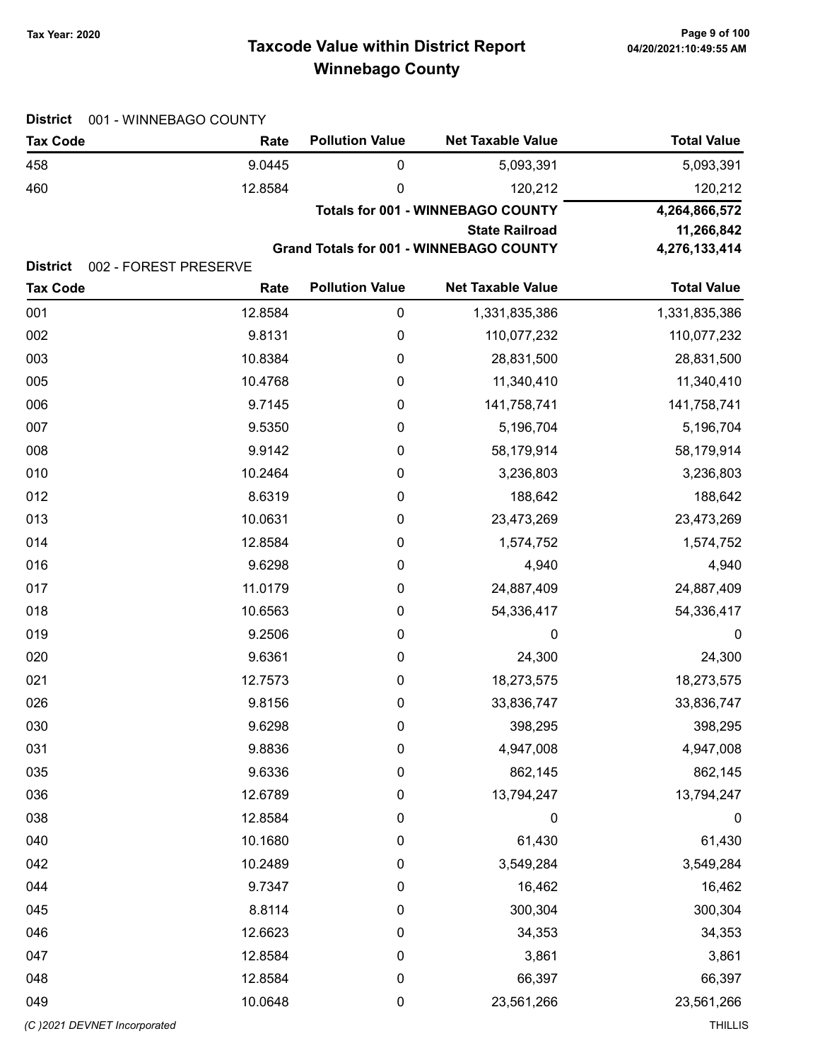# Taxcode Value within District Report
## Winnebago County

Tax Year: 2020

**District** 001 - WINNEBAGO COUNTY

| Tax Code | Rate | Pollution Value | Net Taxable Value | Total Value |
|---|---|---|---|---|
| 458 | 9.0445 | 0 | 5,093,391 | 5,093,391 |
| 460 | 12.8584 | 0 | 120,212 | 120,212 |
| | | | **Totals for 001 - WINNEBAGO COUNTY** | **4,264,866,572** |
| | | | **State Railroad** | **11,266,842** |
| | | | **Grand Totals for 001 - WINNEBAGO COUNTY** | **4,276,133,414** |

**District** 002 - FOREST PRESERVE

| Tax Code | Rate | Pollution Value | Net Taxable Value | Total Value |
|---|---|---|---|---|
| 001 | 12.8584 | 0 | 1,331,835,386 | 1,331,835,386 |
| 002 | 9.8131 | 0 | 110,077,232 | 110,077,232 |
| 003 | 10.8384 | 0 | 28,831,500 | 28,831,500 |
| 005 | 10.4768 | 0 | 11,340,410 | 11,340,410 |
| 006 | 9.7145 | 0 | 141,758,741 | 141,758,741 |
| 007 | 9.5350 | 0 | 5,196,704 | 5,196,704 |
| 008 | 9.9142 | 0 | 58,179,914 | 58,179,914 |
| 010 | 10.2464 | 0 | 3,236,803 | 3,236,803 |
| 012 | 8.6319 | 0 | 188,642 | 188,642 |
| 013 | 10.0631 | 0 | 23,473,269 | 23,473,269 |
| 014 | 12.8584 | 0 | 1,574,752 | 1,574,752 |
| 016 | 9.6298 | 0 | 4,940 | 4,940 |
| 017 | 11.0179 | 0 | 24,887,409 | 24,887,409 |
| 018 | 10.6563 | 0 | 54,336,417 | 54,336,417 |
| 019 | 9.2506 | 0 | 0 | 0 |
| 020 | 9.6361 | 0 | 24,300 | 24,300 |
| 021 | 12.7573 | 0 | 18,273,575 | 18,273,575 |
| 026 | 9.8156 | 0 | 33,836,747 | 33,836,747 |
| 030 | 9.6298 | 0 | 398,295 | 398,295 |
| 031 | 9.8836 | 0 | 4,947,008 | 4,947,008 |
| 035 | 9.6336 | 0 | 862,145 | 862,145 |
| 036 | 12.6789 | 0 | 13,794,247 | 13,794,247 |
| 038 | 12.8584 | 0 | 0 | 0 |
| 040 | 10.1680 | 0 | 61,430 | 61,430 |
| 042 | 10.2489 | 0 | 3,549,284 | 3,549,284 |
| 044 | 9.7347 | 0 | 16,462 | 16,462 |
| 045 | 8.8114 | 0 | 300,304 | 300,304 |
| 046 | 12.6623 | 0 | 34,353 | 34,353 |
| 047 | 12.8584 | 0 | 3,861 | 3,861 |
| 048 | 12.8584 | 0 | 66,397 | 66,397 |
| 049 | 10.0648 | 0 | 23,561,266 | 23,561,266 |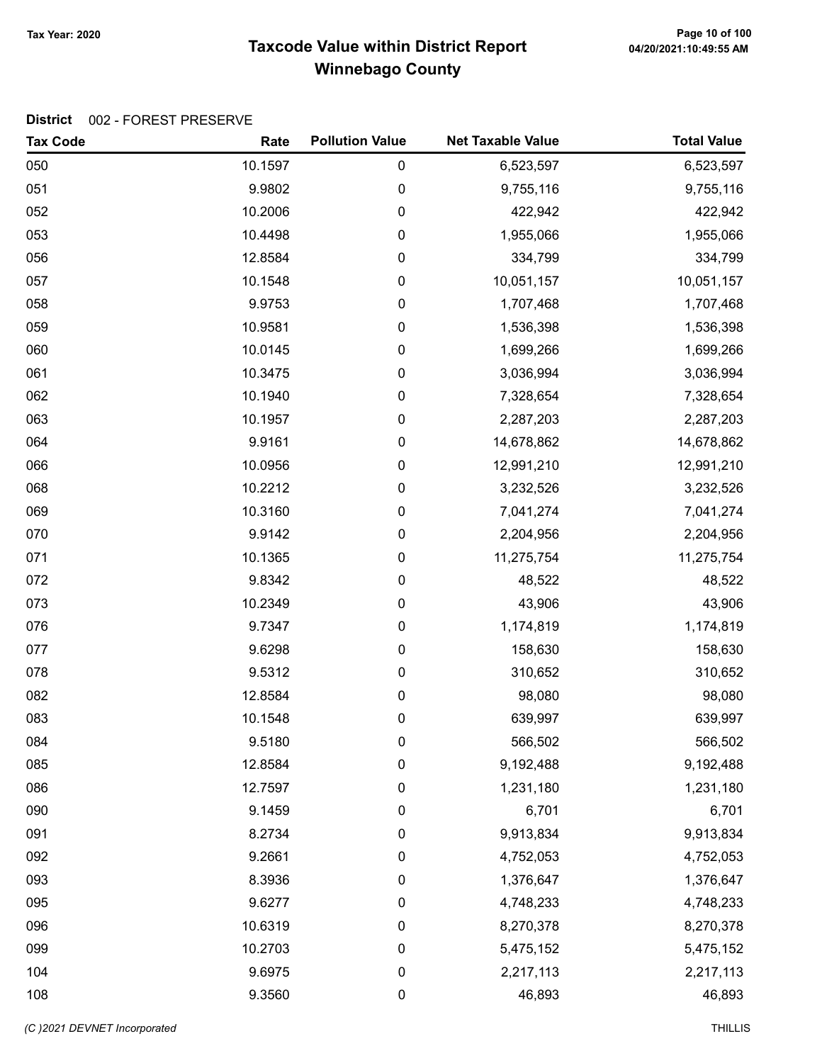**Tax Year: 2020**

# Taxcode Value within District Report
## Winnebago County

04/20/2021:10:49:55 AM

**District** 002 - FOREST PRESERVE

| Tax Code | Rate | Pollution Value | Net Taxable Value | Total Value |
|---|---|---|---|---|
| 050 | 10.1597 | 0 | 6,523,597 | 6,523,597 |
| 051 | 9.9802 | 0 | 9,755,116 | 9,755,116 |
| 052 | 10.2006 | 0 | 422,942 | 422,942 |
| 053 | 10.4498 | 0 | 1,955,066 | 1,955,066 |
| 056 | 12.8584 | 0 | 334,799 | 334,799 |
| 057 | 10.1548 | 0 | 10,051,157 | 10,051,157 |
| 058 | 9.9753 | 0 | 1,707,468 | 1,707,468 |
| 059 | 10.9581 | 0 | 1,536,398 | 1,536,398 |
| 060 | 10.0145 | 0 | 1,699,266 | 1,699,266 |
| 061 | 10.3475 | 0 | 3,036,994 | 3,036,994 |
| 062 | 10.1940 | 0 | 7,328,654 | 7,328,654 |
| 063 | 10.1957 | 0 | 2,287,203 | 2,287,203 |
| 064 | 9.9161 | 0 | 14,678,862 | 14,678,862 |
| 066 | 10.0956 | 0 | 12,991,210 | 12,991,210 |
| 068 | 10.2212 | 0 | 3,232,526 | 3,232,526 |
| 069 | 10.3160 | 0 | 7,041,274 | 7,041,274 |
| 070 | 9.9142 | 0 | 2,204,956 | 2,204,956 |
| 071 | 10.1365 | 0 | 11,275,754 | 11,275,754 |
| 072 | 9.8342 | 0 | 48,522 | 48,522 |
| 073 | 10.2349 | 0 | 43,906 | 43,906 |
| 076 | 9.7347 | 0 | 1,174,819 | 1,174,819 |
| 077 | 9.6298 | 0 | 158,630 | 158,630 |
| 078 | 9.5312 | 0 | 310,652 | 310,652 |
| 082 | 12.8584 | 0 | 98,080 | 98,080 |
| 083 | 10.1548 | 0 | 639,997 | 639,997 |
| 084 | 9.5180 | 0 | 566,502 | 566,502 |
| 085 | 12.8584 | 0 | 9,192,488 | 9,192,488 |
| 086 | 12.7597 | 0 | 1,231,180 | 1,231,180 |
| 090 | 9.1459 | 0 | 6,701 | 6,701 |
| 091 | 8.2734 | 0 | 9,913,834 | 9,913,834 |
| 092 | 9.2661 | 0 | 4,752,053 | 4,752,053 |
| 093 | 8.3936 | 0 | 1,376,647 | 1,376,647 |
| 095 | 9.6277 | 0 | 4,748,233 | 4,748,233 |
| 096 | 10.6319 | 0 | 8,270,378 | 8,270,378 |
| 099 | 10.2703 | 0 | 5,475,152 | 5,475,152 |
| 104 | 9.6975 | 0 | 2,217,113 | 2,217,113 |
| 108 | 9.3560 | 0 | 46,893 | 46,893 |

*(C )2021 DEVNET Incorporated* THILLIS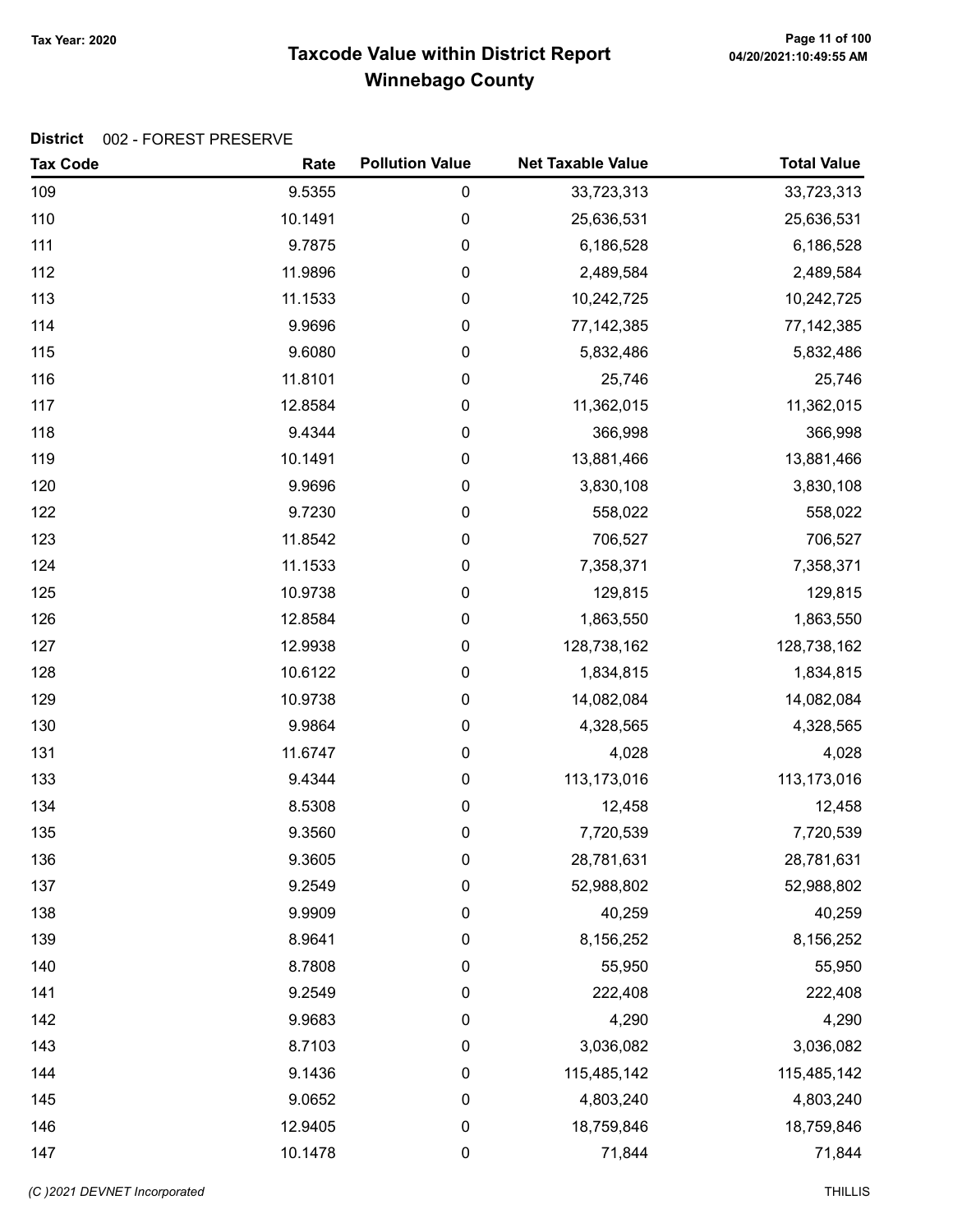Tax Year: 2020

# Taxcode Value within District Report
## Winnebago County

**District** 002 - FOREST PRESERVE

| Tax Code | Rate | Pollution Value | Net Taxable Value | Total Value |
|---|---|---|---|---|
| 109 | 9.5355 | 0 | 33,723,313 | 33,723,313 |
| 110 | 10.1491 | 0 | 25,636,531 | 25,636,531 |
| 111 | 9.7875 | 0 | 6,186,528 | 6,186,528 |
| 112 | 11.9896 | 0 | 2,489,584 | 2,489,584 |
| 113 | 11.1533 | 0 | 10,242,725 | 10,242,725 |
| 114 | 9.9696 | 0 | 77,142,385 | 77,142,385 |
| 115 | 9.6080 | 0 | 5,832,486 | 5,832,486 |
| 116 | 11.8101 | 0 | 25,746 | 25,746 |
| 117 | 12.8584 | 0 | 11,362,015 | 11,362,015 |
| 118 | 9.4344 | 0 | 366,998 | 366,998 |
| 119 | 10.1491 | 0 | 13,881,466 | 13,881,466 |
| 120 | 9.9696 | 0 | 3,830,108 | 3,830,108 |
| 122 | 9.7230 | 0 | 558,022 | 558,022 |
| 123 | 11.8542 | 0 | 706,527 | 706,527 |
| 124 | 11.1533 | 0 | 7,358,371 | 7,358,371 |
| 125 | 10.9738 | 0 | 129,815 | 129,815 |
| 126 | 12.8584 | 0 | 1,863,550 | 1,863,550 |
| 127 | 12.9938 | 0 | 128,738,162 | 128,738,162 |
| 128 | 10.6122 | 0 | 1,834,815 | 1,834,815 |
| 129 | 10.9738 | 0 | 14,082,084 | 14,082,084 |
| 130 | 9.9864 | 0 | 4,328,565 | 4,328,565 |
| 131 | 11.6747 | 0 | 4,028 | 4,028 |
| 133 | 9.4344 | 0 | 113,173,016 | 113,173,016 |
| 134 | 8.5308 | 0 | 12,458 | 12,458 |
| 135 | 9.3560 | 0 | 7,720,539 | 7,720,539 |
| 136 | 9.3605 | 0 | 28,781,631 | 28,781,631 |
| 137 | 9.2549 | 0 | 52,988,802 | 52,988,802 |
| 138 | 9.9909 | 0 | 40,259 | 40,259 |
| 139 | 8.9641 | 0 | 8,156,252 | 8,156,252 |
| 140 | 8.7808 | 0 | 55,950 | 55,950 |
| 141 | 9.2549 | 0 | 222,408 | 222,408 |
| 142 | 9.9683 | 0 | 4,290 | 4,290 |
| 143 | 8.7103 | 0 | 3,036,082 | 3,036,082 |
| 144 | 9.1436 | 0 | 115,485,142 | 115,485,142 |
| 145 | 9.0652 | 0 | 4,803,240 | 4,803,240 |
| 146 | 12.9405 | 0 | 18,759,846 | 18,759,846 |
| 147 | 10.1478 | 0 | 71,844 | 71,844 |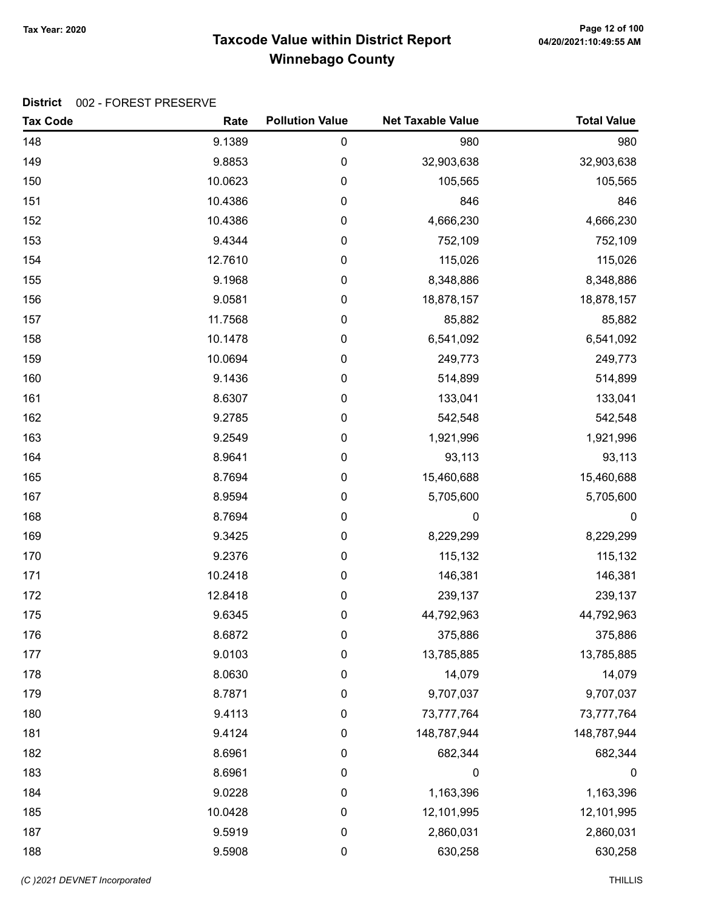# Taxcode Value within District Report
## Winnebago County

Tax Year: 2020

**District** 002 - FOREST PRESERVE

| Tax Code | Rate | Pollution Value | Net Taxable Value | Total Value |
|---|---|---|---|---|
| 148 | 9.1389 | 0 | 980 | 980 |
| 149 | 9.8853 | 0 | 32,903,638 | 32,903,638 |
| 150 | 10.0623 | 0 | 105,565 | 105,565 |
| 151 | 10.4386 | 0 | 846 | 846 |
| 152 | 10.4386 | 0 | 4,666,230 | 4,666,230 |
| 153 | 9.4344 | 0 | 752,109 | 752,109 |
| 154 | 12.7610 | 0 | 115,026 | 115,026 |
| 155 | 9.1968 | 0 | 8,348,886 | 8,348,886 |
| 156 | 9.0581 | 0 | 18,878,157 | 18,878,157 |
| 157 | 11.7568 | 0 | 85,882 | 85,882 |
| 158 | 10.1478 | 0 | 6,541,092 | 6,541,092 |
| 159 | 10.0694 | 0 | 249,773 | 249,773 |
| 160 | 9.1436 | 0 | 514,899 | 514,899 |
| 161 | 8.6307 | 0 | 133,041 | 133,041 |
| 162 | 9.2785 | 0 | 542,548 | 542,548 |
| 163 | 9.2549 | 0 | 1,921,996 | 1,921,996 |
| 164 | 8.9641 | 0 | 93,113 | 93,113 |
| 165 | 8.7694 | 0 | 15,460,688 | 15,460,688 |
| 167 | 8.9594 | 0 | 5,705,600 | 5,705,600 |
| 168 | 8.7694 | 0 | 0 | 0 |
| 169 | 9.3425 | 0 | 8,229,299 | 8,229,299 |
| 170 | 9.2376 | 0 | 115,132 | 115,132 |
| 171 | 10.2418 | 0 | 146,381 | 146,381 |
| 172 | 12.8418 | 0 | 239,137 | 239,137 |
| 175 | 9.6345 | 0 | 44,792,963 | 44,792,963 |
| 176 | 8.6872 | 0 | 375,886 | 375,886 |
| 177 | 9.0103 | 0 | 13,785,885 | 13,785,885 |
| 178 | 8.0630 | 0 | 14,079 | 14,079 |
| 179 | 8.7871 | 0 | 9,707,037 | 9,707,037 |
| 180 | 9.4113 | 0 | 73,777,764 | 73,777,764 |
| 181 | 9.4124 | 0 | 148,787,944 | 148,787,944 |
| 182 | 8.6961 | 0 | 682,344 | 682,344 |
| 183 | 8.6961 | 0 | 0 | 0 |
| 184 | 9.0228 | 0 | 1,163,396 | 1,163,396 |
| 185 | 10.0428 | 0 | 12,101,995 | 12,101,995 |
| 187 | 9.5919 | 0 | 2,860,031 | 2,860,031 |
| 188 | 9.5908 | 0 | 630,258 | 630,258 |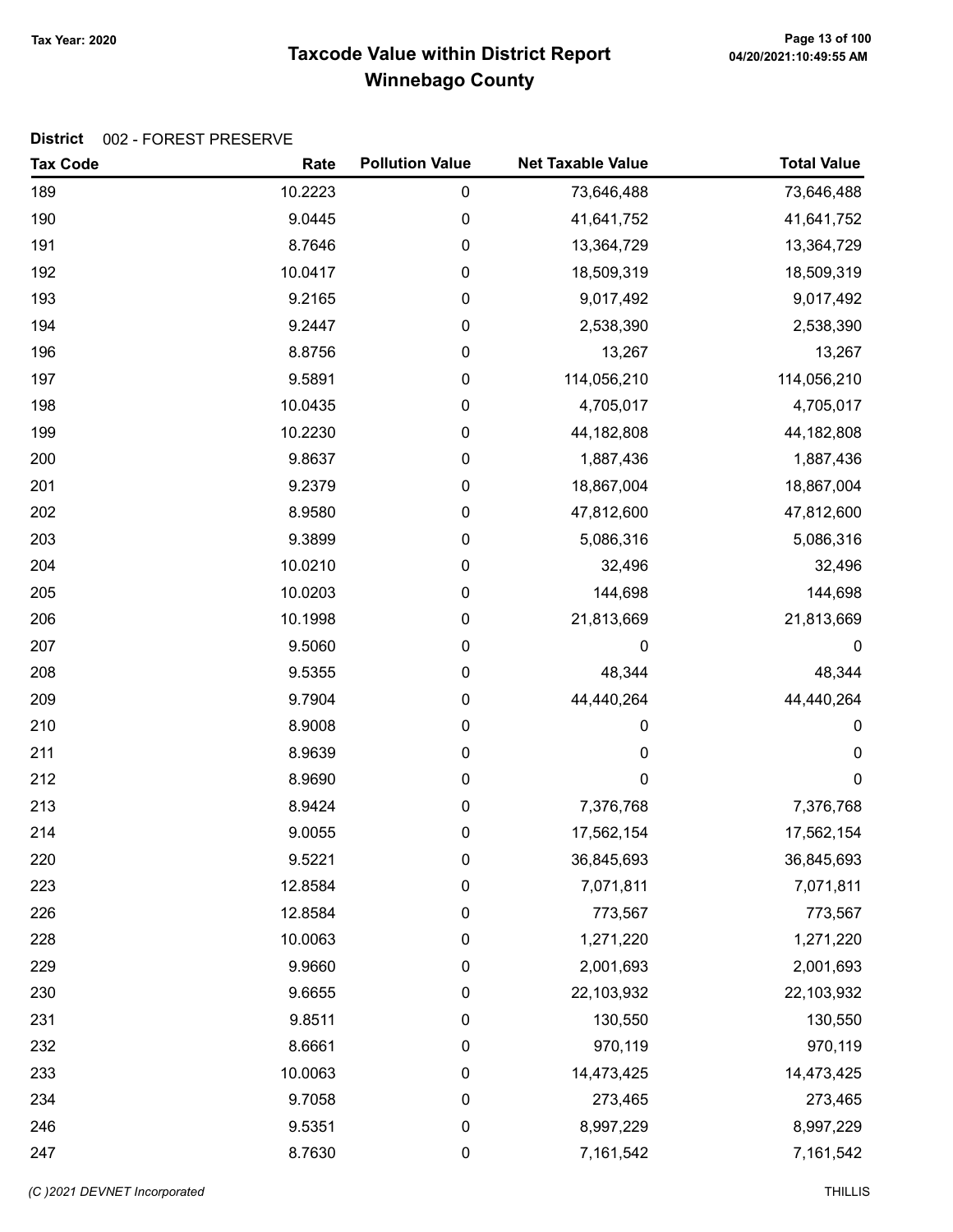# Taxcode Value within District Report
## Winnebago County

Tax Year: 2020

**District** 002 - FOREST PRESERVE

| Tax Code | Rate | Pollution Value | Net Taxable Value | Total Value |
|---|---|---|---|---|
| 189 | 10.2223 | 0 | 73,646,488 | 73,646,488 |
| 190 | 9.0445 | 0 | 41,641,752 | 41,641,752 |
| 191 | 8.7646 | 0 | 13,364,729 | 13,364,729 |
| 192 | 10.0417 | 0 | 18,509,319 | 18,509,319 |
| 193 | 9.2165 | 0 | 9,017,492 | 9,017,492 |
| 194 | 9.2447 | 0 | 2,538,390 | 2,538,390 |
| 196 | 8.8756 | 0 | 13,267 | 13,267 |
| 197 | 9.5891 | 0 | 114,056,210 | 114,056,210 |
| 198 | 10.0435 | 0 | 4,705,017 | 4,705,017 |
| 199 | 10.2230 | 0 | 44,182,808 | 44,182,808 |
| 200 | 9.8637 | 0 | 1,887,436 | 1,887,436 |
| 201 | 9.2379 | 0 | 18,867,004 | 18,867,004 |
| 202 | 8.9580 | 0 | 47,812,600 | 47,812,600 |
| 203 | 9.3899 | 0 | 5,086,316 | 5,086,316 |
| 204 | 10.0210 | 0 | 32,496 | 32,496 |
| 205 | 10.0203 | 0 | 144,698 | 144,698 |
| 206 | 10.1998 | 0 | 21,813,669 | 21,813,669 |
| 207 | 9.5060 | 0 | 0 | 0 |
| 208 | 9.5355 | 0 | 48,344 | 48,344 |
| 209 | 9.7904 | 0 | 44,440,264 | 44,440,264 |
| 210 | 8.9008 | 0 | 0 | 0 |
| 211 | 8.9639 | 0 | 0 | 0 |
| 212 | 8.9690 | 0 | 0 | 0 |
| 213 | 8.9424 | 0 | 7,376,768 | 7,376,768 |
| 214 | 9.0055 | 0 | 17,562,154 | 17,562,154 |
| 220 | 9.5221 | 0 | 36,845,693 | 36,845,693 |
| 223 | 12.8584 | 0 | 7,071,811 | 7,071,811 |
| 226 | 12.8584 | 0 | 773,567 | 773,567 |
| 228 | 10.0063 | 0 | 1,271,220 | 1,271,220 |
| 229 | 9.9660 | 0 | 2,001,693 | 2,001,693 |
| 230 | 9.6655 | 0 | 22,103,932 | 22,103,932 |
| 231 | 9.8511 | 0 | 130,550 | 130,550 |
| 232 | 8.6661 | 0 | 970,119 | 970,119 |
| 233 | 10.0063 | 0 | 14,473,425 | 14,473,425 |
| 234 | 9.7058 | 0 | 273,465 | 273,465 |
| 246 | 9.5351 | 0 | 8,997,229 | 8,997,229 |
| 247 | 8.7630 | 0 | 7,161,542 | 7,161,542 |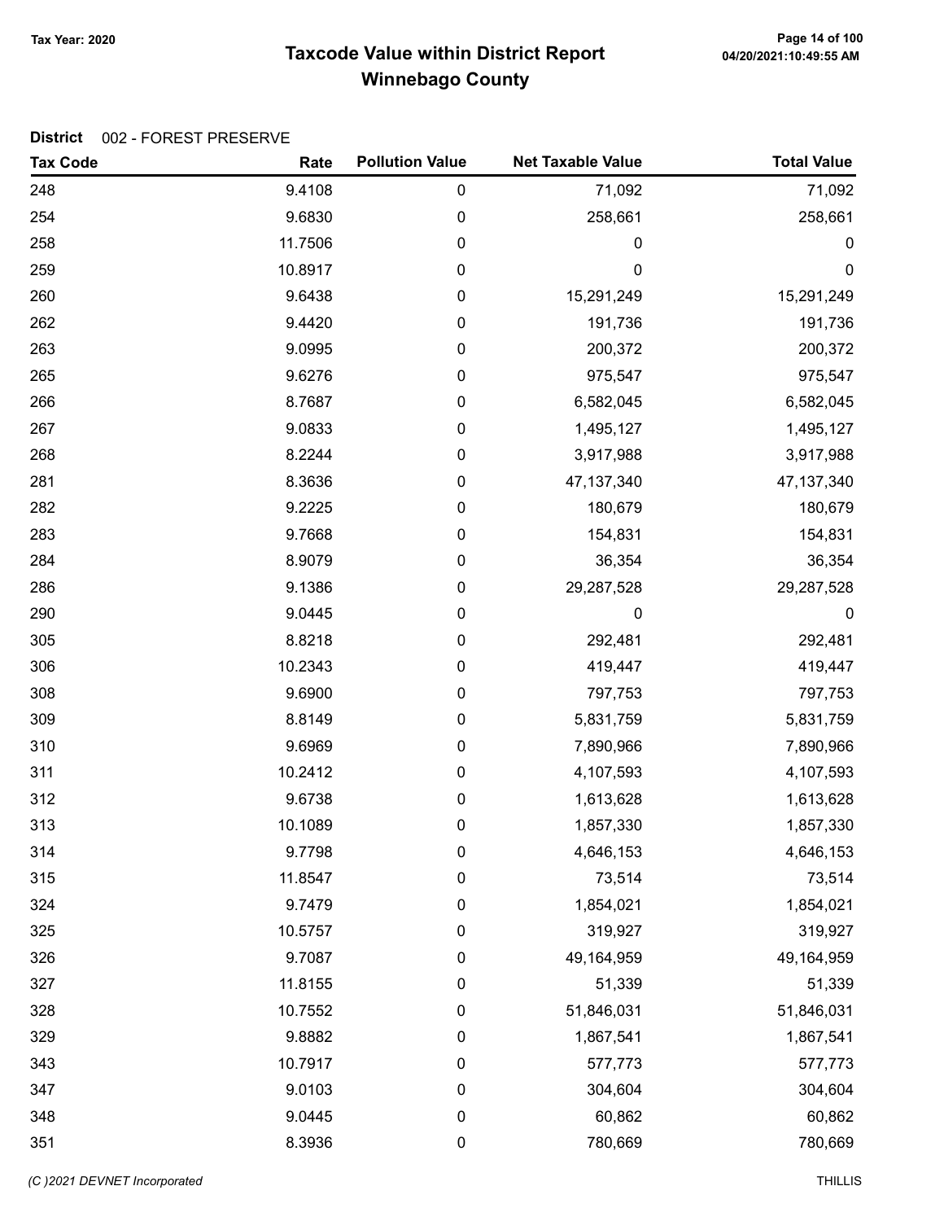# Taxcode Value within District Report
## Winnebago County

Tax Year: 2020

**District** 002 - FOREST PRESERVE

| Tax Code | Rate | Pollution Value | Net Taxable Value | Total Value |
|---|---|---|---|---|
| 248 | 9.4108 | 0 | 71,092 | 71,092 |
| 254 | 9.6830 | 0 | 258,661 | 258,661 |
| 258 | 11.7506 | 0 | 0 | 0 |
| 259 | 10.8917 | 0 | 0 | 0 |
| 260 | 9.6438 | 0 | 15,291,249 | 15,291,249 |
| 262 | 9.4420 | 0 | 191,736 | 191,736 |
| 263 | 9.0995 | 0 | 200,372 | 200,372 |
| 265 | 9.6276 | 0 | 975,547 | 975,547 |
| 266 | 8.7687 | 0 | 6,582,045 | 6,582,045 |
| 267 | 9.0833 | 0 | 1,495,127 | 1,495,127 |
| 268 | 8.2244 | 0 | 3,917,988 | 3,917,988 |
| 281 | 8.3636 | 0 | 47,137,340 | 47,137,340 |
| 282 | 9.2225 | 0 | 180,679 | 180,679 |
| 283 | 9.7668 | 0 | 154,831 | 154,831 |
| 284 | 8.9079 | 0 | 36,354 | 36,354 |
| 286 | 9.1386 | 0 | 29,287,528 | 29,287,528 |
| 290 | 9.0445 | 0 | 0 | 0 |
| 305 | 8.8218 | 0 | 292,481 | 292,481 |
| 306 | 10.2343 | 0 | 419,447 | 419,447 |
| 308 | 9.6900 | 0 | 797,753 | 797,753 |
| 309 | 8.8149 | 0 | 5,831,759 | 5,831,759 |
| 310 | 9.6969 | 0 | 7,890,966 | 7,890,966 |
| 311 | 10.2412 | 0 | 4,107,593 | 4,107,593 |
| 312 | 9.6738 | 0 | 1,613,628 | 1,613,628 |
| 313 | 10.1089 | 0 | 1,857,330 | 1,857,330 |
| 314 | 9.7798 | 0 | 4,646,153 | 4,646,153 |
| 315 | 11.8547 | 0 | 73,514 | 73,514 |
| 324 | 9.7479 | 0 | 1,854,021 | 1,854,021 |
| 325 | 10.5757 | 0 | 319,927 | 319,927 |
| 326 | 9.7087 | 0 | 49,164,959 | 49,164,959 |
| 327 | 11.8155 | 0 | 51,339 | 51,339 |
| 328 | 10.7552 | 0 | 51,846,031 | 51,846,031 |
| 329 | 9.8882 | 0 | 1,867,541 | 1,867,541 |
| 343 | 10.7917 | 0 | 577,773 | 577,773 |
| 347 | 9.0103 | 0 | 304,604 | 304,604 |
| 348 | 9.0445 | 0 | 60,862 | 60,862 |
| 351 | 8.3936 | 0 | 780,669 | 780,669 |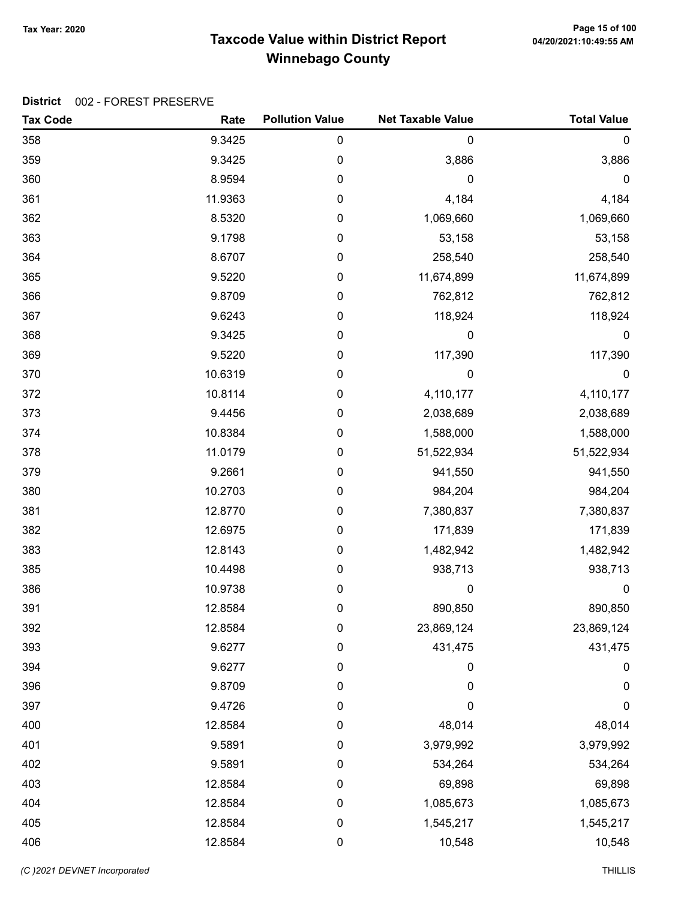**Tax Year: 2020**

# Taxcode Value within District Report
## Winnebago County

**District** 002 - FOREST PRESERVE

| Tax Code | Rate | Pollution Value | Net Taxable Value | Total Value |
|---|---|---|---|---|
| 358 | 9.3425 | 0 | 0 | 0 |
| 359 | 9.3425 | 0 | 3,886 | 3,886 |
| 360 | 8.9594 | 0 | 0 | 0 |
| 361 | 11.9363 | 0 | 4,184 | 4,184 |
| 362 | 8.5320 | 0 | 1,069,660 | 1,069,660 |
| 363 | 9.1798 | 0 | 53,158 | 53,158 |
| 364 | 8.6707 | 0 | 258,540 | 258,540 |
| 365 | 9.5220 | 0 | 11,674,899 | 11,674,899 |
| 366 | 9.8709 | 0 | 762,812 | 762,812 |
| 367 | 9.6243 | 0 | 118,924 | 118,924 |
| 368 | 9.3425 | 0 | 0 | 0 |
| 369 | 9.5220 | 0 | 117,390 | 117,390 |
| 370 | 10.6319 | 0 | 0 | 0 |
| 372 | 10.8114 | 0 | 4,110,177 | 4,110,177 |
| 373 | 9.4456 | 0 | 2,038,689 | 2,038,689 |
| 374 | 10.8384 | 0 | 1,588,000 | 1,588,000 |
| 378 | 11.0179 | 0 | 51,522,934 | 51,522,934 |
| 379 | 9.2661 | 0 | 941,550 | 941,550 |
| 380 | 10.2703 | 0 | 984,204 | 984,204 |
| 381 | 12.8770 | 0 | 7,380,837 | 7,380,837 |
| 382 | 12.6975 | 0 | 171,839 | 171,839 |
| 383 | 12.8143 | 0 | 1,482,942 | 1,482,942 |
| 385 | 10.4498 | 0 | 938,713 | 938,713 |
| 386 | 10.9738 | 0 | 0 | 0 |
| 391 | 12.8584 | 0 | 890,850 | 890,850 |
| 392 | 12.8584 | 0 | 23,869,124 | 23,869,124 |
| 393 | 9.6277 | 0 | 431,475 | 431,475 |
| 394 | 9.6277 | 0 | 0 | 0 |
| 396 | 9.8709 | 0 | 0 | 0 |
| 397 | 9.4726 | 0 | 0 | 0 |
| 400 | 12.8584 | 0 | 48,014 | 48,014 |
| 401 | 9.5891 | 0 | 3,979,992 | 3,979,992 |
| 402 | 9.5891 | 0 | 534,264 | 534,264 |
| 403 | 12.8584 | 0 | 69,898 | 69,898 |
| 404 | 12.8584 | 0 | 1,085,673 | 1,085,673 |
| 405 | 12.8584 | 0 | 1,545,217 | 1,545,217 |
| 406 | 12.8584 | 0 | 10,548 | 10,548 |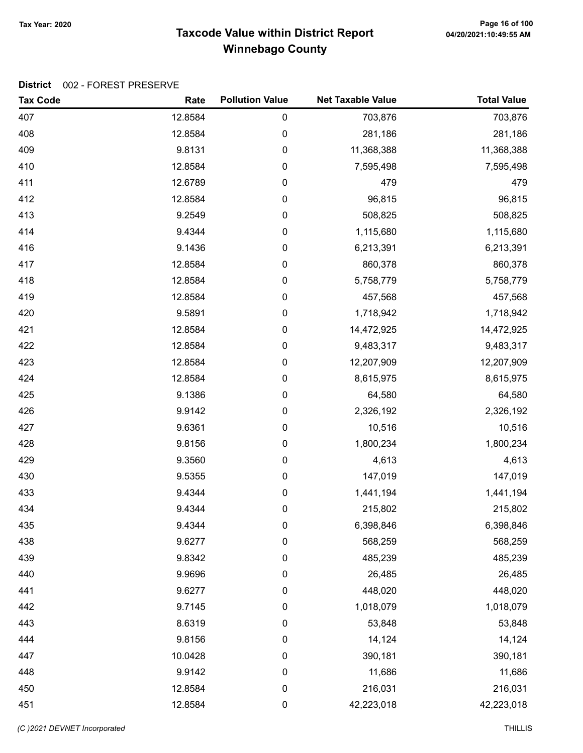# Taxcode Value within District Report
## Winnebago County

Tax Year: 2020

**District** 002 - FOREST PRESERVE

| Tax Code | Rate | Pollution Value | Net Taxable Value | Total Value |
|---|---|---|---|---|
| 407 | 12.8584 | 0 | 703,876 | 703,876 |
| 408 | 12.8584 | 0 | 281,186 | 281,186 |
| 409 | 9.8131 | 0 | 11,368,388 | 11,368,388 |
| 410 | 12.8584 | 0 | 7,595,498 | 7,595,498 |
| 411 | 12.6789 | 0 | 479 | 479 |
| 412 | 12.8584 | 0 | 96,815 | 96,815 |
| 413 | 9.2549 | 0 | 508,825 | 508,825 |
| 414 | 9.4344 | 0 | 1,115,680 | 1,115,680 |
| 416 | 9.1436 | 0 | 6,213,391 | 6,213,391 |
| 417 | 12.8584 | 0 | 860,378 | 860,378 |
| 418 | 12.8584 | 0 | 5,758,779 | 5,758,779 |
| 419 | 12.8584 | 0 | 457,568 | 457,568 |
| 420 | 9.5891 | 0 | 1,718,942 | 1,718,942 |
| 421 | 12.8584 | 0 | 14,472,925 | 14,472,925 |
| 422 | 12.8584 | 0 | 9,483,317 | 9,483,317 |
| 423 | 12.8584 | 0 | 12,207,909 | 12,207,909 |
| 424 | 12.8584 | 0 | 8,615,975 | 8,615,975 |
| 425 | 9.1386 | 0 | 64,580 | 64,580 |
| 426 | 9.9142 | 0 | 2,326,192 | 2,326,192 |
| 427 | 9.6361 | 0 | 10,516 | 10,516 |
| 428 | 9.8156 | 0 | 1,800,234 | 1,800,234 |
| 429 | 9.3560 | 0 | 4,613 | 4,613 |
| 430 | 9.5355 | 0 | 147,019 | 147,019 |
| 433 | 9.4344 | 0 | 1,441,194 | 1,441,194 |
| 434 | 9.4344 | 0 | 215,802 | 215,802 |
| 435 | 9.4344 | 0 | 6,398,846 | 6,398,846 |
| 438 | 9.6277 | 0 | 568,259 | 568,259 |
| 439 | 9.8342 | 0 | 485,239 | 485,239 |
| 440 | 9.9696 | 0 | 26,485 | 26,485 |
| 441 | 9.6277 | 0 | 448,020 | 448,020 |
| 442 | 9.7145 | 0 | 1,018,079 | 1,018,079 |
| 443 | 8.6319 | 0 | 53,848 | 53,848 |
| 444 | 9.8156 | 0 | 14,124 | 14,124 |
| 447 | 10.0428 | 0 | 390,181 | 390,181 |
| 448 | 9.9142 | 0 | 11,686 | 11,686 |
| 450 | 12.8584 | 0 | 216,031 | 216,031 |
| 451 | 12.8584 | 0 | 42,223,018 | 42,223,018 |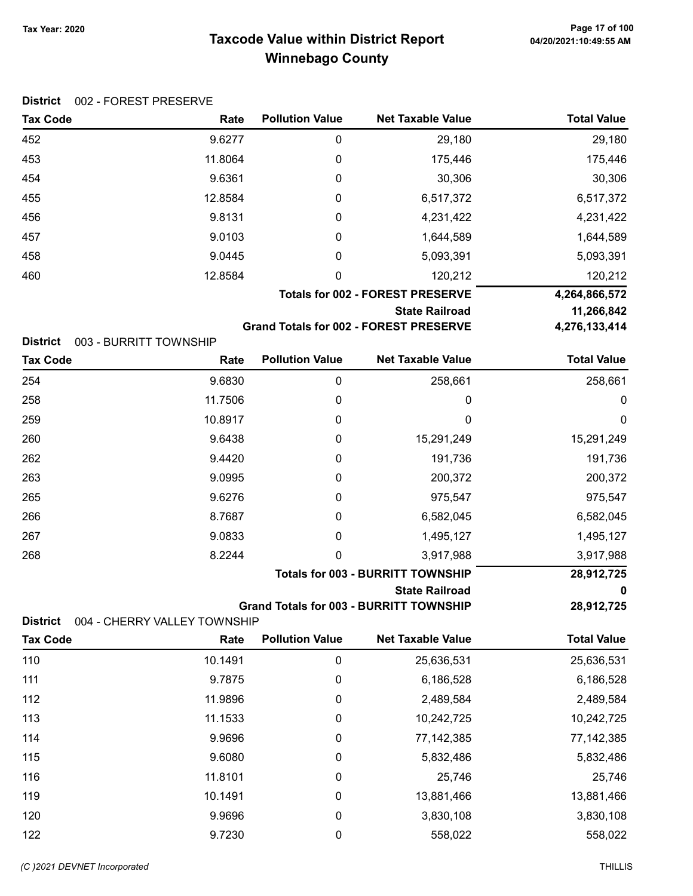# Taxcode Value within District Report
## Winnebago County

Tax Year: 2020

**District** 002 - FOREST PRESERVE

| Tax Code | Rate | Pollution Value | Net Taxable Value | Total Value |
|---|---|---|---|---|
| 452 | 9.6277 | 0 | 29,180 | 29,180 |
| 453 | 11.8064 | 0 | 175,446 | 175,446 |
| 454 | 9.6361 | 0 | 30,306 | 30,306 |
| 455 | 12.8584 | 0 | 6,517,372 | 6,517,372 |
| 456 | 9.8131 | 0 | 4,231,422 | 4,231,422 |
| 457 | 9.0103 | 0 | 1,644,589 | 1,644,589 |
| 458 | 9.0445 | 0 | 5,093,391 | 5,093,391 |
| 460 | 12.8584 | 0 | 120,212 | 120,212 |
| | | | **Totals for 002 - FOREST PRESERVE** | **4,264,866,572** |
| | | | **State Railroad** | **11,266,842** |
| | | | **Grand Totals for 002 - FOREST PRESERVE** | **4,276,133,414** |

**District** 003 - BURRITT TOWNSHIP

| Tax Code | Rate | Pollution Value | Net Taxable Value | Total Value |
|---|---|---|---|---|
| 254 | 9.6830 | 0 | 258,661 | 258,661 |
| 258 | 11.7506 | 0 | 0 | 0 |
| 259 | 10.8917 | 0 | 0 | 0 |
| 260 | 9.6438 | 0 | 15,291,249 | 15,291,249 |
| 262 | 9.4420 | 0 | 191,736 | 191,736 |
| 263 | 9.0995 | 0 | 200,372 | 200,372 |
| 265 | 9.6276 | 0 | 975,547 | 975,547 |
| 266 | 8.7687 | 0 | 6,582,045 | 6,582,045 |
| 267 | 9.0833 | 0 | 1,495,127 | 1,495,127 |
| 268 | 8.2244 | 0 | 3,917,988 | 3,917,988 |
| | | | **Totals for 003 - BURRITT TOWNSHIP** | **28,912,725** |
| | | | **State Railroad** | **0** |
| | | | **Grand Totals for 003 - BURRITT TOWNSHIP** | **28,912,725** |

**District** 004 - CHERRY VALLEY TOWNSHIP

| Tax Code | Rate | Pollution Value | Net Taxable Value | Total Value |
|---|---|---|---|---|
| 110 | 10.1491 | 0 | 25,636,531 | 25,636,531 |
| 111 | 9.7875 | 0 | 6,186,528 | 6,186,528 |
| 112 | 11.9896 | 0 | 2,489,584 | 2,489,584 |
| 113 | 11.1533 | 0 | 10,242,725 | 10,242,725 |
| 114 | 9.9696 | 0 | 77,142,385 | 77,142,385 |
| 115 | 9.6080 | 0 | 5,832,486 | 5,832,486 |
| 116 | 11.8101 | 0 | 25,746 | 25,746 |
| 119 | 10.1491 | 0 | 13,881,466 | 13,881,466 |
| 120 | 9.9696 | 0 | 3,830,108 | 3,830,108 |
| 122 | 9.7230 | 0 | 558,022 | 558,022 |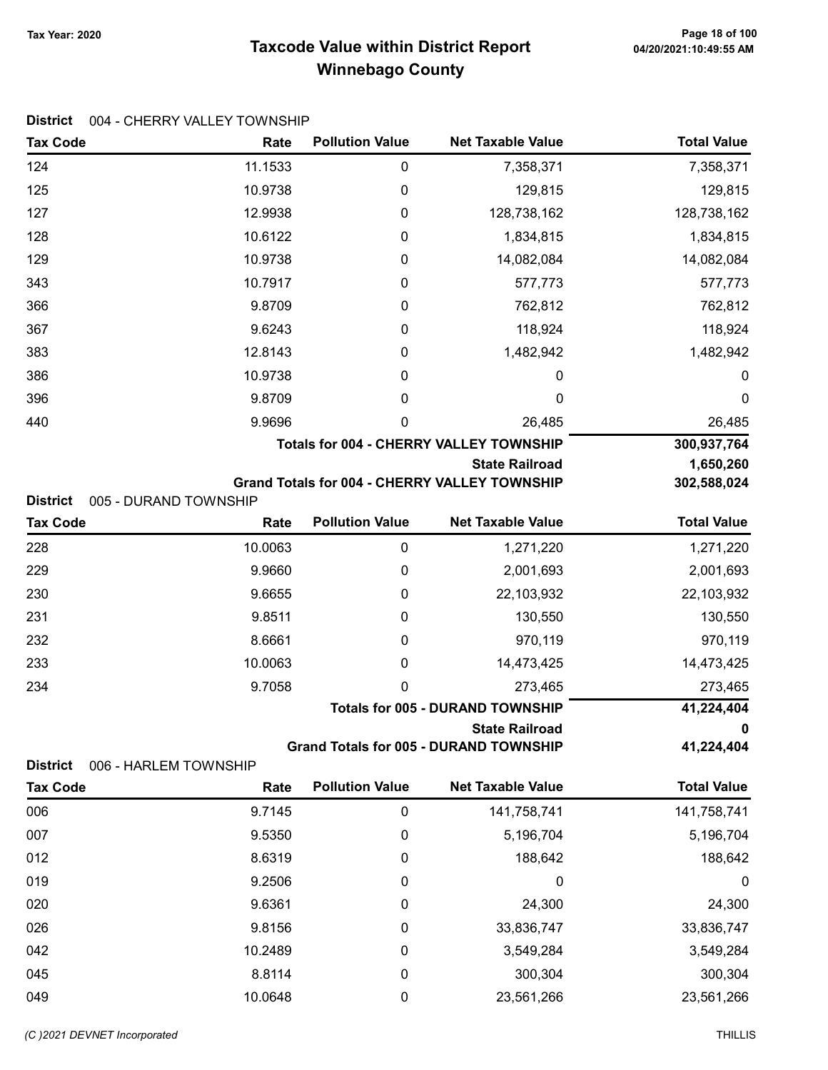# Taxcode Value within District Report
# Winnebago County

Tax Year: 2020

**District** 004 - CHERRY VALLEY TOWNSHIP

| Tax Code | Rate | Pollution Value | Net Taxable Value | Total Value |
|---|---|---|---|---|
| 124 | 11.1533 | 0 | 7,358,371 | 7,358,371 |
| 125 | 10.9738 | 0 | 129,815 | 129,815 |
| 127 | 12.9938 | 0 | 128,738,162 | 128,738,162 |
| 128 | 10.6122 | 0 | 1,834,815 | 1,834,815 |
| 129 | 10.9738 | 0 | 14,082,084 | 14,082,084 |
| 343 | 10.7917 | 0 | 577,773 | 577,773 |
| 366 | 9.8709 | 0 | 762,812 | 762,812 |
| 367 | 9.6243 | 0 | 118,924 | 118,924 |
| 383 | 12.8143 | 0 | 1,482,942 | 1,482,942 |
| 386 | 10.9738 | 0 | 0 | 0 |
| 396 | 9.8709 | 0 | 0 | 0 |
| 440 | 9.9696 | 0 | 26,485 | 26,485 |
| | | | **Totals for 004 - CHERRY VALLEY TOWNSHIP** | **300,937,764** |
| | | | **State Railroad** | **1,650,260** |
| | | | **Grand Totals for 004 - CHERRY VALLEY TOWNSHIP** | **302,588,024** |

**District** 005 - DURAND TOWNSHIP

| Tax Code | Rate | Pollution Value | Net Taxable Value | Total Value |
|---|---|---|---|---|
| 228 | 10.0063 | 0 | 1,271,220 | 1,271,220 |
| 229 | 9.9660 | 0 | 2,001,693 | 2,001,693 |
| 230 | 9.6655 | 0 | 22,103,932 | 22,103,932 |
| 231 | 9.8511 | 0 | 130,550 | 130,550 |
| 232 | 8.6661 | 0 | 970,119 | 970,119 |
| 233 | 10.0063 | 0 | 14,473,425 | 14,473,425 |
| 234 | 9.7058 | 0 | 273,465 | 273,465 |
| | | | **Totals for 005 - DURAND TOWNSHIP** | **41,224,404** |
| | | | **State Railroad** | **0** |
| | | | **Grand Totals for 005 - DURAND TOWNSHIP** | **41,224,404** |

**District** 006 - HARLEM TOWNSHIP

| Tax Code | Rate | Pollution Value | Net Taxable Value | Total Value |
|---|---|---|---|---|
| 006 | 9.7145 | 0 | 141,758,741 | 141,758,741 |
| 007 | 9.5350 | 0 | 5,196,704 | 5,196,704 |
| 012 | 8.6319 | 0 | 188,642 | 188,642 |
| 019 | 9.2506 | 0 | 0 | 0 |
| 020 | 9.6361 | 0 | 24,300 | 24,300 |
| 026 | 9.8156 | 0 | 33,836,747 | 33,836,747 |
| 042 | 10.2489 | 0 | 3,549,284 | 3,549,284 |
| 045 | 8.8114 | 0 | 300,304 | 300,304 |
| 049 | 10.0648 | 0 | 23,561,266 | 23,561,266 |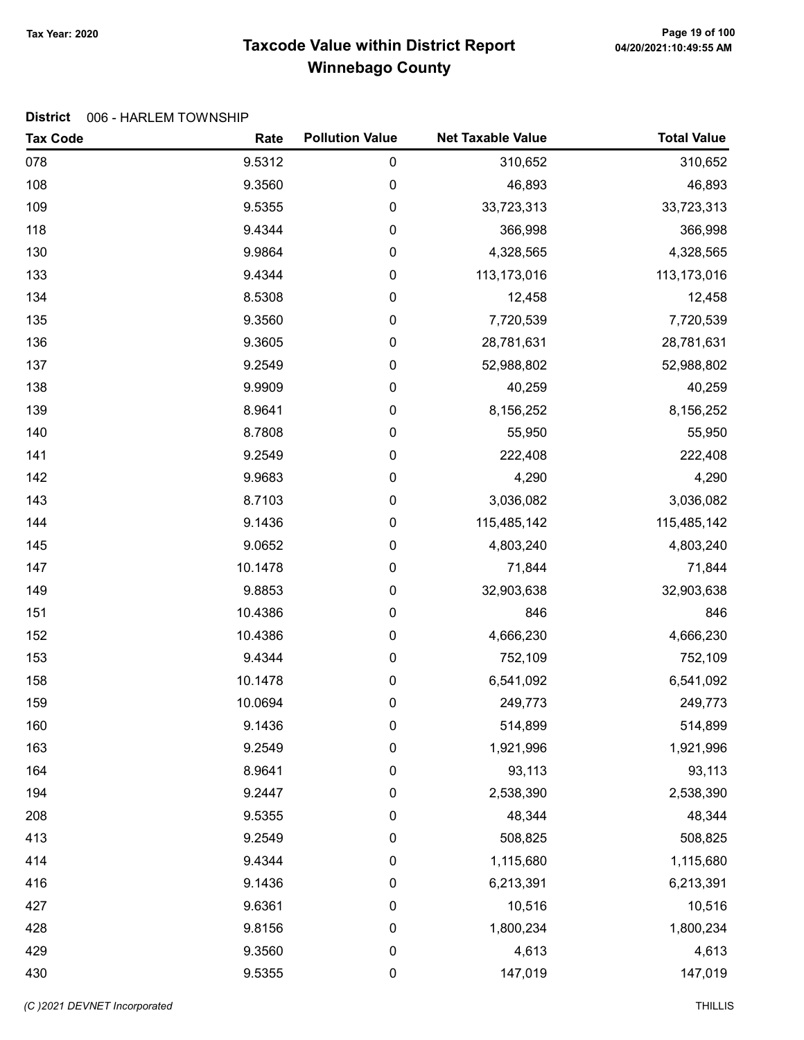# Taxcode Value within District Report
## Winnebago County

Tax Year: 2020

**District** 006 - HARLEM TOWNSHIP

| Tax Code | Rate | Pollution Value | Net Taxable Value | Total Value |
|---|---|---|---|---|
| 078 | 9.5312 | 0 | 310,652 | 310,652 |
| 108 | 9.3560 | 0 | 46,893 | 46,893 |
| 109 | 9.5355 | 0 | 33,723,313 | 33,723,313 |
| 118 | 9.4344 | 0 | 366,998 | 366,998 |
| 130 | 9.9864 | 0 | 4,328,565 | 4,328,565 |
| 133 | 9.4344 | 0 | 113,173,016 | 113,173,016 |
| 134 | 8.5308 | 0 | 12,458 | 12,458 |
| 135 | 9.3560 | 0 | 7,720,539 | 7,720,539 |
| 136 | 9.3605 | 0 | 28,781,631 | 28,781,631 |
| 137 | 9.2549 | 0 | 52,988,802 | 52,988,802 |
| 138 | 9.9909 | 0 | 40,259 | 40,259 |
| 139 | 8.9641 | 0 | 8,156,252 | 8,156,252 |
| 140 | 8.7808 | 0 | 55,950 | 55,950 |
| 141 | 9.2549 | 0 | 222,408 | 222,408 |
| 142 | 9.9683 | 0 | 4,290 | 4,290 |
| 143 | 8.7103 | 0 | 3,036,082 | 3,036,082 |
| 144 | 9.1436 | 0 | 115,485,142 | 115,485,142 |
| 145 | 9.0652 | 0 | 4,803,240 | 4,803,240 |
| 147 | 10.1478 | 0 | 71,844 | 71,844 |
| 149 | 9.8853 | 0 | 32,903,638 | 32,903,638 |
| 151 | 10.4386 | 0 | 846 | 846 |
| 152 | 10.4386 | 0 | 4,666,230 | 4,666,230 |
| 153 | 9.4344 | 0 | 752,109 | 752,109 |
| 158 | 10.1478 | 0 | 6,541,092 | 6,541,092 |
| 159 | 10.0694 | 0 | 249,773 | 249,773 |
| 160 | 9.1436 | 0 | 514,899 | 514,899 |
| 163 | 9.2549 | 0 | 1,921,996 | 1,921,996 |
| 164 | 8.9641 | 0 | 93,113 | 93,113 |
| 194 | 9.2447 | 0 | 2,538,390 | 2,538,390 |
| 208 | 9.5355 | 0 | 48,344 | 48,344 |
| 413 | 9.2549 | 0 | 508,825 | 508,825 |
| 414 | 9.4344 | 0 | 1,115,680 | 1,115,680 |
| 416 | 9.1436 | 0 | 6,213,391 | 6,213,391 |
| 427 | 9.6361 | 0 | 10,516 | 10,516 |
| 428 | 9.8156 | 0 | 1,800,234 | 1,800,234 |
| 429 | 9.3560 | 0 | 4,613 | 4,613 |
| 430 | 9.5355 | 0 | 147,019 | 147,019 |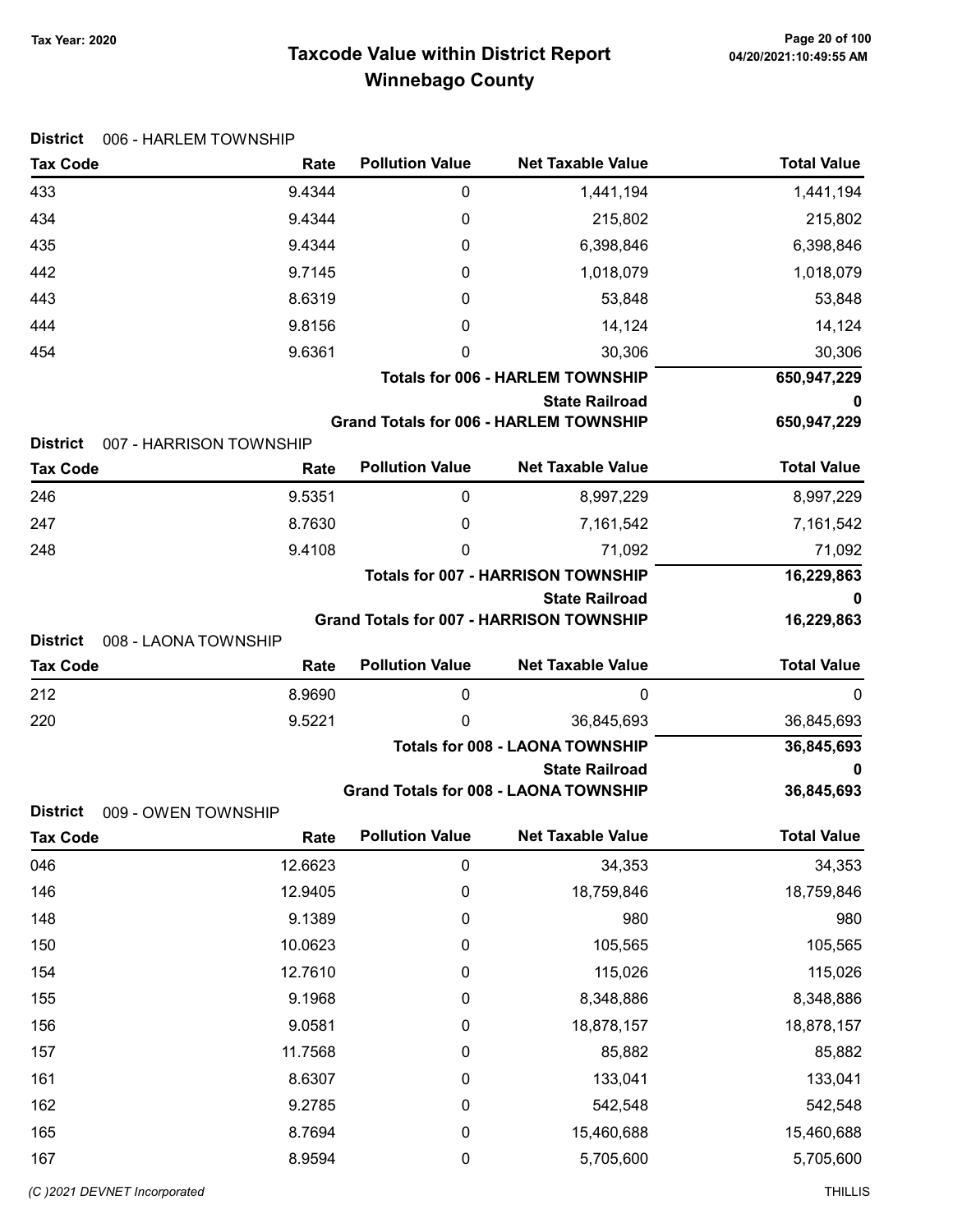# Taxcode Value within District Report
## Winnebago County

Tax Year: 2020

**District** 006 - HARLEM TOWNSHIP

| Tax Code | Rate | Pollution Value | Net Taxable Value | Total Value |
|---|---|---|---|---|
| 433 | 9.4344 | 0 | 1,441,194 | 1,441,194 |
| 434 | 9.4344 | 0 | 215,802 | 215,802 |
| 435 | 9.4344 | 0 | 6,398,846 | 6,398,846 |
| 442 | 9.7145 | 0 | 1,018,079 | 1,018,079 |
| 443 | 8.6319 | 0 | 53,848 | 53,848 |
| 444 | 9.8156 | 0 | 14,124 | 14,124 |
| 454 | 9.6361 | 0 | 30,306 | 30,306 |
| | | | **Totals for 006 - HARLEM TOWNSHIP** | **650,947,229** |
| | | | **State Railroad** | **0** |
| | | | **Grand Totals for 006 - HARLEM TOWNSHIP** | **650,947,229** |

**District** 007 - HARRISON TOWNSHIP

| Tax Code | Rate | Pollution Value | Net Taxable Value | Total Value |
|---|---|---|---|---|
| 246 | 9.5351 | 0 | 8,997,229 | 8,997,229 |
| 247 | 8.7630 | 0 | 7,161,542 | 7,161,542 |
| 248 | 9.4108 | 0 | 71,092 | 71,092 |
| | | | **Totals for 007 - HARRISON TOWNSHIP** | **16,229,863** |
| | | | **State Railroad** | **0** |
| | | | **Grand Totals for 007 - HARRISON TOWNSHIP** | **16,229,863** |

**District** 008 - LAONA TOWNSHIP

| Tax Code | Rate | Pollution Value | Net Taxable Value | Total Value |
|---|---|---|---|---|
| 212 | 8.9690 | 0 | 0 | 0 |
| 220 | 9.5221 | 0 | 36,845,693 | 36,845,693 |
| | | | **Totals for 008 - LAONA TOWNSHIP** | **36,845,693** |
| | | | **State Railroad** | **0** |
| | | | **Grand Totals for 008 - LAONA TOWNSHIP** | **36,845,693** |

**District** 009 - OWEN TOWNSHIP

| Tax Code | Rate | Pollution Value | Net Taxable Value | Total Value |
|---|---|---|---|---|
| 046 | 12.6623 | 0 | 34,353 | 34,353 |
| 146 | 12.9405 | 0 | 18,759,846 | 18,759,846 |
| 148 | 9.1389 | 0 | 980 | 980 |
| 150 | 10.0623 | 0 | 105,565 | 105,565 |
| 154 | 12.7610 | 0 | 115,026 | 115,026 |
| 155 | 9.1968 | 0 | 8,348,886 | 8,348,886 |
| 156 | 9.0581 | 0 | 18,878,157 | 18,878,157 |
| 157 | 11.7568 | 0 | 85,882 | 85,882 |
| 161 | 8.6307 | 0 | 133,041 | 133,041 |
| 162 | 9.2785 | 0 | 542,548 | 542,548 |
| 165 | 8.7694 | 0 | 15,460,688 | 15,460,688 |
| 167 | 8.9594 | 0 | 5,705,600 | 5,705,600 |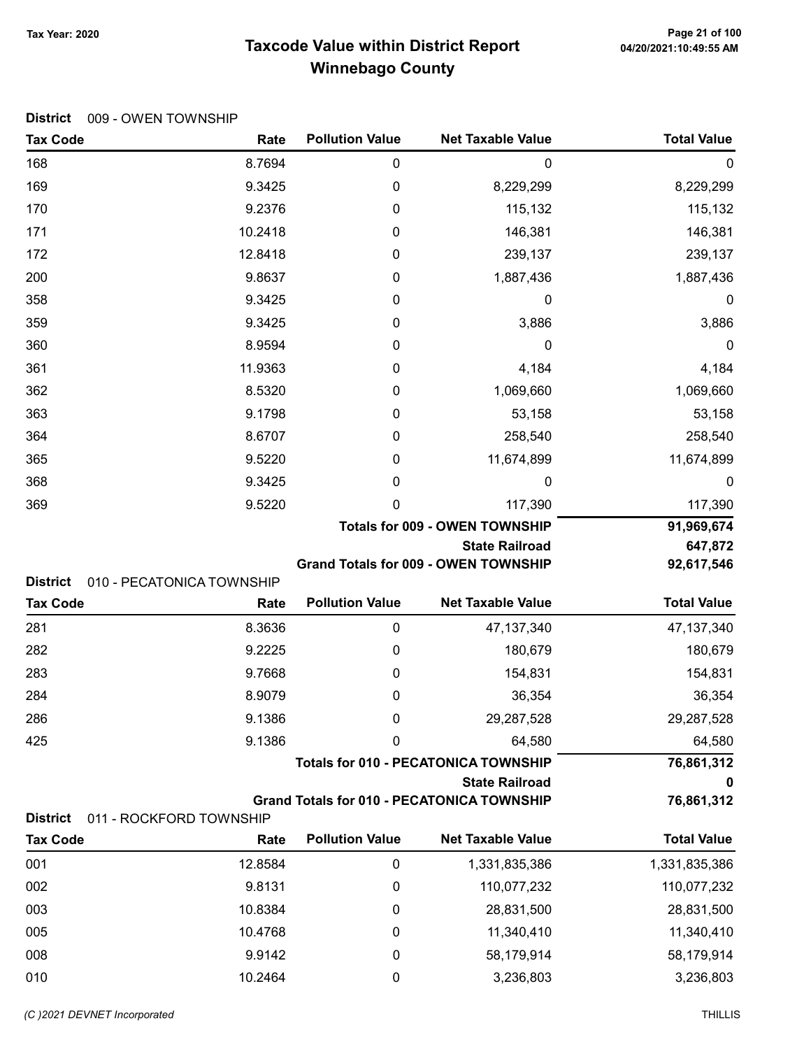**Tax Year: 2020**

# Taxcode Value within District Report
## Winnebago County

**District** 009 - OWEN TOWNSHIP

| Tax Code | Rate | Pollution Value | Net Taxable Value | Total Value |
|---|---|---|---|---|
| 168 | 8.7694 | 0 | 0 | 0 |
| 169 | 9.3425 | 0 | 8,229,299 | 8,229,299 |
| 170 | 9.2376 | 0 | 115,132 | 115,132 |
| 171 | 10.2418 | 0 | 146,381 | 146,381 |
| 172 | 12.8418 | 0 | 239,137 | 239,137 |
| 200 | 9.8637 | 0 | 1,887,436 | 1,887,436 |
| 358 | 9.3425 | 0 | 0 | 0 |
| 359 | 9.3425 | 0 | 3,886 | 3,886 |
| 360 | 8.9594 | 0 | 0 | 0 |
| 361 | 11.9363 | 0 | 4,184 | 4,184 |
| 362 | 8.5320 | 0 | 1,069,660 | 1,069,660 |
| 363 | 9.1798 | 0 | 53,158 | 53,158 |
| 364 | 8.6707 | 0 | 258,540 | 258,540 |
| 365 | 9.5220 | 0 | 11,674,899 | 11,674,899 |
| 368 | 9.3425 | 0 | 0 | 0 |
| 369 | 9.5220 | 0 | 117,390 | 117,390 |
| | | | **Totals for 009 - OWEN TOWNSHIP** | **91,969,674** |
| | | | **State Railroad** | **647,872** |
| | | | **Grand Totals for 009 - OWEN TOWNSHIP** | **92,617,546** |

**District** 010 - PECATONICA TOWNSHIP

| Tax Code | Rate | Pollution Value | Net Taxable Value | Total Value |
|---|---|---|---|---|
| 281 | 8.3636 | 0 | 47,137,340 | 47,137,340 |
| 282 | 9.2225 | 0 | 180,679 | 180,679 |
| 283 | 9.7668 | 0 | 154,831 | 154,831 |
| 284 | 8.9079 | 0 | 36,354 | 36,354 |
| 286 | 9.1386 | 0 | 29,287,528 | 29,287,528 |
| 425 | 9.1386 | 0 | 64,580 | 64,580 |
| | | | **Totals for 010 - PECATONICA TOWNSHIP** | **76,861,312** |
| | | | **State Railroad** | **0** |
| | | | **Grand Totals for 010 - PECATONICA TOWNSHIP** | **76,861,312** |

**District** 011 - ROCKFORD TOWNSHIP

| Tax Code | Rate | Pollution Value | Net Taxable Value | Total Value |
|---|---|---|---|---|
| 001 | 12.8584 | 0 | 1,331,835,386 | 1,331,835,386 |
| 002 | 9.8131 | 0 | 110,077,232 | 110,077,232 |
| 003 | 10.8384 | 0 | 28,831,500 | 28,831,500 |
| 005 | 10.4768 | 0 | 11,340,410 | 11,340,410 |
| 008 | 9.9142 | 0 | 58,179,914 | 58,179,914 |
| 010 | 10.2464 | 0 | 3,236,803 | 3,236,803 |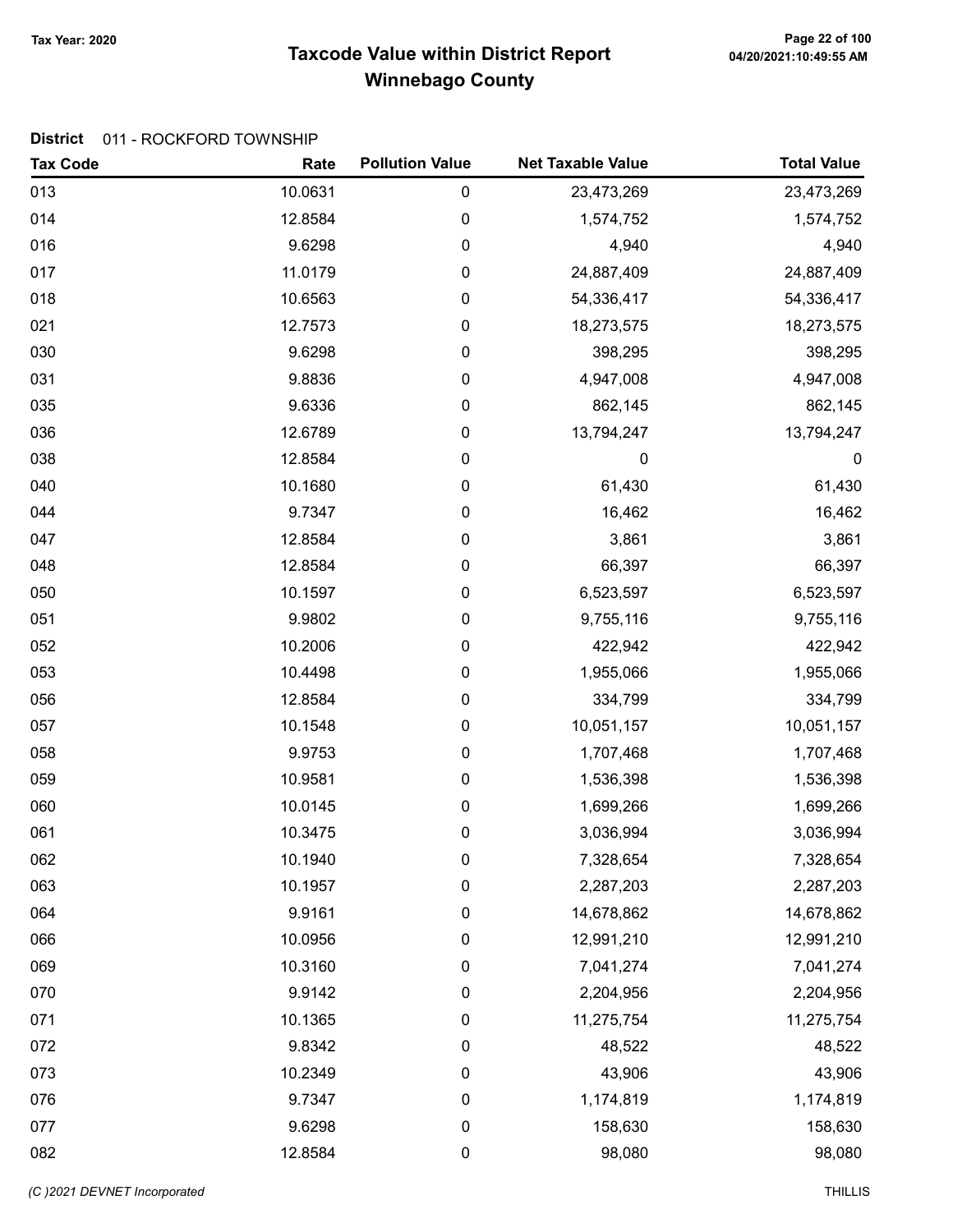# Taxcode Value within District Report
## Winnebago County

Tax Year: 2020

04/20/2021:10:49:55 AM

**District** 011 - ROCKFORD TOWNSHIP

| Tax Code | Rate | Pollution Value | Net Taxable Value | Total Value |
|---|---|---|---|---|
| 013 | 10.0631 | 0 | 23,473,269 | 23,473,269 |
| 014 | 12.8584 | 0 | 1,574,752 | 1,574,752 |
| 016 | 9.6298 | 0 | 4,940 | 4,940 |
| 017 | 11.0179 | 0 | 24,887,409 | 24,887,409 |
| 018 | 10.6563 | 0 | 54,336,417 | 54,336,417 |
| 021 | 12.7573 | 0 | 18,273,575 | 18,273,575 |
| 030 | 9.6298 | 0 | 398,295 | 398,295 |
| 031 | 9.8836 | 0 | 4,947,008 | 4,947,008 |
| 035 | 9.6336 | 0 | 862,145 | 862,145 |
| 036 | 12.6789 | 0 | 13,794,247 | 13,794,247 |
| 038 | 12.8584 | 0 | 0 | 0 |
| 040 | 10.1680 | 0 | 61,430 | 61,430 |
| 044 | 9.7347 | 0 | 16,462 | 16,462 |
| 047 | 12.8584 | 0 | 3,861 | 3,861 |
| 048 | 12.8584 | 0 | 66,397 | 66,397 |
| 050 | 10.1597 | 0 | 6,523,597 | 6,523,597 |
| 051 | 9.9802 | 0 | 9,755,116 | 9,755,116 |
| 052 | 10.2006 | 0 | 422,942 | 422,942 |
| 053 | 10.4498 | 0 | 1,955,066 | 1,955,066 |
| 056 | 12.8584 | 0 | 334,799 | 334,799 |
| 057 | 10.1548 | 0 | 10,051,157 | 10,051,157 |
| 058 | 9.9753 | 0 | 1,707,468 | 1,707,468 |
| 059 | 10.9581 | 0 | 1,536,398 | 1,536,398 |
| 060 | 10.0145 | 0 | 1,699,266 | 1,699,266 |
| 061 | 10.3475 | 0 | 3,036,994 | 3,036,994 |
| 062 | 10.1940 | 0 | 7,328,654 | 7,328,654 |
| 063 | 10.1957 | 0 | 2,287,203 | 2,287,203 |
| 064 | 9.9161 | 0 | 14,678,862 | 14,678,862 |
| 066 | 10.0956 | 0 | 12,991,210 | 12,991,210 |
| 069 | 10.3160 | 0 | 7,041,274 | 7,041,274 |
| 070 | 9.9142 | 0 | 2,204,956 | 2,204,956 |
| 071 | 10.1365 | 0 | 11,275,754 | 11,275,754 |
| 072 | 9.8342 | 0 | 48,522 | 48,522 |
| 073 | 10.2349 | 0 | 43,906 | 43,906 |
| 076 | 9.7347 | 0 | 1,174,819 | 1,174,819 |
| 077 | 9.6298 | 0 | 158,630 | 158,630 |
| 082 | 12.8584 | 0 | 98,080 | 98,080 |

(C )2021 DEVNET Incorporated THILLIS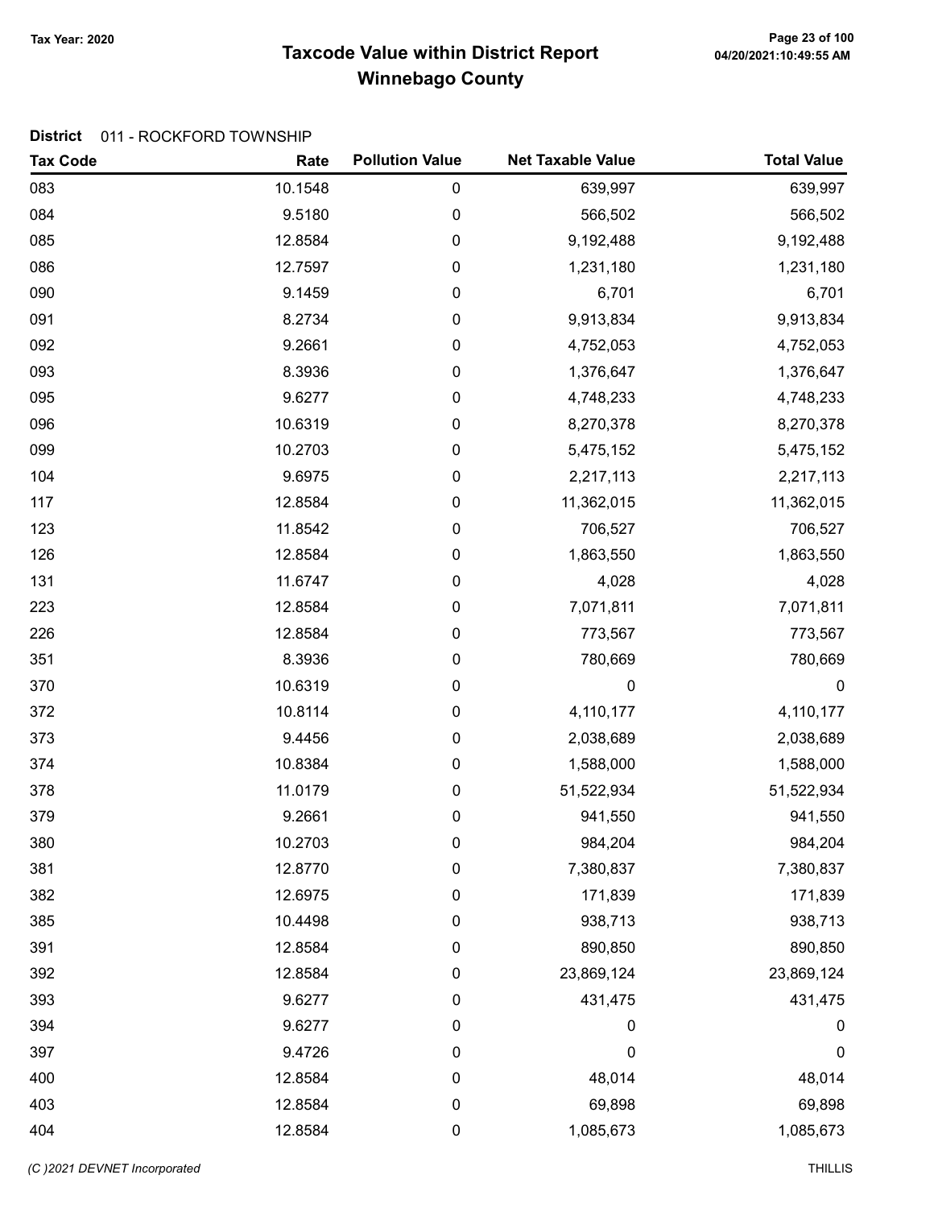# Taxcode Value within District Report
## Winnebago County

Tax Year: 2020

**District** 011 - ROCKFORD TOWNSHIP

| Tax Code | Rate | Pollution Value | Net Taxable Value | Total Value |
|---|---|---|---|---|
| 083 | 10.1548 | 0 | 639,997 | 639,997 |
| 084 | 9.5180 | 0 | 566,502 | 566,502 |
| 085 | 12.8584 | 0 | 9,192,488 | 9,192,488 |
| 086 | 12.7597 | 0 | 1,231,180 | 1,231,180 |
| 090 | 9.1459 | 0 | 6,701 | 6,701 |
| 091 | 8.2734 | 0 | 9,913,834 | 9,913,834 |
| 092 | 9.2661 | 0 | 4,752,053 | 4,752,053 |
| 093 | 8.3936 | 0 | 1,376,647 | 1,376,647 |
| 095 | 9.6277 | 0 | 4,748,233 | 4,748,233 |
| 096 | 10.6319 | 0 | 8,270,378 | 8,270,378 |
| 099 | 10.2703 | 0 | 5,475,152 | 5,475,152 |
| 104 | 9.6975 | 0 | 2,217,113 | 2,217,113 |
| 117 | 12.8584 | 0 | 11,362,015 | 11,362,015 |
| 123 | 11.8542 | 0 | 706,527 | 706,527 |
| 126 | 12.8584 | 0 | 1,863,550 | 1,863,550 |
| 131 | 11.6747 | 0 | 4,028 | 4,028 |
| 223 | 12.8584 | 0 | 7,071,811 | 7,071,811 |
| 226 | 12.8584 | 0 | 773,567 | 773,567 |
| 351 | 8.3936 | 0 | 780,669 | 780,669 |
| 370 | 10.6319 | 0 | 0 | 0 |
| 372 | 10.8114 | 0 | 4,110,177 | 4,110,177 |
| 373 | 9.4456 | 0 | 2,038,689 | 2,038,689 |
| 374 | 10.8384 | 0 | 1,588,000 | 1,588,000 |
| 378 | 11.0179 | 0 | 51,522,934 | 51,522,934 |
| 379 | 9.2661 | 0 | 941,550 | 941,550 |
| 380 | 10.2703 | 0 | 984,204 | 984,204 |
| 381 | 12.8770 | 0 | 7,380,837 | 7,380,837 |
| 382 | 12.6975 | 0 | 171,839 | 171,839 |
| 385 | 10.4498 | 0 | 938,713 | 938,713 |
| 391 | 12.8584 | 0 | 890,850 | 890,850 |
| 392 | 12.8584 | 0 | 23,869,124 | 23,869,124 |
| 393 | 9.6277 | 0 | 431,475 | 431,475 |
| 394 | 9.6277 | 0 | 0 | 0 |
| 397 | 9.4726 | 0 | 0 | 0 |
| 400 | 12.8584 | 0 | 48,014 | 48,014 |
| 403 | 12.8584 | 0 | 69,898 | 69,898 |
| 404 | 12.8584 | 0 | 1,085,673 | 1,085,673 |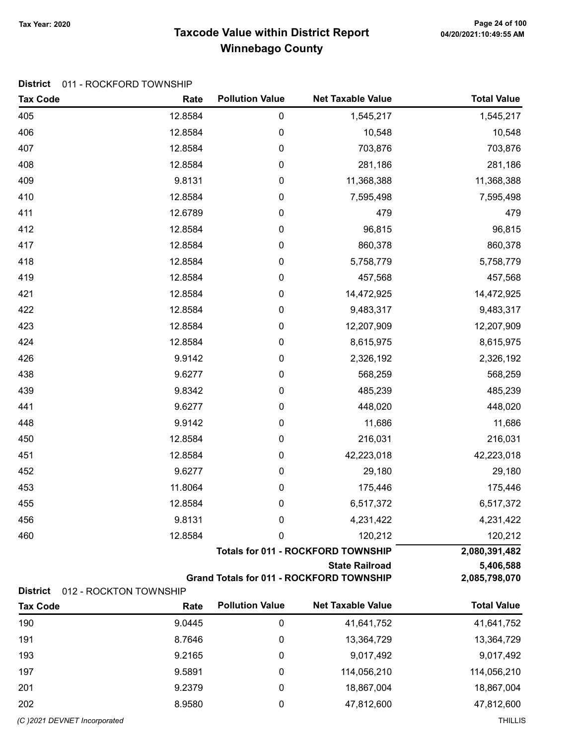# Taxcode Value within District Report
## Winnebago County

Tax Year: 2020

**District** 011 - ROCKFORD TOWNSHIP

| Tax Code | Rate | Pollution Value | Net Taxable Value | Total Value |
|---|---|---|---|---|
| 405 | 12.8584 | 0 | 1,545,217 | 1,545,217 |
| 406 | 12.8584 | 0 | 10,548 | 10,548 |
| 407 | 12.8584 | 0 | 703,876 | 703,876 |
| 408 | 12.8584 | 0 | 281,186 | 281,186 |
| 409 | 9.8131 | 0 | 11,368,388 | 11,368,388 |
| 410 | 12.8584 | 0 | 7,595,498 | 7,595,498 |
| 411 | 12.6789 | 0 | 479 | 479 |
| 412 | 12.8584 | 0 | 96,815 | 96,815 |
| 417 | 12.8584 | 0 | 860,378 | 860,378 |
| 418 | 12.8584 | 0 | 5,758,779 | 5,758,779 |
| 419 | 12.8584 | 0 | 457,568 | 457,568 |
| 421 | 12.8584 | 0 | 14,472,925 | 14,472,925 |
| 422 | 12.8584 | 0 | 9,483,317 | 9,483,317 |
| 423 | 12.8584 | 0 | 12,207,909 | 12,207,909 |
| 424 | 12.8584 | 0 | 8,615,975 | 8,615,975 |
| 426 | 9.9142 | 0 | 2,326,192 | 2,326,192 |
| 438 | 9.6277 | 0 | 568,259 | 568,259 |
| 439 | 9.8342 | 0 | 485,239 | 485,239 |
| 441 | 9.6277 | 0 | 448,020 | 448,020 |
| 448 | 9.9142 | 0 | 11,686 | 11,686 |
| 450 | 12.8584 | 0 | 216,031 | 216,031 |
| 451 | 12.8584 | 0 | 42,223,018 | 42,223,018 |
| 452 | 9.6277 | 0 | 29,180 | 29,180 |
| 453 | 11.8064 | 0 | 175,446 | 175,446 |
| 455 | 12.8584 | 0 | 6,517,372 | 6,517,372 |
| 456 | 9.8131 | 0 | 4,231,422 | 4,231,422 |
| 460 | 12.8584 | 0 | 120,212 | 120,212 |
| | | | **Totals for 011 - ROCKFORD TOWNSHIP** | **2,080,391,482** |
| | | | **State Railroad** | **5,406,588** |
| | | | **Grand Totals for 011 - ROCKFORD TOWNSHIP** | **2,085,798,070** |

**District** 012 - ROCKTON TOWNSHIP

| Tax Code | Rate | Pollution Value | Net Taxable Value | Total Value |
|---|---|---|---|---|
| 190 | 9.0445 | 0 | 41,641,752 | 41,641,752 |
| 191 | 8.7646 | 0 | 13,364,729 | 13,364,729 |
| 193 | 9.2165 | 0 | 9,017,492 | 9,017,492 |
| 197 | 9.5891 | 0 | 114,056,210 | 114,056,210 |
| 201 | 9.2379 | 0 | 18,867,004 | 18,867,004 |
| 202 | 8.9580 | 0 | 47,812,600 | 47,812,600 |

*(C )2021 DEVNET Incorporated* THILLIS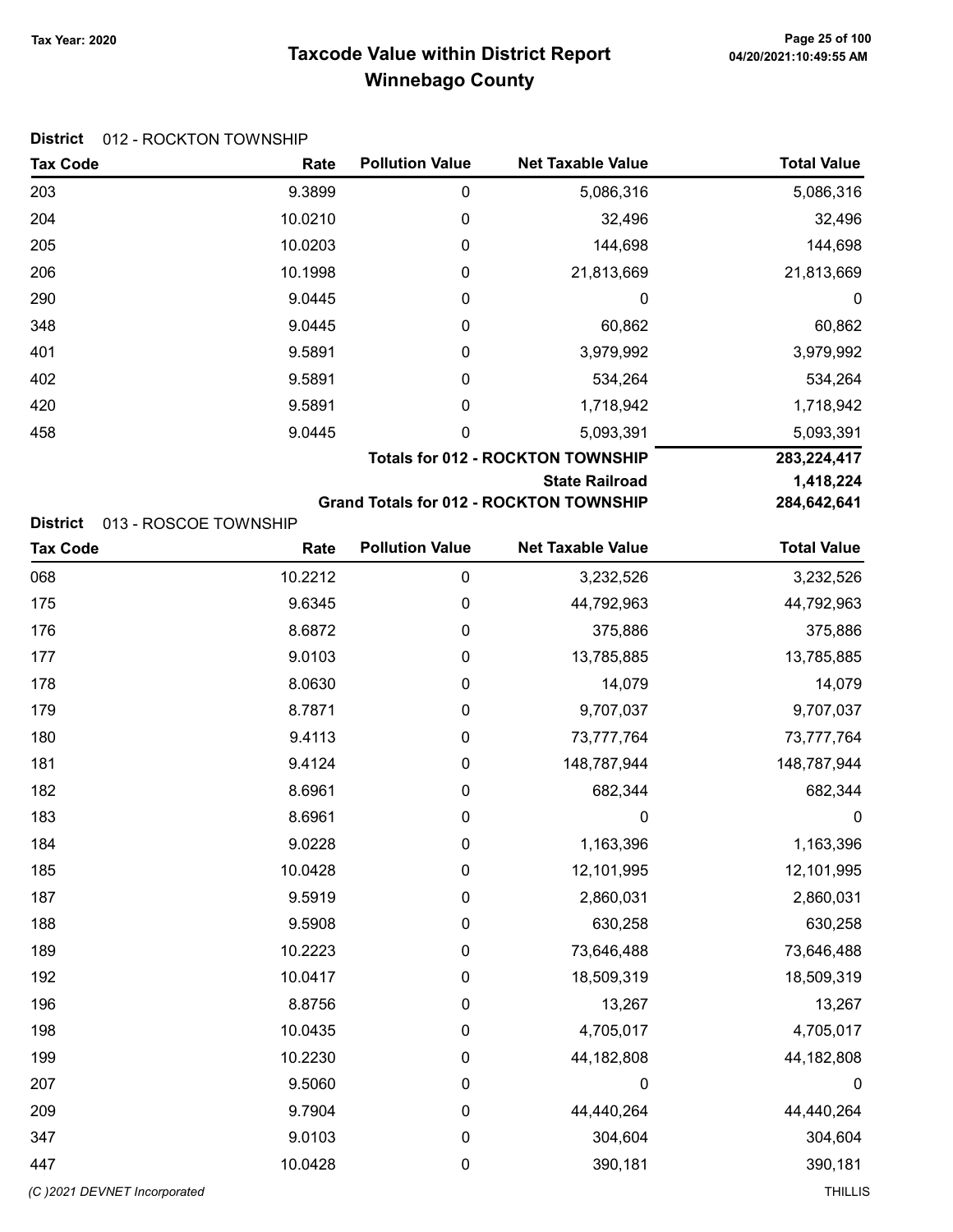# Taxcode Value within District Report
## Winnebago County

Tax Year: 2020

**District** 012 - ROCKTON TOWNSHIP

| Tax Code | Rate | Pollution Value | Net Taxable Value | Total Value |
|---|---|---|---|---|
| 203 | 9.3899 | 0 | 5,086,316 | 5,086,316 |
| 204 | 10.0210 | 0 | 32,496 | 32,496 |
| 205 | 10.0203 | 0 | 144,698 | 144,698 |
| 206 | 10.1998 | 0 | 21,813,669 | 21,813,669 |
| 290 | 9.0445 | 0 | 0 | 0 |
| 348 | 9.0445 | 0 | 60,862 | 60,862 |
| 401 | 9.5891 | 0 | 3,979,992 | 3,979,992 |
| 402 | 9.5891 | 0 | 534,264 | 534,264 |
| 420 | 9.5891 | 0 | 1,718,942 | 1,718,942 |
| 458 | 9.0445 | 0 | 5,093,391 | 5,093,391 |
| | | | **Totals for 012 - ROCKTON TOWNSHIP** | **283,224,417** |
| | | | **State Railroad** | **1,418,224** |
| | | | **Grand Totals for 012 - ROCKTON TOWNSHIP** | **284,642,641** |

**District** 013 - ROSCOE TOWNSHIP

| Tax Code | Rate | Pollution Value | Net Taxable Value | Total Value |
|---|---|---|---|---|
| 068 | 10.2212 | 0 | 3,232,526 | 3,232,526 |
| 175 | 9.6345 | 0 | 44,792,963 | 44,792,963 |
| 176 | 8.6872 | 0 | 375,886 | 375,886 |
| 177 | 9.0103 | 0 | 13,785,885 | 13,785,885 |
| 178 | 8.0630 | 0 | 14,079 | 14,079 |
| 179 | 8.7871 | 0 | 9,707,037 | 9,707,037 |
| 180 | 9.4113 | 0 | 73,777,764 | 73,777,764 |
| 181 | 9.4124 | 0 | 148,787,944 | 148,787,944 |
| 182 | 8.6961 | 0 | 682,344 | 682,344 |
| 183 | 8.6961 | 0 | 0 | 0 |
| 184 | 9.0228 | 0 | 1,163,396 | 1,163,396 |
| 185 | 10.0428 | 0 | 12,101,995 | 12,101,995 |
| 187 | 9.5919 | 0 | 2,860,031 | 2,860,031 |
| 188 | 9.5908 | 0 | 630,258 | 630,258 |
| 189 | 10.2223 | 0 | 73,646,488 | 73,646,488 |
| 192 | 10.0417 | 0 | 18,509,319 | 18,509,319 |
| 196 | 8.8756 | 0 | 13,267 | 13,267 |
| 198 | 10.0435 | 0 | 4,705,017 | 4,705,017 |
| 199 | 10.2230 | 0 | 44,182,808 | 44,182,808 |
| 207 | 9.5060 | 0 | 0 | 0 |
| 209 | 9.7904 | 0 | 44,440,264 | 44,440,264 |
| 347 | 9.0103 | 0 | 304,604 | 304,604 |
| 447 | 10.0428 | 0 | 390,181 | 390,181 |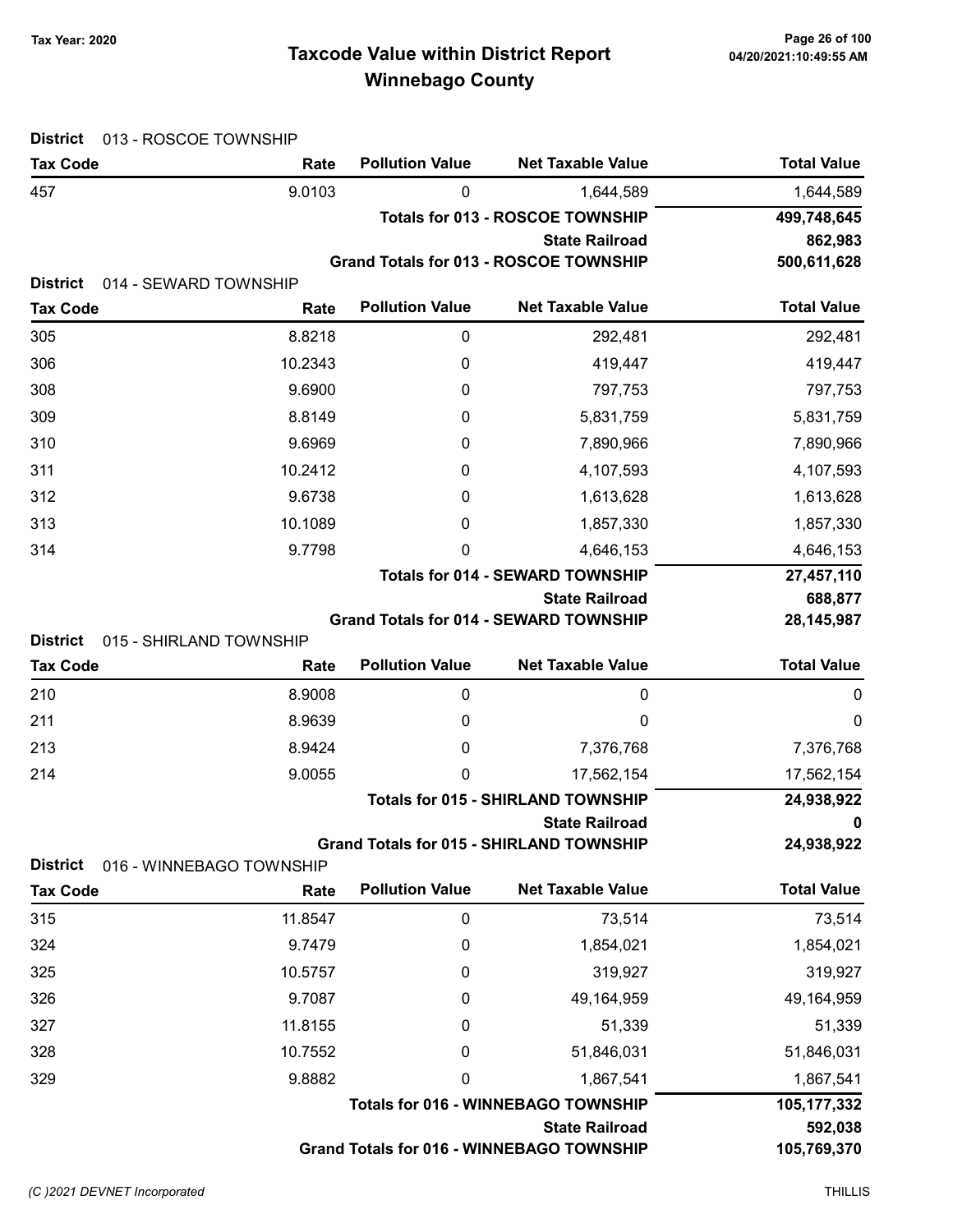# Taxcode Value within District Report
## Winnebago County

Tax Year: 2020

**District** 013 - ROSCOE TOWNSHIP

| Tax Code | Rate | Pollution Value | Net Taxable Value | Total Value |
|---|---|---|---|---|
| 457 | 9.0103 | 0 | 1,644,589 | 1,644,589 |
| | | | **Totals for 013 - ROSCOE TOWNSHIP** | **499,748,645** |
| | | | **State Railroad** | **862,983** |
| | | | **Grand Totals for 013 - ROSCOE TOWNSHIP** | **500,611,628** |

**District** 014 - SEWARD TOWNSHIP

| Tax Code | Rate | Pollution Value | Net Taxable Value | Total Value |
|---|---|---|---|---|
| 305 | 8.8218 | 0 | 292,481 | 292,481 |
| 306 | 10.2343 | 0 | 419,447 | 419,447 |
| 308 | 9.6900 | 0 | 797,753 | 797,753 |
| 309 | 8.8149 | 0 | 5,831,759 | 5,831,759 |
| 310 | 9.6969 | 0 | 7,890,966 | 7,890,966 |
| 311 | 10.2412 | 0 | 4,107,593 | 4,107,593 |
| 312 | 9.6738 | 0 | 1,613,628 | 1,613,628 |
| 313 | 10.1089 | 0 | 1,857,330 | 1,857,330 |
| 314 | 9.7798 | 0 | 4,646,153 | 4,646,153 |
| | | | **Totals for 014 - SEWARD TOWNSHIP** | **27,457,110** |
| | | | **State Railroad** | **688,877** |
| | | | **Grand Totals for 014 - SEWARD TOWNSHIP** | **28,145,987** |

**District** 015 - SHIRLAND TOWNSHIP

| Tax Code | Rate | Pollution Value | Net Taxable Value | Total Value |
|---|---|---|---|---|
| 210 | 8.9008 | 0 | 0 | 0 |
| 211 | 8.9639 | 0 | 0 | 0 |
| 213 | 8.9424 | 0 | 7,376,768 | 7,376,768 |
| 214 | 9.0055 | 0 | 17,562,154 | 17,562,154 |
| | | | **Totals for 015 - SHIRLAND TOWNSHIP** | **24,938,922** |
| | | | **State Railroad** | **0** |
| | | | **Grand Totals for 015 - SHIRLAND TOWNSHIP** | **24,938,922** |

**District** 016 - WINNEBAGO TOWNSHIP

| Tax Code | Rate | Pollution Value | Net Taxable Value | Total Value |
|---|---|---|---|---|
| 315 | 11.8547 | 0 | 73,514 | 73,514 |
| 324 | 9.7479 | 0 | 1,854,021 | 1,854,021 |
| 325 | 10.5757 | 0 | 319,927 | 319,927 |
| 326 | 9.7087 | 0 | 49,164,959 | 49,164,959 |
| 327 | 11.8155 | 0 | 51,339 | 51,339 |
| 328 | 10.7552 | 0 | 51,846,031 | 51,846,031 |
| 329 | 9.8882 | 0 | 1,867,541 | 1,867,541 |
| | | | **Totals for 016 - WINNEBAGO TOWNSHIP** | **105,177,332** |
| | | | **State Railroad** | **592,038** |
| | | | **Grand Totals for 016 - WINNEBAGO TOWNSHIP** | **105,769,370** |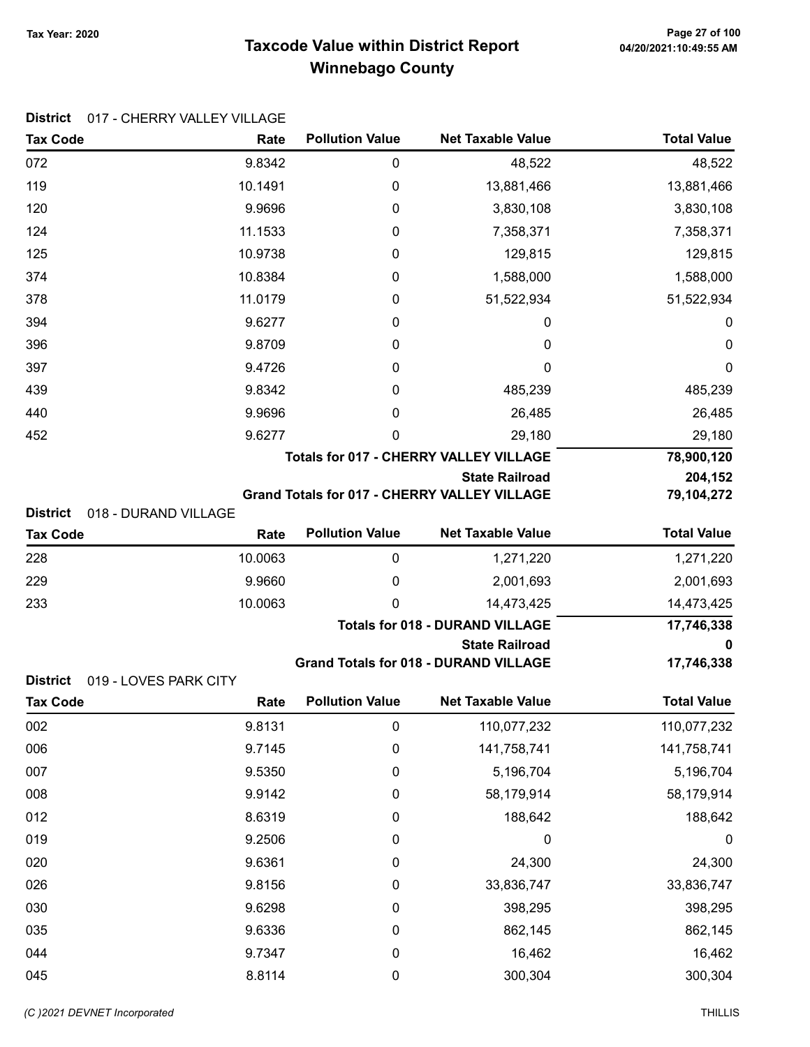# Taxcode Value within District Report
## Winnebago County

Tax Year: 2020

**District** 017 - CHERRY VALLEY VILLAGE

| Tax Code | Rate | Pollution Value | Net Taxable Value | Total Value |
|---|---|---|---|---|
| 072 | 9.8342 | 0 | 48,522 | 48,522 |
| 119 | 10.1491 | 0 | 13,881,466 | 13,881,466 |
| 120 | 9.9696 | 0 | 3,830,108 | 3,830,108 |
| 124 | 11.1533 | 0 | 7,358,371 | 7,358,371 |
| 125 | 10.9738 | 0 | 129,815 | 129,815 |
| 374 | 10.8384 | 0 | 1,588,000 | 1,588,000 |
| 378 | 11.0179 | 0 | 51,522,934 | 51,522,934 |
| 394 | 9.6277 | 0 | 0 | 0 |
| 396 | 9.8709 | 0 | 0 | 0 |
| 397 | 9.4726 | 0 | 0 | 0 |
| 439 | 9.8342 | 0 | 485,239 | 485,239 |
| 440 | 9.9696 | 0 | 26,485 | 26,485 |
| 452 | 9.6277 | 0 | 29,180 | 29,180 |
| | | | **Totals for 017 - CHERRY VALLEY VILLAGE** | **78,900,120** |
| | | | **State Railroad** | **204,152** |
| | | | **Grand Totals for 017 - CHERRY VALLEY VILLAGE** | **79,104,272** |

**District** 018 - DURAND VILLAGE

| Tax Code | Rate | Pollution Value | Net Taxable Value | Total Value |
|---|---|---|---|---|
| 228 | 10.0063 | 0 | 1,271,220 | 1,271,220 |
| 229 | 9.9660 | 0 | 2,001,693 | 2,001,693 |
| 233 | 10.0063 | 0 | 14,473,425 | 14,473,425 |
| | | | **Totals for 018 - DURAND VILLAGE** | **17,746,338** |
| | | | **State Railroad** | **0** |
| | | | **Grand Totals for 018 - DURAND VILLAGE** | **17,746,338** |

**District** 019 - LOVES PARK CITY

| Tax Code | Rate | Pollution Value | Net Taxable Value | Total Value |
|---|---|---|---|---|
| 002 | 9.8131 | 0 | 110,077,232 | 110,077,232 |
| 006 | 9.7145 | 0 | 141,758,741 | 141,758,741 |
| 007 | 9.5350 | 0 | 5,196,704 | 5,196,704 |
| 008 | 9.9142 | 0 | 58,179,914 | 58,179,914 |
| 012 | 8.6319 | 0 | 188,642 | 188,642 |
| 019 | 9.2506 | 0 | 0 | 0 |
| 020 | 9.6361 | 0 | 24,300 | 24,300 |
| 026 | 9.8156 | 0 | 33,836,747 | 33,836,747 |
| 030 | 9.6298 | 0 | 398,295 | 398,295 |
| 035 | 9.6336 | 0 | 862,145 | 862,145 |
| 044 | 9.7347 | 0 | 16,462 | 16,462 |
| 045 | 8.8114 | 0 | 300,304 | 300,304 |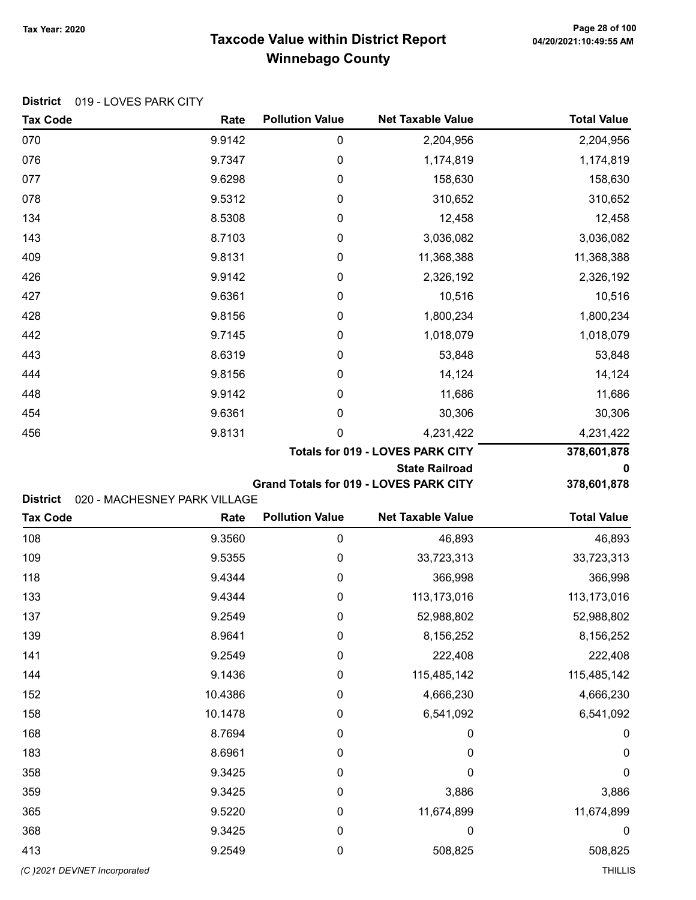# Taxcode Value within District Report
# Winnebago County

Tax Year: 2020

**District** 019 - LOVES PARK CITY

| Tax Code | Rate | Pollution Value | Net Taxable Value | Total Value |
|---|---|---|---|---|
| 070 | 9.9142 | 0 | 2,204,956 | 2,204,956 |
| 076 | 9.7347 | 0 | 1,174,819 | 1,174,819 |
| 077 | 9.6298 | 0 | 158,630 | 158,630 |
| 078 | 9.5312 | 0 | 310,652 | 310,652 |
| 134 | 8.5308 | 0 | 12,458 | 12,458 |
| 143 | 8.7103 | 0 | 3,036,082 | 3,036,082 |
| 409 | 9.8131 | 0 | 11,368,388 | 11,368,388 |
| 426 | 9.9142 | 0 | 2,326,192 | 2,326,192 |
| 427 | 9.6361 | 0 | 10,516 | 10,516 |
| 428 | 9.8156 | 0 | 1,800,234 | 1,800,234 |
| 442 | 9.7145 | 0 | 1,018,079 | 1,018,079 |
| 443 | 8.6319 | 0 | 53,848 | 53,848 |
| 444 | 9.8156 | 0 | 14,124 | 14,124 |
| 448 | 9.9142 | 0 | 11,686 | 11,686 |
| 454 | 9.6361 | 0 | 30,306 | 30,306 |
| 456 | 9.8131 | 0 | 4,231,422 | 4,231,422 |
| | | | **Totals for 019 - LOVES PARK CITY** | **378,601,878** |
| | | | **State Railroad** | **0** |
| | | | **Grand Totals for 019 - LOVES PARK CITY** | **378,601,878** |

**District** 020 - MACHESNEY PARK VILLAGE

| Tax Code | Rate | Pollution Value | Net Taxable Value | Total Value |
|---|---|---|---|---|
| 108 | 9.3560 | 0 | 46,893 | 46,893 |
| 109 | 9.5355 | 0 | 33,723,313 | 33,723,313 |
| 118 | 9.4344 | 0 | 366,998 | 366,998 |
| 133 | 9.4344 | 0 | 113,173,016 | 113,173,016 |
| 137 | 9.2549 | 0 | 52,988,802 | 52,988,802 |
| 139 | 8.9641 | 0 | 8,156,252 | 8,156,252 |
| 141 | 9.2549 | 0 | 222,408 | 222,408 |
| 144 | 9.1436 | 0 | 115,485,142 | 115,485,142 |
| 152 | 10.4386 | 0 | 4,666,230 | 4,666,230 |
| 158 | 10.1478 | 0 | 6,541,092 | 6,541,092 |
| 168 | 8.7694 | 0 | 0 | 0 |
| 183 | 8.6961 | 0 | 0 | 0 |
| 358 | 9.3425 | 0 | 0 | 0 |
| 359 | 9.3425 | 0 | 3,886 | 3,886 |
| 365 | 9.5220 | 0 | 11,674,899 | 11,674,899 |
| 368 | 9.3425 | 0 | 0 | 0 |
| 413 | 9.2549 | 0 | 508,825 | 508,825 |

(C )2021 DEVNET Incorporated — THILLIS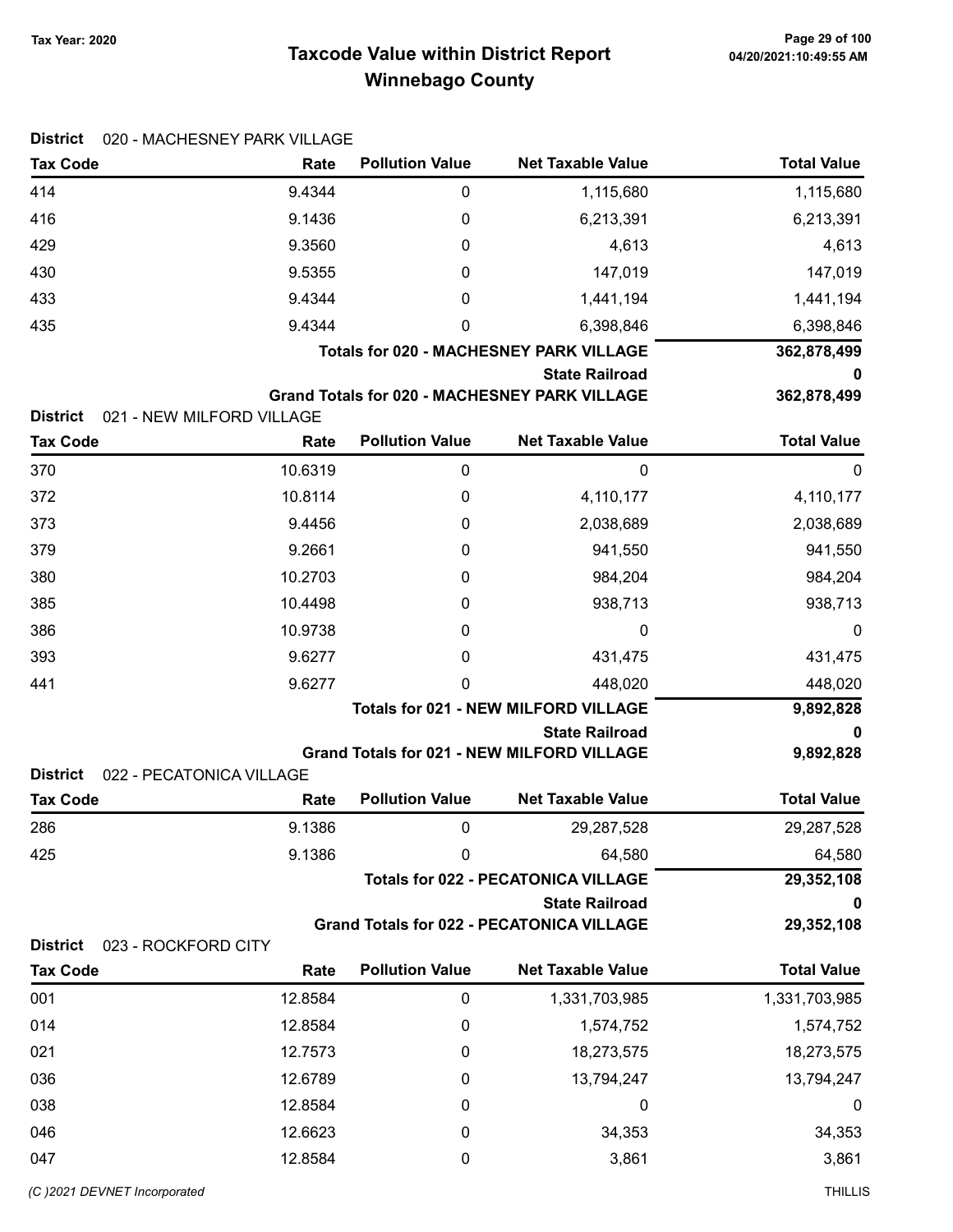**District** 020 - MACHESNEY PARK VILLAGE

| Tax Code | Rate | Pollution Value | Net Taxable Value | Total Value |
|---|---|---|---|---|
| 414 | 9.4344 | 0 | 1,115,680 | 1,115,680 |
| 416 | 9.1436 | 0 | 6,213,391 | 6,213,391 |
| 429 | 9.3560 | 0 | 4,613 | 4,613 |
| 430 | 9.5355 | 0 | 147,019 | 147,019 |
| 433 | 9.4344 | 0 | 1,441,194 | 1,441,194 |
| 435 | 9.4344 | 0 | 6,398,846 | 6,398,846 |
| | | | **Totals for 020 - MACHESNEY PARK VILLAGE** | **362,878,499** |
| | | | **State Railroad** | **0** |
| | | | **Grand Totals for 020 - MACHESNEY PARK VILLAGE** | **362,878,499** |

**District** 021 - NEW MILFORD VILLAGE

| Tax Code | Rate | Pollution Value | Net Taxable Value | Total Value |
|---|---|---|---|---|
| 370 | 10.6319 | 0 | 0 | 0 |
| 372 | 10.8114 | 0 | 4,110,177 | 4,110,177 |
| 373 | 9.4456 | 0 | 2,038,689 | 2,038,689 |
| 379 | 9.2661 | 0 | 941,550 | 941,550 |
| 380 | 10.2703 | 0 | 984,204 | 984,204 |
| 385 | 10.4498 | 0 | 938,713 | 938,713 |
| 386 | 10.9738 | 0 | 0 | 0 |
| 393 | 9.6277 | 0 | 431,475 | 431,475 |
| 441 | 9.6277 | 0 | 448,020 | 448,020 |
| | | | **Totals for 021 - NEW MILFORD VILLAGE** | **9,892,828** |
| | | | **State Railroad** | **0** |
| | | | **Grand Totals for 021 - NEW MILFORD VILLAGE** | **9,892,828** |

**District** 022 - PECATONICA VILLAGE

| Tax Code | Rate | Pollution Value | Net Taxable Value | Total Value |
|---|---|---|---|---|
| 286 | 9.1386 | 0 | 29,287,528 | 29,287,528 |
| 425 | 9.1386 | 0 | 64,580 | 64,580 |
| | | | **Totals for 022 - PECATONICA VILLAGE** | **29,352,108** |
| | | | **State Railroad** | **0** |
| | | | **Grand Totals for 022 - PECATONICA VILLAGE** | **29,352,108** |

**District** 023 - ROCKFORD CITY

| Tax Code | Rate | Pollution Value | Net Taxable Value | Total Value |
|---|---|---|---|---|
| 001 | 12.8584 | 0 | 1,331,703,985 | 1,331,703,985 |
| 014 | 12.8584 | 0 | 1,574,752 | 1,574,752 |
| 021 | 12.7573 | 0 | 18,273,575 | 18,273,575 |
| 036 | 12.6789 | 0 | 13,794,247 | 13,794,247 |
| 038 | 12.8584 | 0 | 0 | 0 |
| 046 | 12.6623 | 0 | 34,353 | 34,353 |
| 047 | 12.8584 | 0 | 3,861 | 3,861 |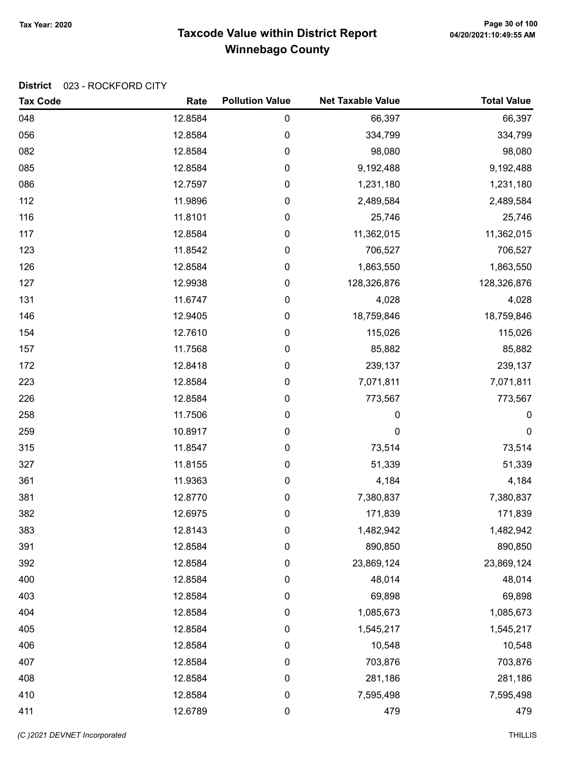# Taxcode Value within District Report
## Winnebago County

Tax Year: 2020

**District** 023 - ROCKFORD CITY

| Tax Code | Rate | Pollution Value | Net Taxable Value | Total Value |
|---|---|---|---|---|
| 048 | 12.8584 | 0 | 66,397 | 66,397 |
| 056 | 12.8584 | 0 | 334,799 | 334,799 |
| 082 | 12.8584 | 0 | 98,080 | 98,080 |
| 085 | 12.8584 | 0 | 9,192,488 | 9,192,488 |
| 086 | 12.7597 | 0 | 1,231,180 | 1,231,180 |
| 112 | 11.9896 | 0 | 2,489,584 | 2,489,584 |
| 116 | 11.8101 | 0 | 25,746 | 25,746 |
| 117 | 12.8584 | 0 | 11,362,015 | 11,362,015 |
| 123 | 11.8542 | 0 | 706,527 | 706,527 |
| 126 | 12.8584 | 0 | 1,863,550 | 1,863,550 |
| 127 | 12.9938 | 0 | 128,326,876 | 128,326,876 |
| 131 | 11.6747 | 0 | 4,028 | 4,028 |
| 146 | 12.9405 | 0 | 18,759,846 | 18,759,846 |
| 154 | 12.7610 | 0 | 115,026 | 115,026 |
| 157 | 11.7568 | 0 | 85,882 | 85,882 |
| 172 | 12.8418 | 0 | 239,137 | 239,137 |
| 223 | 12.8584 | 0 | 7,071,811 | 7,071,811 |
| 226 | 12.8584 | 0 | 773,567 | 773,567 |
| 258 | 11.7506 | 0 | 0 | 0 |
| 259 | 10.8917 | 0 | 0 | 0 |
| 315 | 11.8547 | 0 | 73,514 | 73,514 |
| 327 | 11.8155 | 0 | 51,339 | 51,339 |
| 361 | 11.9363 | 0 | 4,184 | 4,184 |
| 381 | 12.8770 | 0 | 7,380,837 | 7,380,837 |
| 382 | 12.6975 | 0 | 171,839 | 171,839 |
| 383 | 12.8143 | 0 | 1,482,942 | 1,482,942 |
| 391 | 12.8584 | 0 | 890,850 | 890,850 |
| 392 | 12.8584 | 0 | 23,869,124 | 23,869,124 |
| 400 | 12.8584 | 0 | 48,014 | 48,014 |
| 403 | 12.8584 | 0 | 69,898 | 69,898 |
| 404 | 12.8584 | 0 | 1,085,673 | 1,085,673 |
| 405 | 12.8584 | 0 | 1,545,217 | 1,545,217 |
| 406 | 12.8584 | 0 | 10,548 | 10,548 |
| 407 | 12.8584 | 0 | 703,876 | 703,876 |
| 408 | 12.8584 | 0 | 281,186 | 281,186 |
| 410 | 12.8584 | 0 | 7,595,498 | 7,595,498 |
| 411 | 12.6789 | 0 | 479 | 479 |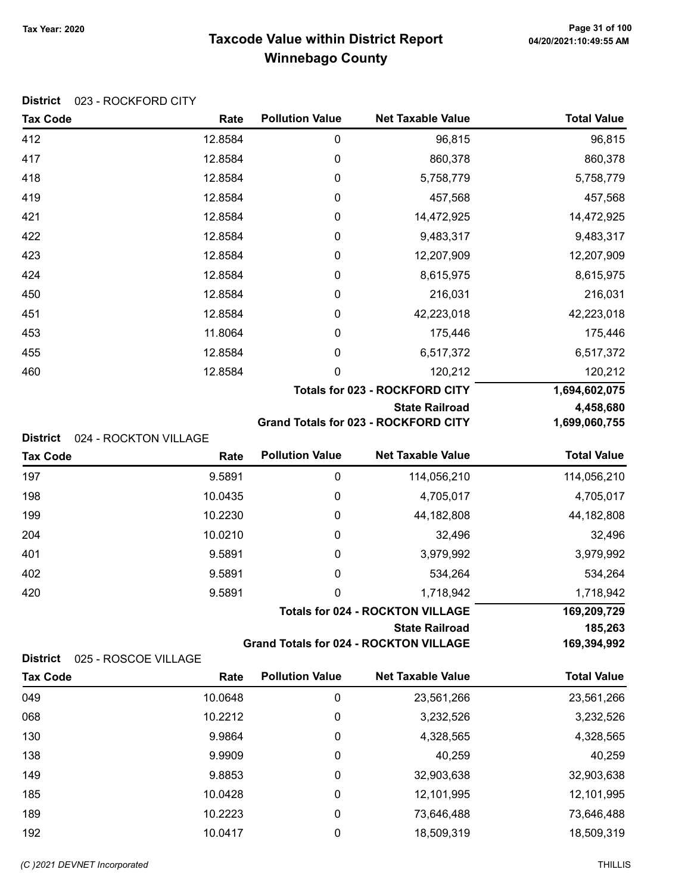# Taxcode Value within District Report
## Winnebago County

Tax Year: 2020

**District** 023 - ROCKFORD CITY

| Tax Code | Rate | Pollution Value | Net Taxable Value | Total Value |
|---|---|---|---|---|
| 412 | 12.8584 | 0 | 96,815 | 96,815 |
| 417 | 12.8584 | 0 | 860,378 | 860,378 |
| 418 | 12.8584 | 0 | 5,758,779 | 5,758,779 |
| 419 | 12.8584 | 0 | 457,568 | 457,568 |
| 421 | 12.8584 | 0 | 14,472,925 | 14,472,925 |
| 422 | 12.8584 | 0 | 9,483,317 | 9,483,317 |
| 423 | 12.8584 | 0 | 12,207,909 | 12,207,909 |
| 424 | 12.8584 | 0 | 8,615,975 | 8,615,975 |
| 450 | 12.8584 | 0 | 216,031 | 216,031 |
| 451 | 12.8584 | 0 | 42,223,018 | 42,223,018 |
| 453 | 11.8064 | 0 | 175,446 | 175,446 |
| 455 | 12.8584 | 0 | 6,517,372 | 6,517,372 |
| 460 | 12.8584 | 0 | 120,212 | 120,212 |
| | | | **Totals for 023 - ROCKFORD CITY** | **1,694,602,075** |
| | | | **State Railroad** | **4,458,680** |
| | | | **Grand Totals for 023 - ROCKFORD CITY** | **1,699,060,755** |

**District** 024 - ROCKTON VILLAGE

| Tax Code | Rate | Pollution Value | Net Taxable Value | Total Value |
|---|---|---|---|---|
| 197 | 9.5891 | 0 | 114,056,210 | 114,056,210 |
| 198 | 10.0435 | 0 | 4,705,017 | 4,705,017 |
| 199 | 10.2230 | 0 | 44,182,808 | 44,182,808 |
| 204 | 10.0210 | 0 | 32,496 | 32,496 |
| 401 | 9.5891 | 0 | 3,979,992 | 3,979,992 |
| 402 | 9.5891 | 0 | 534,264 | 534,264 |
| 420 | 9.5891 | 0 | 1,718,942 | 1,718,942 |
| | | | **Totals for 024 - ROCKTON VILLAGE** | **169,209,729** |
| | | | **State Railroad** | **185,263** |
| | | | **Grand Totals for 024 - ROCKTON VILLAGE** | **169,394,992** |

**District** 025 - ROSCOE VILLAGE

| Tax Code | Rate | Pollution Value | Net Taxable Value | Total Value |
|---|---|---|---|---|
| 049 | 10.0648 | 0 | 23,561,266 | 23,561,266 |
| 068 | 10.2212 | 0 | 3,232,526 | 3,232,526 |
| 130 | 9.9864 | 0 | 4,328,565 | 4,328,565 |
| 138 | 9.9909 | 0 | 40,259 | 40,259 |
| 149 | 9.8853 | 0 | 32,903,638 | 32,903,638 |
| 185 | 10.0428 | 0 | 12,101,995 | 12,101,995 |
| 189 | 10.2223 | 0 | 73,646,488 | 73,646,488 |
| 192 | 10.0417 | 0 | 18,509,319 | 18,509,319 |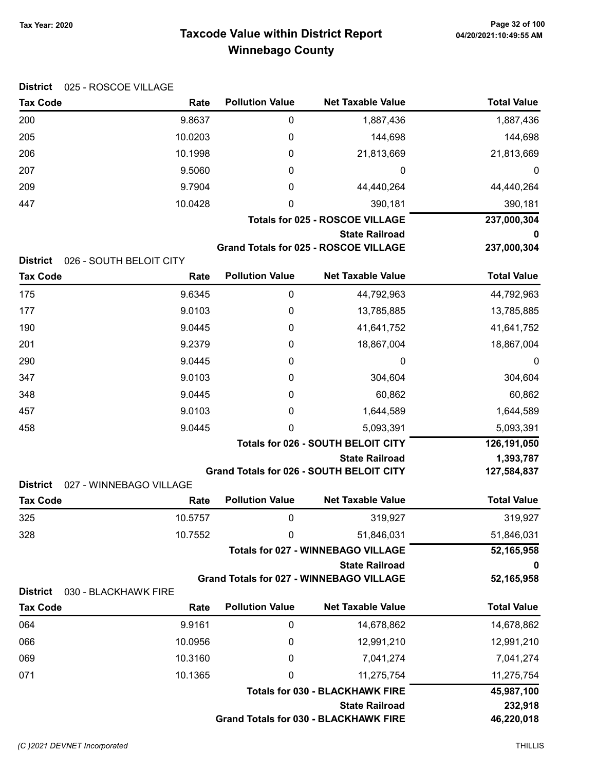Tax Year: 2020

# Taxcode Value within District Report
## Winnebago County

**District** 025 - ROSCOE VILLAGE

| Tax Code | Rate | Pollution Value | Net Taxable Value | Total Value |
|---|---|---|---|---|
| 200 | 9.8637 | 0 | 1,887,436 | 1,887,436 |
| 205 | 10.0203 | 0 | 144,698 | 144,698 |
| 206 | 10.1998 | 0 | 21,813,669 | 21,813,669 |
| 207 | 9.5060 | 0 | 0 | 0 |
| 209 | 9.7904 | 0 | 44,440,264 | 44,440,264 |
| 447 | 10.0428 | 0 | 390,181 | 390,181 |
| | | | **Totals for 025 - ROSCOE VILLAGE** | **237,000,304** |
| | | | **State Railroad** | **0** |
| | | | **Grand Totals for 025 - ROSCOE VILLAGE** | **237,000,304** |

**District** 026 - SOUTH BELOIT CITY

| Tax Code | Rate | Pollution Value | Net Taxable Value | Total Value |
|---|---|---|---|---|
| 175 | 9.6345 | 0 | 44,792,963 | 44,792,963 |
| 177 | 9.0103 | 0 | 13,785,885 | 13,785,885 |
| 190 | 9.0445 | 0 | 41,641,752 | 41,641,752 |
| 201 | 9.2379 | 0 | 18,867,004 | 18,867,004 |
| 290 | 9.0445 | 0 | 0 | 0 |
| 347 | 9.0103 | 0 | 304,604 | 304,604 |
| 348 | 9.0445 | 0 | 60,862 | 60,862 |
| 457 | 9.0103 | 0 | 1,644,589 | 1,644,589 |
| 458 | 9.0445 | 0 | 5,093,391 | 5,093,391 |
| | | | **Totals for 026 - SOUTH BELOIT CITY** | **126,191,050** |
| | | | **State Railroad** | **1,393,787** |
| | | | **Grand Totals for 026 - SOUTH BELOIT CITY** | **127,584,837** |

**District** 027 - WINNEBAGO VILLAGE

| Tax Code | Rate | Pollution Value | Net Taxable Value | Total Value |
|---|---|---|---|---|
| 325 | 10.5757 | 0 | 319,927 | 319,927 |
| 328 | 10.7552 | 0 | 51,846,031 | 51,846,031 |
| | | | **Totals for 027 - WINNEBAGO VILLAGE** | **52,165,958** |
| | | | **State Railroad** | **0** |
| | | | **Grand Totals for 027 - WINNEBAGO VILLAGE** | **52,165,958** |

**District** 030 - BLACKHAWK FIRE

| Tax Code | Rate | Pollution Value | Net Taxable Value | Total Value |
|---|---|---|---|---|
| 064 | 9.9161 | 0 | 14,678,862 | 14,678,862 |
| 066 | 10.0956 | 0 | 12,991,210 | 12,991,210 |
| 069 | 10.3160 | 0 | 7,041,274 | 7,041,274 |
| 071 | 10.1365 | 0 | 11,275,754 | 11,275,754 |
| | | | **Totals for 030 - BLACKHAWK FIRE** | **45,987,100** |
| | | | **State Railroad** | **232,918** |
| | | | **Grand Totals for 030 - BLACKHAWK FIRE** | **46,220,018** |

(C )2021 DEVNET Incorporated THILLIS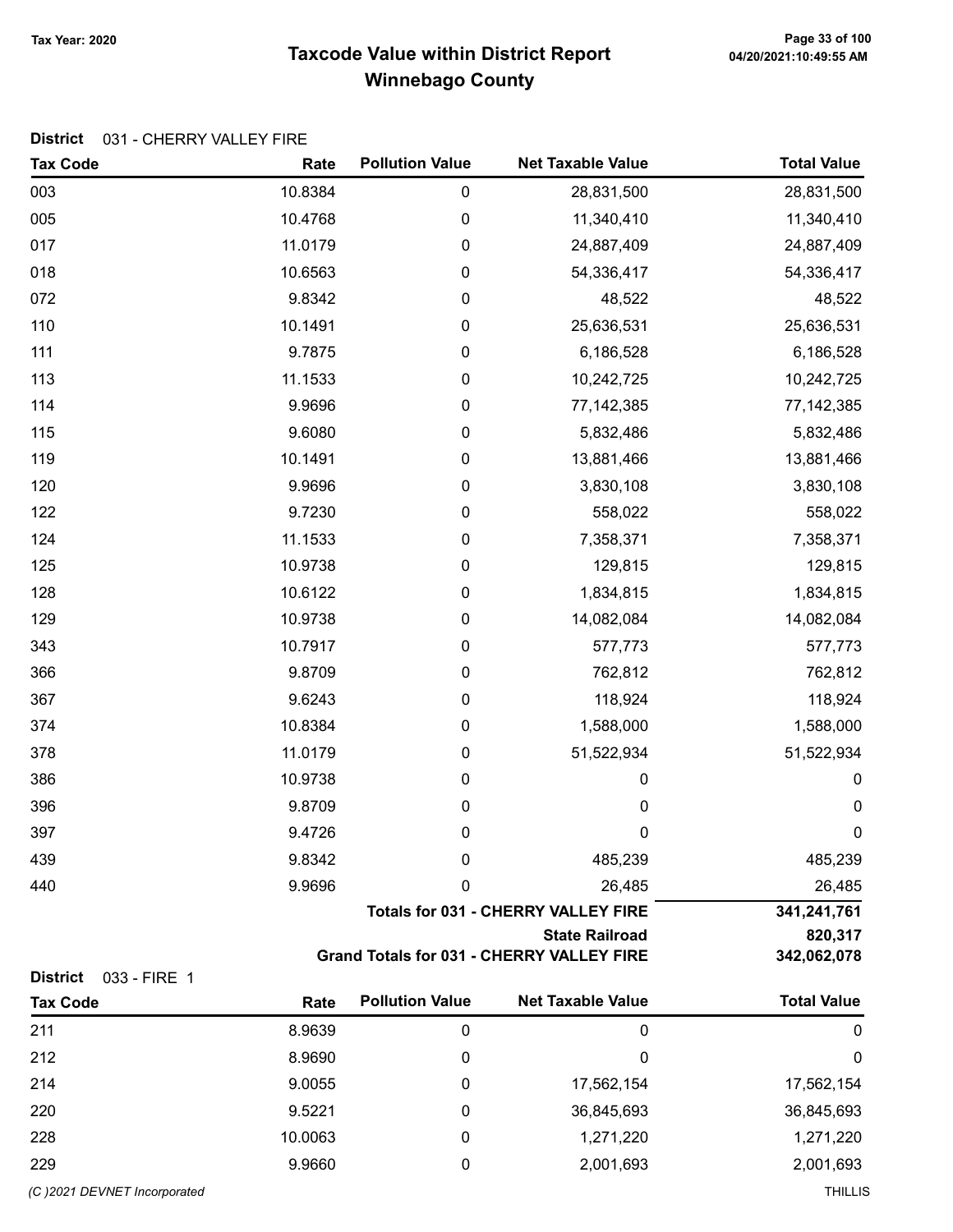# Taxcode Value within District Report
## Winnebago County

Tax Year: 2020

**District** 031 - CHERRY VALLEY FIRE

| Tax Code | Rate | Pollution Value | Net Taxable Value | Total Value |
|---|---|---|---|---|
| 003 | 10.8384 | 0 | 28,831,500 | 28,831,500 |
| 005 | 10.4768 | 0 | 11,340,410 | 11,340,410 |
| 017 | 11.0179 | 0 | 24,887,409 | 24,887,409 |
| 018 | 10.6563 | 0 | 54,336,417 | 54,336,417 |
| 072 | 9.8342 | 0 | 48,522 | 48,522 |
| 110 | 10.1491 | 0 | 25,636,531 | 25,636,531 |
| 111 | 9.7875 | 0 | 6,186,528 | 6,186,528 |
| 113 | 11.1533 | 0 | 10,242,725 | 10,242,725 |
| 114 | 9.9696 | 0 | 77,142,385 | 77,142,385 |
| 115 | 9.6080 | 0 | 5,832,486 | 5,832,486 |
| 119 | 10.1491 | 0 | 13,881,466 | 13,881,466 |
| 120 | 9.9696 | 0 | 3,830,108 | 3,830,108 |
| 122 | 9.7230 | 0 | 558,022 | 558,022 |
| 124 | 11.1533 | 0 | 7,358,371 | 7,358,371 |
| 125 | 10.9738 | 0 | 129,815 | 129,815 |
| 128 | 10.6122 | 0 | 1,834,815 | 1,834,815 |
| 129 | 10.9738 | 0 | 14,082,084 | 14,082,084 |
| 343 | 10.7917 | 0 | 577,773 | 577,773 |
| 366 | 9.8709 | 0 | 762,812 | 762,812 |
| 367 | 9.6243 | 0 | 118,924 | 118,924 |
| 374 | 10.8384 | 0 | 1,588,000 | 1,588,000 |
| 378 | 11.0179 | 0 | 51,522,934 | 51,522,934 |
| 386 | 10.9738 | 0 | 0 | 0 |
| 396 | 9.8709 | 0 | 0 | 0 |
| 397 | 9.4726 | 0 | 0 | 0 |
| 439 | 9.8342 | 0 | 485,239 | 485,239 |
| 440 | 9.9696 | 0 | 26,485 | 26,485 |
| | | | **Totals for 031 - CHERRY VALLEY FIRE** | **341,241,761** |
| | | | **State Railroad** | **820,317** |
| | | | **Grand Totals for 031 - CHERRY VALLEY FIRE** | **342,062,078** |

**District** 033 - FIRE 1

| Tax Code | Rate | Pollution Value | Net Taxable Value | Total Value |
|---|---|---|---|---|
| 211 | 8.9639 | 0 | 0 | 0 |
| 212 | 8.9690 | 0 | 0 | 0 |
| 214 | 9.0055 | 0 | 17,562,154 | 17,562,154 |
| 220 | 9.5221 | 0 | 36,845,693 | 36,845,693 |
| 228 | 10.0063 | 0 | 1,271,220 | 1,271,220 |
| 229 | 9.9660 | 0 | 2,001,693 | 2,001,693 |

(C )2021 DEVNET Incorporated THILLIS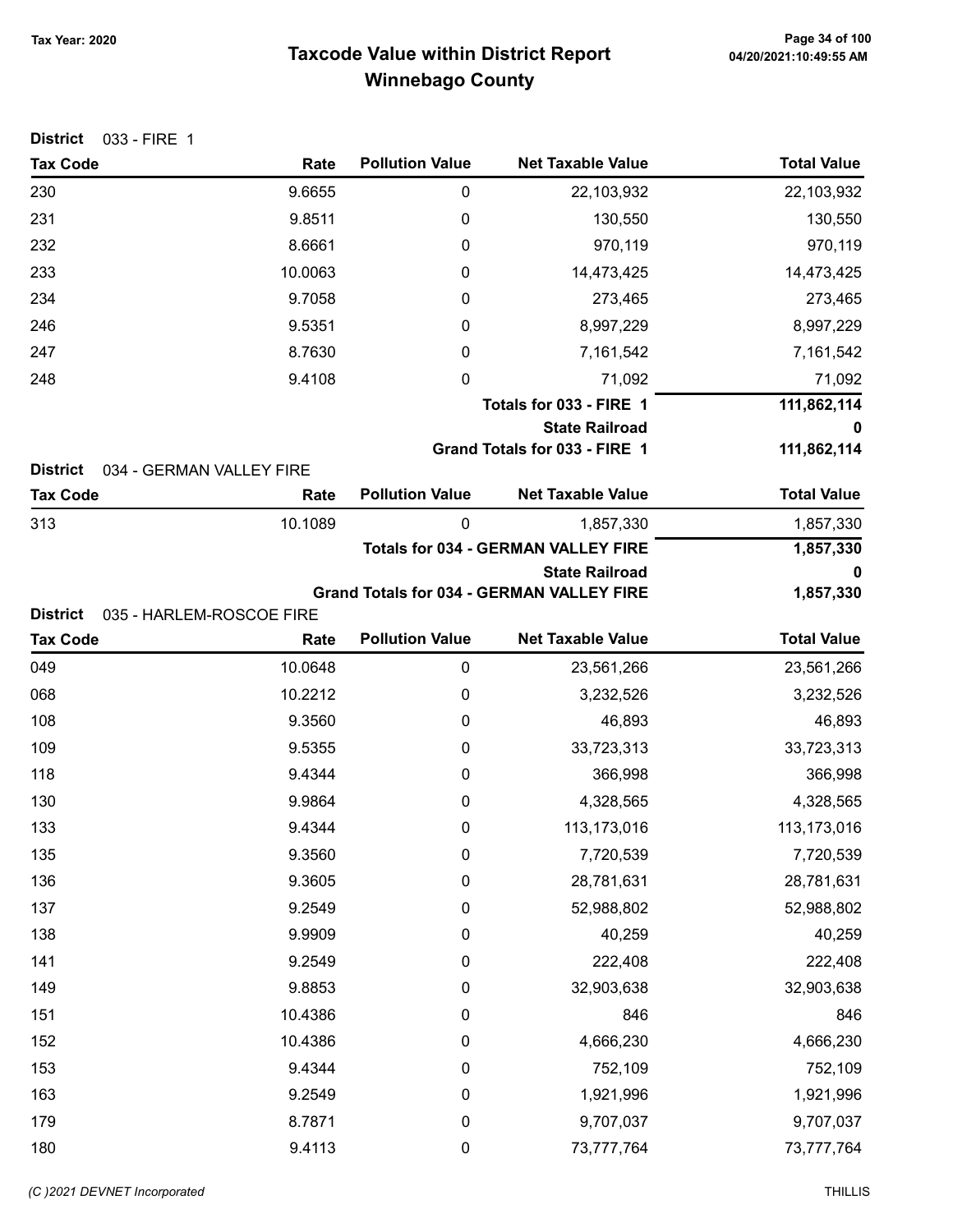# Taxcode Value within District Report
## Winnebago County

Tax Year: 2020

04/20/2021:10:49:55 AM

**District** 033 - FIRE 1

| Tax Code | Rate | Pollution Value | Net Taxable Value | Total Value |
|---|---|---|---|---|
| 230 | 9.6655 | 0 | 22,103,932 | 22,103,932 |
| 231 | 9.8511 | 0 | 130,550 | 130,550 |
| 232 | 8.6661 | 0 | 970,119 | 970,119 |
| 233 | 10.0063 | 0 | 14,473,425 | 14,473,425 |
| 234 | 9.7058 | 0 | 273,465 | 273,465 |
| 246 | 9.5351 | 0 | 8,997,229 | 8,997,229 |
| 247 | 8.7630 | 0 | 7,161,542 | 7,161,542 |
| 248 | 9.4108 | 0 | 71,092 | 71,092 |
| | | | **Totals for 033 - FIRE 1** | **111,862,114** |
| | | | **State Railroad** | **0** |
| | | | **Grand Totals for 033 - FIRE 1** | **111,862,114** |

**District** 034 - GERMAN VALLEY FIRE

| Tax Code | Rate | Pollution Value | Net Taxable Value | Total Value |
|---|---|---|---|---|
| 313 | 10.1089 | 0 | 1,857,330 | 1,857,330 |
| | | | **Totals for 034 - GERMAN VALLEY FIRE** | **1,857,330** |
| | | | **State Railroad** | **0** |
| | | | **Grand Totals for 034 - GERMAN VALLEY FIRE** | **1,857,330** |

**District** 035 - HARLEM-ROSCOE FIRE

| Tax Code | Rate | Pollution Value | Net Taxable Value | Total Value |
|---|---|---|---|---|
| 049 | 10.0648 | 0 | 23,561,266 | 23,561,266 |
| 068 | 10.2212 | 0 | 3,232,526 | 3,232,526 |
| 108 | 9.3560 | 0 | 46,893 | 46,893 |
| 109 | 9.5355 | 0 | 33,723,313 | 33,723,313 |
| 118 | 9.4344 | 0 | 366,998 | 366,998 |
| 130 | 9.9864 | 0 | 4,328,565 | 4,328,565 |
| 133 | 9.4344 | 0 | 113,173,016 | 113,173,016 |
| 135 | 9.3560 | 0 | 7,720,539 | 7,720,539 |
| 136 | 9.3605 | 0 | 28,781,631 | 28,781,631 |
| 137 | 9.2549 | 0 | 52,988,802 | 52,988,802 |
| 138 | 9.9909 | 0 | 40,259 | 40,259 |
| 141 | 9.2549 | 0 | 222,408 | 222,408 |
| 149 | 9.8853 | 0 | 32,903,638 | 32,903,638 |
| 151 | 10.4386 | 0 | 846 | 846 |
| 152 | 10.4386 | 0 | 4,666,230 | 4,666,230 |
| 153 | 9.4344 | 0 | 752,109 | 752,109 |
| 163 | 9.2549 | 0 | 1,921,996 | 1,921,996 |
| 179 | 8.7871 | 0 | 9,707,037 | 9,707,037 |
| 180 | 9.4113 | 0 | 73,777,764 | 73,777,764 |

(C )2021 DEVNET Incorporated THILLIS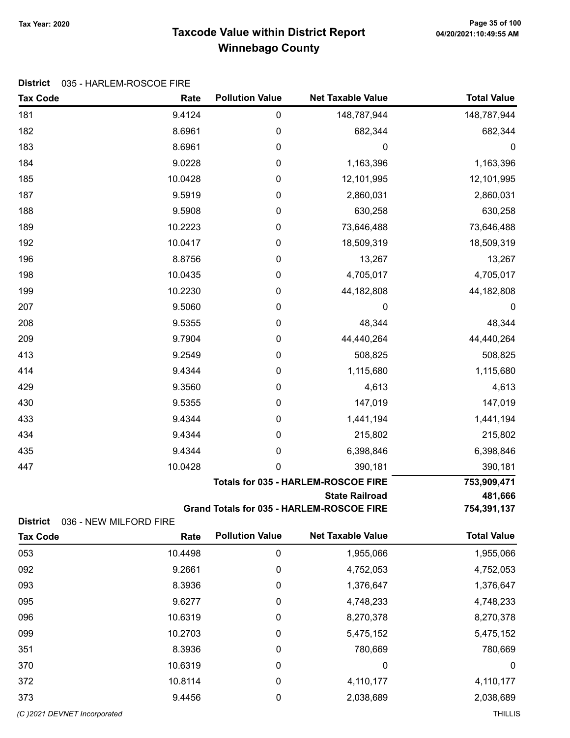# Taxcode Value within District Report
# Winnebago County

Tax Year: 2020

**District** 035 - HARLEM-ROSCOE FIRE

| Tax Code | Rate | Pollution Value | Net Taxable Value | Total Value |
|---|---|---|---|---|
| 181 | 9.4124 | 0 | 148,787,944 | 148,787,944 |
| 182 | 8.6961 | 0 | 682,344 | 682,344 |
| 183 | 8.6961 | 0 | 0 | 0 |
| 184 | 9.0228 | 0 | 1,163,396 | 1,163,396 |
| 185 | 10.0428 | 0 | 12,101,995 | 12,101,995 |
| 187 | 9.5919 | 0 | 2,860,031 | 2,860,031 |
| 188 | 9.5908 | 0 | 630,258 | 630,258 |
| 189 | 10.2223 | 0 | 73,646,488 | 73,646,488 |
| 192 | 10.0417 | 0 | 18,509,319 | 18,509,319 |
| 196 | 8.8756 | 0 | 13,267 | 13,267 |
| 198 | 10.0435 | 0 | 4,705,017 | 4,705,017 |
| 199 | 10.2230 | 0 | 44,182,808 | 44,182,808 |
| 207 | 9.5060 | 0 | 0 | 0 |
| 208 | 9.5355 | 0 | 48,344 | 48,344 |
| 209 | 9.7904 | 0 | 44,440,264 | 44,440,264 |
| 413 | 9.2549 | 0 | 508,825 | 508,825 |
| 414 | 9.4344 | 0 | 1,115,680 | 1,115,680 |
| 429 | 9.3560 | 0 | 4,613 | 4,613 |
| 430 | 9.5355 | 0 | 147,019 | 147,019 |
| 433 | 9.4344 | 0 | 1,441,194 | 1,441,194 |
| 434 | 9.4344 | 0 | 215,802 | 215,802 |
| 435 | 9.4344 | 0 | 6,398,846 | 6,398,846 |
| 447 | 10.0428 | 0 | 390,181 | 390,181 |
| | | | **Totals for 035 - HARLEM-ROSCOE FIRE** | **753,909,471** |
| | | | **State Railroad** | **481,666** |
| | | | **Grand Totals for 035 - HARLEM-ROSCOE FIRE** | **754,391,137** |

**District** 036 - NEW MILFORD FIRE

| Tax Code | Rate | Pollution Value | Net Taxable Value | Total Value |
|---|---|---|---|---|
| 053 | 10.4498 | 0 | 1,955,066 | 1,955,066 |
| 092 | 9.2661 | 0 | 4,752,053 | 4,752,053 |
| 093 | 8.3936 | 0 | 1,376,647 | 1,376,647 |
| 095 | 9.6277 | 0 | 4,748,233 | 4,748,233 |
| 096 | 10.6319 | 0 | 8,270,378 | 8,270,378 |
| 099 | 10.2703 | 0 | 5,475,152 | 5,475,152 |
| 351 | 8.3936 | 0 | 780,669 | 780,669 |
| 370 | 10.6319 | 0 | 0 | 0 |
| 372 | 10.8114 | 0 | 4,110,177 | 4,110,177 |
| 373 | 9.4456 | 0 | 2,038,689 | 2,038,689 |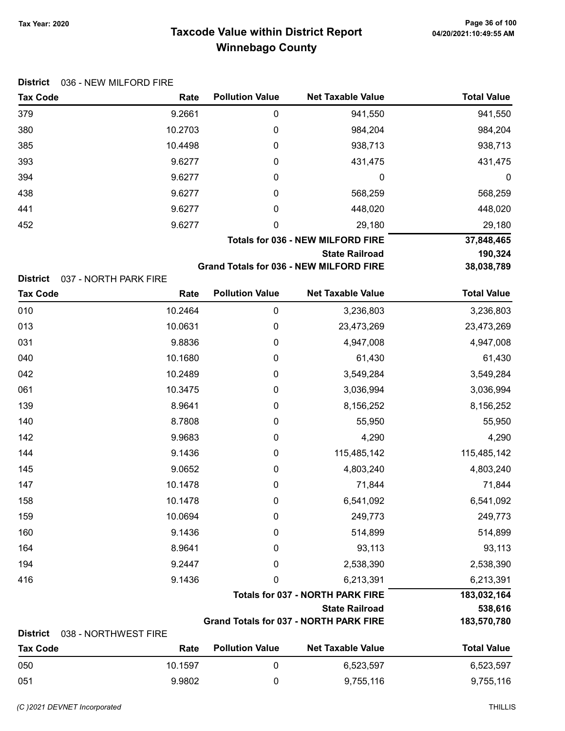# Taxcode Value within District Report
## Winnebago County

Tax Year: 2020

**District** 036 - NEW MILFORD FIRE

| Tax Code | Rate | Pollution Value | Net Taxable Value | Total Value |
|---|---|---|---|---|
| 379 | 9.2661 | 0 | 941,550 | 941,550 |
| 380 | 10.2703 | 0 | 984,204 | 984,204 |
| 385 | 10.4498 | 0 | 938,713 | 938,713 |
| 393 | 9.6277 | 0 | 431,475 | 431,475 |
| 394 | 9.6277 | 0 | 0 | 0 |
| 438 | 9.6277 | 0 | 568,259 | 568,259 |
| 441 | 9.6277 | 0 | 448,020 | 448,020 |
| 452 | 9.6277 | 0 | 29,180 | 29,180 |
| | | | **Totals for 036 - NEW MILFORD FIRE** | **37,848,465** |
| | | | **State Railroad** | **190,324** |
| | | | **Grand Totals for 036 - NEW MILFORD FIRE** | **38,038,789** |

**District** 037 - NORTH PARK FIRE

| Tax Code | Rate | Pollution Value | Net Taxable Value | Total Value |
|---|---|---|---|---|
| 010 | 10.2464 | 0 | 3,236,803 | 3,236,803 |
| 013 | 10.0631 | 0 | 23,473,269 | 23,473,269 |
| 031 | 9.8836 | 0 | 4,947,008 | 4,947,008 |
| 040 | 10.1680 | 0 | 61,430 | 61,430 |
| 042 | 10.2489 | 0 | 3,549,284 | 3,549,284 |
| 061 | 10.3475 | 0 | 3,036,994 | 3,036,994 |
| 139 | 8.9641 | 0 | 8,156,252 | 8,156,252 |
| 140 | 8.7808 | 0 | 55,950 | 55,950 |
| 142 | 9.9683 | 0 | 4,290 | 4,290 |
| 144 | 9.1436 | 0 | 115,485,142 | 115,485,142 |
| 145 | 9.0652 | 0 | 4,803,240 | 4,803,240 |
| 147 | 10.1478 | 0 | 71,844 | 71,844 |
| 158 | 10.1478 | 0 | 6,541,092 | 6,541,092 |
| 159 | 10.0694 | 0 | 249,773 | 249,773 |
| 160 | 9.1436 | 0 | 514,899 | 514,899 |
| 164 | 8.9641 | 0 | 93,113 | 93,113 |
| 194 | 9.2447 | 0 | 2,538,390 | 2,538,390 |
| 416 | 9.1436 | 0 | 6,213,391 | 6,213,391 |
| | | | **Totals for 037 - NORTH PARK FIRE** | **183,032,164** |
| | | | **State Railroad** | **538,616** |
| | | | **Grand Totals for 037 - NORTH PARK FIRE** | **183,570,780** |

**District** 038 - NORTHWEST FIRE

| Tax Code | Rate | Pollution Value | Net Taxable Value | Total Value |
|---|---|---|---|---|
| 050 | 10.1597 | 0 | 6,523,597 | 6,523,597 |
| 051 | 9.9802 | 0 | 9,755,116 | 9,755,116 |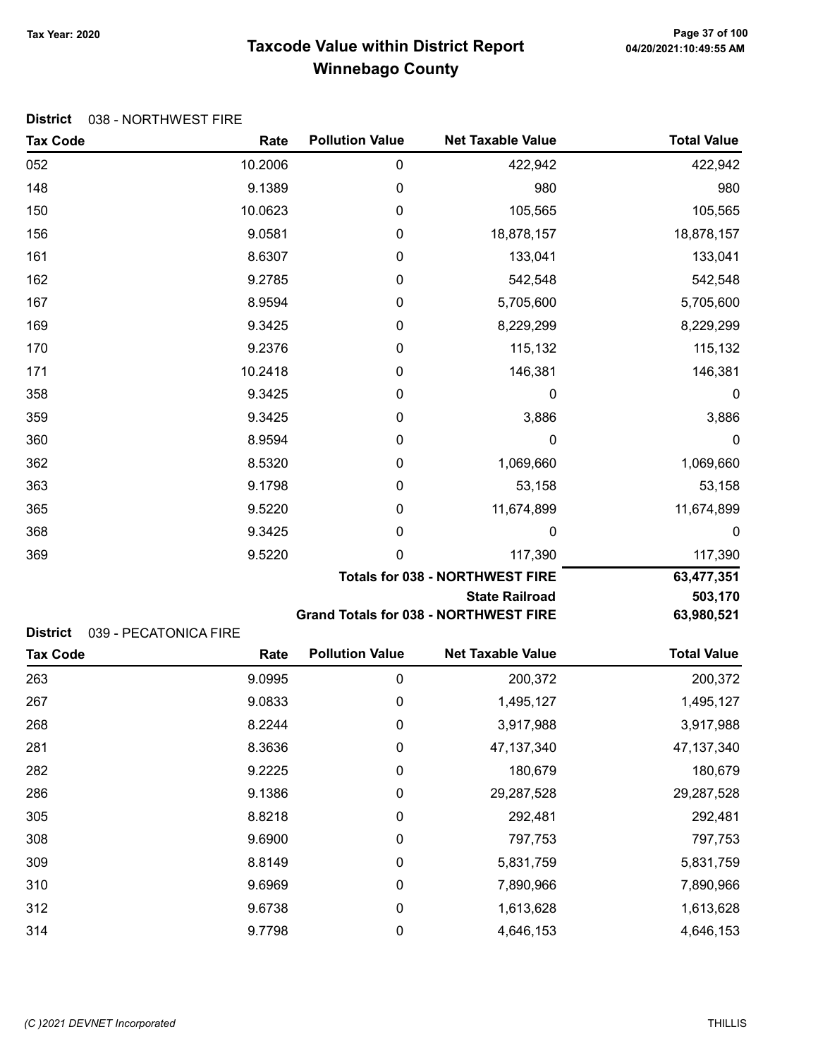**Tax Year: 2020**

# Taxcode Value within District Report
## Winnebago County

**District** 038 - NORTHWEST FIRE

| Tax Code | Rate | Pollution Value | Net Taxable Value | Total Value |
|---|---|---|---|---|
| 052 | 10.2006 | 0 | 422,942 | 422,942 |
| 148 | 9.1389 | 0 | 980 | 980 |
| 150 | 10.0623 | 0 | 105,565 | 105,565 |
| 156 | 9.0581 | 0 | 18,878,157 | 18,878,157 |
| 161 | 8.6307 | 0 | 133,041 | 133,041 |
| 162 | 9.2785 | 0 | 542,548 | 542,548 |
| 167 | 8.9594 | 0 | 5,705,600 | 5,705,600 |
| 169 | 9.3425 | 0 | 8,229,299 | 8,229,299 |
| 170 | 9.2376 | 0 | 115,132 | 115,132 |
| 171 | 10.2418 | 0 | 146,381 | 146,381 |
| 358 | 9.3425 | 0 | 0 | 0 |
| 359 | 9.3425 | 0 | 3,886 | 3,886 |
| 360 | 8.9594 | 0 | 0 | 0 |
| 362 | 8.5320 | 0 | 1,069,660 | 1,069,660 |
| 363 | 9.1798 | 0 | 53,158 | 53,158 |
| 365 | 9.5220 | 0 | 11,674,899 | 11,674,899 |
| 368 | 9.3425 | 0 | 0 | 0 |
| 369 | 9.5220 | 0 | 117,390 | 117,390 |
| | | | **Totals for 038 - NORTHWEST FIRE** | **63,477,351** |
| | | | **State Railroad** | **503,170** |
| | | | **Grand Totals for 038 - NORTHWEST FIRE** | **63,980,521** |

**District** 039 - PECATONICA FIRE

| Tax Code | Rate | Pollution Value | Net Taxable Value | Total Value |
|---|---|---|---|---|
| 263 | 9.0995 | 0 | 200,372 | 200,372 |
| 267 | 9.0833 | 0 | 1,495,127 | 1,495,127 |
| 268 | 8.2244 | 0 | 3,917,988 | 3,917,988 |
| 281 | 8.3636 | 0 | 47,137,340 | 47,137,340 |
| 282 | 9.2225 | 0 | 180,679 | 180,679 |
| 286 | 9.1386 | 0 | 29,287,528 | 29,287,528 |
| 305 | 8.8218 | 0 | 292,481 | 292,481 |
| 308 | 9.6900 | 0 | 797,753 | 797,753 |
| 309 | 8.8149 | 0 | 5,831,759 | 5,831,759 |
| 310 | 9.6969 | 0 | 7,890,966 | 7,890,966 |
| 312 | 9.6738 | 0 | 1,613,628 | 1,613,628 |
| 314 | 9.7798 | 0 | 4,646,153 | 4,646,153 |

*(C )2021 DEVNET Incorporated* THILLIS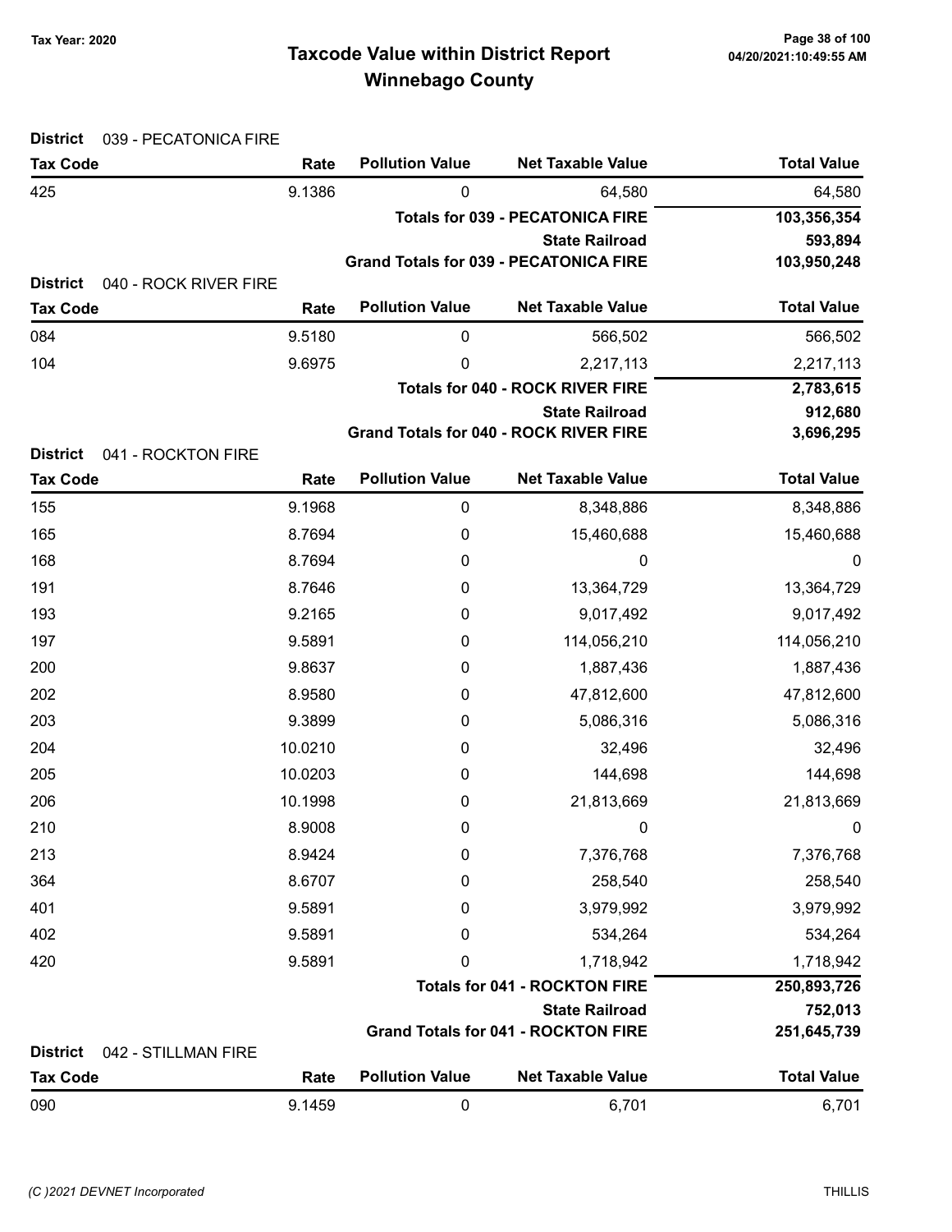Tax Year: 2020

# Taxcode Value within District Report
## Winnebago County

**District** 039 - PECATONICA FIRE

| Tax Code | Rate | Pollution Value | Net Taxable Value | Total Value |
|---|---|---|---|---|
| 425 | 9.1386 | 0 | 64,580 | 64,580 |
| | | | **Totals for 039 - PECATONICA FIRE** | **103,356,354** |
| | | | **State Railroad** | **593,894** |
| | | | **Grand Totals for 039 - PECATONICA FIRE** | **103,950,248** |

**District** 040 - ROCK RIVER FIRE

| Tax Code | Rate | Pollution Value | Net Taxable Value | Total Value |
|---|---|---|---|---|
| 084 | 9.5180 | 0 | 566,502 | 566,502 |
| 104 | 9.6975 | 0 | 2,217,113 | 2,217,113 |
| | | | **Totals for 040 - ROCK RIVER FIRE** | **2,783,615** |
| | | | **State Railroad** | **912,680** |
| | | | **Grand Totals for 040 - ROCK RIVER FIRE** | **3,696,295** |

**District** 041 - ROCKTON FIRE

| Tax Code | Rate | Pollution Value | Net Taxable Value | Total Value |
|---|---|---|---|---|
| 155 | 9.1968 | 0 | 8,348,886 | 8,348,886 |
| 165 | 8.7694 | 0 | 15,460,688 | 15,460,688 |
| 168 | 8.7694 | 0 | 0 | 0 |
| 191 | 8.7646 | 0 | 13,364,729 | 13,364,729 |
| 193 | 9.2165 | 0 | 9,017,492 | 9,017,492 |
| 197 | 9.5891 | 0 | 114,056,210 | 114,056,210 |
| 200 | 9.8637 | 0 | 1,887,436 | 1,887,436 |
| 202 | 8.9580 | 0 | 47,812,600 | 47,812,600 |
| 203 | 9.3899 | 0 | 5,086,316 | 5,086,316 |
| 204 | 10.0210 | 0 | 32,496 | 32,496 |
| 205 | 10.0203 | 0 | 144,698 | 144,698 |
| 206 | 10.1998 | 0 | 21,813,669 | 21,813,669 |
| 210 | 8.9008 | 0 | 0 | 0 |
| 213 | 8.9424 | 0 | 7,376,768 | 7,376,768 |
| 364 | 8.6707 | 0 | 258,540 | 258,540 |
| 401 | 9.5891 | 0 | 3,979,992 | 3,979,992 |
| 402 | 9.5891 | 0 | 534,264 | 534,264 |
| 420 | 9.5891 | 0 | 1,718,942 | 1,718,942 |
| | | | **Totals for 041 - ROCKTON FIRE** | **250,893,726** |
| | | | **State Railroad** | **752,013** |
| | | | **Grand Totals for 041 - ROCKTON FIRE** | **251,645,739** |

**District** 042 - STILLMAN FIRE

| Tax Code | Rate | Pollution Value | Net Taxable Value | Total Value |
|---|---|---|---|---|
| 090 | 9.1459 | 0 | 6,701 | 6,701 |

(C )2021 DEVNET Incorporated THILLIS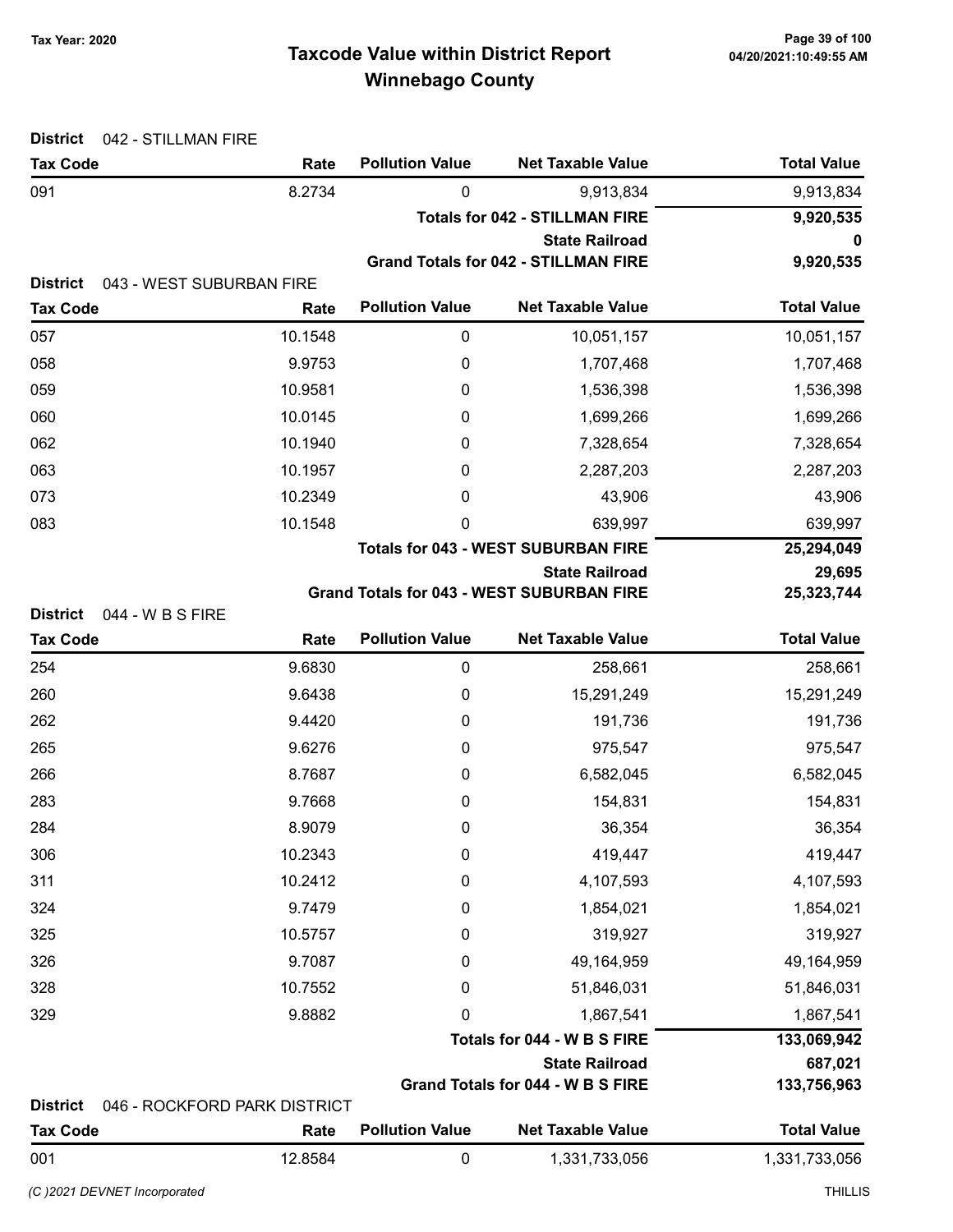# Taxcode Value within District Report
## Winnebago County

Tax Year: 2020

**District** 042 - STILLMAN FIRE

| Tax Code | Rate | Pollution Value | Net Taxable Value | Total Value |
|---|---|---|---|---|
| 091 | 8.2734 | 0 | 9,913,834 | 9,913,834 |
| | | | **Totals for 042 - STILLMAN FIRE** | **9,920,535** |
| | | | **State Railroad** | **0** |
| | | | **Grand Totals for 042 - STILLMAN FIRE** | **9,920,535** |

**District** 043 - WEST SUBURBAN FIRE

| Tax Code | Rate | Pollution Value | Net Taxable Value | Total Value |
|---|---|---|---|---|
| 057 | 10.1548 | 0 | 10,051,157 | 10,051,157 |
| 058 | 9.9753 | 0 | 1,707,468 | 1,707,468 |
| 059 | 10.9581 | 0 | 1,536,398 | 1,536,398 |
| 060 | 10.0145 | 0 | 1,699,266 | 1,699,266 |
| 062 | 10.1940 | 0 | 7,328,654 | 7,328,654 |
| 063 | 10.1957 | 0 | 2,287,203 | 2,287,203 |
| 073 | 10.2349 | 0 | 43,906 | 43,906 |
| 083 | 10.1548 | 0 | 639,997 | 639,997 |
| | | | **Totals for 043 - WEST SUBURBAN FIRE** | **25,294,049** |
| | | | **State Railroad** | **29,695** |
| | | | **Grand Totals for 043 - WEST SUBURBAN FIRE** | **25,323,744** |

**District** 044 - W B S FIRE

| Tax Code | Rate | Pollution Value | Net Taxable Value | Total Value |
|---|---|---|---|---|
| 254 | 9.6830 | 0 | 258,661 | 258,661 |
| 260 | 9.6438 | 0 | 15,291,249 | 15,291,249 |
| 262 | 9.4420 | 0 | 191,736 | 191,736 |
| 265 | 9.6276 | 0 | 975,547 | 975,547 |
| 266 | 8.7687 | 0 | 6,582,045 | 6,582,045 |
| 283 | 9.7668 | 0 | 154,831 | 154,831 |
| 284 | 8.9079 | 0 | 36,354 | 36,354 |
| 306 | 10.2343 | 0 | 419,447 | 419,447 |
| 311 | 10.2412 | 0 | 4,107,593 | 4,107,593 |
| 324 | 9.7479 | 0 | 1,854,021 | 1,854,021 |
| 325 | 10.5757 | 0 | 319,927 | 319,927 |
| 326 | 9.7087 | 0 | 49,164,959 | 49,164,959 |
| 328 | 10.7552 | 0 | 51,846,031 | 51,846,031 |
| 329 | 9.8882 | 0 | 1,867,541 | 1,867,541 |
| | | | **Totals for 044 - W B S FIRE** | **133,069,942** |
| | | | **State Railroad** | **687,021** |
| | | | **Grand Totals for 044 - W B S FIRE** | **133,756,963** |

**District** 046 - ROCKFORD PARK DISTRICT

| Tax Code | Rate | Pollution Value | Net Taxable Value | Total Value |
|---|---|---|---|---|
| 001 | 12.8584 | 0 | 1,331,733,056 | 1,331,733,056 |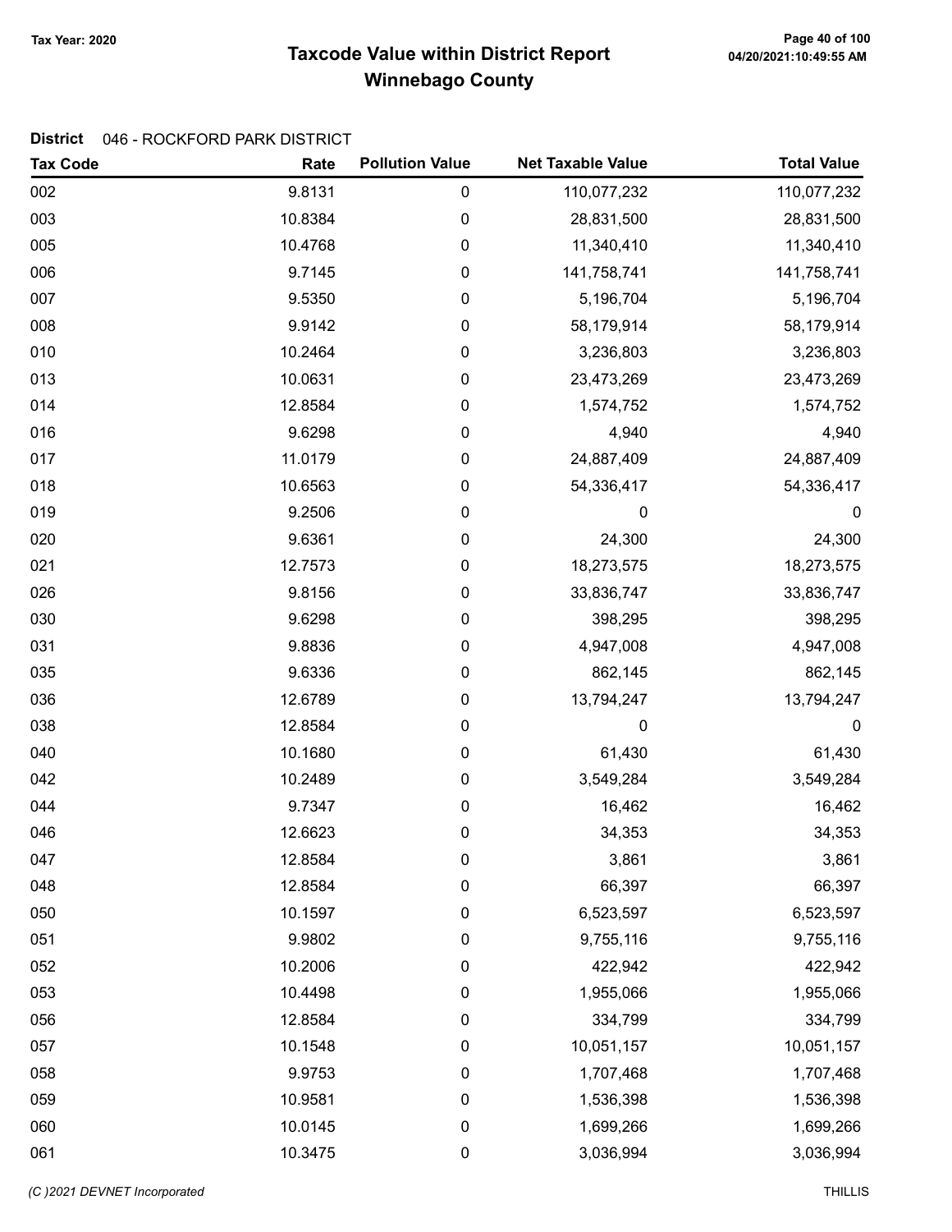Tax Year: 2020

# Taxcode Value within District Report
## Winnebago County

**District** 046 - ROCKFORD PARK DISTRICT

| Tax Code | Rate | Pollution Value | Net Taxable Value | Total Value |
|---|---|---|---|---|
| 002 | 9.8131 | 0 | 110,077,232 | 110,077,232 |
| 003 | 10.8384 | 0 | 28,831,500 | 28,831,500 |
| 005 | 10.4768 | 0 | 11,340,410 | 11,340,410 |
| 006 | 9.7145 | 0 | 141,758,741 | 141,758,741 |
| 007 | 9.5350 | 0 | 5,196,704 | 5,196,704 |
| 008 | 9.9142 | 0 | 58,179,914 | 58,179,914 |
| 010 | 10.2464 | 0 | 3,236,803 | 3,236,803 |
| 013 | 10.0631 | 0 | 23,473,269 | 23,473,269 |
| 014 | 12.8584 | 0 | 1,574,752 | 1,574,752 |
| 016 | 9.6298 | 0 | 4,940 | 4,940 |
| 017 | 11.0179 | 0 | 24,887,409 | 24,887,409 |
| 018 | 10.6563 | 0 | 54,336,417 | 54,336,417 |
| 019 | 9.2506 | 0 | 0 | 0 |
| 020 | 9.6361 | 0 | 24,300 | 24,300 |
| 021 | 12.7573 | 0 | 18,273,575 | 18,273,575 |
| 026 | 9.8156 | 0 | 33,836,747 | 33,836,747 |
| 030 | 9.6298 | 0 | 398,295 | 398,295 |
| 031 | 9.8836 | 0 | 4,947,008 | 4,947,008 |
| 035 | 9.6336 | 0 | 862,145 | 862,145 |
| 036 | 12.6789 | 0 | 13,794,247 | 13,794,247 |
| 038 | 12.8584 | 0 | 0 | 0 |
| 040 | 10.1680 | 0 | 61,430 | 61,430 |
| 042 | 10.2489 | 0 | 3,549,284 | 3,549,284 |
| 044 | 9.7347 | 0 | 16,462 | 16,462 |
| 046 | 12.6623 | 0 | 34,353 | 34,353 |
| 047 | 12.8584 | 0 | 3,861 | 3,861 |
| 048 | 12.8584 | 0 | 66,397 | 66,397 |
| 050 | 10.1597 | 0 | 6,523,597 | 6,523,597 |
| 051 | 9.9802 | 0 | 9,755,116 | 9,755,116 |
| 052 | 10.2006 | 0 | 422,942 | 422,942 |
| 053 | 10.4498 | 0 | 1,955,066 | 1,955,066 |
| 056 | 12.8584 | 0 | 334,799 | 334,799 |
| 057 | 10.1548 | 0 | 10,051,157 | 10,051,157 |
| 058 | 9.9753 | 0 | 1,707,468 | 1,707,468 |
| 059 | 10.9581 | 0 | 1,536,398 | 1,536,398 |
| 060 | 10.0145 | 0 | 1,699,266 | 1,699,266 |
| 061 | 10.3475 | 0 | 3,036,994 | 3,036,994 |

(C )2021 DEVNET Incorporated THILLIS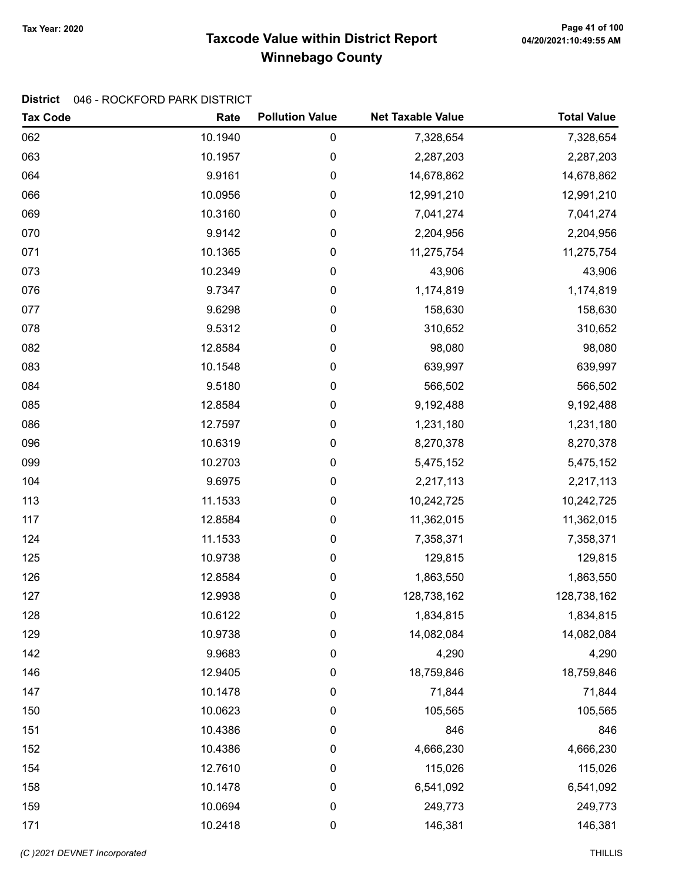# Taxcode Value within District Report
## Winnebago County

Tax Year: 2020

**District** 046 - ROCKFORD PARK DISTRICT

| Tax Code | Rate | Pollution Value | Net Taxable Value | Total Value |
|---|---|---|---|---|
| 062 | 10.1940 | 0 | 7,328,654 | 7,328,654 |
| 063 | 10.1957 | 0 | 2,287,203 | 2,287,203 |
| 064 | 9.9161 | 0 | 14,678,862 | 14,678,862 |
| 066 | 10.0956 | 0 | 12,991,210 | 12,991,210 |
| 069 | 10.3160 | 0 | 7,041,274 | 7,041,274 |
| 070 | 9.9142 | 0 | 2,204,956 | 2,204,956 |
| 071 | 10.1365 | 0 | 11,275,754 | 11,275,754 |
| 073 | 10.2349 | 0 | 43,906 | 43,906 |
| 076 | 9.7347 | 0 | 1,174,819 | 1,174,819 |
| 077 | 9.6298 | 0 | 158,630 | 158,630 |
| 078 | 9.5312 | 0 | 310,652 | 310,652 |
| 082 | 12.8584 | 0 | 98,080 | 98,080 |
| 083 | 10.1548 | 0 | 639,997 | 639,997 |
| 084 | 9.5180 | 0 | 566,502 | 566,502 |
| 085 | 12.8584 | 0 | 9,192,488 | 9,192,488 |
| 086 | 12.7597 | 0 | 1,231,180 | 1,231,180 |
| 096 | 10.6319 | 0 | 8,270,378 | 8,270,378 |
| 099 | 10.2703 | 0 | 5,475,152 | 5,475,152 |
| 104 | 9.6975 | 0 | 2,217,113 | 2,217,113 |
| 113 | 11.1533 | 0 | 10,242,725 | 10,242,725 |
| 117 | 12.8584 | 0 | 11,362,015 | 11,362,015 |
| 124 | 11.1533 | 0 | 7,358,371 | 7,358,371 |
| 125 | 10.9738 | 0 | 129,815 | 129,815 |
| 126 | 12.8584 | 0 | 1,863,550 | 1,863,550 |
| 127 | 12.9938 | 0 | 128,738,162 | 128,738,162 |
| 128 | 10.6122 | 0 | 1,834,815 | 1,834,815 |
| 129 | 10.9738 | 0 | 14,082,084 | 14,082,084 |
| 142 | 9.9683 | 0 | 4,290 | 4,290 |
| 146 | 12.9405 | 0 | 18,759,846 | 18,759,846 |
| 147 | 10.1478 | 0 | 71,844 | 71,844 |
| 150 | 10.0623 | 0 | 105,565 | 105,565 |
| 151 | 10.4386 | 0 | 846 | 846 |
| 152 | 10.4386 | 0 | 4,666,230 | 4,666,230 |
| 154 | 12.7610 | 0 | 115,026 | 115,026 |
| 158 | 10.1478 | 0 | 6,541,092 | 6,541,092 |
| 159 | 10.0694 | 0 | 249,773 | 249,773 |
| 171 | 10.2418 | 0 | 146,381 | 146,381 |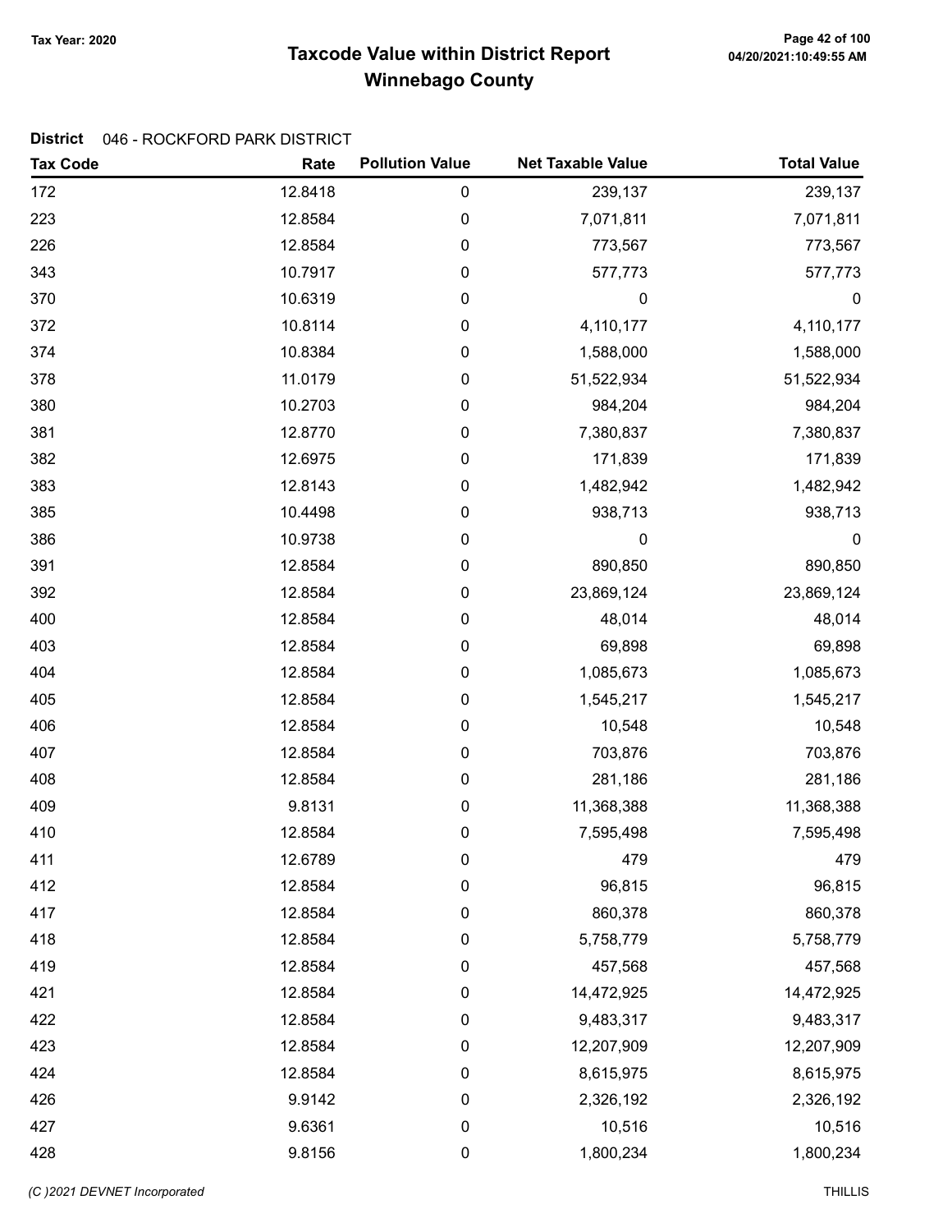# Taxcode Value within District Report
## Winnebago County

Tax Year: 2020

**District** 046 - ROCKFORD PARK DISTRICT

| Tax Code | Rate | Pollution Value | Net Taxable Value | Total Value |
|---|---|---|---|---|
| 172 | 12.8418 | 0 | 239,137 | 239,137 |
| 223 | 12.8584 | 0 | 7,071,811 | 7,071,811 |
| 226 | 12.8584 | 0 | 773,567 | 773,567 |
| 343 | 10.7917 | 0 | 577,773 | 577,773 |
| 370 | 10.6319 | 0 | 0 | 0 |
| 372 | 10.8114 | 0 | 4,110,177 | 4,110,177 |
| 374 | 10.8384 | 0 | 1,588,000 | 1,588,000 |
| 378 | 11.0179 | 0 | 51,522,934 | 51,522,934 |
| 380 | 10.2703 | 0 | 984,204 | 984,204 |
| 381 | 12.8770 | 0 | 7,380,837 | 7,380,837 |
| 382 | 12.6975 | 0 | 171,839 | 171,839 |
| 383 | 12.8143 | 0 | 1,482,942 | 1,482,942 |
| 385 | 10.4498 | 0 | 938,713 | 938,713 |
| 386 | 10.9738 | 0 | 0 | 0 |
| 391 | 12.8584 | 0 | 890,850 | 890,850 |
| 392 | 12.8584 | 0 | 23,869,124 | 23,869,124 |
| 400 | 12.8584 | 0 | 48,014 | 48,014 |
| 403 | 12.8584 | 0 | 69,898 | 69,898 |
| 404 | 12.8584 | 0 | 1,085,673 | 1,085,673 |
| 405 | 12.8584 | 0 | 1,545,217 | 1,545,217 |
| 406 | 12.8584 | 0 | 10,548 | 10,548 |
| 407 | 12.8584 | 0 | 703,876 | 703,876 |
| 408 | 12.8584 | 0 | 281,186 | 281,186 |
| 409 | 9.8131 | 0 | 11,368,388 | 11,368,388 |
| 410 | 12.8584 | 0 | 7,595,498 | 7,595,498 |
| 411 | 12.6789 | 0 | 479 | 479 |
| 412 | 12.8584 | 0 | 96,815 | 96,815 |
| 417 | 12.8584 | 0 | 860,378 | 860,378 |
| 418 | 12.8584 | 0 | 5,758,779 | 5,758,779 |
| 419 | 12.8584 | 0 | 457,568 | 457,568 |
| 421 | 12.8584 | 0 | 14,472,925 | 14,472,925 |
| 422 | 12.8584 | 0 | 9,483,317 | 9,483,317 |
| 423 | 12.8584 | 0 | 12,207,909 | 12,207,909 |
| 424 | 12.8584 | 0 | 8,615,975 | 8,615,975 |
| 426 | 9.9142 | 0 | 2,326,192 | 2,326,192 |
| 427 | 9.6361 | 0 | 10,516 | 10,516 |
| 428 | 9.8156 | 0 | 1,800,234 | 1,800,234 |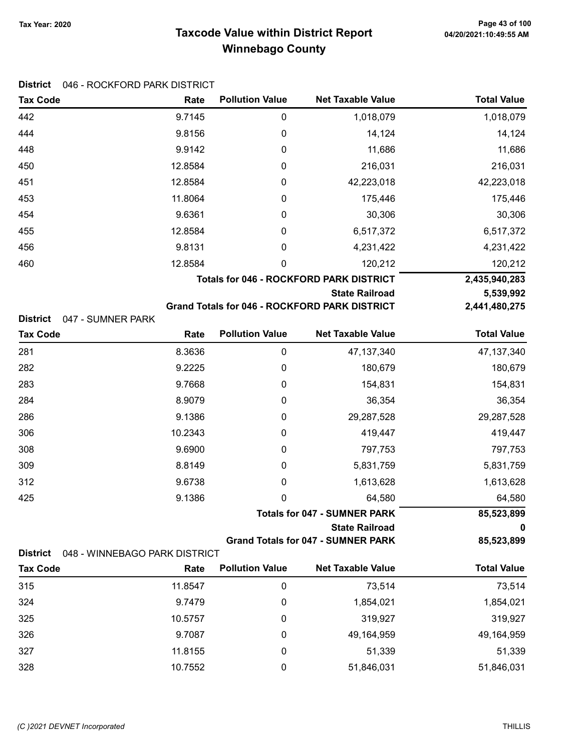# Taxcode Value within District Report
## Winnebago County

Tax Year: 2020

**District** 046 - ROCKFORD PARK DISTRICT

| Tax Code | Rate | Pollution Value | Net Taxable Value | Total Value |
|---|---|---|---|---|
| 442 | 9.7145 | 0 | 1,018,079 | 1,018,079 |
| 444 | 9.8156 | 0 | 14,124 | 14,124 |
| 448 | 9.9142 | 0 | 11,686 | 11,686 |
| 450 | 12.8584 | 0 | 216,031 | 216,031 |
| 451 | 12.8584 | 0 | 42,223,018 | 42,223,018 |
| 453 | 11.8064 | 0 | 175,446 | 175,446 |
| 454 | 9.6361 | 0 | 30,306 | 30,306 |
| 455 | 12.8584 | 0 | 6,517,372 | 6,517,372 |
| 456 | 9.8131 | 0 | 4,231,422 | 4,231,422 |
| 460 | 12.8584 | 0 | 120,212 | 120,212 |
| | | | **Totals for 046 - ROCKFORD PARK DISTRICT** | **2,435,940,283** |
| | | | **State Railroad** | **5,539,992** |
| | | | **Grand Totals for 046 - ROCKFORD PARK DISTRICT** | **2,441,480,275** |

**District** 047 - SUMNER PARK

| Tax Code | Rate | Pollution Value | Net Taxable Value | Total Value |
|---|---|---|---|---|
| 281 | 8.3636 | 0 | 47,137,340 | 47,137,340 |
| 282 | 9.2225 | 0 | 180,679 | 180,679 |
| 283 | 9.7668 | 0 | 154,831 | 154,831 |
| 284 | 8.9079 | 0 | 36,354 | 36,354 |
| 286 | 9.1386 | 0 | 29,287,528 | 29,287,528 |
| 306 | 10.2343 | 0 | 419,447 | 419,447 |
| 308 | 9.6900 | 0 | 797,753 | 797,753 |
| 309 | 8.8149 | 0 | 5,831,759 | 5,831,759 |
| 312 | 9.6738 | 0 | 1,613,628 | 1,613,628 |
| 425 | 9.1386 | 0 | 64,580 | 64,580 |
| | | | **Totals for 047 - SUMNER PARK** | **85,523,899** |
| | | | **State Railroad** | **0** |
| | | | **Grand Totals for 047 - SUMNER PARK** | **85,523,899** |

**District** 048 - WINNEBAGO PARK DISTRICT

| Tax Code | Rate | Pollution Value | Net Taxable Value | Total Value |
|---|---|---|---|---|
| 315 | 11.8547 | 0 | 73,514 | 73,514 |
| 324 | 9.7479 | 0 | 1,854,021 | 1,854,021 |
| 325 | 10.5757 | 0 | 319,927 | 319,927 |
| 326 | 9.7087 | 0 | 49,164,959 | 49,164,959 |
| 327 | 11.8155 | 0 | 51,339 | 51,339 |
| 328 | 10.7552 | 0 | 51,846,031 | 51,846,031 |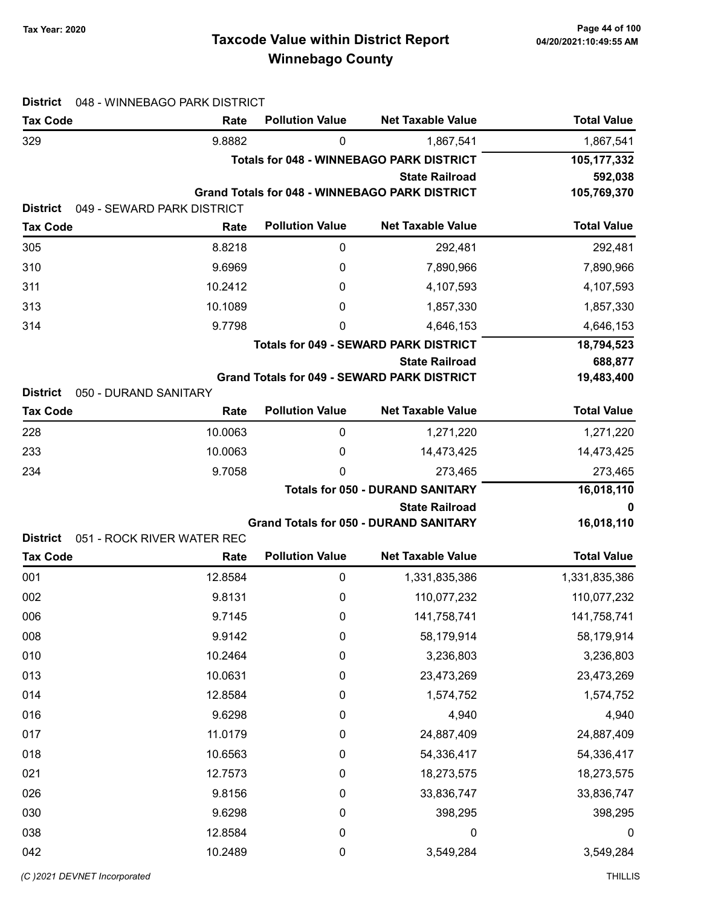# Taxcode Value within District Report
## Winnebago County

Tax Year: 2020

**District** 048 - WINNEBAGO PARK DISTRICT

| Tax Code | Rate | Pollution Value | Net Taxable Value | Total Value |
|---|---|---|---|---|
| 329 | 9.8882 | 0 | 1,867,541 | 1,867,541 |
| | | | **Totals for 048 - WINNEBAGO PARK DISTRICT** | **105,177,332** |
| | | | **State Railroad** | **592,038** |
| | | | **Grand Totals for 048 - WINNEBAGO PARK DISTRICT** | **105,769,370** |

**District** 049 - SEWARD PARK DISTRICT

| Tax Code | Rate | Pollution Value | Net Taxable Value | Total Value |
|---|---|---|---|---|
| 305 | 8.8218 | 0 | 292,481 | 292,481 |
| 310 | 9.6969 | 0 | 7,890,966 | 7,890,966 |
| 311 | 10.2412 | 0 | 4,107,593 | 4,107,593 |
| 313 | 10.1089 | 0 | 1,857,330 | 1,857,330 |
| 314 | 9.7798 | 0 | 4,646,153 | 4,646,153 |
| | | | **Totals for 049 - SEWARD PARK DISTRICT** | **18,794,523** |
| | | | **State Railroad** | **688,877** |
| | | | **Grand Totals for 049 - SEWARD PARK DISTRICT** | **19,483,400** |

**District** 050 - DURAND SANITARY

| Tax Code | Rate | Pollution Value | Net Taxable Value | Total Value |
|---|---|---|---|---|
| 228 | 10.0063 | 0 | 1,271,220 | 1,271,220 |
| 233 | 10.0063 | 0 | 14,473,425 | 14,473,425 |
| 234 | 9.7058 | 0 | 273,465 | 273,465 |
| | | | **Totals for 050 - DURAND SANITARY** | **16,018,110** |
| | | | **State Railroad** | **0** |
| | | | **Grand Totals for 050 - DURAND SANITARY** | **16,018,110** |

**District** 051 - ROCK RIVER WATER REC

| Tax Code | Rate | Pollution Value | Net Taxable Value | Total Value |
|---|---|---|---|---|
| 001 | 12.8584 | 0 | 1,331,835,386 | 1,331,835,386 |
| 002 | 9.8131 | 0 | 110,077,232 | 110,077,232 |
| 006 | 9.7145 | 0 | 141,758,741 | 141,758,741 |
| 008 | 9.9142 | 0 | 58,179,914 | 58,179,914 |
| 010 | 10.2464 | 0 | 3,236,803 | 3,236,803 |
| 013 | 10.0631 | 0 | 23,473,269 | 23,473,269 |
| 014 | 12.8584 | 0 | 1,574,752 | 1,574,752 |
| 016 | 9.6298 | 0 | 4,940 | 4,940 |
| 017 | 11.0179 | 0 | 24,887,409 | 24,887,409 |
| 018 | 10.6563 | 0 | 54,336,417 | 54,336,417 |
| 021 | 12.7573 | 0 | 18,273,575 | 18,273,575 |
| 026 | 9.8156 | 0 | 33,836,747 | 33,836,747 |
| 030 | 9.6298 | 0 | 398,295 | 398,295 |
| 038 | 12.8584 | 0 | 0 | 0 |
| 042 | 10.2489 | 0 | 3,549,284 | 3,549,284 |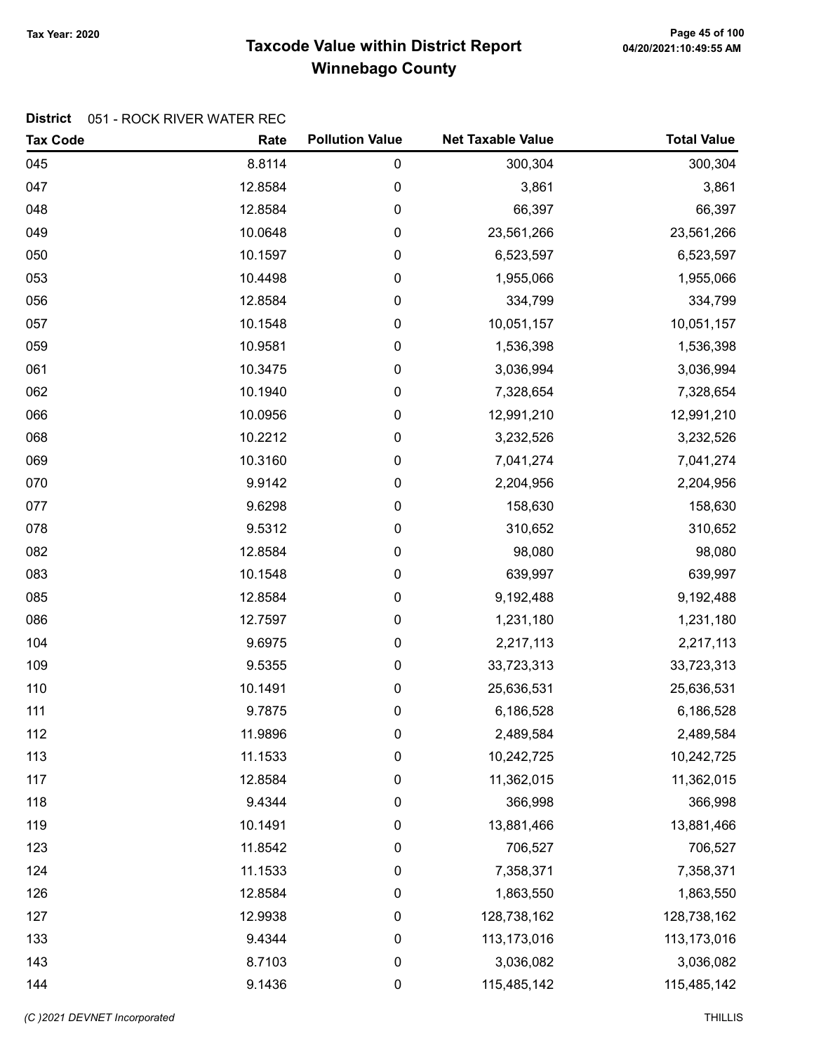# Taxcode Value within District Report
## Winnebago County

Tax Year: 2020

**District** 051 - ROCK RIVER WATER REC

| Tax Code | Rate | Pollution Value | Net Taxable Value | Total Value |
|---|---|---|---|---|
| 045 | 8.8114 | 0 | 300,304 | 300,304 |
| 047 | 12.8584 | 0 | 3,861 | 3,861 |
| 048 | 12.8584 | 0 | 66,397 | 66,397 |
| 049 | 10.0648 | 0 | 23,561,266 | 23,561,266 |
| 050 | 10.1597 | 0 | 6,523,597 | 6,523,597 |
| 053 | 10.4498 | 0 | 1,955,066 | 1,955,066 |
| 056 | 12.8584 | 0 | 334,799 | 334,799 |
| 057 | 10.1548 | 0 | 10,051,157 | 10,051,157 |
| 059 | 10.9581 | 0 | 1,536,398 | 1,536,398 |
| 061 | 10.3475 | 0 | 3,036,994 | 3,036,994 |
| 062 | 10.1940 | 0 | 7,328,654 | 7,328,654 |
| 066 | 10.0956 | 0 | 12,991,210 | 12,991,210 |
| 068 | 10.2212 | 0 | 3,232,526 | 3,232,526 |
| 069 | 10.3160 | 0 | 7,041,274 | 7,041,274 |
| 070 | 9.9142 | 0 | 2,204,956 | 2,204,956 |
| 077 | 9.6298 | 0 | 158,630 | 158,630 |
| 078 | 9.5312 | 0 | 310,652 | 310,652 |
| 082 | 12.8584 | 0 | 98,080 | 98,080 |
| 083 | 10.1548 | 0 | 639,997 | 639,997 |
| 085 | 12.8584 | 0 | 9,192,488 | 9,192,488 |
| 086 | 12.7597 | 0 | 1,231,180 | 1,231,180 |
| 104 | 9.6975 | 0 | 2,217,113 | 2,217,113 |
| 109 | 9.5355 | 0 | 33,723,313 | 33,723,313 |
| 110 | 10.1491 | 0 | 25,636,531 | 25,636,531 |
| 111 | 9.7875 | 0 | 6,186,528 | 6,186,528 |
| 112 | 11.9896 | 0 | 2,489,584 | 2,489,584 |
| 113 | 11.1533 | 0 | 10,242,725 | 10,242,725 |
| 117 | 12.8584 | 0 | 11,362,015 | 11,362,015 |
| 118 | 9.4344 | 0 | 366,998 | 366,998 |
| 119 | 10.1491 | 0 | 13,881,466 | 13,881,466 |
| 123 | 11.8542 | 0 | 706,527 | 706,527 |
| 124 | 11.1533 | 0 | 7,358,371 | 7,358,371 |
| 126 | 12.8584 | 0 | 1,863,550 | 1,863,550 |
| 127 | 12.9938 | 0 | 128,738,162 | 128,738,162 |
| 133 | 9.4344 | 0 | 113,173,016 | 113,173,016 |
| 143 | 8.7103 | 0 | 3,036,082 | 3,036,082 |
| 144 | 9.1436 | 0 | 115,485,142 | 115,485,142 |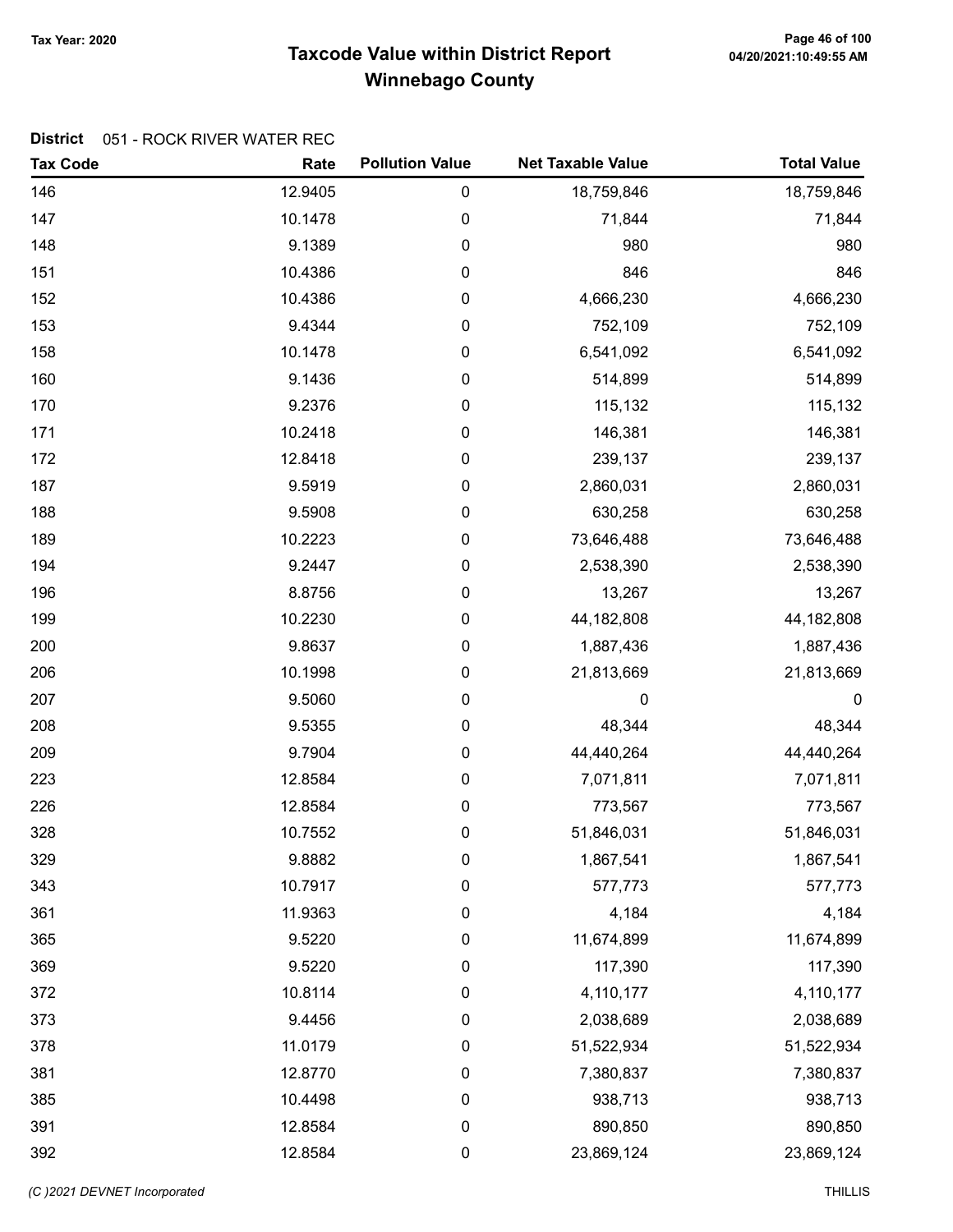Tax Year: 2020

# Taxcode Value within District Report
## Winnebago County

**District** 051 - ROCK RIVER WATER REC

| Tax Code | Rate | Pollution Value | Net Taxable Value | Total Value |
|---|---|---|---|---|
| 146 | 12.9405 | 0 | 18,759,846 | 18,759,846 |
| 147 | 10.1478 | 0 | 71,844 | 71,844 |
| 148 | 9.1389 | 0 | 980 | 980 |
| 151 | 10.4386 | 0 | 846 | 846 |
| 152 | 10.4386 | 0 | 4,666,230 | 4,666,230 |
| 153 | 9.4344 | 0 | 752,109 | 752,109 |
| 158 | 10.1478 | 0 | 6,541,092 | 6,541,092 |
| 160 | 9.1436 | 0 | 514,899 | 514,899 |
| 170 | 9.2376 | 0 | 115,132 | 115,132 |
| 171 | 10.2418 | 0 | 146,381 | 146,381 |
| 172 | 12.8418 | 0 | 239,137 | 239,137 |
| 187 | 9.5919 | 0 | 2,860,031 | 2,860,031 |
| 188 | 9.5908 | 0 | 630,258 | 630,258 |
| 189 | 10.2223 | 0 | 73,646,488 | 73,646,488 |
| 194 | 9.2447 | 0 | 2,538,390 | 2,538,390 |
| 196 | 8.8756 | 0 | 13,267 | 13,267 |
| 199 | 10.2230 | 0 | 44,182,808 | 44,182,808 |
| 200 | 9.8637 | 0 | 1,887,436 | 1,887,436 |
| 206 | 10.1998 | 0 | 21,813,669 | 21,813,669 |
| 207 | 9.5060 | 0 | 0 | 0 |
| 208 | 9.5355 | 0 | 48,344 | 48,344 |
| 209 | 9.7904 | 0 | 44,440,264 | 44,440,264 |
| 223 | 12.8584 | 0 | 7,071,811 | 7,071,811 |
| 226 | 12.8584 | 0 | 773,567 | 773,567 |
| 328 | 10.7552 | 0 | 51,846,031 | 51,846,031 |
| 329 | 9.8882 | 0 | 1,867,541 | 1,867,541 |
| 343 | 10.7917 | 0 | 577,773 | 577,773 |
| 361 | 11.9363 | 0 | 4,184 | 4,184 |
| 365 | 9.5220 | 0 | 11,674,899 | 11,674,899 |
| 369 | 9.5220 | 0 | 117,390 | 117,390 |
| 372 | 10.8114 | 0 | 4,110,177 | 4,110,177 |
| 373 | 9.4456 | 0 | 2,038,689 | 2,038,689 |
| 378 | 11.0179 | 0 | 51,522,934 | 51,522,934 |
| 381 | 12.8770 | 0 | 7,380,837 | 7,380,837 |
| 385 | 10.4498 | 0 | 938,713 | 938,713 |
| 391 | 12.8584 | 0 | 890,850 | 890,850 |
| 392 | 12.8584 | 0 | 23,869,124 | 23,869,124 |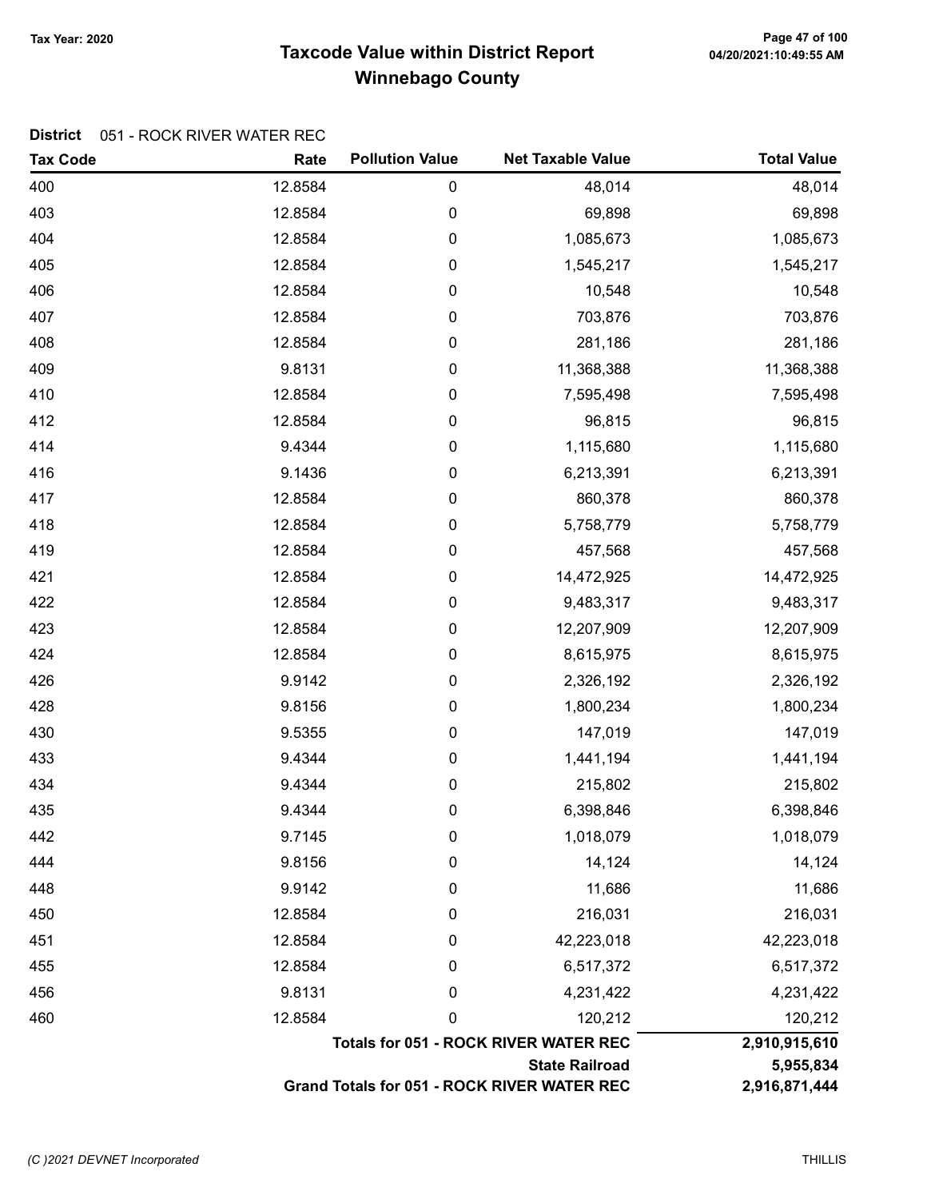# Taxcode Value within District Report
## Winnebago County

Tax Year: 2020

04/20/2021:10:49:55 AM

**District** 051 - ROCK RIVER WATER REC

| Tax Code | Rate | Pollution Value | Net Taxable Value | Total Value |
|---|---|---|---|---|
| 400 | 12.8584 | 0 | 48,014 | 48,014 |
| 403 | 12.8584 | 0 | 69,898 | 69,898 |
| 404 | 12.8584 | 0 | 1,085,673 | 1,085,673 |
| 405 | 12.8584 | 0 | 1,545,217 | 1,545,217 |
| 406 | 12.8584 | 0 | 10,548 | 10,548 |
| 407 | 12.8584 | 0 | 703,876 | 703,876 |
| 408 | 12.8584 | 0 | 281,186 | 281,186 |
| 409 | 9.8131 | 0 | 11,368,388 | 11,368,388 |
| 410 | 12.8584 | 0 | 7,595,498 | 7,595,498 |
| 412 | 12.8584 | 0 | 96,815 | 96,815 |
| 414 | 9.4344 | 0 | 1,115,680 | 1,115,680 |
| 416 | 9.1436 | 0 | 6,213,391 | 6,213,391 |
| 417 | 12.8584 | 0 | 860,378 | 860,378 |
| 418 | 12.8584 | 0 | 5,758,779 | 5,758,779 |
| 419 | 12.8584 | 0 | 457,568 | 457,568 |
| 421 | 12.8584 | 0 | 14,472,925 | 14,472,925 |
| 422 | 12.8584 | 0 | 9,483,317 | 9,483,317 |
| 423 | 12.8584 | 0 | 12,207,909 | 12,207,909 |
| 424 | 12.8584 | 0 | 8,615,975 | 8,615,975 |
| 426 | 9.9142 | 0 | 2,326,192 | 2,326,192 |
| 428 | 9.8156 | 0 | 1,800,234 | 1,800,234 |
| 430 | 9.5355 | 0 | 147,019 | 147,019 |
| 433 | 9.4344 | 0 | 1,441,194 | 1,441,194 |
| 434 | 9.4344 | 0 | 215,802 | 215,802 |
| 435 | 9.4344 | 0 | 6,398,846 | 6,398,846 |
| 442 | 9.7145 | 0 | 1,018,079 | 1,018,079 |
| 444 | 9.8156 | 0 | 14,124 | 14,124 |
| 448 | 9.9142 | 0 | 11,686 | 11,686 |
| 450 | 12.8584 | 0 | 216,031 | 216,031 |
| 451 | 12.8584 | 0 | 42,223,018 | 42,223,018 |
| 455 | 12.8584 | 0 | 6,517,372 | 6,517,372 |
| 456 | 9.8131 | 0 | 4,231,422 | 4,231,422 |
| 460 | 12.8584 | 0 | 120,212 | 120,212 |
| | | | **Totals for 051 - ROCK RIVER WATER REC** | **2,910,915,610** |
| | | | **State Railroad** | **5,955,834** |
| | | | **Grand Totals for 051 - ROCK RIVER WATER REC** | **2,916,871,444** |

(C )2021 DEVNET Incorporated THILLIS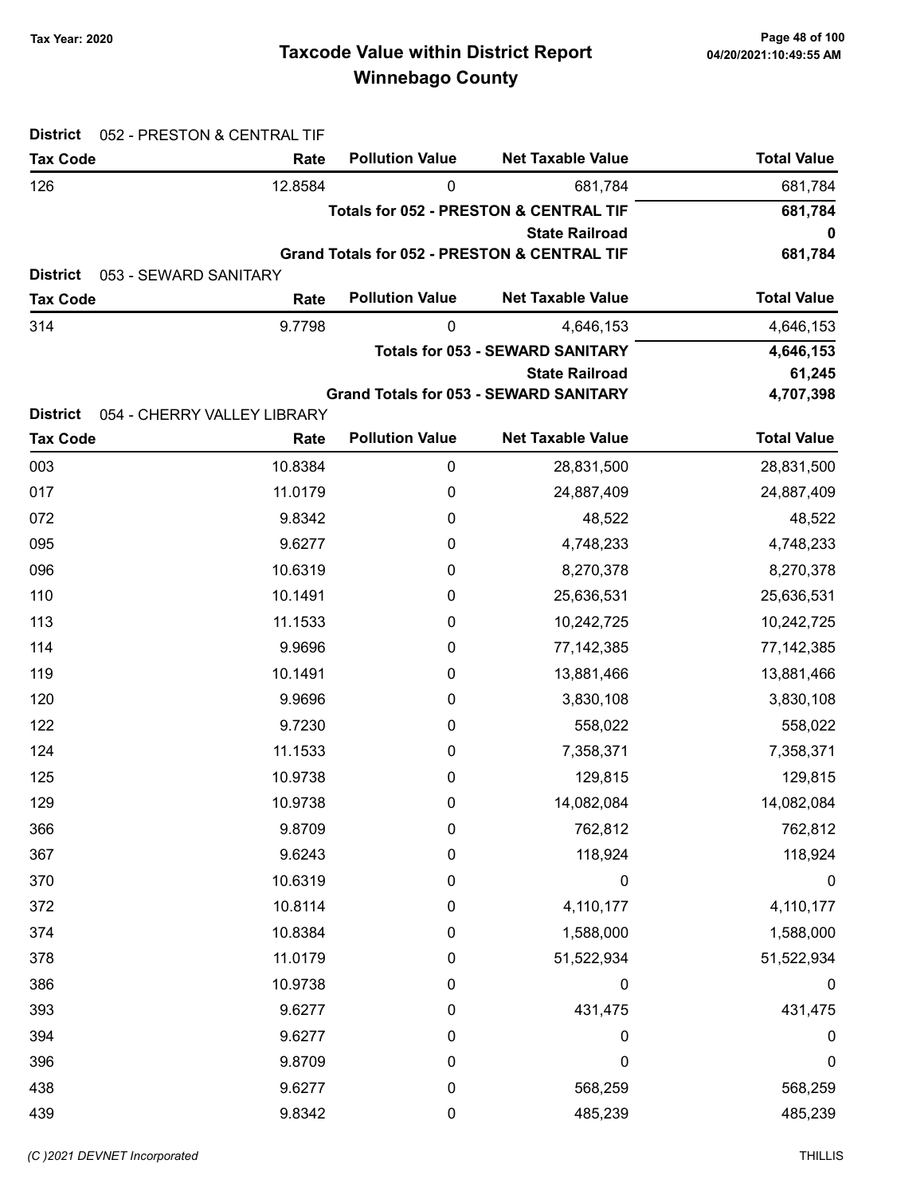Tax Year: 2020

# Taxcode Value within District Report
## Winnebago County

**District** 052 - PRESTON & CENTRAL TIF

| Tax Code | Rate | Pollution Value | Net Taxable Value | Total Value |
|---|---|---|---|---|
| 126 | 12.8584 | 0 | 681,784 | 681,784 |
| | | | **Totals for 052 - PRESTON & CENTRAL TIF** | **681,784** |
| | | | **State Railroad** | **0** |
| | | | **Grand Totals for 052 - PRESTON & CENTRAL TIF** | **681,784** |

**District** 053 - SEWARD SANITARY

| Tax Code | Rate | Pollution Value | Net Taxable Value | Total Value |
|---|---|---|---|---|
| 314 | 9.7798 | 0 | 4,646,153 | 4,646,153 |
| | | | **Totals for 053 - SEWARD SANITARY** | **4,646,153** |
| | | | **State Railroad** | **61,245** |
| | | | **Grand Totals for 053 - SEWARD SANITARY** | **4,707,398** |

**District** 054 - CHERRY VALLEY LIBRARY

| Tax Code | Rate | Pollution Value | Net Taxable Value | Total Value |
|---|---|---|---|---|
| 003 | 10.8384 | 0 | 28,831,500 | 28,831,500 |
| 017 | 11.0179 | 0 | 24,887,409 | 24,887,409 |
| 072 | 9.8342 | 0 | 48,522 | 48,522 |
| 095 | 9.6277 | 0 | 4,748,233 | 4,748,233 |
| 096 | 10.6319 | 0 | 8,270,378 | 8,270,378 |
| 110 | 10.1491 | 0 | 25,636,531 | 25,636,531 |
| 113 | 11.1533 | 0 | 10,242,725 | 10,242,725 |
| 114 | 9.9696 | 0 | 77,142,385 | 77,142,385 |
| 119 | 10.1491 | 0 | 13,881,466 | 13,881,466 |
| 120 | 9.9696 | 0 | 3,830,108 | 3,830,108 |
| 122 | 9.7230 | 0 | 558,022 | 558,022 |
| 124 | 11.1533 | 0 | 7,358,371 | 7,358,371 |
| 125 | 10.9738 | 0 | 129,815 | 129,815 |
| 129 | 10.9738 | 0 | 14,082,084 | 14,082,084 |
| 366 | 9.8709 | 0 | 762,812 | 762,812 |
| 367 | 9.6243 | 0 | 118,924 | 118,924 |
| 370 | 10.6319 | 0 | 0 | 0 |
| 372 | 10.8114 | 0 | 4,110,177 | 4,110,177 |
| 374 | 10.8384 | 0 | 1,588,000 | 1,588,000 |
| 378 | 11.0179 | 0 | 51,522,934 | 51,522,934 |
| 386 | 10.9738 | 0 | 0 | 0 |
| 393 | 9.6277 | 0 | 431,475 | 431,475 |
| 394 | 9.6277 | 0 | 0 | 0 |
| 396 | 9.8709 | 0 | 0 | 0 |
| 438 | 9.6277 | 0 | 568,259 | 568,259 |
| 439 | 9.8342 | 0 | 485,239 | 485,239 |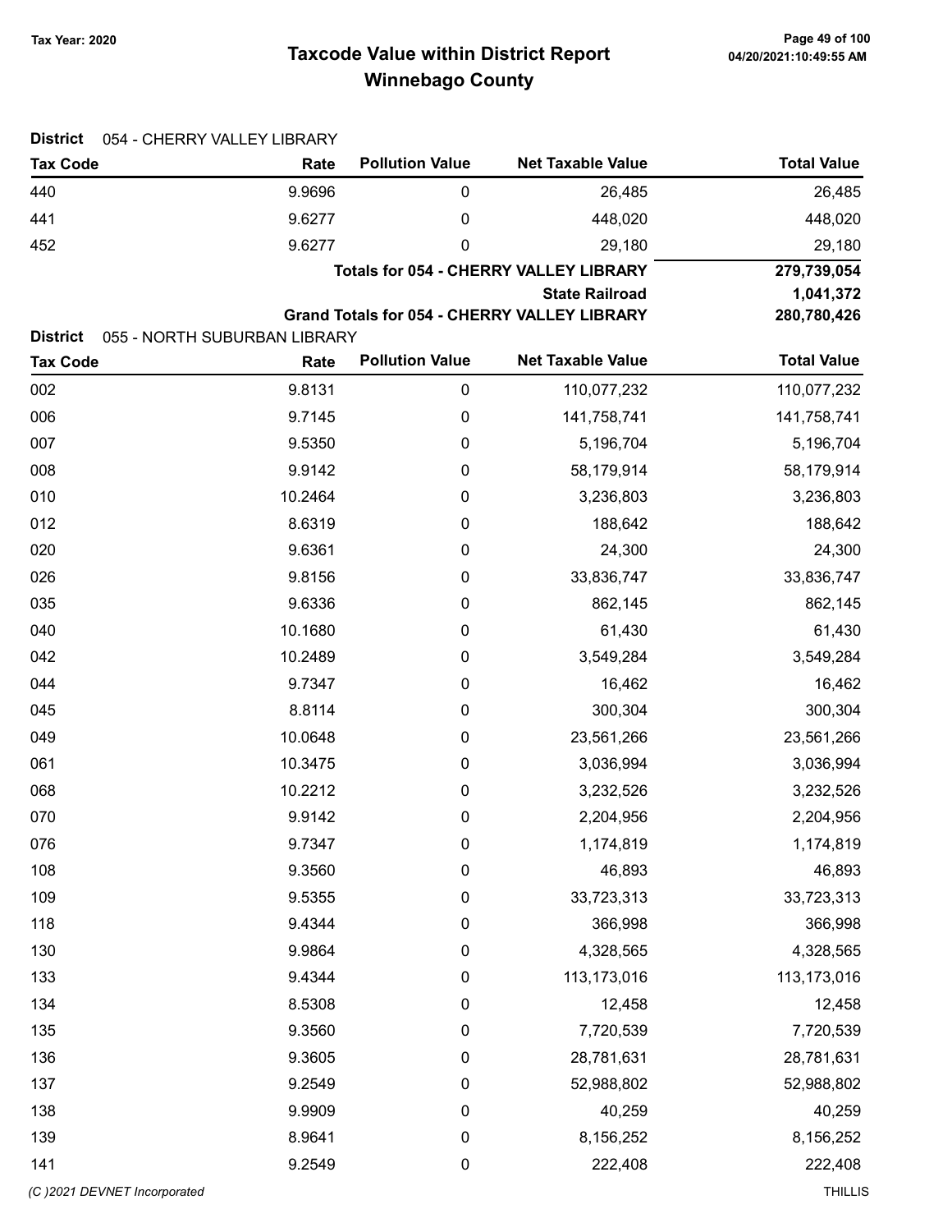# Taxcode Value within District Report

## Winnebago County

Tax Year: 2020

**District** 054 - CHERRY VALLEY LIBRARY

| Tax Code | Rate | Pollution Value | Net Taxable Value | Total Value |
|---|---|---|---|---|
| 440 | 9.9696 | 0 | 26,485 | 26,485 |
| 441 | 9.6277 | 0 | 448,020 | 448,020 |
| 452 | 9.6277 | 0 | 29,180 | 29,180 |
| | | | **Totals for 054 - CHERRY VALLEY LIBRARY** | **279,739,054** |
| | | | **State Railroad** | **1,041,372** |
| | | | **Grand Totals for 054 - CHERRY VALLEY LIBRARY** | **280,780,426** |

**District** 055 - NORTH SUBURBAN LIBRARY

| Tax Code | Rate | Pollution Value | Net Taxable Value | Total Value |
|---|---|---|---|---|
| 002 | 9.8131 | 0 | 110,077,232 | 110,077,232 |
| 006 | 9.7145 | 0 | 141,758,741 | 141,758,741 |
| 007 | 9.5350 | 0 | 5,196,704 | 5,196,704 |
| 008 | 9.9142 | 0 | 58,179,914 | 58,179,914 |
| 010 | 10.2464 | 0 | 3,236,803 | 3,236,803 |
| 012 | 8.6319 | 0 | 188,642 | 188,642 |
| 020 | 9.6361 | 0 | 24,300 | 24,300 |
| 026 | 9.8156 | 0 | 33,836,747 | 33,836,747 |
| 035 | 9.6336 | 0 | 862,145 | 862,145 |
| 040 | 10.1680 | 0 | 61,430 | 61,430 |
| 042 | 10.2489 | 0 | 3,549,284 | 3,549,284 |
| 044 | 9.7347 | 0 | 16,462 | 16,462 |
| 045 | 8.8114 | 0 | 300,304 | 300,304 |
| 049 | 10.0648 | 0 | 23,561,266 | 23,561,266 |
| 061 | 10.3475 | 0 | 3,036,994 | 3,036,994 |
| 068 | 10.2212 | 0 | 3,232,526 | 3,232,526 |
| 070 | 9.9142 | 0 | 2,204,956 | 2,204,956 |
| 076 | 9.7347 | 0 | 1,174,819 | 1,174,819 |
| 108 | 9.3560 | 0 | 46,893 | 46,893 |
| 109 | 9.5355 | 0 | 33,723,313 | 33,723,313 |
| 118 | 9.4344 | 0 | 366,998 | 366,998 |
| 130 | 9.9864 | 0 | 4,328,565 | 4,328,565 |
| 133 | 9.4344 | 0 | 113,173,016 | 113,173,016 |
| 134 | 8.5308 | 0 | 12,458 | 12,458 |
| 135 | 9.3560 | 0 | 7,720,539 | 7,720,539 |
| 136 | 9.3605 | 0 | 28,781,631 | 28,781,631 |
| 137 | 9.2549 | 0 | 52,988,802 | 52,988,802 |
| 138 | 9.9909 | 0 | 40,259 | 40,259 |
| 139 | 8.9641 | 0 | 8,156,252 | 8,156,252 |
| 141 | 9.2549 | 0 | 222,408 | 222,408 |

(C )2021 DEVNET Incorporated THILLIS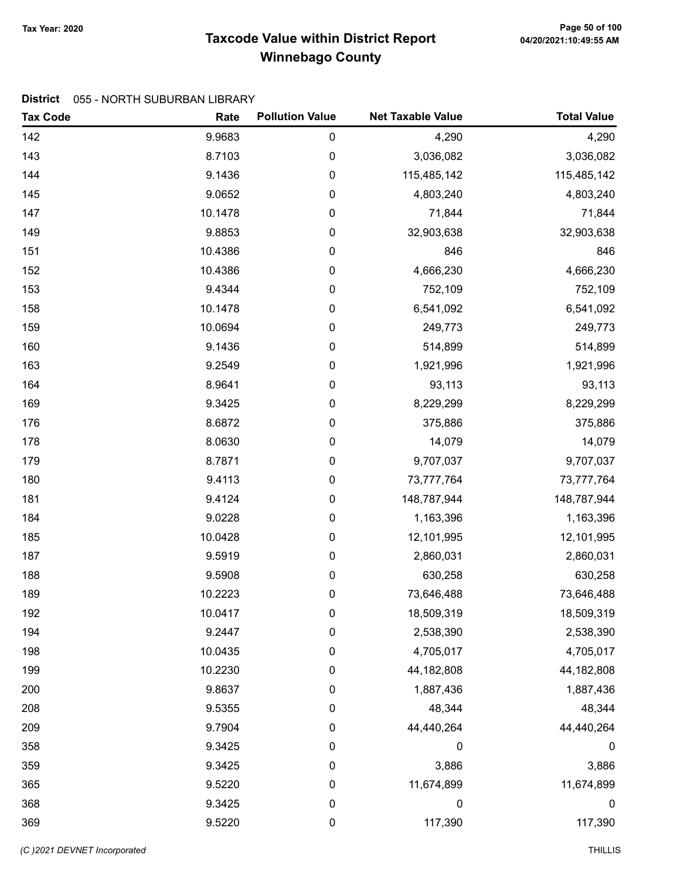# Taxcode Value within District Report
## Winnebago County

Tax Year: 2020

**District** 055 - NORTH SUBURBAN LIBRARY

| Tax Code | Rate | Pollution Value | Net Taxable Value | Total Value |
|---|---|---|---|---|
| 142 | 9.9683 | 0 | 4,290 | 4,290 |
| 143 | 8.7103 | 0 | 3,036,082 | 3,036,082 |
| 144 | 9.1436 | 0 | 115,485,142 | 115,485,142 |
| 145 | 9.0652 | 0 | 4,803,240 | 4,803,240 |
| 147 | 10.1478 | 0 | 71,844 | 71,844 |
| 149 | 9.8853 | 0 | 32,903,638 | 32,903,638 |
| 151 | 10.4386 | 0 | 846 | 846 |
| 152 | 10.4386 | 0 | 4,666,230 | 4,666,230 |
| 153 | 9.4344 | 0 | 752,109 | 752,109 |
| 158 | 10.1478 | 0 | 6,541,092 | 6,541,092 |
| 159 | 10.0694 | 0 | 249,773 | 249,773 |
| 160 | 9.1436 | 0 | 514,899 | 514,899 |
| 163 | 9.2549 | 0 | 1,921,996 | 1,921,996 |
| 164 | 8.9641 | 0 | 93,113 | 93,113 |
| 169 | 9.3425 | 0 | 8,229,299 | 8,229,299 |
| 176 | 8.6872 | 0 | 375,886 | 375,886 |
| 178 | 8.0630 | 0 | 14,079 | 14,079 |
| 179 | 8.7871 | 0 | 9,707,037 | 9,707,037 |
| 180 | 9.4113 | 0 | 73,777,764 | 73,777,764 |
| 181 | 9.4124 | 0 | 148,787,944 | 148,787,944 |
| 184 | 9.0228 | 0 | 1,163,396 | 1,163,396 |
| 185 | 10.0428 | 0 | 12,101,995 | 12,101,995 |
| 187 | 9.5919 | 0 | 2,860,031 | 2,860,031 |
| 188 | 9.5908 | 0 | 630,258 | 630,258 |
| 189 | 10.2223 | 0 | 73,646,488 | 73,646,488 |
| 192 | 10.0417 | 0 | 18,509,319 | 18,509,319 |
| 194 | 9.2447 | 0 | 2,538,390 | 2,538,390 |
| 198 | 10.0435 | 0 | 4,705,017 | 4,705,017 |
| 199 | 10.2230 | 0 | 44,182,808 | 44,182,808 |
| 200 | 9.8637 | 0 | 1,887,436 | 1,887,436 |
| 208 | 9.5355 | 0 | 48,344 | 48,344 |
| 209 | 9.7904 | 0 | 44,440,264 | 44,440,264 |
| 358 | 9.3425 | 0 | 0 | 0 |
| 359 | 9.3425 | 0 | 3,886 | 3,886 |
| 365 | 9.5220 | 0 | 11,674,899 | 11,674,899 |
| 368 | 9.3425 | 0 | 0 | 0 |
| 369 | 9.5220 | 0 | 117,390 | 117,390 |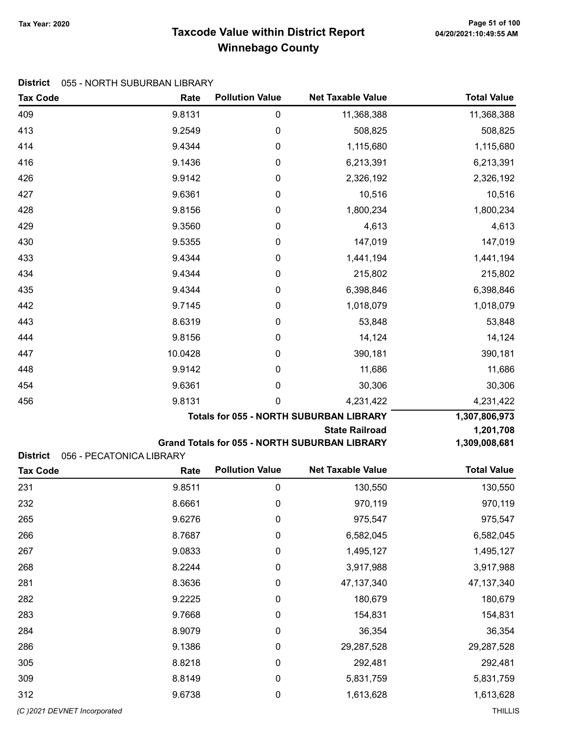# Taxcode Value within District Report
## Winnebago County

Tax Year: 2020

**District** 055 - NORTH SUBURBAN LIBRARY

| Tax Code | Rate | Pollution Value | Net Taxable Value | Total Value |
|---|---|---|---|---|
| 409 | 9.8131 | 0 | 11,368,388 | 11,368,388 |
| 413 | 9.2549 | 0 | 508,825 | 508,825 |
| 414 | 9.4344 | 0 | 1,115,680 | 1,115,680 |
| 416 | 9.1436 | 0 | 6,213,391 | 6,213,391 |
| 426 | 9.9142 | 0 | 2,326,192 | 2,326,192 |
| 427 | 9.6361 | 0 | 10,516 | 10,516 |
| 428 | 9.8156 | 0 | 1,800,234 | 1,800,234 |
| 429 | 9.3560 | 0 | 4,613 | 4,613 |
| 430 | 9.5355 | 0 | 147,019 | 147,019 |
| 433 | 9.4344 | 0 | 1,441,194 | 1,441,194 |
| 434 | 9.4344 | 0 | 215,802 | 215,802 |
| 435 | 9.4344 | 0 | 6,398,846 | 6,398,846 |
| 442 | 9.7145 | 0 | 1,018,079 | 1,018,079 |
| 443 | 8.6319 | 0 | 53,848 | 53,848 |
| 444 | 9.8156 | 0 | 14,124 | 14,124 |
| 447 | 10.0428 | 0 | 390,181 | 390,181 |
| 448 | 9.9142 | 0 | 11,686 | 11,686 |
| 454 | 9.6361 | 0 | 30,306 | 30,306 |
| 456 | 9.8131 | 0 | 4,231,422 | 4,231,422 |
| | | | **Totals for 055 - NORTH SUBURBAN LIBRARY** | **1,307,806,973** |
| | | | **State Railroad** | **1,201,708** |
| | | | **Grand Totals for 055 - NORTH SUBURBAN LIBRARY** | **1,309,008,681** |

**District** 056 - PECATONICA LIBRARY

| Tax Code | Rate | Pollution Value | Net Taxable Value | Total Value |
|---|---|---|---|---|
| 231 | 9.8511 | 0 | 130,550 | 130,550 |
| 232 | 8.6661 | 0 | 970,119 | 970,119 |
| 265 | 9.6276 | 0 | 975,547 | 975,547 |
| 266 | 8.7687 | 0 | 6,582,045 | 6,582,045 |
| 267 | 9.0833 | 0 | 1,495,127 | 1,495,127 |
| 268 | 8.2244 | 0 | 3,917,988 | 3,917,988 |
| 281 | 8.3636 | 0 | 47,137,340 | 47,137,340 |
| 282 | 9.2225 | 0 | 180,679 | 180,679 |
| 283 | 9.7668 | 0 | 154,831 | 154,831 |
| 284 | 8.9079 | 0 | 36,354 | 36,354 |
| 286 | 9.1386 | 0 | 29,287,528 | 29,287,528 |
| 305 | 8.8218 | 0 | 292,481 | 292,481 |
| 309 | 8.8149 | 0 | 5,831,759 | 5,831,759 |
| 312 | 9.6738 | 0 | 1,613,628 | 1,613,628 |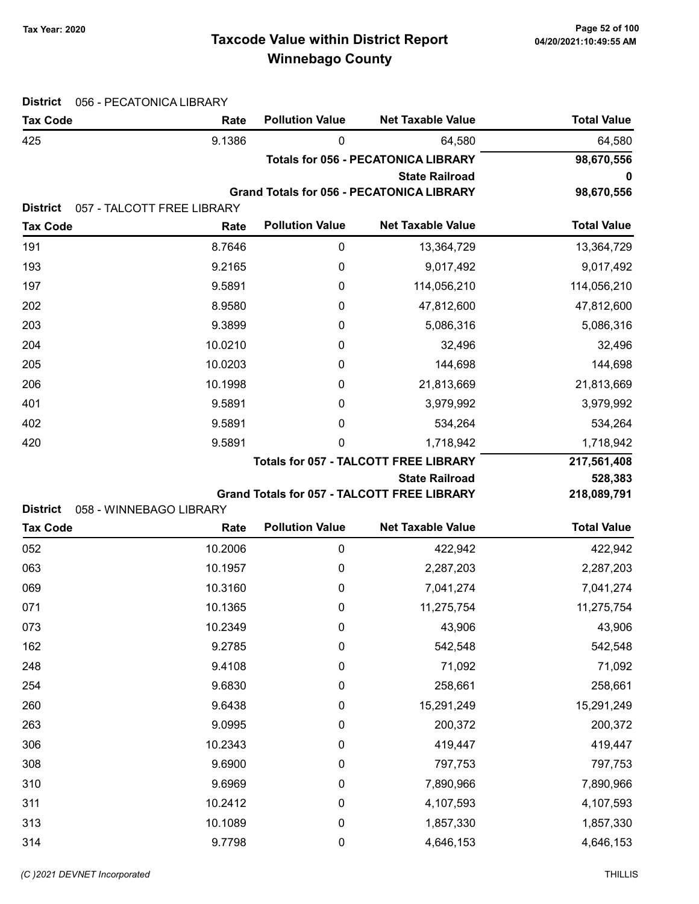# Taxcode Value within District Report
## Winnebago County

Tax Year: 2020

**District** 056 - PECATONICA LIBRARY

| Tax Code | Rate | Pollution Value | Net Taxable Value | Total Value |
|---|---|---|---|---|
| 425 | 9.1386 | 0 | 64,580 | 64,580 |
| | | | **Totals for 056 - PECATONICA LIBRARY** | **98,670,556** |
| | | | **State Railroad** | **0** |
| | | | **Grand Totals for 056 - PECATONICA LIBRARY** | **98,670,556** |

**District** 057 - TALCOTT FREE LIBRARY

| Tax Code | Rate | Pollution Value | Net Taxable Value | Total Value |
|---|---|---|---|---|
| 191 | 8.7646 | 0 | 13,364,729 | 13,364,729 |
| 193 | 9.2165 | 0 | 9,017,492 | 9,017,492 |
| 197 | 9.5891 | 0 | 114,056,210 | 114,056,210 |
| 202 | 8.9580 | 0 | 47,812,600 | 47,812,600 |
| 203 | 9.3899 | 0 | 5,086,316 | 5,086,316 |
| 204 | 10.0210 | 0 | 32,496 | 32,496 |
| 205 | 10.0203 | 0 | 144,698 | 144,698 |
| 206 | 10.1998 | 0 | 21,813,669 | 21,813,669 |
| 401 | 9.5891 | 0 | 3,979,992 | 3,979,992 |
| 402 | 9.5891 | 0 | 534,264 | 534,264 |
| 420 | 9.5891 | 0 | 1,718,942 | 1,718,942 |
| | | | **Totals for 057 - TALCOTT FREE LIBRARY** | **217,561,408** |
| | | | **State Railroad** | **528,383** |
| | | | **Grand Totals for 057 - TALCOTT FREE LIBRARY** | **218,089,791** |

**District** 058 - WINNEBAGO LIBRARY

| Tax Code | Rate | Pollution Value | Net Taxable Value | Total Value |
|---|---|---|---|---|
| 052 | 10.2006 | 0 | 422,942 | 422,942 |
| 063 | 10.1957 | 0 | 2,287,203 | 2,287,203 |
| 069 | 10.3160 | 0 | 7,041,274 | 7,041,274 |
| 071 | 10.1365 | 0 | 11,275,754 | 11,275,754 |
| 073 | 10.2349 | 0 | 43,906 | 43,906 |
| 162 | 9.2785 | 0 | 542,548 | 542,548 |
| 248 | 9.4108 | 0 | 71,092 | 71,092 |
| 254 | 9.6830 | 0 | 258,661 | 258,661 |
| 260 | 9.6438 | 0 | 15,291,249 | 15,291,249 |
| 263 | 9.0995 | 0 | 200,372 | 200,372 |
| 306 | 10.2343 | 0 | 419,447 | 419,447 |
| 308 | 9.6900 | 0 | 797,753 | 797,753 |
| 310 | 9.6969 | 0 | 7,890,966 | 7,890,966 |
| 311 | 10.2412 | 0 | 4,107,593 | 4,107,593 |
| 313 | 10.1089 | 0 | 1,857,330 | 1,857,330 |
| 314 | 9.7798 | 0 | 4,646,153 | 4,646,153 |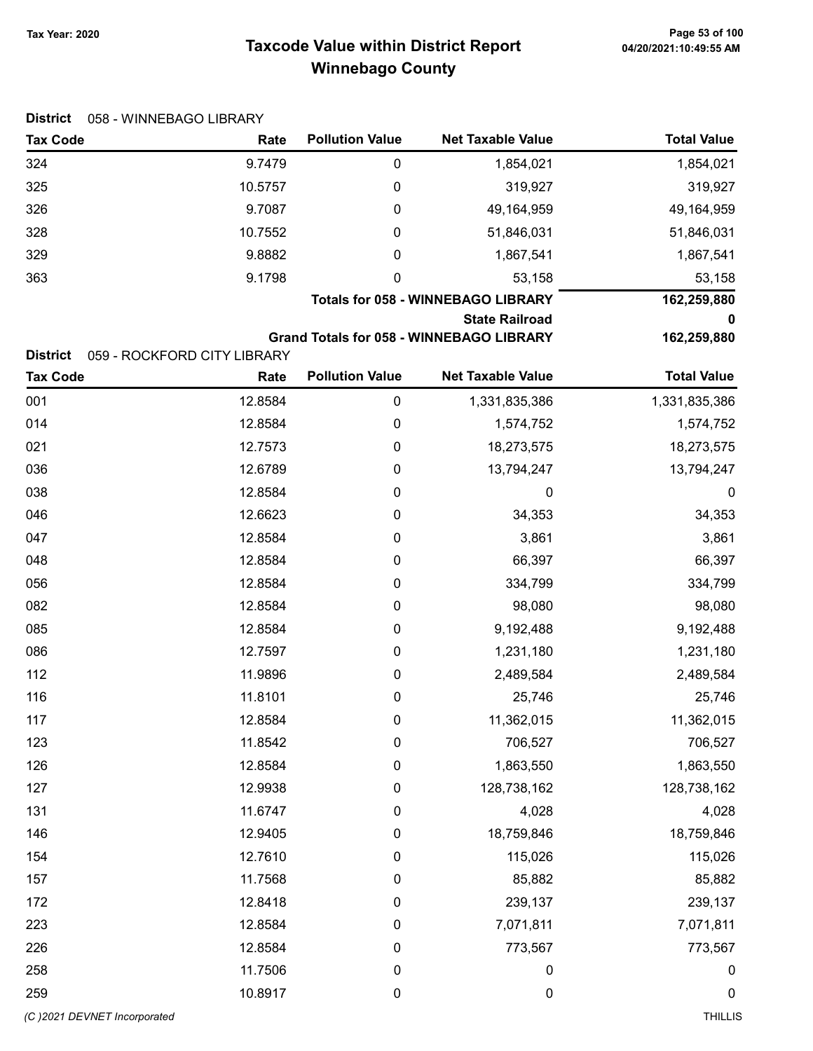# Taxcode Value within District Report
# Winnebago County

Tax Year: 2020

**District** 058 - WINNEBAGO LIBRARY

| Tax Code | Rate | Pollution Value | Net Taxable Value | Total Value |
|---|---|---|---|---|
| 324 | 9.7479 | 0 | 1,854,021 | 1,854,021 |
| 325 | 10.5757 | 0 | 319,927 | 319,927 |
| 326 | 9.7087 | 0 | 49,164,959 | 49,164,959 |
| 328 | 10.7552 | 0 | 51,846,031 | 51,846,031 |
| 329 | 9.8882 | 0 | 1,867,541 | 1,867,541 |
| 363 | 9.1798 | 0 | 53,158 | 53,158 |
| | | | **Totals for 058 - WINNEBAGO LIBRARY** | **162,259,880** |
| | | | **State Railroad** | **0** |
| | | | **Grand Totals for 058 - WINNEBAGO LIBRARY** | **162,259,880** |

**District** 059 - ROCKFORD CITY LIBRARY

| Tax Code | Rate | Pollution Value | Net Taxable Value | Total Value |
|---|---|---|---|---|
| 001 | 12.8584 | 0 | 1,331,835,386 | 1,331,835,386 |
| 014 | 12.8584 | 0 | 1,574,752 | 1,574,752 |
| 021 | 12.7573 | 0 | 18,273,575 | 18,273,575 |
| 036 | 12.6789 | 0 | 13,794,247 | 13,794,247 |
| 038 | 12.8584 | 0 | 0 | 0 |
| 046 | 12.6623 | 0 | 34,353 | 34,353 |
| 047 | 12.8584 | 0 | 3,861 | 3,861 |
| 048 | 12.8584 | 0 | 66,397 | 66,397 |
| 056 | 12.8584 | 0 | 334,799 | 334,799 |
| 082 | 12.8584 | 0 | 98,080 | 98,080 |
| 085 | 12.8584 | 0 | 9,192,488 | 9,192,488 |
| 086 | 12.7597 | 0 | 1,231,180 | 1,231,180 |
| 112 | 11.9896 | 0 | 2,489,584 | 2,489,584 |
| 116 | 11.8101 | 0 | 25,746 | 25,746 |
| 117 | 12.8584 | 0 | 11,362,015 | 11,362,015 |
| 123 | 11.8542 | 0 | 706,527 | 706,527 |
| 126 | 12.8584 | 0 | 1,863,550 | 1,863,550 |
| 127 | 12.9938 | 0 | 128,738,162 | 128,738,162 |
| 131 | 11.6747 | 0 | 4,028 | 4,028 |
| 146 | 12.9405 | 0 | 18,759,846 | 18,759,846 |
| 154 | 12.7610 | 0 | 115,026 | 115,026 |
| 157 | 11.7568 | 0 | 85,882 | 85,882 |
| 172 | 12.8418 | 0 | 239,137 | 239,137 |
| 223 | 12.8584 | 0 | 7,071,811 | 7,071,811 |
| 226 | 12.8584 | 0 | 773,567 | 773,567 |
| 258 | 11.7506 | 0 | 0 | 0 |
| 259 | 10.8917 | 0 | 0 | 0 |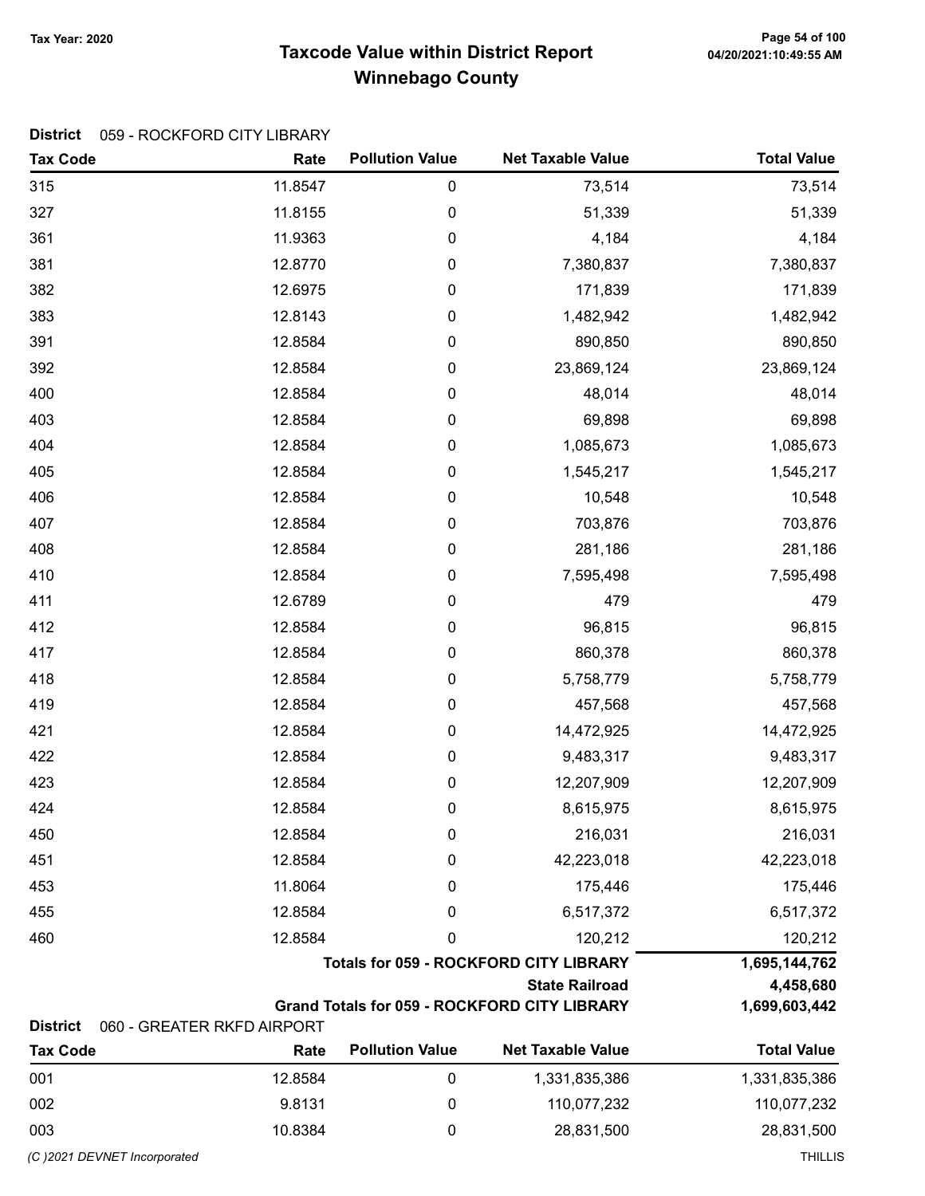**District** 059 - ROCKFORD CITY LIBRARY

| Tax Code | Rate | Pollution Value | Net Taxable Value | Total Value |
|---|---|---|---|---|
| 315 | 11.8547 | 0 | 73,514 | 73,514 |
| 327 | 11.8155 | 0 | 51,339 | 51,339 |
| 361 | 11.9363 | 0 | 4,184 | 4,184 |
| 381 | 12.8770 | 0 | 7,380,837 | 7,380,837 |
| 382 | 12.6975 | 0 | 171,839 | 171,839 |
| 383 | 12.8143 | 0 | 1,482,942 | 1,482,942 |
| 391 | 12.8584 | 0 | 890,850 | 890,850 |
| 392 | 12.8584 | 0 | 23,869,124 | 23,869,124 |
| 400 | 12.8584 | 0 | 48,014 | 48,014 |
| 403 | 12.8584 | 0 | 69,898 | 69,898 |
| 404 | 12.8584 | 0 | 1,085,673 | 1,085,673 |
| 405 | 12.8584 | 0 | 1,545,217 | 1,545,217 |
| 406 | 12.8584 | 0 | 10,548 | 10,548 |
| 407 | 12.8584 | 0 | 703,876 | 703,876 |
| 408 | 12.8584 | 0 | 281,186 | 281,186 |
| 410 | 12.8584 | 0 | 7,595,498 | 7,595,498 |
| 411 | 12.6789 | 0 | 479 | 479 |
| 412 | 12.8584 | 0 | 96,815 | 96,815 |
| 417 | 12.8584 | 0 | 860,378 | 860,378 |
| 418 | 12.8584 | 0 | 5,758,779 | 5,758,779 |
| 419 | 12.8584 | 0 | 457,568 | 457,568 |
| 421 | 12.8584 | 0 | 14,472,925 | 14,472,925 |
| 422 | 12.8584 | 0 | 9,483,317 | 9,483,317 |
| 423 | 12.8584 | 0 | 12,207,909 | 12,207,909 |
| 424 | 12.8584 | 0 | 8,615,975 | 8,615,975 |
| 450 | 12.8584 | 0 | 216,031 | 216,031 |
| 451 | 12.8584 | 0 | 42,223,018 | 42,223,018 |
| 453 | 11.8064 | 0 | 175,446 | 175,446 |
| 455 | 12.8584 | 0 | 6,517,372 | 6,517,372 |
| 460 | 12.8584 | 0 | 120,212 | 120,212 |
| | | | **Totals for 059 - ROCKFORD CITY LIBRARY** | **1,695,144,762** |
| | | | **State Railroad** | **4,458,680** |
| | | | **Grand Totals for 059 - ROCKFORD CITY LIBRARY** | **1,699,603,442** |

**District** 060 - GREATER RKFD AIRPORT

| Tax Code | Rate | Pollution Value | Net Taxable Value | Total Value |
|---|---|---|---|---|
| 001 | 12.8584 | 0 | 1,331,835,386 | 1,331,835,386 |
| 002 | 9.8131 | 0 | 110,077,232 | 110,077,232 |
| 003 | 10.8384 | 0 | 28,831,500 | 28,831,500 |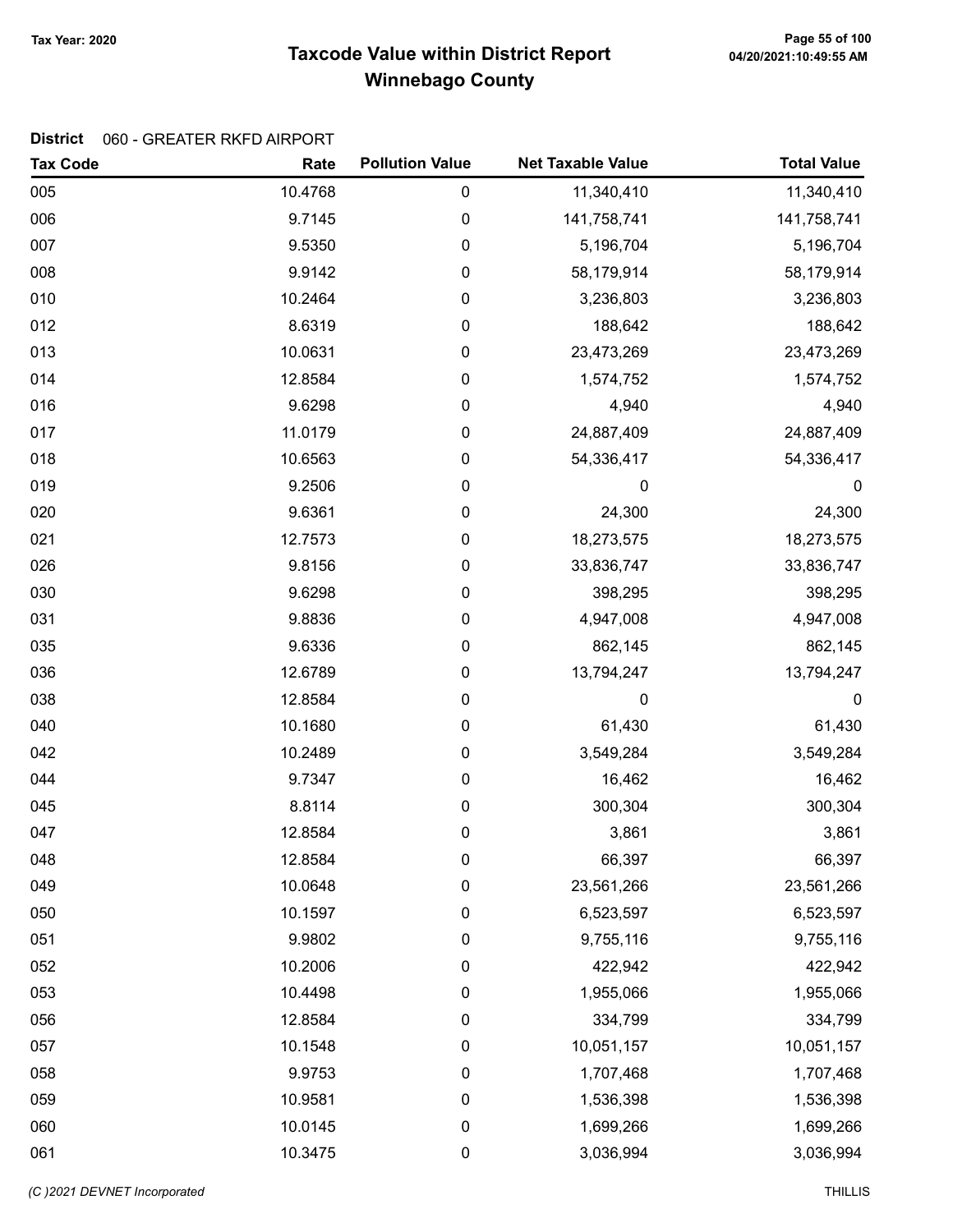# Taxcode Value within District Report
## Winnebago County

Tax Year: 2020

**District** 060 - GREATER RKFD AIRPORT

| Tax Code | Rate | Pollution Value | Net Taxable Value | Total Value |
|---|---|---|---|---|
| 005 | 10.4768 | 0 | 11,340,410 | 11,340,410 |
| 006 | 9.7145 | 0 | 141,758,741 | 141,758,741 |
| 007 | 9.5350 | 0 | 5,196,704 | 5,196,704 |
| 008 | 9.9142 | 0 | 58,179,914 | 58,179,914 |
| 010 | 10.2464 | 0 | 3,236,803 | 3,236,803 |
| 012 | 8.6319 | 0 | 188,642 | 188,642 |
| 013 | 10.0631 | 0 | 23,473,269 | 23,473,269 |
| 014 | 12.8584 | 0 | 1,574,752 | 1,574,752 |
| 016 | 9.6298 | 0 | 4,940 | 4,940 |
| 017 | 11.0179 | 0 | 24,887,409 | 24,887,409 |
| 018 | 10.6563 | 0 | 54,336,417 | 54,336,417 |
| 019 | 9.2506 | 0 | 0 | 0 |
| 020 | 9.6361 | 0 | 24,300 | 24,300 |
| 021 | 12.7573 | 0 | 18,273,575 | 18,273,575 |
| 026 | 9.8156 | 0 | 33,836,747 | 33,836,747 |
| 030 | 9.6298 | 0 | 398,295 | 398,295 |
| 031 | 9.8836 | 0 | 4,947,008 | 4,947,008 |
| 035 | 9.6336 | 0 | 862,145 | 862,145 |
| 036 | 12.6789 | 0 | 13,794,247 | 13,794,247 |
| 038 | 12.8584 | 0 | 0 | 0 |
| 040 | 10.1680 | 0 | 61,430 | 61,430 |
| 042 | 10.2489 | 0 | 3,549,284 | 3,549,284 |
| 044 | 9.7347 | 0 | 16,462 | 16,462 |
| 045 | 8.8114 | 0 | 300,304 | 300,304 |
| 047 | 12.8584 | 0 | 3,861 | 3,861 |
| 048 | 12.8584 | 0 | 66,397 | 66,397 |
| 049 | 10.0648 | 0 | 23,561,266 | 23,561,266 |
| 050 | 10.1597 | 0 | 6,523,597 | 6,523,597 |
| 051 | 9.9802 | 0 | 9,755,116 | 9,755,116 |
| 052 | 10.2006 | 0 | 422,942 | 422,942 |
| 053 | 10.4498 | 0 | 1,955,066 | 1,955,066 |
| 056 | 12.8584 | 0 | 334,799 | 334,799 |
| 057 | 10.1548 | 0 | 10,051,157 | 10,051,157 |
| 058 | 9.9753 | 0 | 1,707,468 | 1,707,468 |
| 059 | 10.9581 | 0 | 1,536,398 | 1,536,398 |
| 060 | 10.0145 | 0 | 1,699,266 | 1,699,266 |
| 061 | 10.3475 | 0 | 3,036,994 | 3,036,994 |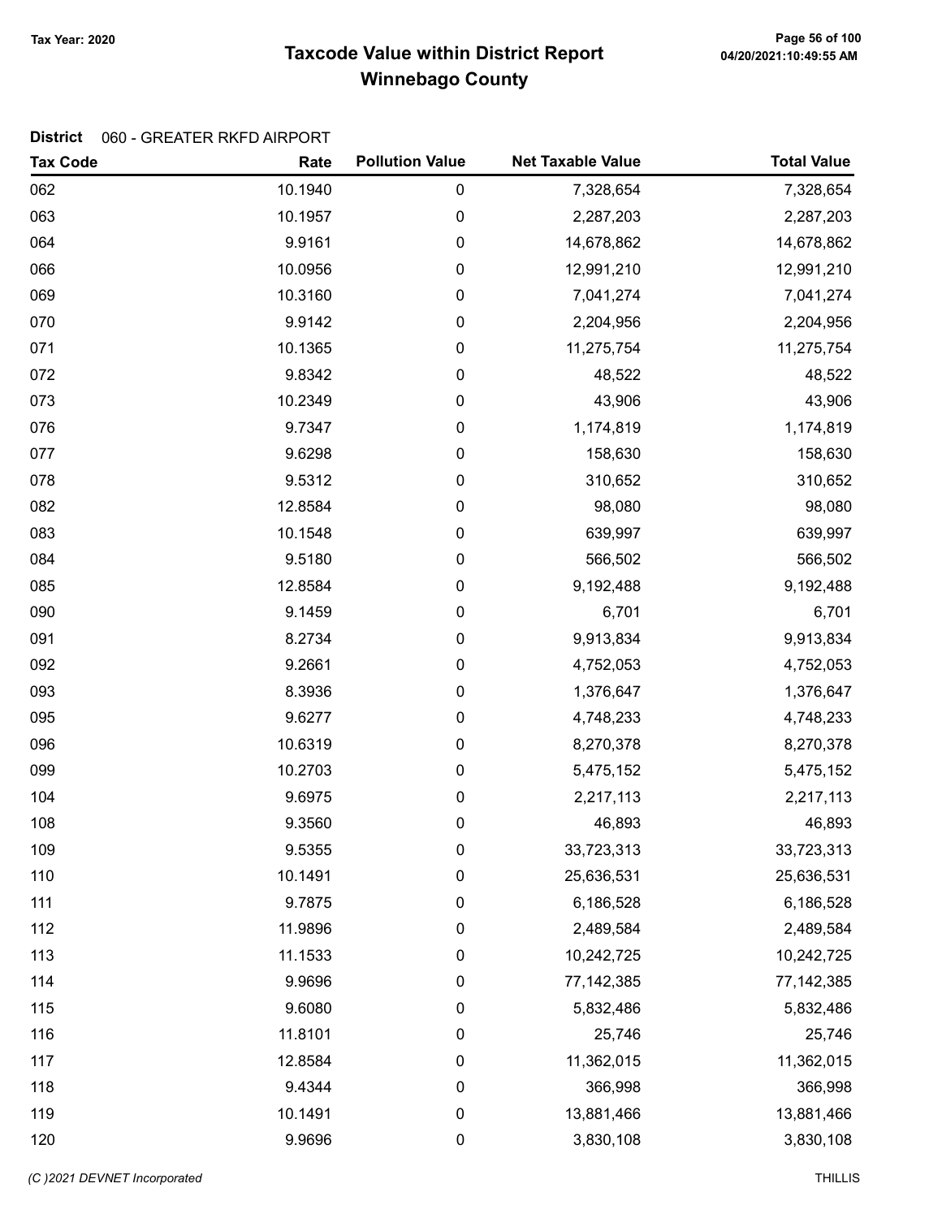# Taxcode Value within District Report

## Winnebago County

Tax Year: 2020

**District** 060 - GREATER RKFD AIRPORT

| Tax Code | Rate | Pollution Value | Net Taxable Value | Total Value |
|---|---|---|---|---|
| 062 | 10.1940 | 0 | 7,328,654 | 7,328,654 |
| 063 | 10.1957 | 0 | 2,287,203 | 2,287,203 |
| 064 | 9.9161 | 0 | 14,678,862 | 14,678,862 |
| 066 | 10.0956 | 0 | 12,991,210 | 12,991,210 |
| 069 | 10.3160 | 0 | 7,041,274 | 7,041,274 |
| 070 | 9.9142 | 0 | 2,204,956 | 2,204,956 |
| 071 | 10.1365 | 0 | 11,275,754 | 11,275,754 |
| 072 | 9.8342 | 0 | 48,522 | 48,522 |
| 073 | 10.2349 | 0 | 43,906 | 43,906 |
| 076 | 9.7347 | 0 | 1,174,819 | 1,174,819 |
| 077 | 9.6298 | 0 | 158,630 | 158,630 |
| 078 | 9.5312 | 0 | 310,652 | 310,652 |
| 082 | 12.8584 | 0 | 98,080 | 98,080 |
| 083 | 10.1548 | 0 | 639,997 | 639,997 |
| 084 | 9.5180 | 0 | 566,502 | 566,502 |
| 085 | 12.8584 | 0 | 9,192,488 | 9,192,488 |
| 090 | 9.1459 | 0 | 6,701 | 6,701 |
| 091 | 8.2734 | 0 | 9,913,834 | 9,913,834 |
| 092 | 9.2661 | 0 | 4,752,053 | 4,752,053 |
| 093 | 8.3936 | 0 | 1,376,647 | 1,376,647 |
| 095 | 9.6277 | 0 | 4,748,233 | 4,748,233 |
| 096 | 10.6319 | 0 | 8,270,378 | 8,270,378 |
| 099 | 10.2703 | 0 | 5,475,152 | 5,475,152 |
| 104 | 9.6975 | 0 | 2,217,113 | 2,217,113 |
| 108 | 9.3560 | 0 | 46,893 | 46,893 |
| 109 | 9.5355 | 0 | 33,723,313 | 33,723,313 |
| 110 | 10.1491 | 0 | 25,636,531 | 25,636,531 |
| 111 | 9.7875 | 0 | 6,186,528 | 6,186,528 |
| 112 | 11.9896 | 0 | 2,489,584 | 2,489,584 |
| 113 | 11.1533 | 0 | 10,242,725 | 10,242,725 |
| 114 | 9.9696 | 0 | 77,142,385 | 77,142,385 |
| 115 | 9.6080 | 0 | 5,832,486 | 5,832,486 |
| 116 | 11.8101 | 0 | 25,746 | 25,746 |
| 117 | 12.8584 | 0 | 11,362,015 | 11,362,015 |
| 118 | 9.4344 | 0 | 366,998 | 366,998 |
| 119 | 10.1491 | 0 | 13,881,466 | 13,881,466 |
| 120 | 9.9696 | 0 | 3,830,108 | 3,830,108 |

*(C )2021 DEVNET Incorporated* THILLIS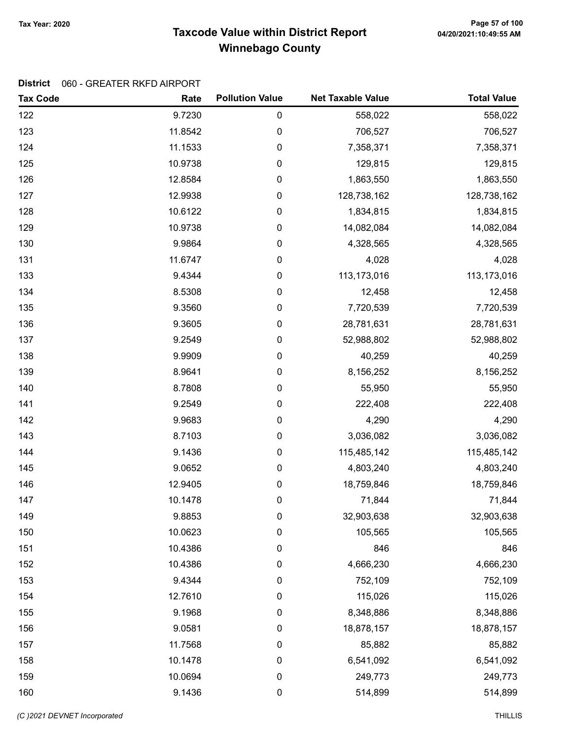# Taxcode Value within District Report
## Winnebago County

Tax Year: 2020

**District** 060 - GREATER RKFD AIRPORT

| Tax Code | Rate | Pollution Value | Net Taxable Value | Total Value |
|---|---|---|---|---|
| 122 | 9.7230 | 0 | 558,022 | 558,022 |
| 123 | 11.8542 | 0 | 706,527 | 706,527 |
| 124 | 11.1533 | 0 | 7,358,371 | 7,358,371 |
| 125 | 10.9738 | 0 | 129,815 | 129,815 |
| 126 | 12.8584 | 0 | 1,863,550 | 1,863,550 |
| 127 | 12.9938 | 0 | 128,738,162 | 128,738,162 |
| 128 | 10.6122 | 0 | 1,834,815 | 1,834,815 |
| 129 | 10.9738 | 0 | 14,082,084 | 14,082,084 |
| 130 | 9.9864 | 0 | 4,328,565 | 4,328,565 |
| 131 | 11.6747 | 0 | 4,028 | 4,028 |
| 133 | 9.4344 | 0 | 113,173,016 | 113,173,016 |
| 134 | 8.5308 | 0 | 12,458 | 12,458 |
| 135 | 9.3560 | 0 | 7,720,539 | 7,720,539 |
| 136 | 9.3605 | 0 | 28,781,631 | 28,781,631 |
| 137 | 9.2549 | 0 | 52,988,802 | 52,988,802 |
| 138 | 9.9909 | 0 | 40,259 | 40,259 |
| 139 | 8.9641 | 0 | 8,156,252 | 8,156,252 |
| 140 | 8.7808 | 0 | 55,950 | 55,950 |
| 141 | 9.2549 | 0 | 222,408 | 222,408 |
| 142 | 9.9683 | 0 | 4,290 | 4,290 |
| 143 | 8.7103 | 0 | 3,036,082 | 3,036,082 |
| 144 | 9.1436 | 0 | 115,485,142 | 115,485,142 |
| 145 | 9.0652 | 0 | 4,803,240 | 4,803,240 |
| 146 | 12.9405 | 0 | 18,759,846 | 18,759,846 |
| 147 | 10.1478 | 0 | 71,844 | 71,844 |
| 149 | 9.8853 | 0 | 32,903,638 | 32,903,638 |
| 150 | 10.0623 | 0 | 105,565 | 105,565 |
| 151 | 10.4386 | 0 | 846 | 846 |
| 152 | 10.4386 | 0 | 4,666,230 | 4,666,230 |
| 153 | 9.4344 | 0 | 752,109 | 752,109 |
| 154 | 12.7610 | 0 | 115,026 | 115,026 |
| 155 | 9.1968 | 0 | 8,348,886 | 8,348,886 |
| 156 | 9.0581 | 0 | 18,878,157 | 18,878,157 |
| 157 | 11.7568 | 0 | 85,882 | 85,882 |
| 158 | 10.1478 | 0 | 6,541,092 | 6,541,092 |
| 159 | 10.0694 | 0 | 249,773 | 249,773 |
| 160 | 9.1436 | 0 | 514,899 | 514,899 |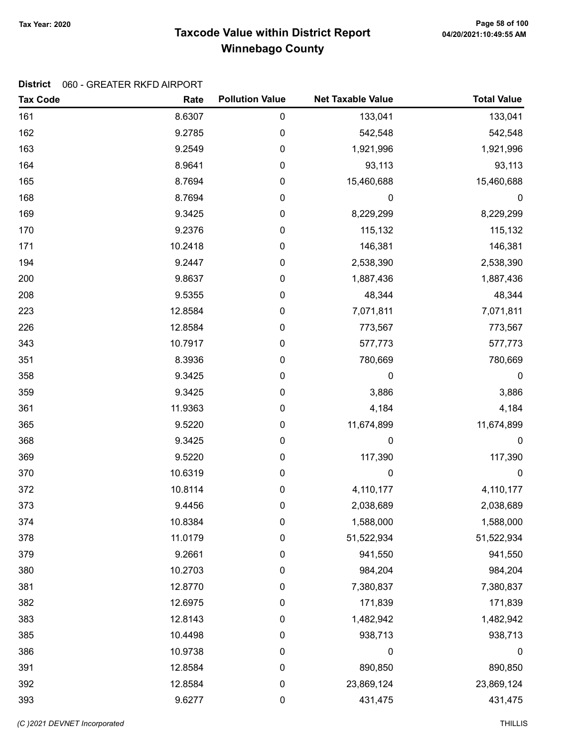Tax Year: 2020

# Taxcode Value within District Report
## Winnebago County

**District** 060 - GREATER RKFD AIRPORT

| Tax Code | Rate | Pollution Value | Net Taxable Value | Total Value |
|---|---|---|---|---|
| 161 | 8.6307 | 0 | 133,041 | 133,041 |
| 162 | 9.2785 | 0 | 542,548 | 542,548 |
| 163 | 9.2549 | 0 | 1,921,996 | 1,921,996 |
| 164 | 8.9641 | 0 | 93,113 | 93,113 |
| 165 | 8.7694 | 0 | 15,460,688 | 15,460,688 |
| 168 | 8.7694 | 0 | 0 | 0 |
| 169 | 9.3425 | 0 | 8,229,299 | 8,229,299 |
| 170 | 9.2376 | 0 | 115,132 | 115,132 |
| 171 | 10.2418 | 0 | 146,381 | 146,381 |
| 194 | 9.2447 | 0 | 2,538,390 | 2,538,390 |
| 200 | 9.8637 | 0 | 1,887,436 | 1,887,436 |
| 208 | 9.5355 | 0 | 48,344 | 48,344 |
| 223 | 12.8584 | 0 | 7,071,811 | 7,071,811 |
| 226 | 12.8584 | 0 | 773,567 | 773,567 |
| 343 | 10.7917 | 0 | 577,773 | 577,773 |
| 351 | 8.3936 | 0 | 780,669 | 780,669 |
| 358 | 9.3425 | 0 | 0 | 0 |
| 359 | 9.3425 | 0 | 3,886 | 3,886 |
| 361 | 11.9363 | 0 | 4,184 | 4,184 |
| 365 | 9.5220 | 0 | 11,674,899 | 11,674,899 |
| 368 | 9.3425 | 0 | 0 | 0 |
| 369 | 9.5220 | 0 | 117,390 | 117,390 |
| 370 | 10.6319 | 0 | 0 | 0 |
| 372 | 10.8114 | 0 | 4,110,177 | 4,110,177 |
| 373 | 9.4456 | 0 | 2,038,689 | 2,038,689 |
| 374 | 10.8384 | 0 | 1,588,000 | 1,588,000 |
| 378 | 11.0179 | 0 | 51,522,934 | 51,522,934 |
| 379 | 9.2661 | 0 | 941,550 | 941,550 |
| 380 | 10.2703 | 0 | 984,204 | 984,204 |
| 381 | 12.8770 | 0 | 7,380,837 | 7,380,837 |
| 382 | 12.6975 | 0 | 171,839 | 171,839 |
| 383 | 12.8143 | 0 | 1,482,942 | 1,482,942 |
| 385 | 10.4498 | 0 | 938,713 | 938,713 |
| 386 | 10.9738 | 0 | 0 | 0 |
| 391 | 12.8584 | 0 | 890,850 | 890,850 |
| 392 | 12.8584 | 0 | 23,869,124 | 23,869,124 |
| 393 | 9.6277 | 0 | 431,475 | 431,475 |

(C )2021 DEVNET Incorporated

THILLIS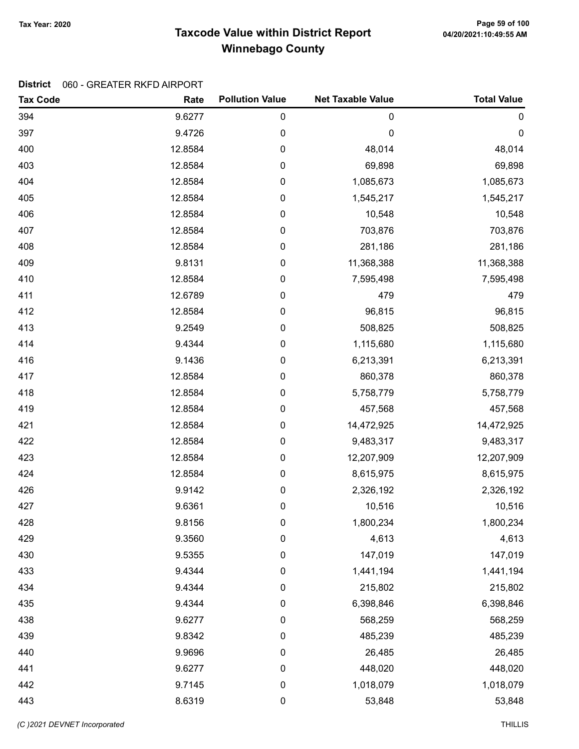Tax Year: 2020

# Taxcode Value within District Report
## Winnebago County

**District** 060 - GREATER RKFD AIRPORT

| Tax Code | Rate | Pollution Value | Net Taxable Value | Total Value |
|---|---|---|---|---|
| 394 | 9.6277 | 0 | 0 | 0 |
| 397 | 9.4726 | 0 | 0 | 0 |
| 400 | 12.8584 | 0 | 48,014 | 48,014 |
| 403 | 12.8584 | 0 | 69,898 | 69,898 |
| 404 | 12.8584 | 0 | 1,085,673 | 1,085,673 |
| 405 | 12.8584 | 0 | 1,545,217 | 1,545,217 |
| 406 | 12.8584 | 0 | 10,548 | 10,548 |
| 407 | 12.8584 | 0 | 703,876 | 703,876 |
| 408 | 12.8584 | 0 | 281,186 | 281,186 |
| 409 | 9.8131 | 0 | 11,368,388 | 11,368,388 |
| 410 | 12.8584 | 0 | 7,595,498 | 7,595,498 |
| 411 | 12.6789 | 0 | 479 | 479 |
| 412 | 12.8584 | 0 | 96,815 | 96,815 |
| 413 | 9.2549 | 0 | 508,825 | 508,825 |
| 414 | 9.4344 | 0 | 1,115,680 | 1,115,680 |
| 416 | 9.1436 | 0 | 6,213,391 | 6,213,391 |
| 417 | 12.8584 | 0 | 860,378 | 860,378 |
| 418 | 12.8584 | 0 | 5,758,779 | 5,758,779 |
| 419 | 12.8584 | 0 | 457,568 | 457,568 |
| 421 | 12.8584 | 0 | 14,472,925 | 14,472,925 |
| 422 | 12.8584 | 0 | 9,483,317 | 9,483,317 |
| 423 | 12.8584 | 0 | 12,207,909 | 12,207,909 |
| 424 | 12.8584 | 0 | 8,615,975 | 8,615,975 |
| 426 | 9.9142 | 0 | 2,326,192 | 2,326,192 |
| 427 | 9.6361 | 0 | 10,516 | 10,516 |
| 428 | 9.8156 | 0 | 1,800,234 | 1,800,234 |
| 429 | 9.3560 | 0 | 4,613 | 4,613 |
| 430 | 9.5355 | 0 | 147,019 | 147,019 |
| 433 | 9.4344 | 0 | 1,441,194 | 1,441,194 |
| 434 | 9.4344 | 0 | 215,802 | 215,802 |
| 435 | 9.4344 | 0 | 6,398,846 | 6,398,846 |
| 438 | 9.6277 | 0 | 568,259 | 568,259 |
| 439 | 9.8342 | 0 | 485,239 | 485,239 |
| 440 | 9.9696 | 0 | 26,485 | 26,485 |
| 441 | 9.6277 | 0 | 448,020 | 448,020 |
| 442 | 9.7145 | 0 | 1,018,079 | 1,018,079 |
| 443 | 8.6319 | 0 | 53,848 | 53,848 |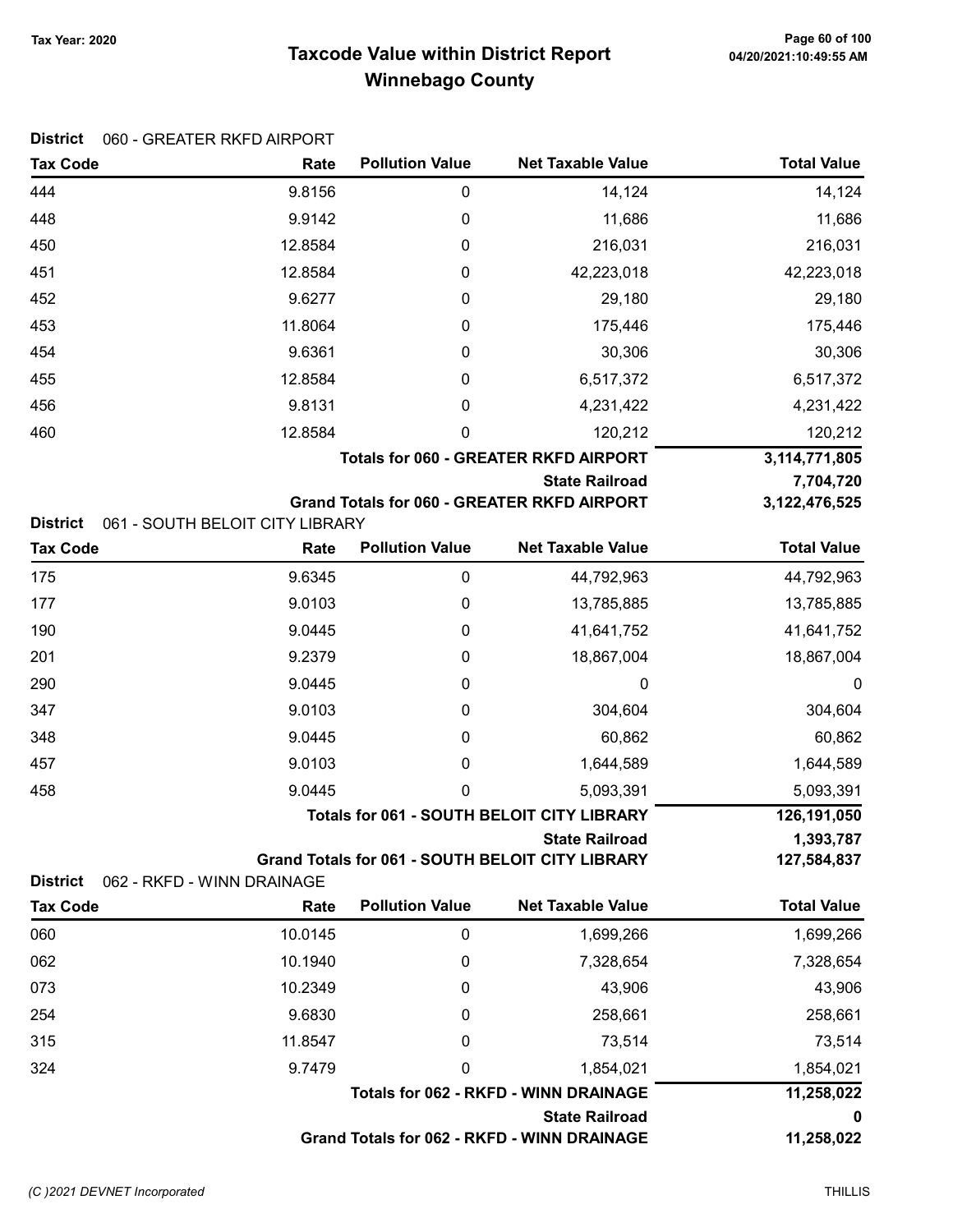Tax Year: 2020

# Taxcode Value within District Report
## Winnebago County

**District** 060 - GREATER RKFD AIRPORT

| Tax Code | Rate | Pollution Value | Net Taxable Value | Total Value |
|---|---|---|---|---|
| 444 | 9.8156 | 0 | 14,124 | 14,124 |
| 448 | 9.9142 | 0 | 11,686 | 11,686 |
| 450 | 12.8584 | 0 | 216,031 | 216,031 |
| 451 | 12.8584 | 0 | 42,223,018 | 42,223,018 |
| 452 | 9.6277 | 0 | 29,180 | 29,180 |
| 453 | 11.8064 | 0 | 175,446 | 175,446 |
| 454 | 9.6361 | 0 | 30,306 | 30,306 |
| 455 | 12.8584 | 0 | 6,517,372 | 6,517,372 |
| 456 | 9.8131 | 0 | 4,231,422 | 4,231,422 |
| 460 | 12.8584 | 0 | 120,212 | 120,212 |
| | | | **Totals for 060 - GREATER RKFD AIRPORT** | **3,114,771,805** |
| | | | **State Railroad** | **7,704,720** |
| | | | **Grand Totals for 060 - GREATER RKFD AIRPORT** | **3,122,476,525** |

**District** 061 - SOUTH BELOIT CITY LIBRARY

| Tax Code | Rate | Pollution Value | Net Taxable Value | Total Value |
|---|---|---|---|---|
| 175 | 9.6345 | 0 | 44,792,963 | 44,792,963 |
| 177 | 9.0103 | 0 | 13,785,885 | 13,785,885 |
| 190 | 9.0445 | 0 | 41,641,752 | 41,641,752 |
| 201 | 9.2379 | 0 | 18,867,004 | 18,867,004 |
| 290 | 9.0445 | 0 | 0 | 0 |
| 347 | 9.0103 | 0 | 304,604 | 304,604 |
| 348 | 9.0445 | 0 | 60,862 | 60,862 |
| 457 | 9.0103 | 0 | 1,644,589 | 1,644,589 |
| 458 | 9.0445 | 0 | 5,093,391 | 5,093,391 |
| | | | **Totals for 061 - SOUTH BELOIT CITY LIBRARY** | **126,191,050** |
| | | | **State Railroad** | **1,393,787** |
| | | | **Grand Totals for 061 - SOUTH BELOIT CITY LIBRARY** | **127,584,837** |

**District** 062 - RKFD - WINN DRAINAGE

| Tax Code | Rate | Pollution Value | Net Taxable Value | Total Value |
|---|---|---|---|---|
| 060 | 10.0145 | 0 | 1,699,266 | 1,699,266 |
| 062 | 10.1940 | 0 | 7,328,654 | 7,328,654 |
| 073 | 10.2349 | 0 | 43,906 | 43,906 |
| 254 | 9.6830 | 0 | 258,661 | 258,661 |
| 315 | 11.8547 | 0 | 73,514 | 73,514 |
| 324 | 9.7479 | 0 | 1,854,021 | 1,854,021 |
| | | | **Totals for 062 - RKFD - WINN DRAINAGE** | **11,258,022** |
| | | | **State Railroad** | **0** |
| | | | **Grand Totals for 062 - RKFD - WINN DRAINAGE** | **11,258,022** |

(C )2021 DEVNET Incorporated THILLIS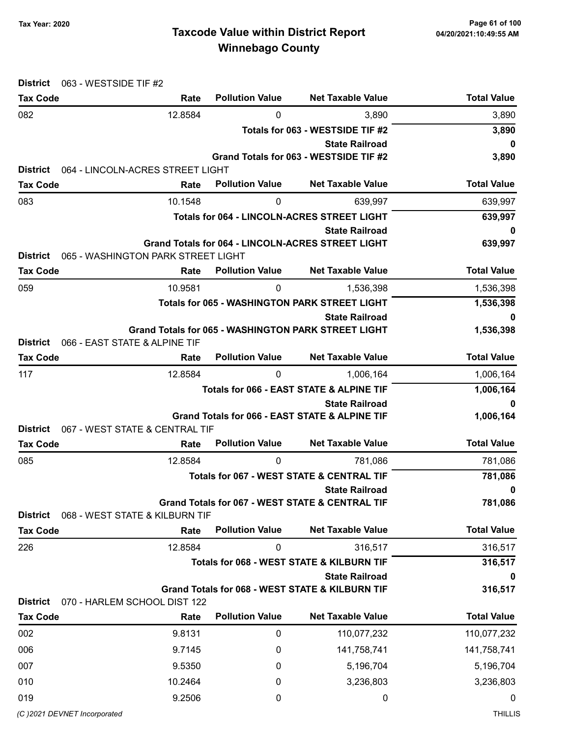# Taxcode Value within District Report
# Winnebago County

Tax Year: 2020

**District** 063 - WESTSIDE TIF #2

| Tax Code | Rate | Pollution Value | Net Taxable Value | Total Value |
|---|---|---|---|---|
| 082 | 12.8584 | 0 | 3,890 | 3,890 |
| | | | **Totals for 063 - WESTSIDE TIF #2** | **3,890** |
| | | | **State Railroad** | **0** |
| | | | **Grand Totals for 063 - WESTSIDE TIF #2** | **3,890** |

**District** 064 - LINCOLN-ACRES STREET LIGHT

| Tax Code | Rate | Pollution Value | Net Taxable Value | Total Value |
|---|---|---|---|---|
| 083 | 10.1548 | 0 | 639,997 | 639,997 |
| | | | **Totals for 064 - LINCOLN-ACRES STREET LIGHT** | **639,997** |
| | | | **State Railroad** | **0** |
| | | | **Grand Totals for 064 - LINCOLN-ACRES STREET LIGHT** | **639,997** |

**District** 065 - WASHINGTON PARK STREET LIGHT

| Tax Code | Rate | Pollution Value | Net Taxable Value | Total Value |
|---|---|---|---|---|
| 059 | 10.9581 | 0 | 1,536,398 | 1,536,398 |
| | | | **Totals for 065 - WASHINGTON PARK STREET LIGHT** | **1,536,398** |
| | | | **State Railroad** | **0** |
| | | | **Grand Totals for 065 - WASHINGTON PARK STREET LIGHT** | **1,536,398** |

**District** 066 - EAST STATE & ALPINE TIF

| Tax Code | Rate | Pollution Value | Net Taxable Value | Total Value |
|---|---|---|---|---|
| 117 | 12.8584 | 0 | 1,006,164 | 1,006,164 |
| | | | **Totals for 066 - EAST STATE & ALPINE TIF** | **1,006,164** |
| | | | **State Railroad** | **0** |
| | | | **Grand Totals for 066 - EAST STATE & ALPINE TIF** | **1,006,164** |

**District** 067 - WEST STATE & CENTRAL TIF

| Tax Code | Rate | Pollution Value | Net Taxable Value | Total Value |
|---|---|---|---|---|
| 085 | 12.8584 | 0 | 781,086 | 781,086 |
| | | | **Totals for 067 - WEST STATE & CENTRAL TIF** | **781,086** |
| | | | **State Railroad** | **0** |
| | | | **Grand Totals for 067 - WEST STATE & CENTRAL TIF** | **781,086** |

**District** 068 - WEST STATE & KILBURN TIF

| Tax Code | Rate | Pollution Value | Net Taxable Value | Total Value |
|---|---|---|---|---|
| 226 | 12.8584 | 0 | 316,517 | 316,517 |
| | | | **Totals for 068 - WEST STATE & KILBURN TIF** | **316,517** |
| | | | **State Railroad** | **0** |
| | | | **Grand Totals for 068 - WEST STATE & KILBURN TIF** | **316,517** |

**District** 070 - HARLEM SCHOOL DIST 122

| Tax Code | Rate | Pollution Value | Net Taxable Value | Total Value |
|---|---|---|---|---|
| 002 | 9.8131 | 0 | 110,077,232 | 110,077,232 |
| 006 | 9.7145 | 0 | 141,758,741 | 141,758,741 |
| 007 | 9.5350 | 0 | 5,196,704 | 5,196,704 |
| 010 | 10.2464 | 0 | 3,236,803 | 3,236,803 |
| 019 | 9.2506 | 0 | 0 | 0 |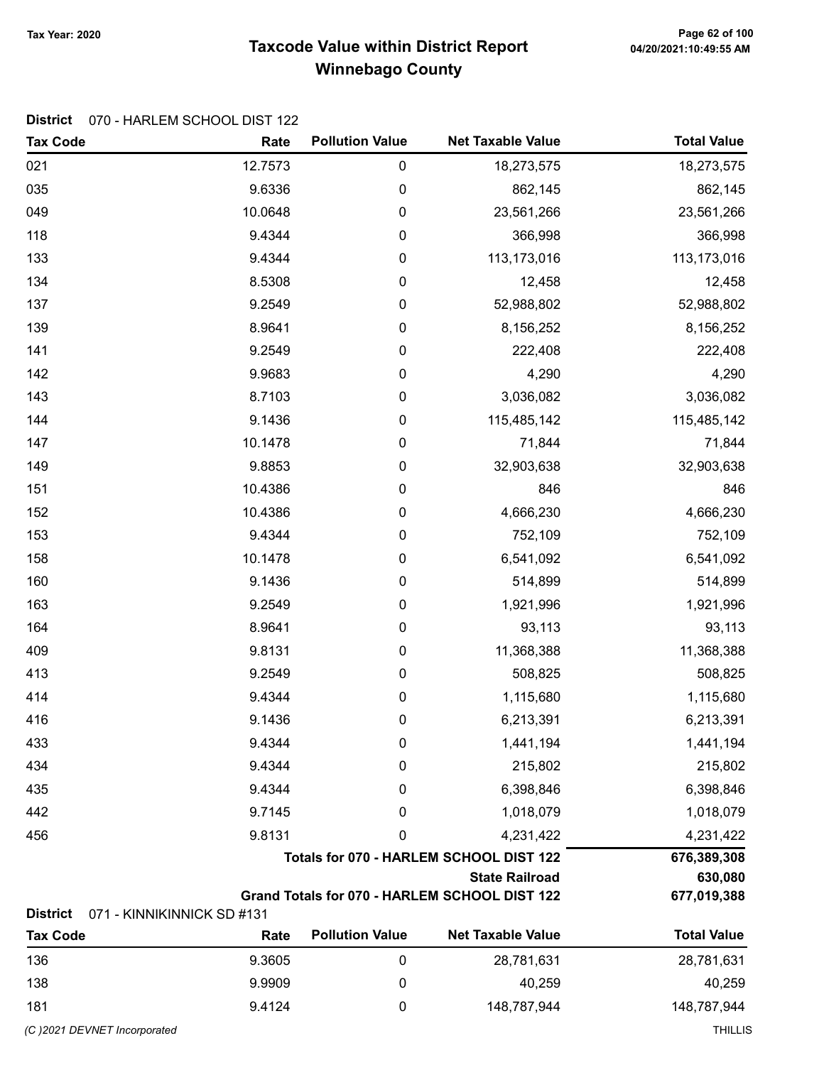**Tax Year: 2020**

# Taxcode Value within District Report
## Winnebago County

04/20/2021:10:49:55 AM

**District** 070 - HARLEM SCHOOL DIST 122

| Tax Code | Rate | Pollution Value | Net Taxable Value | Total Value |
|---|---|---|---|---|
| 021 | 12.7573 | 0 | 18,273,575 | 18,273,575 |
| 035 | 9.6336 | 0 | 862,145 | 862,145 |
| 049 | 10.0648 | 0 | 23,561,266 | 23,561,266 |
| 118 | 9.4344 | 0 | 366,998 | 366,998 |
| 133 | 9.4344 | 0 | 113,173,016 | 113,173,016 |
| 134 | 8.5308 | 0 | 12,458 | 12,458 |
| 137 | 9.2549 | 0 | 52,988,802 | 52,988,802 |
| 139 | 8.9641 | 0 | 8,156,252 | 8,156,252 |
| 141 | 9.2549 | 0 | 222,408 | 222,408 |
| 142 | 9.9683 | 0 | 4,290 | 4,290 |
| 143 | 8.7103 | 0 | 3,036,082 | 3,036,082 |
| 144 | 9.1436 | 0 | 115,485,142 | 115,485,142 |
| 147 | 10.1478 | 0 | 71,844 | 71,844 |
| 149 | 9.8853 | 0 | 32,903,638 | 32,903,638 |
| 151 | 10.4386 | 0 | 846 | 846 |
| 152 | 10.4386 | 0 | 4,666,230 | 4,666,230 |
| 153 | 9.4344 | 0 | 752,109 | 752,109 |
| 158 | 10.1478 | 0 | 6,541,092 | 6,541,092 |
| 160 | 9.1436 | 0 | 514,899 | 514,899 |
| 163 | 9.2549 | 0 | 1,921,996 | 1,921,996 |
| 164 | 8.9641 | 0 | 93,113 | 93,113 |
| 409 | 9.8131 | 0 | 11,368,388 | 11,368,388 |
| 413 | 9.2549 | 0 | 508,825 | 508,825 |
| 414 | 9.4344 | 0 | 1,115,680 | 1,115,680 |
| 416 | 9.1436 | 0 | 6,213,391 | 6,213,391 |
| 433 | 9.4344 | 0 | 1,441,194 | 1,441,194 |
| 434 | 9.4344 | 0 | 215,802 | 215,802 |
| 435 | 9.4344 | 0 | 6,398,846 | 6,398,846 |
| 442 | 9.7145 | 0 | 1,018,079 | 1,018,079 |
| 456 | 9.8131 | 0 | 4,231,422 | 4,231,422 |
| | | | **Totals for 070 - HARLEM SCHOOL DIST 122** | **676,389,308** |
| | | | **State Railroad** | **630,080** |
| | | | **Grand Totals for 070 - HARLEM SCHOOL DIST 122** | **677,019,388** |

**District** 071 - KINNIKINNICK SD #131

| Tax Code | Rate | Pollution Value | Net Taxable Value | Total Value |
|---|---|---|---|---|
| 136 | 9.3605 | 0 | 28,781,631 | 28,781,631 |
| 138 | 9.9909 | 0 | 40,259 | 40,259 |
| 181 | 9.4124 | 0 | 148,787,944 | 148,787,944 |

*(C )2021 DEVNET Incorporated* THILLIS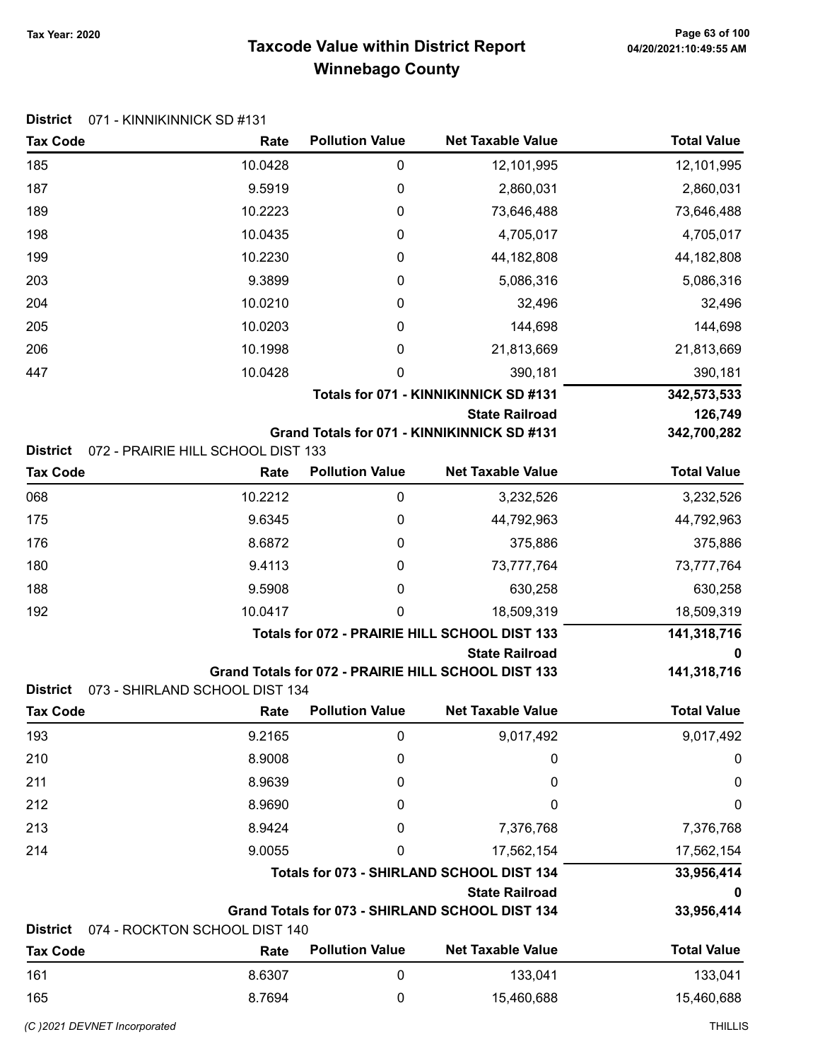# Taxcode Value within District Report
## Winnebago County

Tax Year: 2020

**District** 071 - KINNIKINNICK SD #131

| Tax Code | Rate | Pollution Value | Net Taxable Value | Total Value |
|---|---|---|---|---|
| 185 | 10.0428 | 0 | 12,101,995 | 12,101,995 |
| 187 | 9.5919 | 0 | 2,860,031 | 2,860,031 |
| 189 | 10.2223 | 0 | 73,646,488 | 73,646,488 |
| 198 | 10.0435 | 0 | 4,705,017 | 4,705,017 |
| 199 | 10.2230 | 0 | 44,182,808 | 44,182,808 |
| 203 | 9.3899 | 0 | 5,086,316 | 5,086,316 |
| 204 | 10.0210 | 0 | 32,496 | 32,496 |
| 205 | 10.0203 | 0 | 144,698 | 144,698 |
| 206 | 10.1998 | 0 | 21,813,669 | 21,813,669 |
| 447 | 10.0428 | 0 | 390,181 | 390,181 |
| | | | **Totals for 071 - KINNIKINNICK SD #131** | **342,573,533** |
| | | | **State Railroad** | **126,749** |
| | | | **Grand Totals for 071 - KINNIKINNICK SD #131** | **342,700,282** |

**District** 072 - PRAIRIE HILL SCHOOL DIST 133

| Tax Code | Rate | Pollution Value | Net Taxable Value | Total Value |
|---|---|---|---|---|
| 068 | 10.2212 | 0 | 3,232,526 | 3,232,526 |
| 175 | 9.6345 | 0 | 44,792,963 | 44,792,963 |
| 176 | 8.6872 | 0 | 375,886 | 375,886 |
| 180 | 9.4113 | 0 | 73,777,764 | 73,777,764 |
| 188 | 9.5908 | 0 | 630,258 | 630,258 |
| 192 | 10.0417 | 0 | 18,509,319 | 18,509,319 |
| | | | **Totals for 072 - PRAIRIE HILL SCHOOL DIST 133** | **141,318,716** |
| | | | **State Railroad** | **0** |
| | | | **Grand Totals for 072 - PRAIRIE HILL SCHOOL DIST 133** | **141,318,716** |

**District** 073 - SHIRLAND SCHOOL DIST 134

| Tax Code | Rate | Pollution Value | Net Taxable Value | Total Value |
|---|---|---|---|---|
| 193 | 9.2165 | 0 | 9,017,492 | 9,017,492 |
| 210 | 8.9008 | 0 | 0 | 0 |
| 211 | 8.9639 | 0 | 0 | 0 |
| 212 | 8.9690 | 0 | 0 | 0 |
| 213 | 8.9424 | 0 | 7,376,768 | 7,376,768 |
| 214 | 9.0055 | 0 | 17,562,154 | 17,562,154 |
| | | | **Totals for 073 - SHIRLAND SCHOOL DIST 134** | **33,956,414** |
| | | | **State Railroad** | **0** |
| | | | **Grand Totals for 073 - SHIRLAND SCHOOL DIST 134** | **33,956,414** |

**District** 074 - ROCKTON SCHOOL DIST 140

| Tax Code | Rate | Pollution Value | Net Taxable Value | Total Value |
|---|---|---|---|---|
| 161 | 8.6307 | 0 | 133,041 | 133,041 |
| 165 | 8.7694 | 0 | 15,460,688 | 15,460,688 |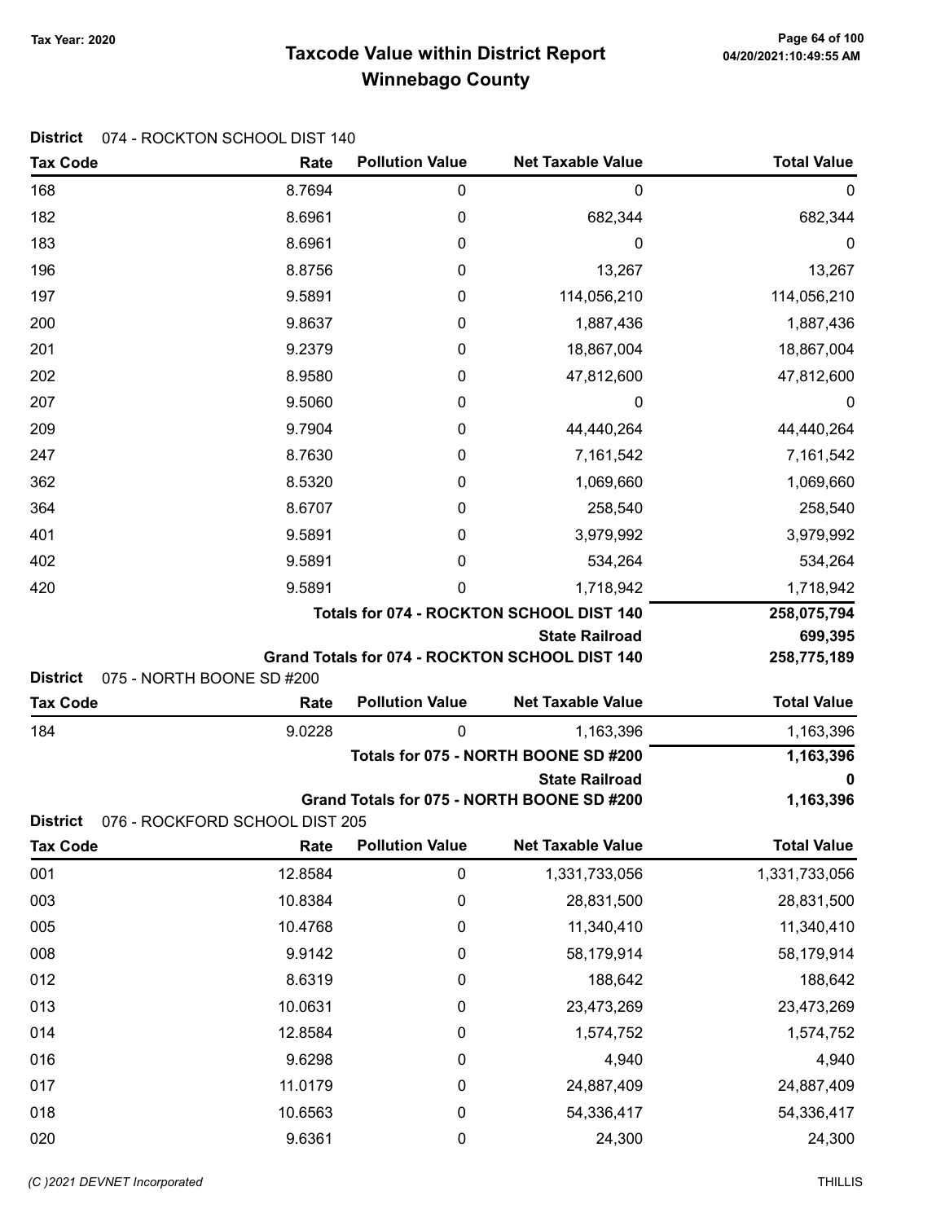Tax Year: 2020

# Taxcode Value within District Report
## Winnebago County

**District** 074 - ROCKTON SCHOOL DIST 140

| Tax Code | Rate | Pollution Value | Net Taxable Value | Total Value |
|---|---|---|---|---|
| 168 | 8.7694 | 0 | 0 | 0 |
| 182 | 8.6961 | 0 | 682,344 | 682,344 |
| 183 | 8.6961 | 0 | 0 | 0 |
| 196 | 8.8756 | 0 | 13,267 | 13,267 |
| 197 | 9.5891 | 0 | 114,056,210 | 114,056,210 |
| 200 | 9.8637 | 0 | 1,887,436 | 1,887,436 |
| 201 | 9.2379 | 0 | 18,867,004 | 18,867,004 |
| 202 | 8.9580 | 0 | 47,812,600 | 47,812,600 |
| 207 | 9.5060 | 0 | 0 | 0 |
| 209 | 9.7904 | 0 | 44,440,264 | 44,440,264 |
| 247 | 8.7630 | 0 | 7,161,542 | 7,161,542 |
| 362 | 8.5320 | 0 | 1,069,660 | 1,069,660 |
| 364 | 8.6707 | 0 | 258,540 | 258,540 |
| 401 | 9.5891 | 0 | 3,979,992 | 3,979,992 |
| 402 | 9.5891 | 0 | 534,264 | 534,264 |
| 420 | 9.5891 | 0 | 1,718,942 | 1,718,942 |
| | | | **Totals for 074 - ROCKTON SCHOOL DIST 140** | **258,075,794** |
| | | | **State Railroad** | **699,395** |
| | | | **Grand Totals for 074 - ROCKTON SCHOOL DIST 140** | **258,775,189** |

**District** 075 - NORTH BOONE SD #200

| Tax Code | Rate | Pollution Value | Net Taxable Value | Total Value |
|---|---|---|---|---|
| 184 | 9.0228 | 0 | 1,163,396 | 1,163,396 |
| | | | **Totals for 075 - NORTH BOONE SD #200** | **1,163,396** |
| | | | **State Railroad** | **0** |
| | | | **Grand Totals for 075 - NORTH BOONE SD #200** | **1,163,396** |

**District** 076 - ROCKFORD SCHOOL DIST 205

| Tax Code | Rate | Pollution Value | Net Taxable Value | Total Value |
|---|---|---|---|---|
| 001 | 12.8584 | 0 | 1,331,733,056 | 1,331,733,056 |
| 003 | 10.8384 | 0 | 28,831,500 | 28,831,500 |
| 005 | 10.4768 | 0 | 11,340,410 | 11,340,410 |
| 008 | 9.9142 | 0 | 58,179,914 | 58,179,914 |
| 012 | 8.6319 | 0 | 188,642 | 188,642 |
| 013 | 10.0631 | 0 | 23,473,269 | 23,473,269 |
| 014 | 12.8584 | 0 | 1,574,752 | 1,574,752 |
| 016 | 9.6298 | 0 | 4,940 | 4,940 |
| 017 | 11.0179 | 0 | 24,887,409 | 24,887,409 |
| 018 | 10.6563 | 0 | 54,336,417 | 54,336,417 |
| 020 | 9.6361 | 0 | 24,300 | 24,300 |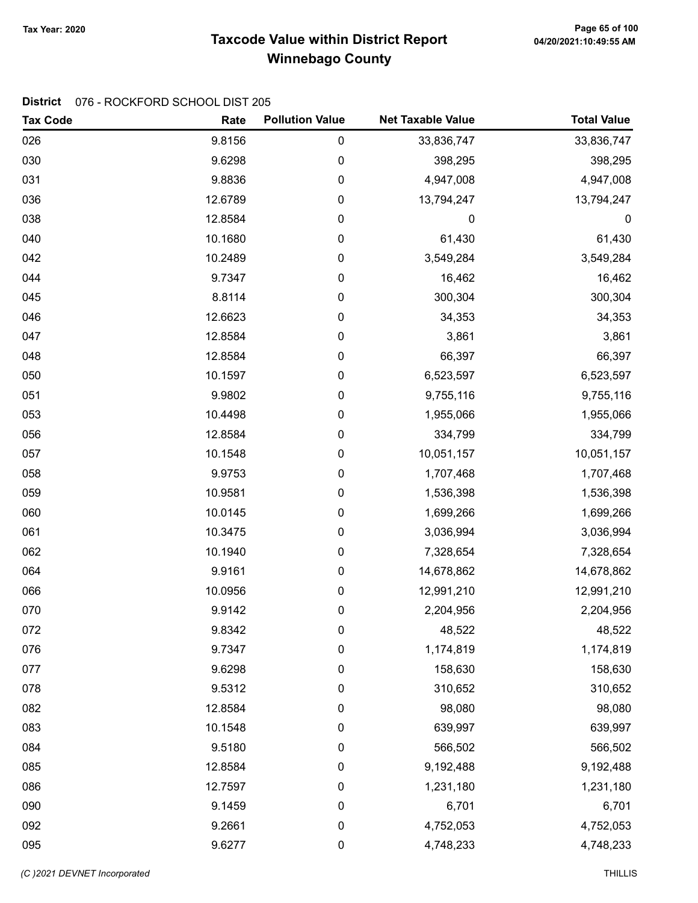# Taxcode Value within District Report

## Winnebago County

Tax Year: 2020

**District** 076 - ROCKFORD SCHOOL DIST 205

| Tax Code | Rate | Pollution Value | Net Taxable Value | Total Value |
|---|---|---|---|---|
| 026 | 9.8156 | 0 | 33,836,747 | 33,836,747 |
| 030 | 9.6298 | 0 | 398,295 | 398,295 |
| 031 | 9.8836 | 0 | 4,947,008 | 4,947,008 |
| 036 | 12.6789 | 0 | 13,794,247 | 13,794,247 |
| 038 | 12.8584 | 0 | 0 | 0 |
| 040 | 10.1680 | 0 | 61,430 | 61,430 |
| 042 | 10.2489 | 0 | 3,549,284 | 3,549,284 |
| 044 | 9.7347 | 0 | 16,462 | 16,462 |
| 045 | 8.8114 | 0 | 300,304 | 300,304 |
| 046 | 12.6623 | 0 | 34,353 | 34,353 |
| 047 | 12.8584 | 0 | 3,861 | 3,861 |
| 048 | 12.8584 | 0 | 66,397 | 66,397 |
| 050 | 10.1597 | 0 | 6,523,597 | 6,523,597 |
| 051 | 9.9802 | 0 | 9,755,116 | 9,755,116 |
| 053 | 10.4498 | 0 | 1,955,066 | 1,955,066 |
| 056 | 12.8584 | 0 | 334,799 | 334,799 |
| 057 | 10.1548 | 0 | 10,051,157 | 10,051,157 |
| 058 | 9.9753 | 0 | 1,707,468 | 1,707,468 |
| 059 | 10.9581 | 0 | 1,536,398 | 1,536,398 |
| 060 | 10.0145 | 0 | 1,699,266 | 1,699,266 |
| 061 | 10.3475 | 0 | 3,036,994 | 3,036,994 |
| 062 | 10.1940 | 0 | 7,328,654 | 7,328,654 |
| 064 | 9.9161 | 0 | 14,678,862 | 14,678,862 |
| 066 | 10.0956 | 0 | 12,991,210 | 12,991,210 |
| 070 | 9.9142 | 0 | 2,204,956 | 2,204,956 |
| 072 | 9.8342 | 0 | 48,522 | 48,522 |
| 076 | 9.7347 | 0 | 1,174,819 | 1,174,819 |
| 077 | 9.6298 | 0 | 158,630 | 158,630 |
| 078 | 9.5312 | 0 | 310,652 | 310,652 |
| 082 | 12.8584 | 0 | 98,080 | 98,080 |
| 083 | 10.1548 | 0 | 639,997 | 639,997 |
| 084 | 9.5180 | 0 | 566,502 | 566,502 |
| 085 | 12.8584 | 0 | 9,192,488 | 9,192,488 |
| 086 | 12.7597 | 0 | 1,231,180 | 1,231,180 |
| 090 | 9.1459 | 0 | 6,701 | 6,701 |
| 092 | 9.2661 | 0 | 4,752,053 | 4,752,053 |
| 095 | 9.6277 | 0 | 4,748,233 | 4,748,233 |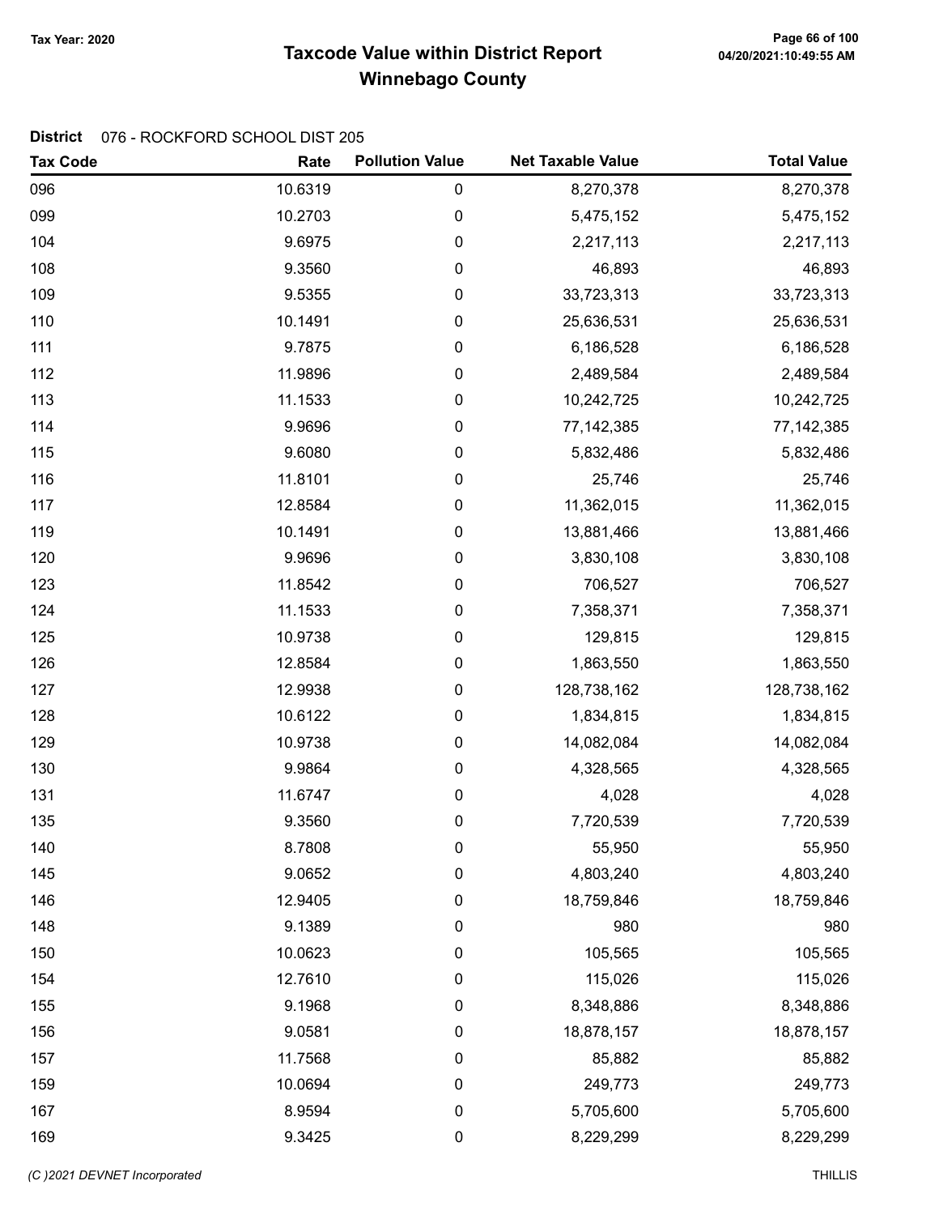Tax Year: 2020

# Taxcode Value within District Report
## Winnebago County

**District** 076 - ROCKFORD SCHOOL DIST 205

| Tax Code | Rate | Pollution Value | Net Taxable Value | Total Value |
|---|---|---|---|---|
| 096 | 10.6319 | 0 | 8,270,378 | 8,270,378 |
| 099 | 10.2703 | 0 | 5,475,152 | 5,475,152 |
| 104 | 9.6975 | 0 | 2,217,113 | 2,217,113 |
| 108 | 9.3560 | 0 | 46,893 | 46,893 |
| 109 | 9.5355 | 0 | 33,723,313 | 33,723,313 |
| 110 | 10.1491 | 0 | 25,636,531 | 25,636,531 |
| 111 | 9.7875 | 0 | 6,186,528 | 6,186,528 |
| 112 | 11.9896 | 0 | 2,489,584 | 2,489,584 |
| 113 | 11.1533 | 0 | 10,242,725 | 10,242,725 |
| 114 | 9.9696 | 0 | 77,142,385 | 77,142,385 |
| 115 | 9.6080 | 0 | 5,832,486 | 5,832,486 |
| 116 | 11.8101 | 0 | 25,746 | 25,746 |
| 117 | 12.8584 | 0 | 11,362,015 | 11,362,015 |
| 119 | 10.1491 | 0 | 13,881,466 | 13,881,466 |
| 120 | 9.9696 | 0 | 3,830,108 | 3,830,108 |
| 123 | 11.8542 | 0 | 706,527 | 706,527 |
| 124 | 11.1533 | 0 | 7,358,371 | 7,358,371 |
| 125 | 10.9738 | 0 | 129,815 | 129,815 |
| 126 | 12.8584 | 0 | 1,863,550 | 1,863,550 |
| 127 | 12.9938 | 0 | 128,738,162 | 128,738,162 |
| 128 | 10.6122 | 0 | 1,834,815 | 1,834,815 |
| 129 | 10.9738 | 0 | 14,082,084 | 14,082,084 |
| 130 | 9.9864 | 0 | 4,328,565 | 4,328,565 |
| 131 | 11.6747 | 0 | 4,028 | 4,028 |
| 135 | 9.3560 | 0 | 7,720,539 | 7,720,539 |
| 140 | 8.7808 | 0 | 55,950 | 55,950 |
| 145 | 9.0652 | 0 | 4,803,240 | 4,803,240 |
| 146 | 12.9405 | 0 | 18,759,846 | 18,759,846 |
| 148 | 9.1389 | 0 | 980 | 980 |
| 150 | 10.0623 | 0 | 105,565 | 105,565 |
| 154 | 12.7610 | 0 | 115,026 | 115,026 |
| 155 | 9.1968 | 0 | 8,348,886 | 8,348,886 |
| 156 | 9.0581 | 0 | 18,878,157 | 18,878,157 |
| 157 | 11.7568 | 0 | 85,882 | 85,882 |
| 159 | 10.0694 | 0 | 249,773 | 249,773 |
| 167 | 8.9594 | 0 | 5,705,600 | 5,705,600 |
| 169 | 9.3425 | 0 | 8,229,299 | 8,229,299 |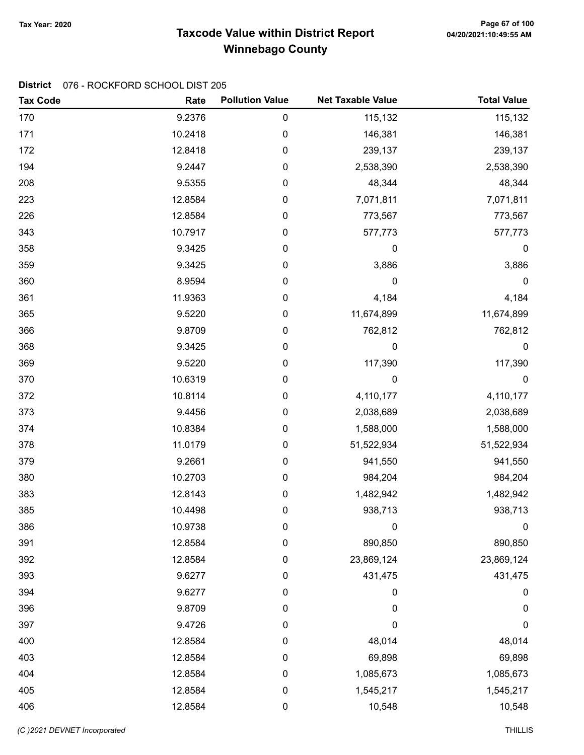Tax Year: 2020

# Taxcode Value within District Report
## Winnebago County

**District** 076 - ROCKFORD SCHOOL DIST 205

| Tax Code | Rate | Pollution Value | Net Taxable Value | Total Value |
|---|---|---|---|---|
| 170 | 9.2376 | 0 | 115,132 | 115,132 |
| 171 | 10.2418 | 0 | 146,381 | 146,381 |
| 172 | 12.8418 | 0 | 239,137 | 239,137 |
| 194 | 9.2447 | 0 | 2,538,390 | 2,538,390 |
| 208 | 9.5355 | 0 | 48,344 | 48,344 |
| 223 | 12.8584 | 0 | 7,071,811 | 7,071,811 |
| 226 | 12.8584 | 0 | 773,567 | 773,567 |
| 343 | 10.7917 | 0 | 577,773 | 577,773 |
| 358 | 9.3425 | 0 | 0 | 0 |
| 359 | 9.3425 | 0 | 3,886 | 3,886 |
| 360 | 8.9594 | 0 | 0 | 0 |
| 361 | 11.9363 | 0 | 4,184 | 4,184 |
| 365 | 9.5220 | 0 | 11,674,899 | 11,674,899 |
| 366 | 9.8709 | 0 | 762,812 | 762,812 |
| 368 | 9.3425 | 0 | 0 | 0 |
| 369 | 9.5220 | 0 | 117,390 | 117,390 |
| 370 | 10.6319 | 0 | 0 | 0 |
| 372 | 10.8114 | 0 | 4,110,177 | 4,110,177 |
| 373 | 9.4456 | 0 | 2,038,689 | 2,038,689 |
| 374 | 10.8384 | 0 | 1,588,000 | 1,588,000 |
| 378 | 11.0179 | 0 | 51,522,934 | 51,522,934 |
| 379 | 9.2661 | 0 | 941,550 | 941,550 |
| 380 | 10.2703 | 0 | 984,204 | 984,204 |
| 383 | 12.8143 | 0 | 1,482,942 | 1,482,942 |
| 385 | 10.4498 | 0 | 938,713 | 938,713 |
| 386 | 10.9738 | 0 | 0 | 0 |
| 391 | 12.8584 | 0 | 890,850 | 890,850 |
| 392 | 12.8584 | 0 | 23,869,124 | 23,869,124 |
| 393 | 9.6277 | 0 | 431,475 | 431,475 |
| 394 | 9.6277 | 0 | 0 | 0 |
| 396 | 9.8709 | 0 | 0 | 0 |
| 397 | 9.4726 | 0 | 0 | 0 |
| 400 | 12.8584 | 0 | 48,014 | 48,014 |
| 403 | 12.8584 | 0 | 69,898 | 69,898 |
| 404 | 12.8584 | 0 | 1,085,673 | 1,085,673 |
| 405 | 12.8584 | 0 | 1,545,217 | 1,545,217 |
| 406 | 12.8584 | 0 | 10,548 | 10,548 |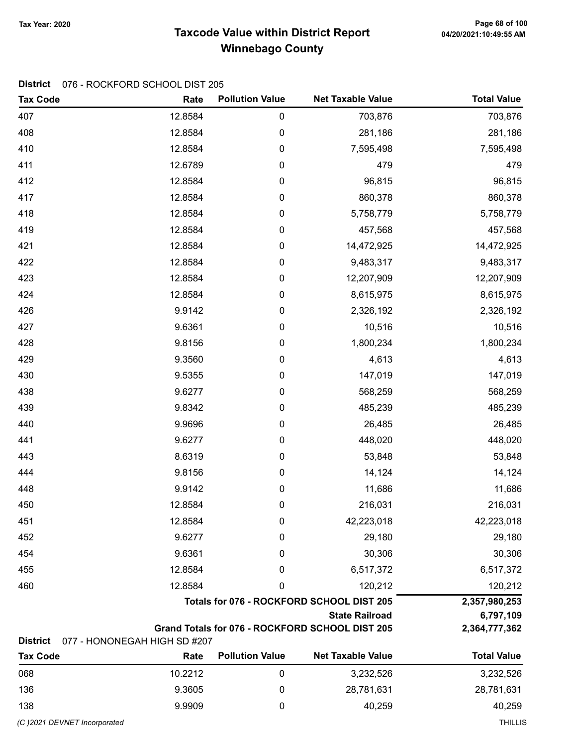Tax Year: 2020

# Taxcode Value within District Report
## Winnebago County

**District** 076 - ROCKFORD SCHOOL DIST 205

| Tax Code | Rate | Pollution Value | Net Taxable Value | Total Value |
|---|---|---|---|---|
| 407 | 12.8584 | 0 | 703,876 | 703,876 |
| 408 | 12.8584 | 0 | 281,186 | 281,186 |
| 410 | 12.8584 | 0 | 7,595,498 | 7,595,498 |
| 411 | 12.6789 | 0 | 479 | 479 |
| 412 | 12.8584 | 0 | 96,815 | 96,815 |
| 417 | 12.8584 | 0 | 860,378 | 860,378 |
| 418 | 12.8584 | 0 | 5,758,779 | 5,758,779 |
| 419 | 12.8584 | 0 | 457,568 | 457,568 |
| 421 | 12.8584 | 0 | 14,472,925 | 14,472,925 |
| 422 | 12.8584 | 0 | 9,483,317 | 9,483,317 |
| 423 | 12.8584 | 0 | 12,207,909 | 12,207,909 |
| 424 | 12.8584 | 0 | 8,615,975 | 8,615,975 |
| 426 | 9.9142 | 0 | 2,326,192 | 2,326,192 |
| 427 | 9.6361 | 0 | 10,516 | 10,516 |
| 428 | 9.8156 | 0 | 1,800,234 | 1,800,234 |
| 429 | 9.3560 | 0 | 4,613 | 4,613 |
| 430 | 9.5355 | 0 | 147,019 | 147,019 |
| 438 | 9.6277 | 0 | 568,259 | 568,259 |
| 439 | 9.8342 | 0 | 485,239 | 485,239 |
| 440 | 9.9696 | 0 | 26,485 | 26,485 |
| 441 | 9.6277 | 0 | 448,020 | 448,020 |
| 443 | 8.6319 | 0 | 53,848 | 53,848 |
| 444 | 9.8156 | 0 | 14,124 | 14,124 |
| 448 | 9.9142 | 0 | 11,686 | 11,686 |
| 450 | 12.8584 | 0 | 216,031 | 216,031 |
| 451 | 12.8584 | 0 | 42,223,018 | 42,223,018 |
| 452 | 9.6277 | 0 | 29,180 | 29,180 |
| 454 | 9.6361 | 0 | 30,306 | 30,306 |
| 455 | 12.8584 | 0 | 6,517,372 | 6,517,372 |
| 460 | 12.8584 | 0 | 120,212 | 120,212 |
| | | | **Totals for 076 - ROCKFORD SCHOOL DIST 205** | **2,357,980,253** |
| | | | **State Railroad** | **6,797,109** |
| | | | **Grand Totals for 076 - ROCKFORD SCHOOL DIST 205** | **2,364,777,362** |

**District** 077 - HONONEGAH HIGH SD #207

| Tax Code | Rate | Pollution Value | Net Taxable Value | Total Value |
|---|---|---|---|---|
| 068 | 10.2212 | 0 | 3,232,526 | 3,232,526 |
| 136 | 9.3605 | 0 | 28,781,631 | 28,781,631 |
| 138 | 9.9909 | 0 | 40,259 | 40,259 |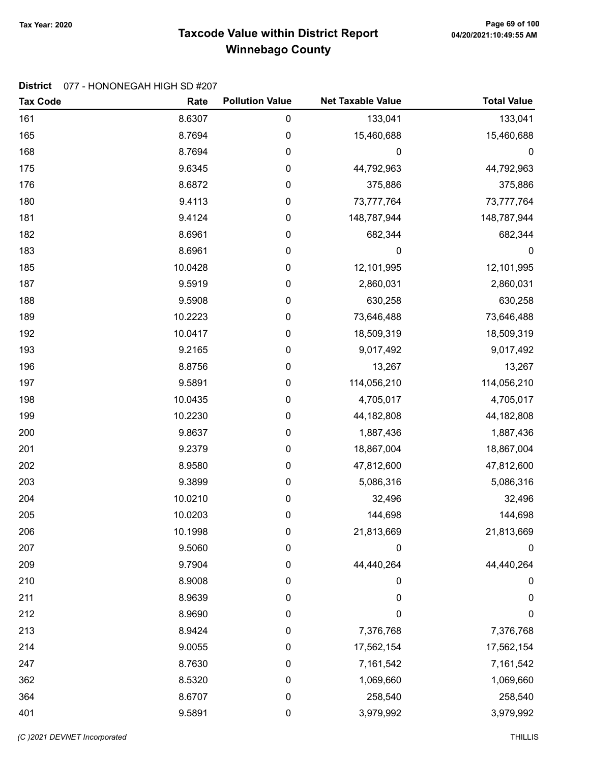Tax Year: 2020

# Taxcode Value within District Report
## Winnebago County

**District** 077 - HONONEGAH HIGH SD #207

| Tax Code | Rate | Pollution Value | Net Taxable Value | Total Value |
|---|---|---|---|---|
| 161 | 8.6307 | 0 | 133,041 | 133,041 |
| 165 | 8.7694 | 0 | 15,460,688 | 15,460,688 |
| 168 | 8.7694 | 0 | 0 | 0 |
| 175 | 9.6345 | 0 | 44,792,963 | 44,792,963 |
| 176 | 8.6872 | 0 | 375,886 | 375,886 |
| 180 | 9.4113 | 0 | 73,777,764 | 73,777,764 |
| 181 | 9.4124 | 0 | 148,787,944 | 148,787,944 |
| 182 | 8.6961 | 0 | 682,344 | 682,344 |
| 183 | 8.6961 | 0 | 0 | 0 |
| 185 | 10.0428 | 0 | 12,101,995 | 12,101,995 |
| 187 | 9.5919 | 0 | 2,860,031 | 2,860,031 |
| 188 | 9.5908 | 0 | 630,258 | 630,258 |
| 189 | 10.2223 | 0 | 73,646,488 | 73,646,488 |
| 192 | 10.0417 | 0 | 18,509,319 | 18,509,319 |
| 193 | 9.2165 | 0 | 9,017,492 | 9,017,492 |
| 196 | 8.8756 | 0 | 13,267 | 13,267 |
| 197 | 9.5891 | 0 | 114,056,210 | 114,056,210 |
| 198 | 10.0435 | 0 | 4,705,017 | 4,705,017 |
| 199 | 10.2230 | 0 | 44,182,808 | 44,182,808 |
| 200 | 9.8637 | 0 | 1,887,436 | 1,887,436 |
| 201 | 9.2379 | 0 | 18,867,004 | 18,867,004 |
| 202 | 8.9580 | 0 | 47,812,600 | 47,812,600 |
| 203 | 9.3899 | 0 | 5,086,316 | 5,086,316 |
| 204 | 10.0210 | 0 | 32,496 | 32,496 |
| 205 | 10.0203 | 0 | 144,698 | 144,698 |
| 206 | 10.1998 | 0 | 21,813,669 | 21,813,669 |
| 207 | 9.5060 | 0 | 0 | 0 |
| 209 | 9.7904 | 0 | 44,440,264 | 44,440,264 |
| 210 | 8.9008 | 0 | 0 | 0 |
| 211 | 8.9639 | 0 | 0 | 0 |
| 212 | 8.9690 | 0 | 0 | 0 |
| 213 | 8.9424 | 0 | 7,376,768 | 7,376,768 |
| 214 | 9.0055 | 0 | 17,562,154 | 17,562,154 |
| 247 | 8.7630 | 0 | 7,161,542 | 7,161,542 |
| 362 | 8.5320 | 0 | 1,069,660 | 1,069,660 |
| 364 | 8.6707 | 0 | 258,540 | 258,540 |
| 401 | 9.5891 | 0 | 3,979,992 | 3,979,992 |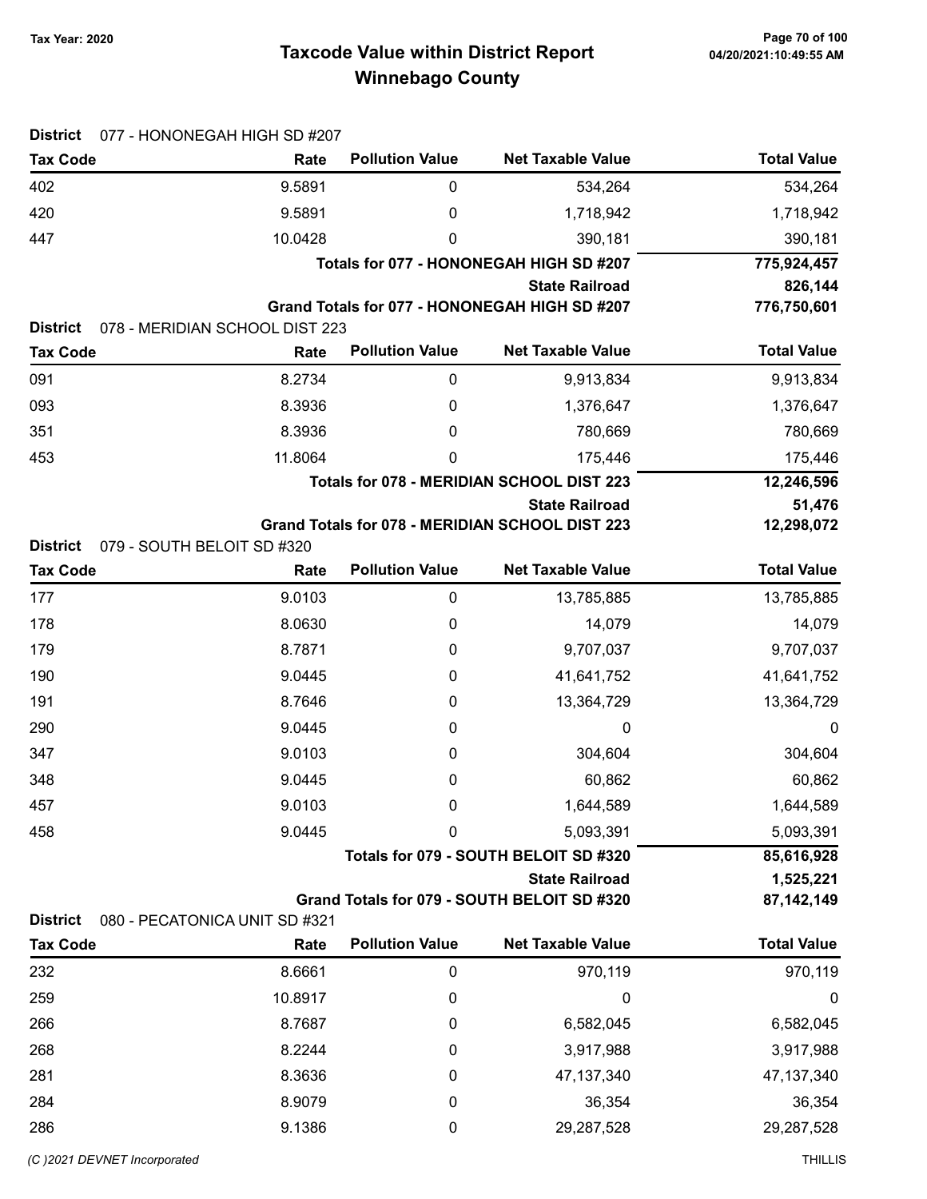# Taxcode Value within District Report

## Winnebago County

Tax Year: 2020

**District** 077 - HONONEGAH HIGH SD #207

| Tax Code | Rate | Pollution Value | Net Taxable Value | Total Value |
|---|---|---|---|---|
| 402 | 9.5891 | 0 | 534,264 | 534,264 |
| 420 | 9.5891 | 0 | 1,718,942 | 1,718,942 |
| 447 | 10.0428 | 0 | 390,181 | 390,181 |
| | | | **Totals for 077 - HONONEGAH HIGH SD #207** | **775,924,457** |
| | | | **State Railroad** | **826,144** |
| | | | **Grand Totals for 077 - HONONEGAH HIGH SD #207** | **776,750,601** |

**District** 078 - MERIDIAN SCHOOL DIST 223

| Tax Code | Rate | Pollution Value | Net Taxable Value | Total Value |
|---|---|---|---|---|
| 091 | 8.2734 | 0 | 9,913,834 | 9,913,834 |
| 093 | 8.3936 | 0 | 1,376,647 | 1,376,647 |
| 351 | 8.3936 | 0 | 780,669 | 780,669 |
| 453 | 11.8064 | 0 | 175,446 | 175,446 |
| | | | **Totals for 078 - MERIDIAN SCHOOL DIST 223** | **12,246,596** |
| | | | **State Railroad** | **51,476** |
| | | | **Grand Totals for 078 - MERIDIAN SCHOOL DIST 223** | **12,298,072** |

**District** 079 - SOUTH BELOIT SD #320

| Tax Code | Rate | Pollution Value | Net Taxable Value | Total Value |
|---|---|---|---|---|
| 177 | 9.0103 | 0 | 13,785,885 | 13,785,885 |
| 178 | 8.0630 | 0 | 14,079 | 14,079 |
| 179 | 8.7871 | 0 | 9,707,037 | 9,707,037 |
| 190 | 9.0445 | 0 | 41,641,752 | 41,641,752 |
| 191 | 8.7646 | 0 | 13,364,729 | 13,364,729 |
| 290 | 9.0445 | 0 | 0 | 0 |
| 347 | 9.0103 | 0 | 304,604 | 304,604 |
| 348 | 9.0445 | 0 | 60,862 | 60,862 |
| 457 | 9.0103 | 0 | 1,644,589 | 1,644,589 |
| 458 | 9.0445 | 0 | 5,093,391 | 5,093,391 |
| | | | **Totals for 079 - SOUTH BELOIT SD #320** | **85,616,928** |
| | | | **State Railroad** | **1,525,221** |
| | | | **Grand Totals for 079 - SOUTH BELOIT SD #320** | **87,142,149** |

**District** 080 - PECATONICA UNIT SD #321

| Tax Code | Rate | Pollution Value | Net Taxable Value | Total Value |
|---|---|---|---|---|
| 232 | 8.6661 | 0 | 970,119 | 970,119 |
| 259 | 10.8917 | 0 | 0 | 0 |
| 266 | 8.7687 | 0 | 6,582,045 | 6,582,045 |
| 268 | 8.2244 | 0 | 3,917,988 | 3,917,988 |
| 281 | 8.3636 | 0 | 47,137,340 | 47,137,340 |
| 284 | 8.9079 | 0 | 36,354 | 36,354 |
| 286 | 9.1386 | 0 | 29,287,528 | 29,287,528 |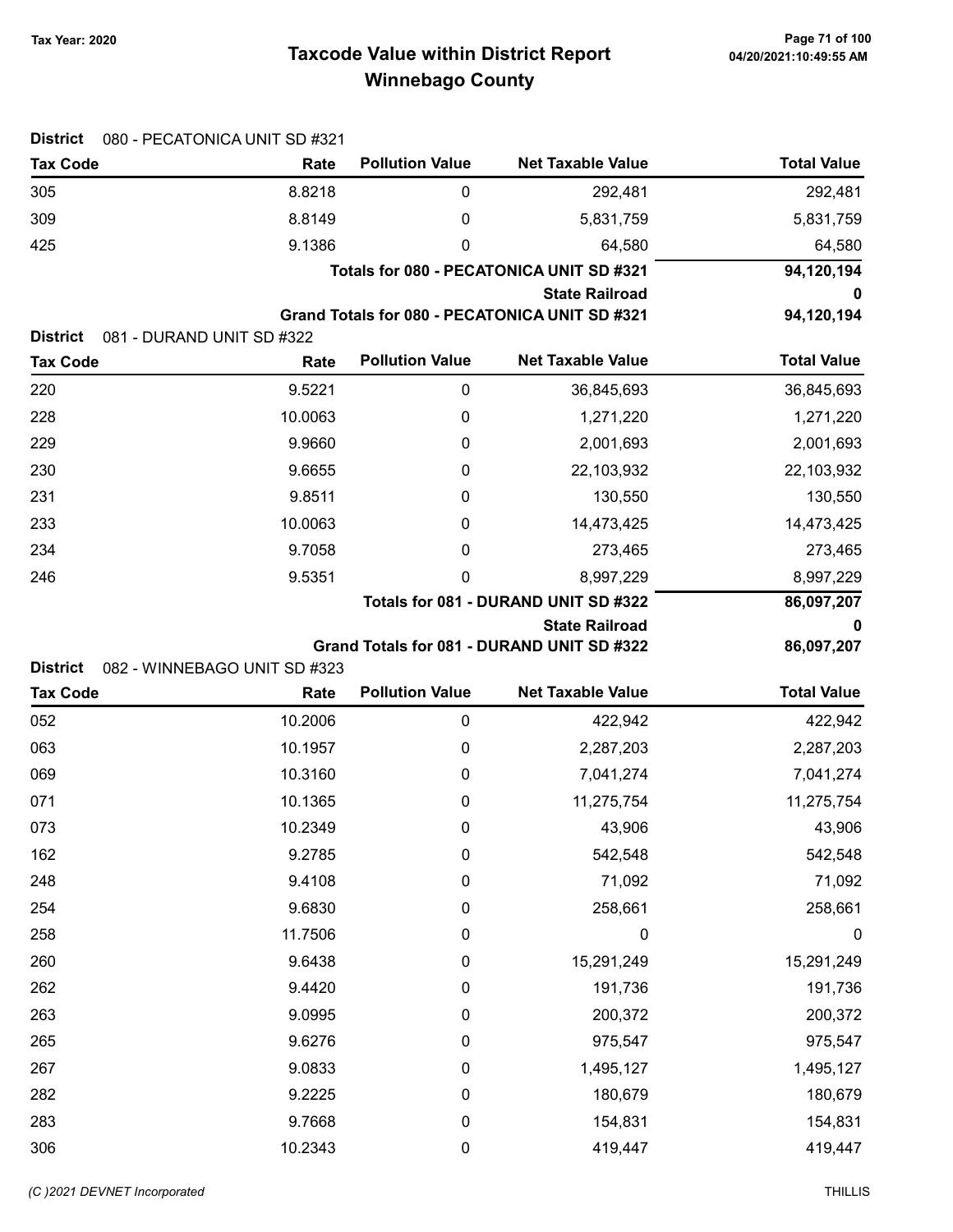# Taxcode Value within District Report
# Winnebago County

Tax Year: 2020

**District** 080 - PECATONICA UNIT SD #321

| Tax Code | Rate | Pollution Value | Net Taxable Value | Total Value |
|---|---|---|---|---|
| 305 | 8.8218 | 0 | 292,481 | 292,481 |
| 309 | 8.8149 | 0 | 5,831,759 | 5,831,759 |
| 425 | 9.1386 | 0 | 64,580 | 64,580 |
| | | | **Totals for 080 - PECATONICA UNIT SD #321** | **94,120,194** |
| | | | **State Railroad** | **0** |
| | | | **Grand Totals for 080 - PECATONICA UNIT SD #321** | **94,120,194** |

**District** 081 - DURAND UNIT SD #322

| Tax Code | Rate | Pollution Value | Net Taxable Value | Total Value |
|---|---|---|---|---|
| 220 | 9.5221 | 0 | 36,845,693 | 36,845,693 |
| 228 | 10.0063 | 0 | 1,271,220 | 1,271,220 |
| 229 | 9.9660 | 0 | 2,001,693 | 2,001,693 |
| 230 | 9.6655 | 0 | 22,103,932 | 22,103,932 |
| 231 | 9.8511 | 0 | 130,550 | 130,550 |
| 233 | 10.0063 | 0 | 14,473,425 | 14,473,425 |
| 234 | 9.7058 | 0 | 273,465 | 273,465 |
| 246 | 9.5351 | 0 | 8,997,229 | 8,997,229 |
| | | | **Totals for 081 - DURAND UNIT SD #322** | **86,097,207** |
| | | | **State Railroad** | **0** |
| | | | **Grand Totals for 081 - DURAND UNIT SD #322** | **86,097,207** |

**District** 082 - WINNEBAGO UNIT SD #323

| Tax Code | Rate | Pollution Value | Net Taxable Value | Total Value |
|---|---|---|---|---|
| 052 | 10.2006 | 0 | 422,942 | 422,942 |
| 063 | 10.1957 | 0 | 2,287,203 | 2,287,203 |
| 069 | 10.3160 | 0 | 7,041,274 | 7,041,274 |
| 071 | 10.1365 | 0 | 11,275,754 | 11,275,754 |
| 073 | 10.2349 | 0 | 43,906 | 43,906 |
| 162 | 9.2785 | 0 | 542,548 | 542,548 |
| 248 | 9.4108 | 0 | 71,092 | 71,092 |
| 254 | 9.6830 | 0 | 258,661 | 258,661 |
| 258 | 11.7506 | 0 | 0 | 0 |
| 260 | 9.6438 | 0 | 15,291,249 | 15,291,249 |
| 262 | 9.4420 | 0 | 191,736 | 191,736 |
| 263 | 9.0995 | 0 | 200,372 | 200,372 |
| 265 | 9.6276 | 0 | 975,547 | 975,547 |
| 267 | 9.0833 | 0 | 1,495,127 | 1,495,127 |
| 282 | 9.2225 | 0 | 180,679 | 180,679 |
| 283 | 9.7668 | 0 | 154,831 | 154,831 |
| 306 | 10.2343 | 0 | 419,447 | 419,447 |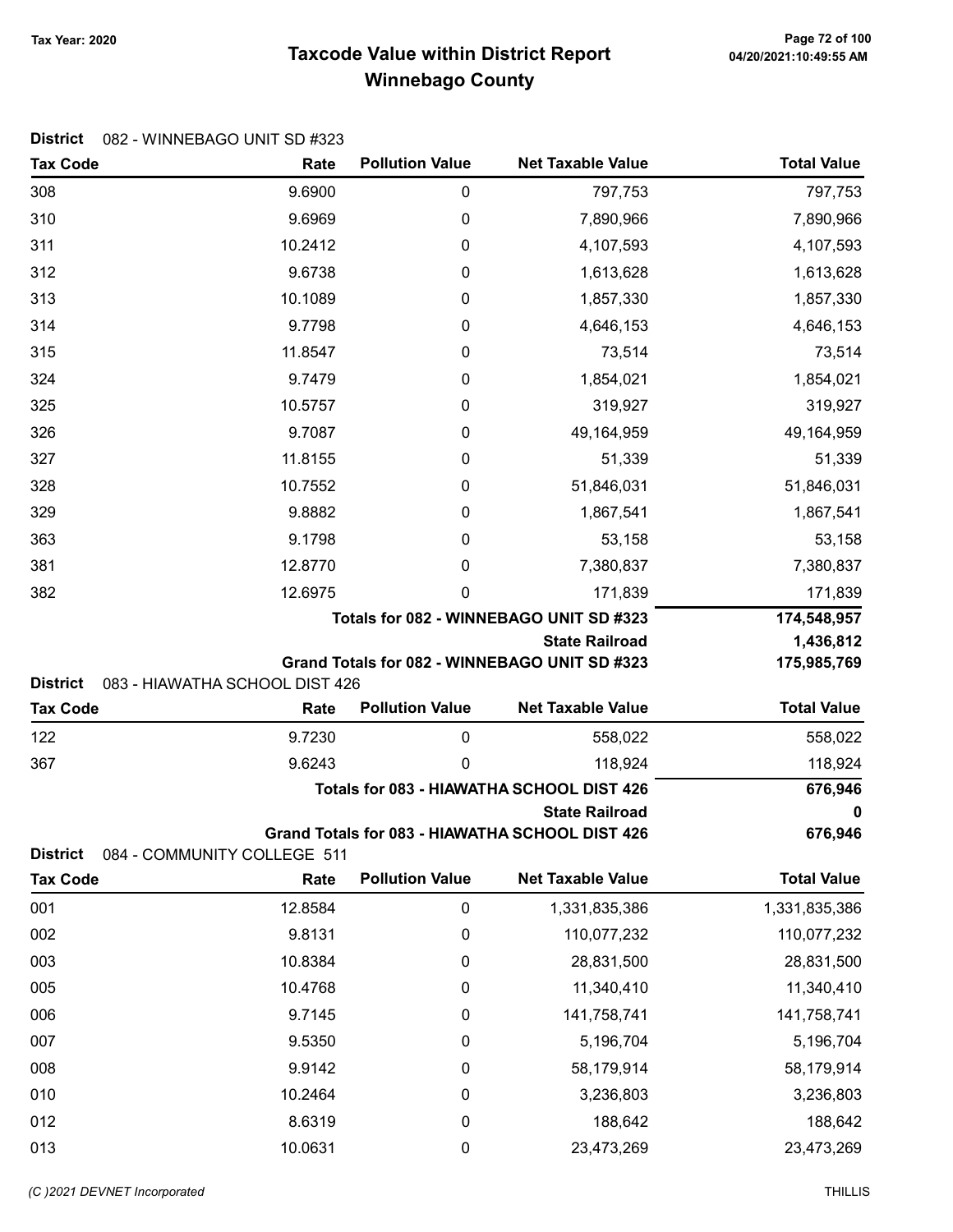Tax Year: 2020

# Taxcode Value within District Report
## Winnebago County

04/20/2021:10:49:55 AM

**District** 082 - WINNEBAGO UNIT SD #323

| Tax Code | Rate | Pollution Value | Net Taxable Value | Total Value |
|---|---|---|---|---|
| 308 | 9.6900 | 0 | 797,753 | 797,753 |
| 310 | 9.6969 | 0 | 7,890,966 | 7,890,966 |
| 311 | 10.2412 | 0 | 4,107,593 | 4,107,593 |
| 312 | 9.6738 | 0 | 1,613,628 | 1,613,628 |
| 313 | 10.1089 | 0 | 1,857,330 | 1,857,330 |
| 314 | 9.7798 | 0 | 4,646,153 | 4,646,153 |
| 315 | 11.8547 | 0 | 73,514 | 73,514 |
| 324 | 9.7479 | 0 | 1,854,021 | 1,854,021 |
| 325 | 10.5757 | 0 | 319,927 | 319,927 |
| 326 | 9.7087 | 0 | 49,164,959 | 49,164,959 |
| 327 | 11.8155 | 0 | 51,339 | 51,339 |
| 328 | 10.7552 | 0 | 51,846,031 | 51,846,031 |
| 329 | 9.8882 | 0 | 1,867,541 | 1,867,541 |
| 363 | 9.1798 | 0 | 53,158 | 53,158 |
| 381 | 12.8770 | 0 | 7,380,837 | 7,380,837 |
| 382 | 12.6975 | 0 | 171,839 | 171,839 |
| | | | **Totals for 082 - WINNEBAGO UNIT SD #323** | **174,548,957** |
| | | | **State Railroad** | **1,436,812** |
| | | | **Grand Totals for 082 - WINNEBAGO UNIT SD #323** | **175,985,769** |

**District** 083 - HIAWATHA SCHOOL DIST 426

| Tax Code | Rate | Pollution Value | Net Taxable Value | Total Value |
|---|---|---|---|---|
| 122 | 9.7230 | 0 | 558,022 | 558,022 |
| 367 | 9.6243 | 0 | 118,924 | 118,924 |
| | | | **Totals for 083 - HIAWATHA SCHOOL DIST 426** | **676,946** |
| | | | **State Railroad** | **0** |
| | | | **Grand Totals for 083 - HIAWATHA SCHOOL DIST 426** | **676,946** |

**District** 084 - COMMUNITY COLLEGE 511

| Tax Code | Rate | Pollution Value | Net Taxable Value | Total Value |
|---|---|---|---|---|
| 001 | 12.8584 | 0 | 1,331,835,386 | 1,331,835,386 |
| 002 | 9.8131 | 0 | 110,077,232 | 110,077,232 |
| 003 | 10.8384 | 0 | 28,831,500 | 28,831,500 |
| 005 | 10.4768 | 0 | 11,340,410 | 11,340,410 |
| 006 | 9.7145 | 0 | 141,758,741 | 141,758,741 |
| 007 | 9.5350 | 0 | 5,196,704 | 5,196,704 |
| 008 | 9.9142 | 0 | 58,179,914 | 58,179,914 |
| 010 | 10.2464 | 0 | 3,236,803 | 3,236,803 |
| 012 | 8.6319 | 0 | 188,642 | 188,642 |
| 013 | 10.0631 | 0 | 23,473,269 | 23,473,269 |

(C )2021 DEVNET Incorporated THILLIS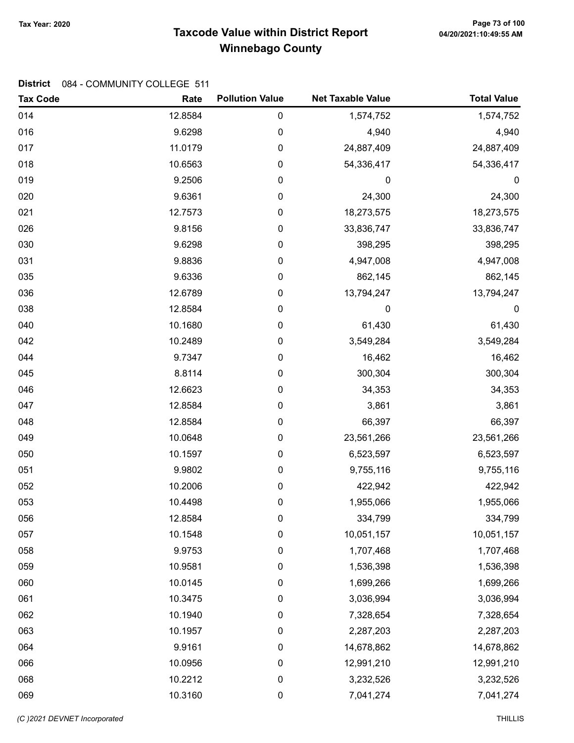**District** 084 - COMMUNITY COLLEGE 511

| Tax Code | Rate | Pollution Value | Net Taxable Value | Total Value |
|---|---|---|---|---|
| 014 | 12.8584 | 0 | 1,574,752 | 1,574,752 |
| 016 | 9.6298 | 0 | 4,940 | 4,940 |
| 017 | 11.0179 | 0 | 24,887,409 | 24,887,409 |
| 018 | 10.6563 | 0 | 54,336,417 | 54,336,417 |
| 019 | 9.2506 | 0 | 0 | 0 |
| 020 | 9.6361 | 0 | 24,300 | 24,300 |
| 021 | 12.7573 | 0 | 18,273,575 | 18,273,575 |
| 026 | 9.8156 | 0 | 33,836,747 | 33,836,747 |
| 030 | 9.6298 | 0 | 398,295 | 398,295 |
| 031 | 9.8836 | 0 | 4,947,008 | 4,947,008 |
| 035 | 9.6336 | 0 | 862,145 | 862,145 |
| 036 | 12.6789 | 0 | 13,794,247 | 13,794,247 |
| 038 | 12.8584 | 0 | 0 | 0 |
| 040 | 10.1680 | 0 | 61,430 | 61,430 |
| 042 | 10.2489 | 0 | 3,549,284 | 3,549,284 |
| 044 | 9.7347 | 0 | 16,462 | 16,462 |
| 045 | 8.8114 | 0 | 300,304 | 300,304 |
| 046 | 12.6623 | 0 | 34,353 | 34,353 |
| 047 | 12.8584 | 0 | 3,861 | 3,861 |
| 048 | 12.8584 | 0 | 66,397 | 66,397 |
| 049 | 10.0648 | 0 | 23,561,266 | 23,561,266 |
| 050 | 10.1597 | 0 | 6,523,597 | 6,523,597 |
| 051 | 9.9802 | 0 | 9,755,116 | 9,755,116 |
| 052 | 10.2006 | 0 | 422,942 | 422,942 |
| 053 | 10.4498 | 0 | 1,955,066 | 1,955,066 |
| 056 | 12.8584 | 0 | 334,799 | 334,799 |
| 057 | 10.1548 | 0 | 10,051,157 | 10,051,157 |
| 058 | 9.9753 | 0 | 1,707,468 | 1,707,468 |
| 059 | 10.9581 | 0 | 1,536,398 | 1,536,398 |
| 060 | 10.0145 | 0 | 1,699,266 | 1,699,266 |
| 061 | 10.3475 | 0 | 3,036,994 | 3,036,994 |
| 062 | 10.1940 | 0 | 7,328,654 | 7,328,654 |
| 063 | 10.1957 | 0 | 2,287,203 | 2,287,203 |
| 064 | 9.9161 | 0 | 14,678,862 | 14,678,862 |
| 066 | 10.0956 | 0 | 12,991,210 | 12,991,210 |
| 068 | 10.2212 | 0 | 3,232,526 | 3,232,526 |
| 069 | 10.3160 | 0 | 7,041,274 | 7,041,274 |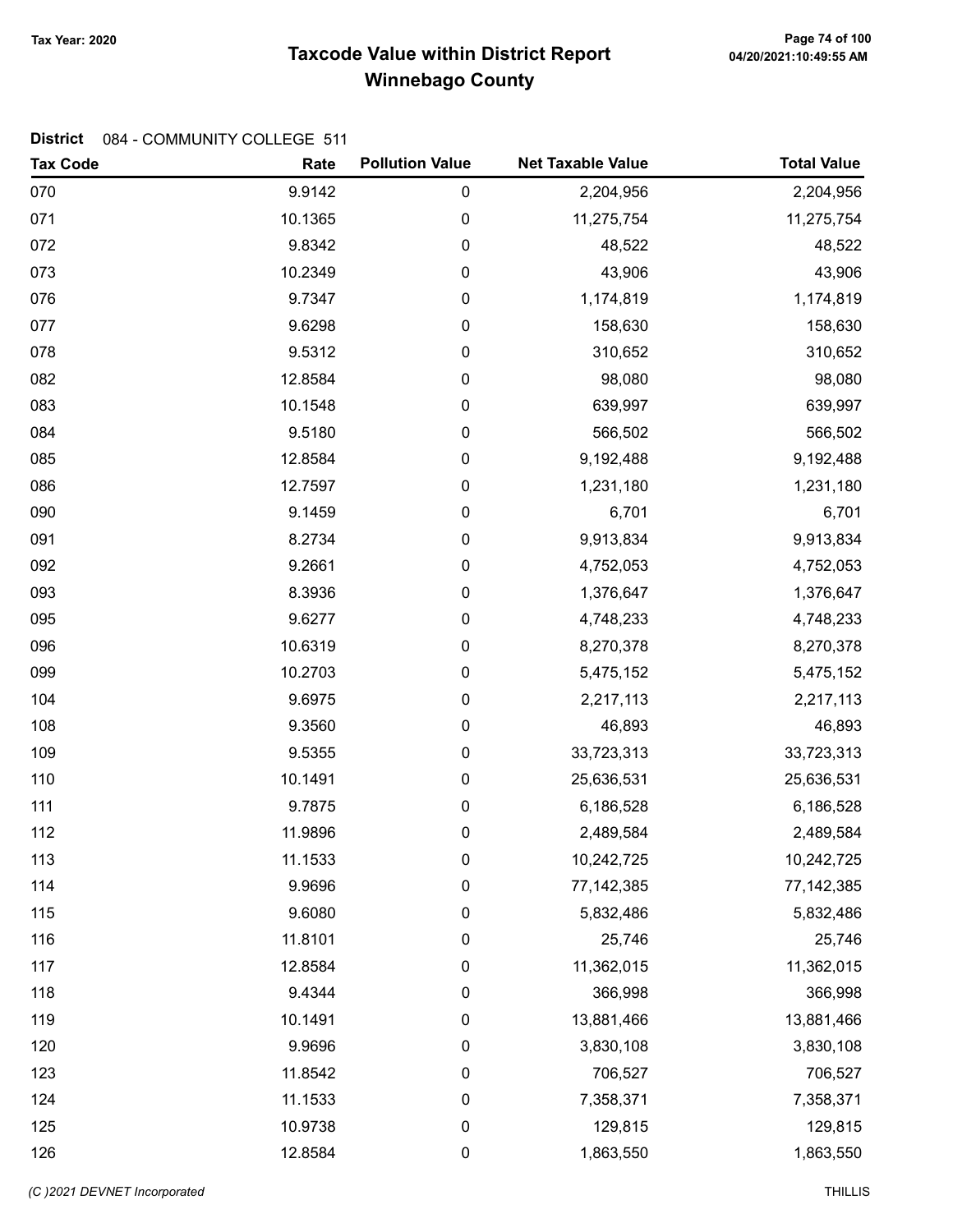# Taxcode Value within District Report
## Winnebago County

Tax Year: 2020

**District** 084 - COMMUNITY COLLEGE 511

| Tax Code | Rate | Pollution Value | Net Taxable Value | Total Value |
|---|---|---|---|---|
| 070 | 9.9142 | 0 | 2,204,956 | 2,204,956 |
| 071 | 10.1365 | 0 | 11,275,754 | 11,275,754 |
| 072 | 9.8342 | 0 | 48,522 | 48,522 |
| 073 | 10.2349 | 0 | 43,906 | 43,906 |
| 076 | 9.7347 | 0 | 1,174,819 | 1,174,819 |
| 077 | 9.6298 | 0 | 158,630 | 158,630 |
| 078 | 9.5312 | 0 | 310,652 | 310,652 |
| 082 | 12.8584 | 0 | 98,080 | 98,080 |
| 083 | 10.1548 | 0 | 639,997 | 639,997 |
| 084 | 9.5180 | 0 | 566,502 | 566,502 |
| 085 | 12.8584 | 0 | 9,192,488 | 9,192,488 |
| 086 | 12.7597 | 0 | 1,231,180 | 1,231,180 |
| 090 | 9.1459 | 0 | 6,701 | 6,701 |
| 091 | 8.2734 | 0 | 9,913,834 | 9,913,834 |
| 092 | 9.2661 | 0 | 4,752,053 | 4,752,053 |
| 093 | 8.3936 | 0 | 1,376,647 | 1,376,647 |
| 095 | 9.6277 | 0 | 4,748,233 | 4,748,233 |
| 096 | 10.6319 | 0 | 8,270,378 | 8,270,378 |
| 099 | 10.2703 | 0 | 5,475,152 | 5,475,152 |
| 104 | 9.6975 | 0 | 2,217,113 | 2,217,113 |
| 108 | 9.3560 | 0 | 46,893 | 46,893 |
| 109 | 9.5355 | 0 | 33,723,313 | 33,723,313 |
| 110 | 10.1491 | 0 | 25,636,531 | 25,636,531 |
| 111 | 9.7875 | 0 | 6,186,528 | 6,186,528 |
| 112 | 11.9896 | 0 | 2,489,584 | 2,489,584 |
| 113 | 11.1533 | 0 | 10,242,725 | 10,242,725 |
| 114 | 9.9696 | 0 | 77,142,385 | 77,142,385 |
| 115 | 9.6080 | 0 | 5,832,486 | 5,832,486 |
| 116 | 11.8101 | 0 | 25,746 | 25,746 |
| 117 | 12.8584 | 0 | 11,362,015 | 11,362,015 |
| 118 | 9.4344 | 0 | 366,998 | 366,998 |
| 119 | 10.1491 | 0 | 13,881,466 | 13,881,466 |
| 120 | 9.9696 | 0 | 3,830,108 | 3,830,108 |
| 123 | 11.8542 | 0 | 706,527 | 706,527 |
| 124 | 11.1533 | 0 | 7,358,371 | 7,358,371 |
| 125 | 10.9738 | 0 | 129,815 | 129,815 |
| 126 | 12.8584 | 0 | 1,863,550 | 1,863,550 |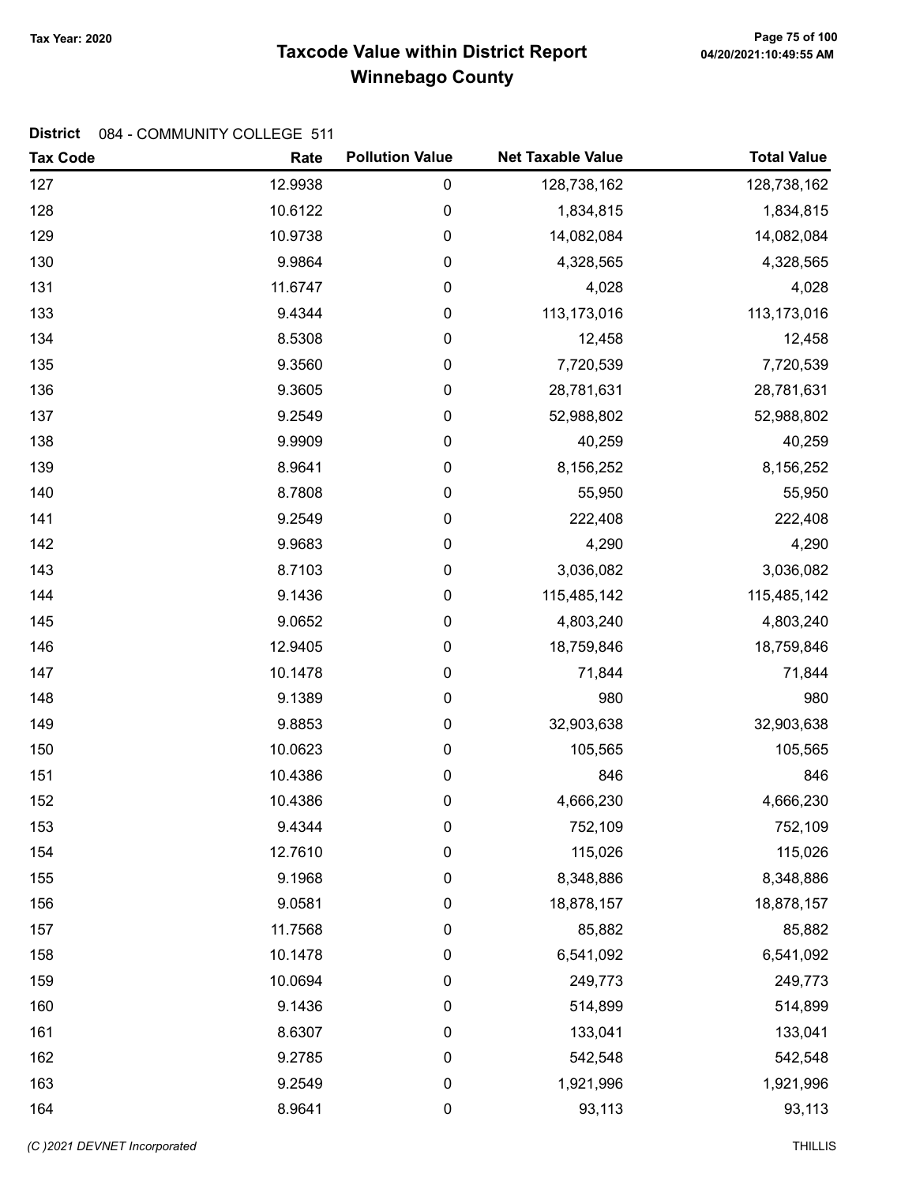# Taxcode Value within District Report
## Winnebago County

Tax Year: 2020

04/20/2021:10:49:55 AM

**District** 084 - COMMUNITY COLLEGE 511

| Tax Code | Rate | Pollution Value | Net Taxable Value | Total Value |
|---|---|---|---|---|
| 127 | 12.9938 | 0 | 128,738,162 | 128,738,162 |
| 128 | 10.6122 | 0 | 1,834,815 | 1,834,815 |
| 129 | 10.9738 | 0 | 14,082,084 | 14,082,084 |
| 130 | 9.9864 | 0 | 4,328,565 | 4,328,565 |
| 131 | 11.6747 | 0 | 4,028 | 4,028 |
| 133 | 9.4344 | 0 | 113,173,016 | 113,173,016 |
| 134 | 8.5308 | 0 | 12,458 | 12,458 |
| 135 | 9.3560 | 0 | 7,720,539 | 7,720,539 |
| 136 | 9.3605 | 0 | 28,781,631 | 28,781,631 |
| 137 | 9.2549 | 0 | 52,988,802 | 52,988,802 |
| 138 | 9.9909 | 0 | 40,259 | 40,259 |
| 139 | 8.9641 | 0 | 8,156,252 | 8,156,252 |
| 140 | 8.7808 | 0 | 55,950 | 55,950 |
| 141 | 9.2549 | 0 | 222,408 | 222,408 |
| 142 | 9.9683 | 0 | 4,290 | 4,290 |
| 143 | 8.7103 | 0 | 3,036,082 | 3,036,082 |
| 144 | 9.1436 | 0 | 115,485,142 | 115,485,142 |
| 145 | 9.0652 | 0 | 4,803,240 | 4,803,240 |
| 146 | 12.9405 | 0 | 18,759,846 | 18,759,846 |
| 147 | 10.1478 | 0 | 71,844 | 71,844 |
| 148 | 9.1389 | 0 | 980 | 980 |
| 149 | 9.8853 | 0 | 32,903,638 | 32,903,638 |
| 150 | 10.0623 | 0 | 105,565 | 105,565 |
| 151 | 10.4386 | 0 | 846 | 846 |
| 152 | 10.4386 | 0 | 4,666,230 | 4,666,230 |
| 153 | 9.4344 | 0 | 752,109 | 752,109 |
| 154 | 12.7610 | 0 | 115,026 | 115,026 |
| 155 | 9.1968 | 0 | 8,348,886 | 8,348,886 |
| 156 | 9.0581 | 0 | 18,878,157 | 18,878,157 |
| 157 | 11.7568 | 0 | 85,882 | 85,882 |
| 158 | 10.1478 | 0 | 6,541,092 | 6,541,092 |
| 159 | 10.0694 | 0 | 249,773 | 249,773 |
| 160 | 9.1436 | 0 | 514,899 | 514,899 |
| 161 | 8.6307 | 0 | 133,041 | 133,041 |
| 162 | 9.2785 | 0 | 542,548 | 542,548 |
| 163 | 9.2549 | 0 | 1,921,996 | 1,921,996 |
| 164 | 8.9641 | 0 | 93,113 | 93,113 |

(C )2021 DEVNET Incorporated — THILLIS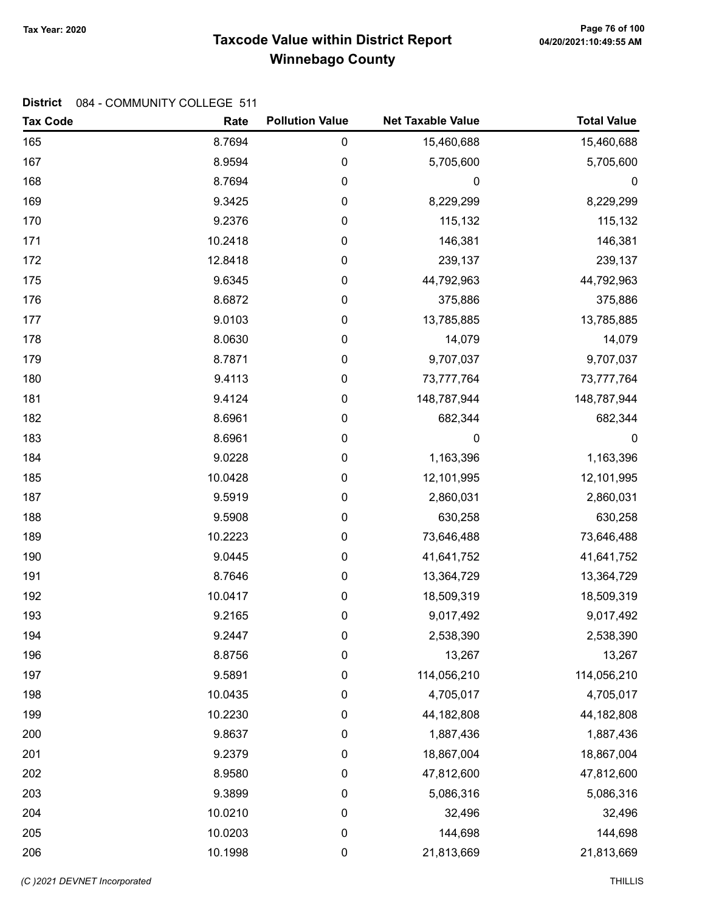# Taxcode Value within District Report
## Winnebago County

Tax Year: 2020

**District** 084 - COMMUNITY COLLEGE 511

| Tax Code | Rate | Pollution Value | Net Taxable Value | Total Value |
|---|---|---|---|---|
| 165 | 8.7694 | 0 | 15,460,688 | 15,460,688 |
| 167 | 8.9594 | 0 | 5,705,600 | 5,705,600 |
| 168 | 8.7694 | 0 | 0 | 0 |
| 169 | 9.3425 | 0 | 8,229,299 | 8,229,299 |
| 170 | 9.2376 | 0 | 115,132 | 115,132 |
| 171 | 10.2418 | 0 | 146,381 | 146,381 |
| 172 | 12.8418 | 0 | 239,137 | 239,137 |
| 175 | 9.6345 | 0 | 44,792,963 | 44,792,963 |
| 176 | 8.6872 | 0 | 375,886 | 375,886 |
| 177 | 9.0103 | 0 | 13,785,885 | 13,785,885 |
| 178 | 8.0630 | 0 | 14,079 | 14,079 |
| 179 | 8.7871 | 0 | 9,707,037 | 9,707,037 |
| 180 | 9.4113 | 0 | 73,777,764 | 73,777,764 |
| 181 | 9.4124 | 0 | 148,787,944 | 148,787,944 |
| 182 | 8.6961 | 0 | 682,344 | 682,344 |
| 183 | 8.6961 | 0 | 0 | 0 |
| 184 | 9.0228 | 0 | 1,163,396 | 1,163,396 |
| 185 | 10.0428 | 0 | 12,101,995 | 12,101,995 |
| 187 | 9.5919 | 0 | 2,860,031 | 2,860,031 |
| 188 | 9.5908 | 0 | 630,258 | 630,258 |
| 189 | 10.2223 | 0 | 73,646,488 | 73,646,488 |
| 190 | 9.0445 | 0 | 41,641,752 | 41,641,752 |
| 191 | 8.7646 | 0 | 13,364,729 | 13,364,729 |
| 192 | 10.0417 | 0 | 18,509,319 | 18,509,319 |
| 193 | 9.2165 | 0 | 9,017,492 | 9,017,492 |
| 194 | 9.2447 | 0 | 2,538,390 | 2,538,390 |
| 196 | 8.8756 | 0 | 13,267 | 13,267 |
| 197 | 9.5891 | 0 | 114,056,210 | 114,056,210 |
| 198 | 10.0435 | 0 | 4,705,017 | 4,705,017 |
| 199 | 10.2230 | 0 | 44,182,808 | 44,182,808 |
| 200 | 9.8637 | 0 | 1,887,436 | 1,887,436 |
| 201 | 9.2379 | 0 | 18,867,004 | 18,867,004 |
| 202 | 8.9580 | 0 | 47,812,600 | 47,812,600 |
| 203 | 9.3899 | 0 | 5,086,316 | 5,086,316 |
| 204 | 10.0210 | 0 | 32,496 | 32,496 |
| 205 | 10.0203 | 0 | 144,698 | 144,698 |
| 206 | 10.1998 | 0 | 21,813,669 | 21,813,669 |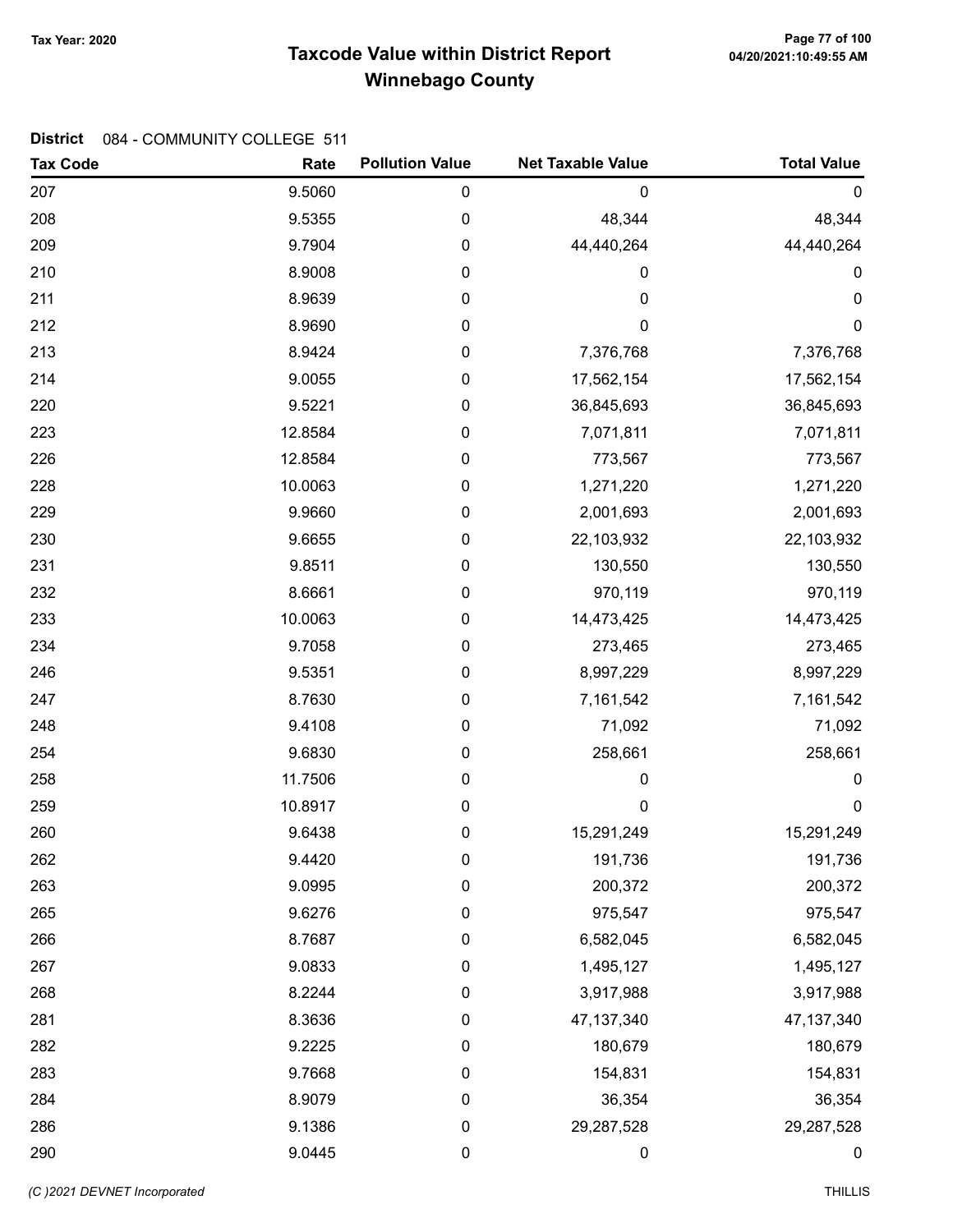# Taxcode Value within District Report
## Winnebago County

Tax Year: 2020

**District** 084 - COMMUNITY COLLEGE 511

| Tax Code | Rate | Pollution Value | Net Taxable Value | Total Value |
|---|---|---|---|---|
| 207 | 9.5060 | 0 | 0 | 0 |
| 208 | 9.5355 | 0 | 48,344 | 48,344 |
| 209 | 9.7904 | 0 | 44,440,264 | 44,440,264 |
| 210 | 8.9008 | 0 | 0 | 0 |
| 211 | 8.9639 | 0 | 0 | 0 |
| 212 | 8.9690 | 0 | 0 | 0 |
| 213 | 8.9424 | 0 | 7,376,768 | 7,376,768 |
| 214 | 9.0055 | 0 | 17,562,154 | 17,562,154 |
| 220 | 9.5221 | 0 | 36,845,693 | 36,845,693 |
| 223 | 12.8584 | 0 | 7,071,811 | 7,071,811 |
| 226 | 12.8584 | 0 | 773,567 | 773,567 |
| 228 | 10.0063 | 0 | 1,271,220 | 1,271,220 |
| 229 | 9.9660 | 0 | 2,001,693 | 2,001,693 |
| 230 | 9.6655 | 0 | 22,103,932 | 22,103,932 |
| 231 | 9.8511 | 0 | 130,550 | 130,550 |
| 232 | 8.6661 | 0 | 970,119 | 970,119 |
| 233 | 10.0063 | 0 | 14,473,425 | 14,473,425 |
| 234 | 9.7058 | 0 | 273,465 | 273,465 |
| 246 | 9.5351 | 0 | 8,997,229 | 8,997,229 |
| 247 | 8.7630 | 0 | 7,161,542 | 7,161,542 |
| 248 | 9.4108 | 0 | 71,092 | 71,092 |
| 254 | 9.6830 | 0 | 258,661 | 258,661 |
| 258 | 11.7506 | 0 | 0 | 0 |
| 259 | 10.8917 | 0 | 0 | 0 |
| 260 | 9.6438 | 0 | 15,291,249 | 15,291,249 |
| 262 | 9.4420 | 0 | 191,736 | 191,736 |
| 263 | 9.0995 | 0 | 200,372 | 200,372 |
| 265 | 9.6276 | 0 | 975,547 | 975,547 |
| 266 | 8.7687 | 0 | 6,582,045 | 6,582,045 |
| 267 | 9.0833 | 0 | 1,495,127 | 1,495,127 |
| 268 | 8.2244 | 0 | 3,917,988 | 3,917,988 |
| 281 | 8.3636 | 0 | 47,137,340 | 47,137,340 |
| 282 | 9.2225 | 0 | 180,679 | 180,679 |
| 283 | 9.7668 | 0 | 154,831 | 154,831 |
| 284 | 8.9079 | 0 | 36,354 | 36,354 |
| 286 | 9.1386 | 0 | 29,287,528 | 29,287,528 |
| 290 | 9.0445 | 0 | 0 | 0 |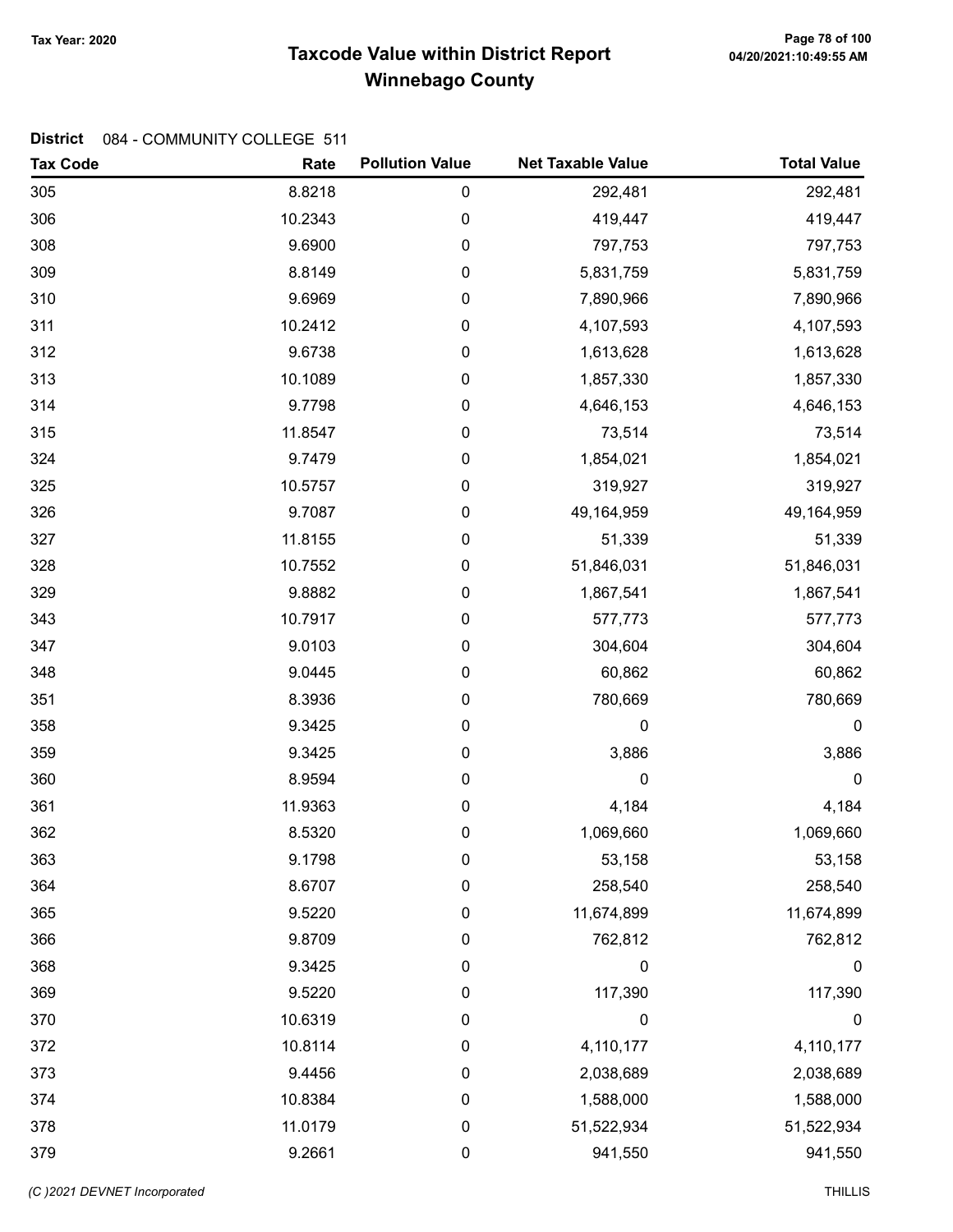# Taxcode Value within District Report
## Winnebago County

Tax Year: 2020

**District** 084 - COMMUNITY COLLEGE 511

| Tax Code | Rate | Pollution Value | Net Taxable Value | Total Value |
|---|---|---|---|---|
| 305 | 8.8218 | 0 | 292,481 | 292,481 |
| 306 | 10.2343 | 0 | 419,447 | 419,447 |
| 308 | 9.6900 | 0 | 797,753 | 797,753 |
| 309 | 8.8149 | 0 | 5,831,759 | 5,831,759 |
| 310 | 9.6969 | 0 | 7,890,966 | 7,890,966 |
| 311 | 10.2412 | 0 | 4,107,593 | 4,107,593 |
| 312 | 9.6738 | 0 | 1,613,628 | 1,613,628 |
| 313 | 10.1089 | 0 | 1,857,330 | 1,857,330 |
| 314 | 9.7798 | 0 | 4,646,153 | 4,646,153 |
| 315 | 11.8547 | 0 | 73,514 | 73,514 |
| 324 | 9.7479 | 0 | 1,854,021 | 1,854,021 |
| 325 | 10.5757 | 0 | 319,927 | 319,927 |
| 326 | 9.7087 | 0 | 49,164,959 | 49,164,959 |
| 327 | 11.8155 | 0 | 51,339 | 51,339 |
| 328 | 10.7552 | 0 | 51,846,031 | 51,846,031 |
| 329 | 9.8882 | 0 | 1,867,541 | 1,867,541 |
| 343 | 10.7917 | 0 | 577,773 | 577,773 |
| 347 | 9.0103 | 0 | 304,604 | 304,604 |
| 348 | 9.0445 | 0 | 60,862 | 60,862 |
| 351 | 8.3936 | 0 | 780,669 | 780,669 |
| 358 | 9.3425 | 0 | 0 | 0 |
| 359 | 9.3425 | 0 | 3,886 | 3,886 |
| 360 | 8.9594 | 0 | 0 | 0 |
| 361 | 11.9363 | 0 | 4,184 | 4,184 |
| 362 | 8.5320 | 0 | 1,069,660 | 1,069,660 |
| 363 | 9.1798 | 0 | 53,158 | 53,158 |
| 364 | 8.6707 | 0 | 258,540 | 258,540 |
| 365 | 9.5220 | 0 | 11,674,899 | 11,674,899 |
| 366 | 9.8709 | 0 | 762,812 | 762,812 |
| 368 | 9.3425 | 0 | 0 | 0 |
| 369 | 9.5220 | 0 | 117,390 | 117,390 |
| 370 | 10.6319 | 0 | 0 | 0 |
| 372 | 10.8114 | 0 | 4,110,177 | 4,110,177 |
| 373 | 9.4456 | 0 | 2,038,689 | 2,038,689 |
| 374 | 10.8384 | 0 | 1,588,000 | 1,588,000 |
| 378 | 11.0179 | 0 | 51,522,934 | 51,522,934 |
| 379 | 9.2661 | 0 | 941,550 | 941,550 |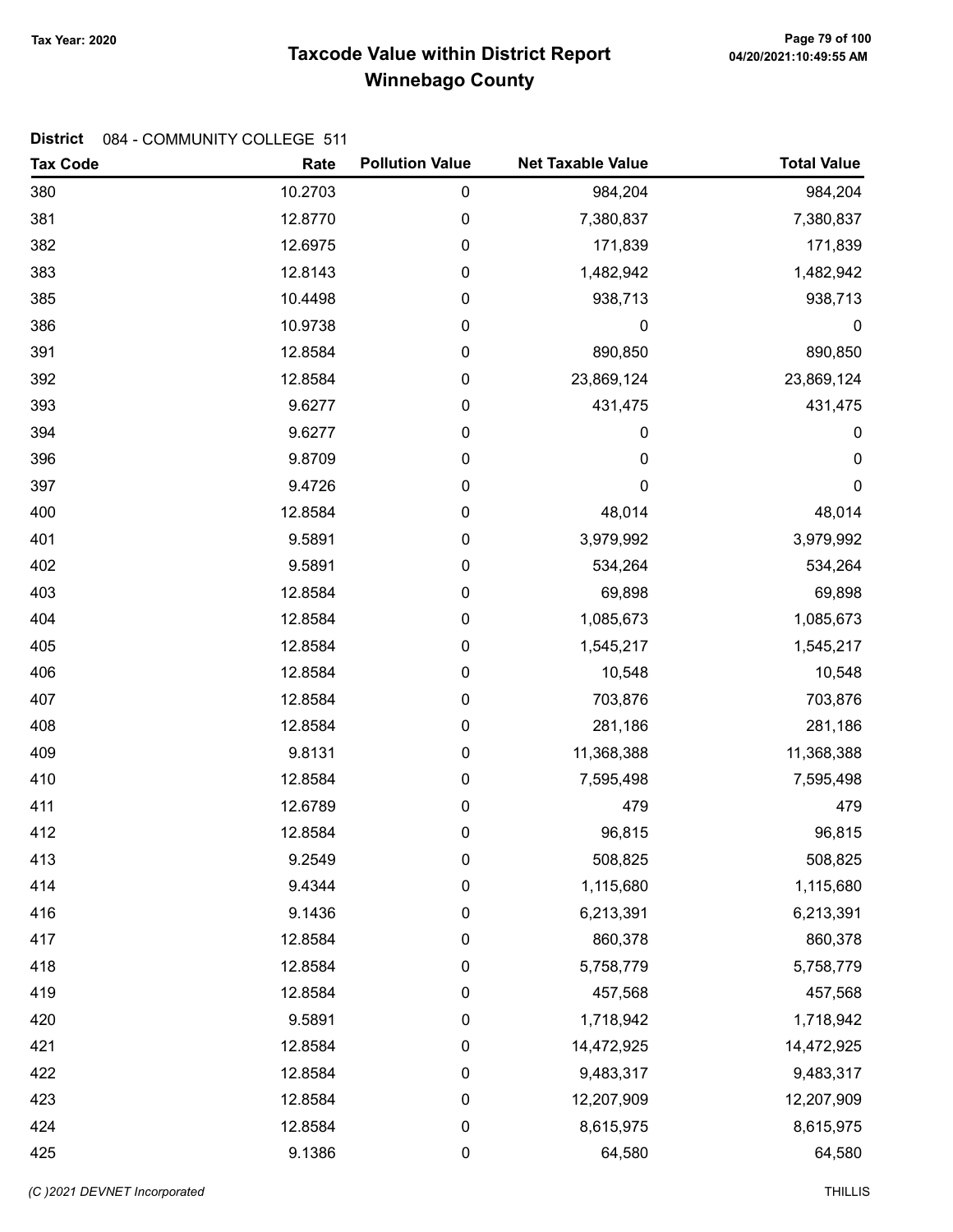# Taxcode Value within District Report
## Winnebago County

Tax Year: 2020

04/20/2021:10:49:55 AM

**District** 084 - COMMUNITY COLLEGE 511

| Tax Code | Rate | Pollution Value | Net Taxable Value | Total Value |
|---|---|---|---|---|
| 380 | 10.2703 | 0 | 984,204 | 984,204 |
| 381 | 12.8770 | 0 | 7,380,837 | 7,380,837 |
| 382 | 12.6975 | 0 | 171,839 | 171,839 |
| 383 | 12.8143 | 0 | 1,482,942 | 1,482,942 |
| 385 | 10.4498 | 0 | 938,713 | 938,713 |
| 386 | 10.9738 | 0 | 0 | 0 |
| 391 | 12.8584 | 0 | 890,850 | 890,850 |
| 392 | 12.8584 | 0 | 23,869,124 | 23,869,124 |
| 393 | 9.6277 | 0 | 431,475 | 431,475 |
| 394 | 9.6277 | 0 | 0 | 0 |
| 396 | 9.8709 | 0 | 0 | 0 |
| 397 | 9.4726 | 0 | 0 | 0 |
| 400 | 12.8584 | 0 | 48,014 | 48,014 |
| 401 | 9.5891 | 0 | 3,979,992 | 3,979,992 |
| 402 | 9.5891 | 0 | 534,264 | 534,264 |
| 403 | 12.8584 | 0 | 69,898 | 69,898 |
| 404 | 12.8584 | 0 | 1,085,673 | 1,085,673 |
| 405 | 12.8584 | 0 | 1,545,217 | 1,545,217 |
| 406 | 12.8584 | 0 | 10,548 | 10,548 |
| 407 | 12.8584 | 0 | 703,876 | 703,876 |
| 408 | 12.8584 | 0 | 281,186 | 281,186 |
| 409 | 9.8131 | 0 | 11,368,388 | 11,368,388 |
| 410 | 12.8584 | 0 | 7,595,498 | 7,595,498 |
| 411 | 12.6789 | 0 | 479 | 479 |
| 412 | 12.8584 | 0 | 96,815 | 96,815 |
| 413 | 9.2549 | 0 | 508,825 | 508,825 |
| 414 | 9.4344 | 0 | 1,115,680 | 1,115,680 |
| 416 | 9.1436 | 0 | 6,213,391 | 6,213,391 |
| 417 | 12.8584 | 0 | 860,378 | 860,378 |
| 418 | 12.8584 | 0 | 5,758,779 | 5,758,779 |
| 419 | 12.8584 | 0 | 457,568 | 457,568 |
| 420 | 9.5891 | 0 | 1,718,942 | 1,718,942 |
| 421 | 12.8584 | 0 | 14,472,925 | 14,472,925 |
| 422 | 12.8584 | 0 | 9,483,317 | 9,483,317 |
| 423 | 12.8584 | 0 | 12,207,909 | 12,207,909 |
| 424 | 12.8584 | 0 | 8,615,975 | 8,615,975 |
| 425 | 9.1386 | 0 | 64,580 | 64,580 |

(C )2021 DEVNET Incorporated THILLIS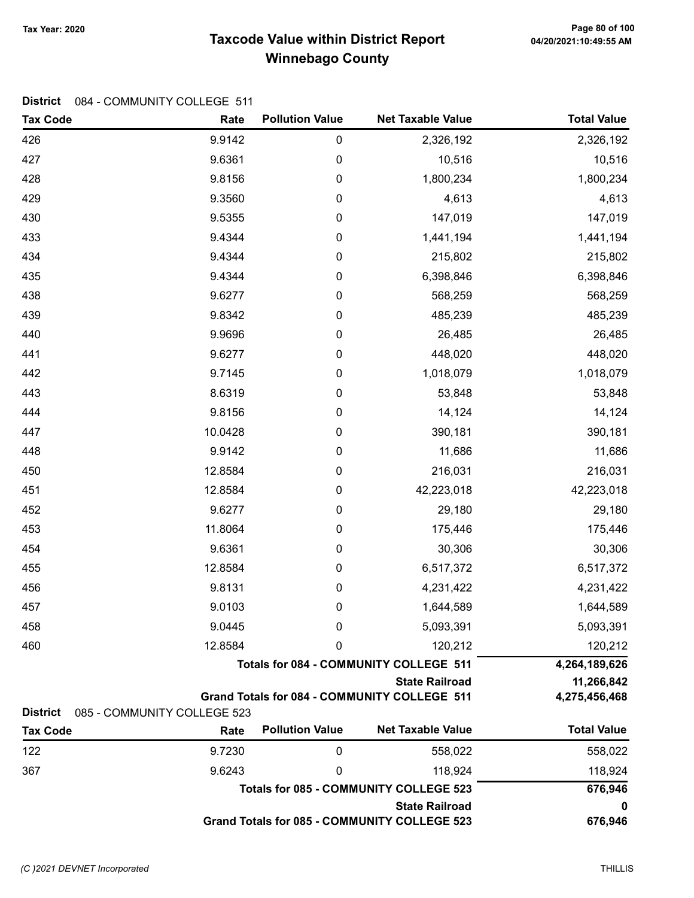Tax Year: 2020

# Taxcode Value within District Report
## Winnebago County

**District** 084 - COMMUNITY COLLEGE 511

| Tax Code | Rate | Pollution Value | Net Taxable Value | Total Value |
|---|---|---|---|---|
| 426 | 9.9142 | 0 | 2,326,192 | 2,326,192 |
| 427 | 9.6361 | 0 | 10,516 | 10,516 |
| 428 | 9.8156 | 0 | 1,800,234 | 1,800,234 |
| 429 | 9.3560 | 0 | 4,613 | 4,613 |
| 430 | 9.5355 | 0 | 147,019 | 147,019 |
| 433 | 9.4344 | 0 | 1,441,194 | 1,441,194 |
| 434 | 9.4344 | 0 | 215,802 | 215,802 |
| 435 | 9.4344 | 0 | 6,398,846 | 6,398,846 |
| 438 | 9.6277 | 0 | 568,259 | 568,259 |
| 439 | 9.8342 | 0 | 485,239 | 485,239 |
| 440 | 9.9696 | 0 | 26,485 | 26,485 |
| 441 | 9.6277 | 0 | 448,020 | 448,020 |
| 442 | 9.7145 | 0 | 1,018,079 | 1,018,079 |
| 443 | 8.6319 | 0 | 53,848 | 53,848 |
| 444 | 9.8156 | 0 | 14,124 | 14,124 |
| 447 | 10.0428 | 0 | 390,181 | 390,181 |
| 448 | 9.9142 | 0 | 11,686 | 11,686 |
| 450 | 12.8584 | 0 | 216,031 | 216,031 |
| 451 | 12.8584 | 0 | 42,223,018 | 42,223,018 |
| 452 | 9.6277 | 0 | 29,180 | 29,180 |
| 453 | 11.8064 | 0 | 175,446 | 175,446 |
| 454 | 9.6361 | 0 | 30,306 | 30,306 |
| 455 | 12.8584 | 0 | 6,517,372 | 6,517,372 |
| 456 | 9.8131 | 0 | 4,231,422 | 4,231,422 |
| 457 | 9.0103 | 0 | 1,644,589 | 1,644,589 |
| 458 | 9.0445 | 0 | 5,093,391 | 5,093,391 |
| 460 | 12.8584 | 0 | 120,212 | 120,212 |
| | | | **Totals for 084 - COMMUNITY COLLEGE 511** | **4,264,189,626** |
| | | | **State Railroad** | **11,266,842** |
| | | | **Grand Totals for 084 - COMMUNITY COLLEGE 511** | **4,275,456,468** |

**District** 085 - COMMUNITY COLLEGE 523

| Tax Code | Rate | Pollution Value | Net Taxable Value | Total Value |
|---|---|---|---|---|
| 122 | 9.7230 | 0 | 558,022 | 558,022 |
| 367 | 9.6243 | 0 | 118,924 | 118,924 |
| | | | **Totals for 085 - COMMUNITY COLLEGE 523** | **676,946** |
| | | | **State Railroad** | **0** |
| | | | **Grand Totals for 085 - COMMUNITY COLLEGE 523** | **676,946** |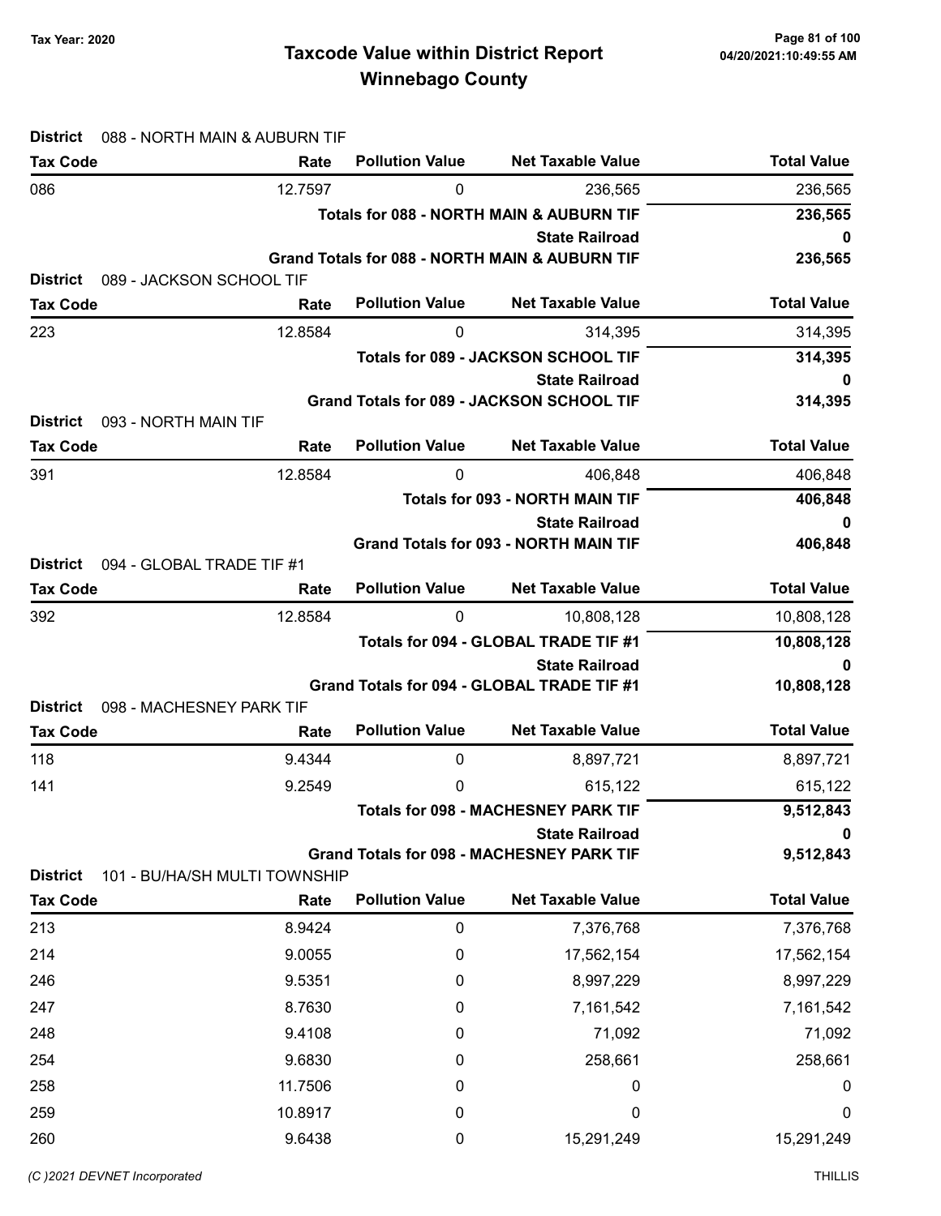# Taxcode Value within District Report
## Winnebago County

**Tax Year: 2020**

**District** 088 - NORTH MAIN & AUBURN TIF

| Tax Code | Rate | Pollution Value | Net Taxable Value | Total Value |
|---|---|---|---|---|
| 086 | 12.7597 | 0 | 236,565 | 236,565 |
| | | | **Totals for 088 - NORTH MAIN & AUBURN TIF** | **236,565** |
| | | | **State Railroad** | **0** |
| | | | **Grand Totals for 088 - NORTH MAIN & AUBURN TIF** | **236,565** |

**District** 089 - JACKSON SCHOOL TIF

| Tax Code | Rate | Pollution Value | Net Taxable Value | Total Value |
|---|---|---|---|---|
| 223 | 12.8584 | 0 | 314,395 | 314,395 |
| | | | **Totals for 089 - JACKSON SCHOOL TIF** | **314,395** |
| | | | **State Railroad** | **0** |
| | | | **Grand Totals for 089 - JACKSON SCHOOL TIF** | **314,395** |

**District** 093 - NORTH MAIN TIF

| Tax Code | Rate | Pollution Value | Net Taxable Value | Total Value |
|---|---|---|---|---|
| 391 | 12.8584 | 0 | 406,848 | 406,848 |
| | | | **Totals for 093 - NORTH MAIN TIF** | **406,848** |
| | | | **State Railroad** | **0** |
| | | | **Grand Totals for 093 - NORTH MAIN TIF** | **406,848** |

**District** 094 - GLOBAL TRADE TIF #1

| Tax Code | Rate | Pollution Value | Net Taxable Value | Total Value |
|---|---|---|---|---|
| 392 | 12.8584 | 0 | 10,808,128 | 10,808,128 |
| | | | **Totals for 094 - GLOBAL TRADE TIF #1** | **10,808,128** |
| | | | **State Railroad** | **0** |
| | | | **Grand Totals for 094 - GLOBAL TRADE TIF #1** | **10,808,128** |

**District** 098 - MACHESNEY PARK TIF

| Tax Code | Rate | Pollution Value | Net Taxable Value | Total Value |
|---|---|---|---|---|
| 118 | 9.4344 | 0 | 8,897,721 | 8,897,721 |
| 141 | 9.2549 | 0 | 615,122 | 615,122 |
| | | | **Totals for 098 - MACHESNEY PARK TIF** | **9,512,843** |
| | | | **State Railroad** | **0** |
| | | | **Grand Totals for 098 - MACHESNEY PARK TIF** | **9,512,843** |

**District** 101 - BU/HA/SH MULTI TOWNSHIP

| Tax Code | Rate | Pollution Value | Net Taxable Value | Total Value |
|---|---|---|---|---|
| 213 | 8.9424 | 0 | 7,376,768 | 7,376,768 |
| 214 | 9.0055 | 0 | 17,562,154 | 17,562,154 |
| 246 | 9.5351 | 0 | 8,997,229 | 8,997,229 |
| 247 | 8.7630 | 0 | 7,161,542 | 7,161,542 |
| 248 | 9.4108 | 0 | 71,092 | 71,092 |
| 254 | 9.6830 | 0 | 258,661 | 258,661 |
| 258 | 11.7506 | 0 | 0 | 0 |
| 259 | 10.8917 | 0 | 0 | 0 |
| 260 | 9.6438 | 0 | 15,291,249 | 15,291,249 |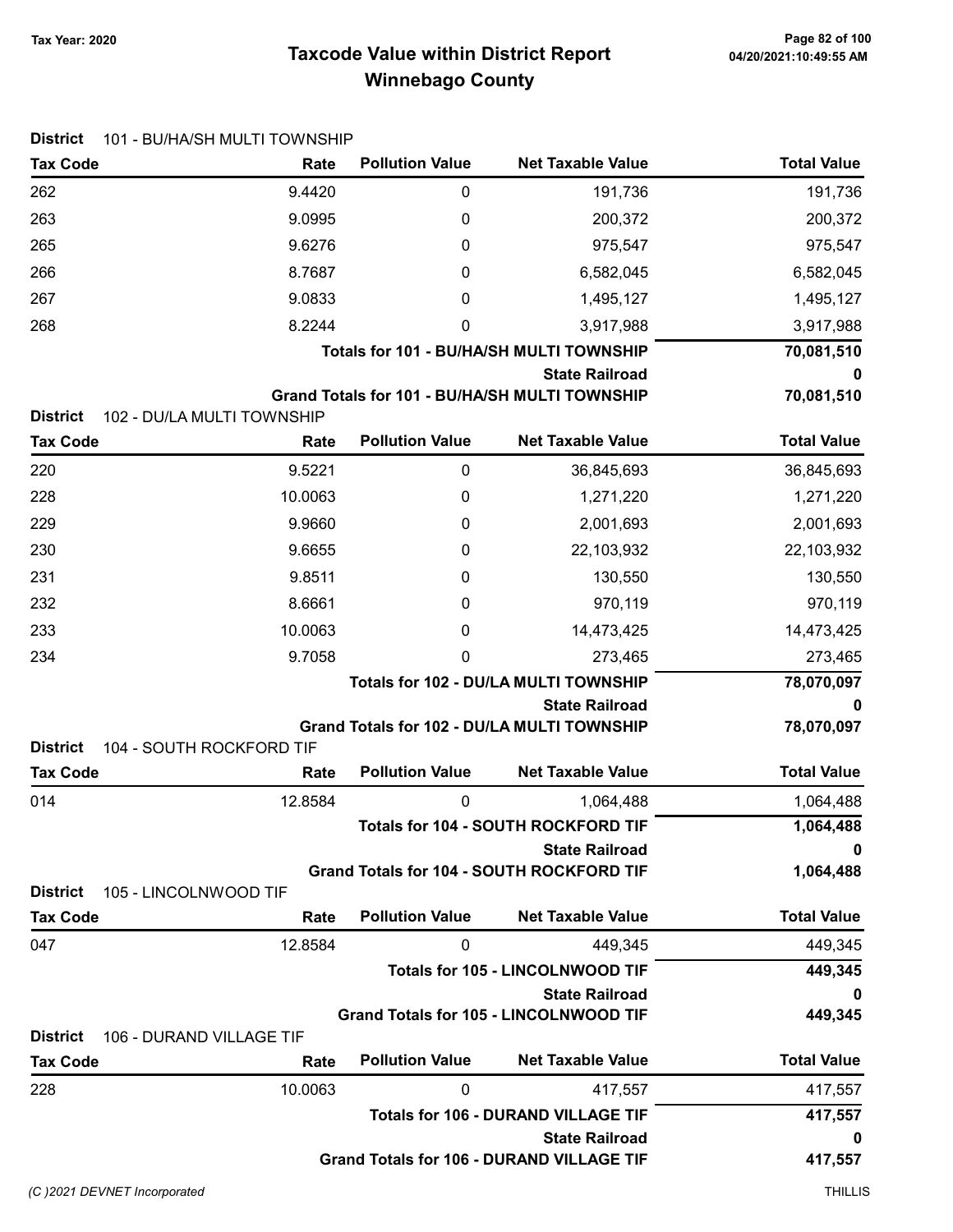# Taxcode Value within District Report
## Winnebago County

Tax Year: 2020

**District** 101 - BU/HA/SH MULTI TOWNSHIP

| Tax Code | Rate | Pollution Value | Net Taxable Value | Total Value |
|---|---|---|---|---|
| 262 | 9.4420 | 0 | 191,736 | 191,736 |
| 263 | 9.0995 | 0 | 200,372 | 200,372 |
| 265 | 9.6276 | 0 | 975,547 | 975,547 |
| 266 | 8.7687 | 0 | 6,582,045 | 6,582,045 |
| 267 | 9.0833 | 0 | 1,495,127 | 1,495,127 |
| 268 | 8.2244 | 0 | 3,917,988 | 3,917,988 |
| | | | **Totals for 101 - BU/HA/SH MULTI TOWNSHIP** | **70,081,510** |
| | | | **State Railroad** | **0** |
| | | | **Grand Totals for 101 - BU/HA/SH MULTI TOWNSHIP** | **70,081,510** |

**District** 102 - DU/LA MULTI TOWNSHIP

| Tax Code | Rate | Pollution Value | Net Taxable Value | Total Value |
|---|---|---|---|---|
| 220 | 9.5221 | 0 | 36,845,693 | 36,845,693 |
| 228 | 10.0063 | 0 | 1,271,220 | 1,271,220 |
| 229 | 9.9660 | 0 | 2,001,693 | 2,001,693 |
| 230 | 9.6655 | 0 | 22,103,932 | 22,103,932 |
| 231 | 9.8511 | 0 | 130,550 | 130,550 |
| 232 | 8.6661 | 0 | 970,119 | 970,119 |
| 233 | 10.0063 | 0 | 14,473,425 | 14,473,425 |
| 234 | 9.7058 | 0 | 273,465 | 273,465 |
| | | | **Totals for 102 - DU/LA MULTI TOWNSHIP** | **78,070,097** |
| | | | **State Railroad** | **0** |
| | | | **Grand Totals for 102 - DU/LA MULTI TOWNSHIP** | **78,070,097** |

**District** 104 - SOUTH ROCKFORD TIF

| Tax Code | Rate | Pollution Value | Net Taxable Value | Total Value |
|---|---|---|---|---|
| 014 | 12.8584 | 0 | 1,064,488 | 1,064,488 |
| | | | **Totals for 104 - SOUTH ROCKFORD TIF** | **1,064,488** |
| | | | **State Railroad** | **0** |
| | | | **Grand Totals for 104 - SOUTH ROCKFORD TIF** | **1,064,488** |

**District** 105 - LINCOLNWOOD TIF

| Tax Code | Rate | Pollution Value | Net Taxable Value | Total Value |
|---|---|---|---|---|
| 047 | 12.8584 | 0 | 449,345 | 449,345 |
| | | | **Totals for 105 - LINCOLNWOOD TIF** | **449,345** |
| | | | **State Railroad** | **0** |
| | | | **Grand Totals for 105 - LINCOLNWOOD TIF** | **449,345** |

**District** 106 - DURAND VILLAGE TIF

| Tax Code | Rate | Pollution Value | Net Taxable Value | Total Value |
|---|---|---|---|---|
| 228 | 10.0063 | 0 | 417,557 | 417,557 |
| | | | **Totals for 106 - DURAND VILLAGE TIF** | **417,557** |
| | | | **State Railroad** | **0** |
| | | | **Grand Totals for 106 - DURAND VILLAGE TIF** | **417,557** |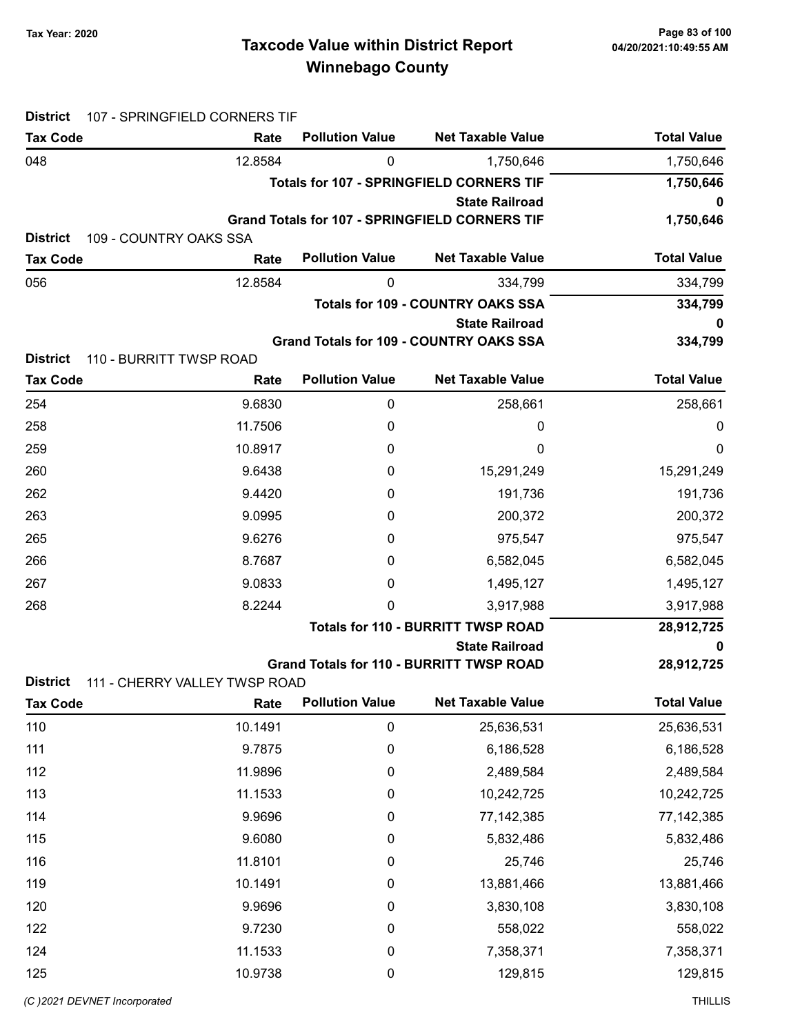# Taxcode Value within District Report
## Winnebago County

Tax Year: 2020

**District** 107 - SPRINGFIELD CORNERS TIF

| Tax Code | Rate | Pollution Value | Net Taxable Value | Total Value |
|---|---|---|---|---|
| 048 | 12.8584 | 0 | 1,750,646 | 1,750,646 |
| | | | **Totals for 107 - SPRINGFIELD CORNERS TIF** | **1,750,646** |
| | | | **State Railroad** | **0** |
| | | | **Grand Totals for 107 - SPRINGFIELD CORNERS TIF** | **1,750,646** |

**District** 109 - COUNTRY OAKS SSA

| Tax Code | Rate | Pollution Value | Net Taxable Value | Total Value |
|---|---|---|---|---|
| 056 | 12.8584 | 0 | 334,799 | 334,799 |
| | | | **Totals for 109 - COUNTRY OAKS SSA** | **334,799** |
| | | | **State Railroad** | **0** |
| | | | **Grand Totals for 109 - COUNTRY OAKS SSA** | **334,799** |

**District** 110 - BURRITT TWSP ROAD

| Tax Code | Rate | Pollution Value | Net Taxable Value | Total Value |
|---|---|---|---|---|
| 254 | 9.6830 | 0 | 258,661 | 258,661 |
| 258 | 11.7506 | 0 | 0 | 0 |
| 259 | 10.8917 | 0 | 0 | 0 |
| 260 | 9.6438 | 0 | 15,291,249 | 15,291,249 |
| 262 | 9.4420 | 0 | 191,736 | 191,736 |
| 263 | 9.0995 | 0 | 200,372 | 200,372 |
| 265 | 9.6276 | 0 | 975,547 | 975,547 |
| 266 | 8.7687 | 0 | 6,582,045 | 6,582,045 |
| 267 | 9.0833 | 0 | 1,495,127 | 1,495,127 |
| 268 | 8.2244 | 0 | 3,917,988 | 3,917,988 |
| | | | **Totals for 110 - BURRITT TWSP ROAD** | **28,912,725** |
| | | | **State Railroad** | **0** |
| | | | **Grand Totals for 110 - BURRITT TWSP ROAD** | **28,912,725** |

**District** 111 - CHERRY VALLEY TWSP ROAD

| Tax Code | Rate | Pollution Value | Net Taxable Value | Total Value |
|---|---|---|---|---|
| 110 | 10.1491 | 0 | 25,636,531 | 25,636,531 |
| 111 | 9.7875 | 0 | 6,186,528 | 6,186,528 |
| 112 | 11.9896 | 0 | 2,489,584 | 2,489,584 |
| 113 | 11.1533 | 0 | 10,242,725 | 10,242,725 |
| 114 | 9.9696 | 0 | 77,142,385 | 77,142,385 |
| 115 | 9.6080 | 0 | 5,832,486 | 5,832,486 |
| 116 | 11.8101 | 0 | 25,746 | 25,746 |
| 119 | 10.1491 | 0 | 13,881,466 | 13,881,466 |
| 120 | 9.9696 | 0 | 3,830,108 | 3,830,108 |
| 122 | 9.7230 | 0 | 558,022 | 558,022 |
| 124 | 11.1533 | 0 | 7,358,371 | 7,358,371 |
| 125 | 10.9738 | 0 | 129,815 | 129,815 |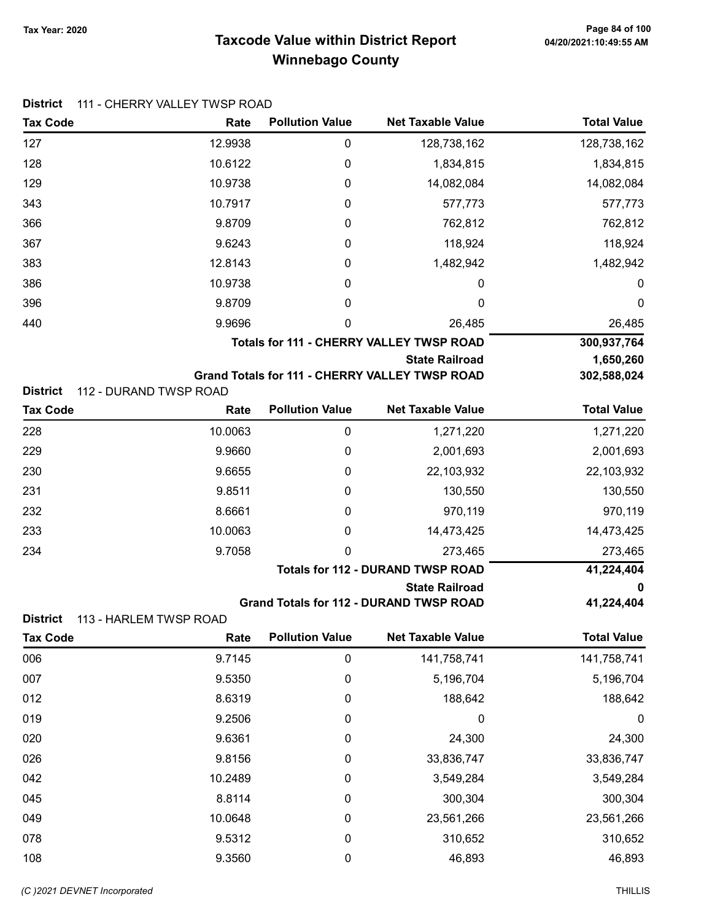Tax Year: 2020

# Taxcode Value within District Report
## Winnebago County

04/20/2021:10:49:55 AM

**District** 111 - CHERRY VALLEY TWSP ROAD

| Tax Code | Rate | Pollution Value | Net Taxable Value | Total Value |
|---|---|---|---|---|
| 127 | 12.9938 | 0 | 128,738,162 | 128,738,162 |
| 128 | 10.6122 | 0 | 1,834,815 | 1,834,815 |
| 129 | 10.9738 | 0 | 14,082,084 | 14,082,084 |
| 343 | 10.7917 | 0 | 577,773 | 577,773 |
| 366 | 9.8709 | 0 | 762,812 | 762,812 |
| 367 | 9.6243 | 0 | 118,924 | 118,924 |
| 383 | 12.8143 | 0 | 1,482,942 | 1,482,942 |
| 386 | 10.9738 | 0 | 0 | 0 |
| 396 | 9.8709 | 0 | 0 | 0 |
| 440 | 9.9696 | 0 | 26,485 | 26,485 |
| | | | **Totals for 111 - CHERRY VALLEY TWSP ROAD** | **300,937,764** |
| | | | **State Railroad** | **1,650,260** |
| | | | **Grand Totals for 111 - CHERRY VALLEY TWSP ROAD** | **302,588,024** |

**District** 112 - DURAND TWSP ROAD

| Tax Code | Rate | Pollution Value | Net Taxable Value | Total Value |
|---|---|---|---|---|
| 228 | 10.0063 | 0 | 1,271,220 | 1,271,220 |
| 229 | 9.9660 | 0 | 2,001,693 | 2,001,693 |
| 230 | 9.6655 | 0 | 22,103,932 | 22,103,932 |
| 231 | 9.8511 | 0 | 130,550 | 130,550 |
| 232 | 8.6661 | 0 | 970,119 | 970,119 |
| 233 | 10.0063 | 0 | 14,473,425 | 14,473,425 |
| 234 | 9.7058 | 0 | 273,465 | 273,465 |
| | | | **Totals for 112 - DURAND TWSP ROAD** | **41,224,404** |
| | | | **State Railroad** | **0** |
| | | | **Grand Totals for 112 - DURAND TWSP ROAD** | **41,224,404** |

**District** 113 - HARLEM TWSP ROAD

| Tax Code | Rate | Pollution Value | Net Taxable Value | Total Value |
|---|---|---|---|---|
| 006 | 9.7145 | 0 | 141,758,741 | 141,758,741 |
| 007 | 9.5350 | 0 | 5,196,704 | 5,196,704 |
| 012 | 8.6319 | 0 | 188,642 | 188,642 |
| 019 | 9.2506 | 0 | 0 | 0 |
| 020 | 9.6361 | 0 | 24,300 | 24,300 |
| 026 | 9.8156 | 0 | 33,836,747 | 33,836,747 |
| 042 | 10.2489 | 0 | 3,549,284 | 3,549,284 |
| 045 | 8.8114 | 0 | 300,304 | 300,304 |
| 049 | 10.0648 | 0 | 23,561,266 | 23,561,266 |
| 078 | 9.5312 | 0 | 310,652 | 310,652 |
| 108 | 9.3560 | 0 | 46,893 | 46,893 |

*(C )2021 DEVNET Incorporated* THILLIS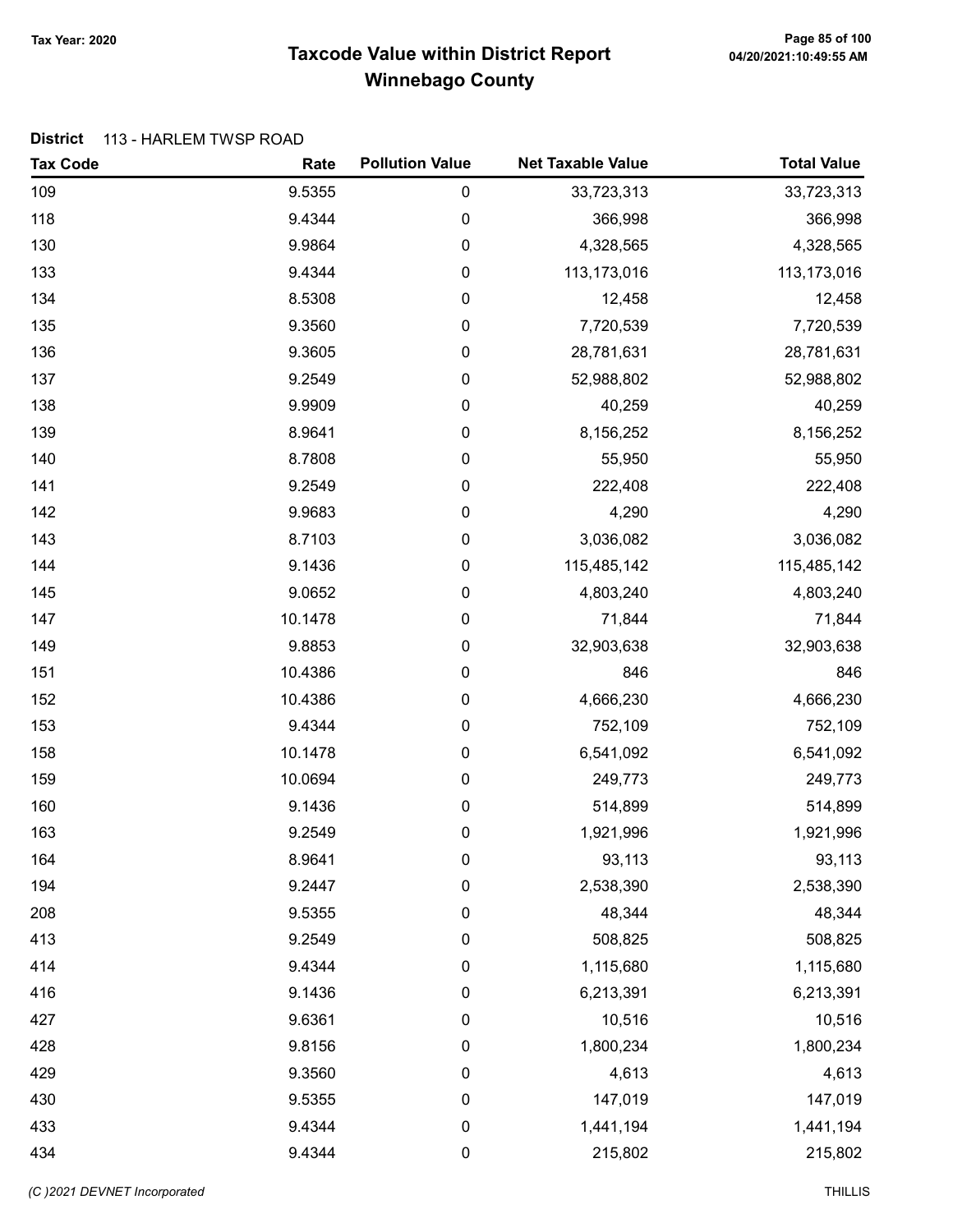Tax Year: 2020

# Taxcode Value within District Report
## Winnebago County

**District** 113 - HARLEM TWSP ROAD

| Tax Code | Rate | Pollution Value | Net Taxable Value | Total Value |
|---|---|---|---|---|
| 109 | 9.5355 | 0 | 33,723,313 | 33,723,313 |
| 118 | 9.4344 | 0 | 366,998 | 366,998 |
| 130 | 9.9864 | 0 | 4,328,565 | 4,328,565 |
| 133 | 9.4344 | 0 | 113,173,016 | 113,173,016 |
| 134 | 8.5308 | 0 | 12,458 | 12,458 |
| 135 | 9.3560 | 0 | 7,720,539 | 7,720,539 |
| 136 | 9.3605 | 0 | 28,781,631 | 28,781,631 |
| 137 | 9.2549 | 0 | 52,988,802 | 52,988,802 |
| 138 | 9.9909 | 0 | 40,259 | 40,259 |
| 139 | 8.9641 | 0 | 8,156,252 | 8,156,252 |
| 140 | 8.7808 | 0 | 55,950 | 55,950 |
| 141 | 9.2549 | 0 | 222,408 | 222,408 |
| 142 | 9.9683 | 0 | 4,290 | 4,290 |
| 143 | 8.7103 | 0 | 3,036,082 | 3,036,082 |
| 144 | 9.1436 | 0 | 115,485,142 | 115,485,142 |
| 145 | 9.0652 | 0 | 4,803,240 | 4,803,240 |
| 147 | 10.1478 | 0 | 71,844 | 71,844 |
| 149 | 9.8853 | 0 | 32,903,638 | 32,903,638 |
| 151 | 10.4386 | 0 | 846 | 846 |
| 152 | 10.4386 | 0 | 4,666,230 | 4,666,230 |
| 153 | 9.4344 | 0 | 752,109 | 752,109 |
| 158 | 10.1478 | 0 | 6,541,092 | 6,541,092 |
| 159 | 10.0694 | 0 | 249,773 | 249,773 |
| 160 | 9.1436 | 0 | 514,899 | 514,899 |
| 163 | 9.2549 | 0 | 1,921,996 | 1,921,996 |
| 164 | 8.9641 | 0 | 93,113 | 93,113 |
| 194 | 9.2447 | 0 | 2,538,390 | 2,538,390 |
| 208 | 9.5355 | 0 | 48,344 | 48,344 |
| 413 | 9.2549 | 0 | 508,825 | 508,825 |
| 414 | 9.4344 | 0 | 1,115,680 | 1,115,680 |
| 416 | 9.1436 | 0 | 6,213,391 | 6,213,391 |
| 427 | 9.6361 | 0 | 10,516 | 10,516 |
| 428 | 9.8156 | 0 | 1,800,234 | 1,800,234 |
| 429 | 9.3560 | 0 | 4,613 | 4,613 |
| 430 | 9.5355 | 0 | 147,019 | 147,019 |
| 433 | 9.4344 | 0 | 1,441,194 | 1,441,194 |
| 434 | 9.4344 | 0 | 215,802 | 215,802 |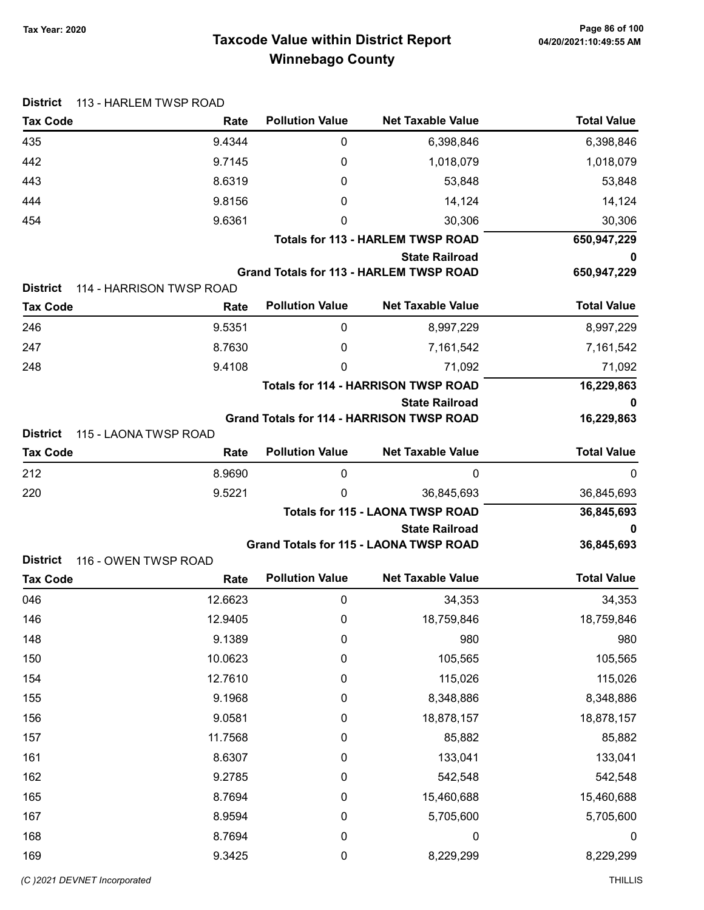# Taxcode Value within District Report
## Winnebago County

Tax Year: 2020

**District** 113 - HARLEM TWSP ROAD

| Tax Code | Rate | Pollution Value | Net Taxable Value | Total Value |
|---|---|---|---|---|
| 435 | 9.4344 | 0 | 6,398,846 | 6,398,846 |
| 442 | 9.7145 | 0 | 1,018,079 | 1,018,079 |
| 443 | 8.6319 | 0 | 53,848 | 53,848 |
| 444 | 9.8156 | 0 | 14,124 | 14,124 |
| 454 | 9.6361 | 0 | 30,306 | 30,306 |
| | | | **Totals for 113 - HARLEM TWSP ROAD** | **650,947,229** |
| | | | **State Railroad** | **0** |
| | | | **Grand Totals for 113 - HARLEM TWSP ROAD** | **650,947,229** |

**District** 114 - HARRISON TWSP ROAD

| Tax Code | Rate | Pollution Value | Net Taxable Value | Total Value |
|---|---|---|---|---|
| 246 | 9.5351 | 0 | 8,997,229 | 8,997,229 |
| 247 | 8.7630 | 0 | 7,161,542 | 7,161,542 |
| 248 | 9.4108 | 0 | 71,092 | 71,092 |
| | | | **Totals for 114 - HARRISON TWSP ROAD** | **16,229,863** |
| | | | **State Railroad** | **0** |
| | | | **Grand Totals for 114 - HARRISON TWSP ROAD** | **16,229,863** |

**District** 115 - LAONA TWSP ROAD

| Tax Code | Rate | Pollution Value | Net Taxable Value | Total Value |
|---|---|---|---|---|
| 212 | 8.9690 | 0 | 0 | 0 |
| 220 | 9.5221 | 0 | 36,845,693 | 36,845,693 |
| | | | **Totals for 115 - LAONA TWSP ROAD** | **36,845,693** |
| | | | **State Railroad** | **0** |
| | | | **Grand Totals for 115 - LAONA TWSP ROAD** | **36,845,693** |

**District** 116 - OWEN TWSP ROAD

| Tax Code | Rate | Pollution Value | Net Taxable Value | Total Value |
|---|---|---|---|---|
| 046 | 12.6623 | 0 | 34,353 | 34,353 |
| 146 | 12.9405 | 0 | 18,759,846 | 18,759,846 |
| 148 | 9.1389 | 0 | 980 | 980 |
| 150 | 10.0623 | 0 | 105,565 | 105,565 |
| 154 | 12.7610 | 0 | 115,026 | 115,026 |
| 155 | 9.1968 | 0 | 8,348,886 | 8,348,886 |
| 156 | 9.0581 | 0 | 18,878,157 | 18,878,157 |
| 157 | 11.7568 | 0 | 85,882 | 85,882 |
| 161 | 8.6307 | 0 | 133,041 | 133,041 |
| 162 | 9.2785 | 0 | 542,548 | 542,548 |
| 165 | 8.7694 | 0 | 15,460,688 | 15,460,688 |
| 167 | 8.9594 | 0 | 5,705,600 | 5,705,600 |
| 168 | 8.7694 | 0 | 0 | 0 |
| 169 | 9.3425 | 0 | 8,229,299 | 8,229,299 |

(C )2021 DEVNET Incorporated THILLIS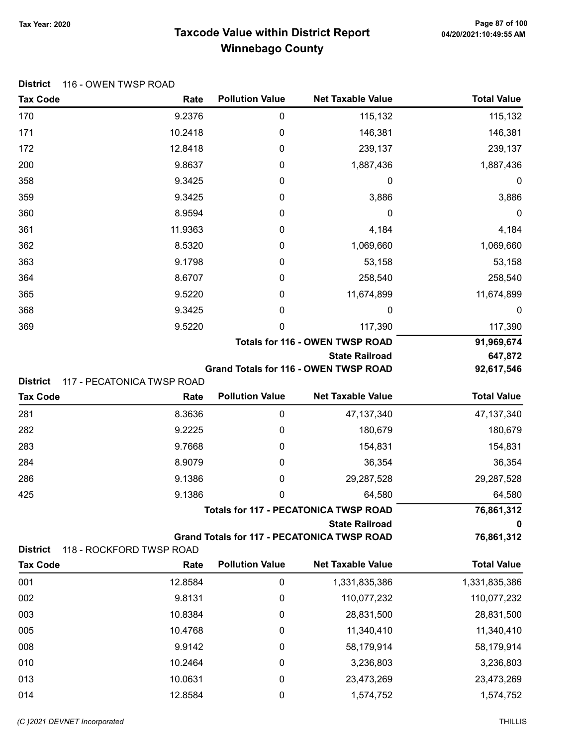# Taxcode Value within District Report
## Winnebago County

Tax Year: 2020

**District** 116 - OWEN TWSP ROAD

| Tax Code | Rate | Pollution Value | Net Taxable Value | Total Value |
|---|---|---|---|---|
| 170 | 9.2376 | 0 | 115,132 | 115,132 |
| 171 | 10.2418 | 0 | 146,381 | 146,381 |
| 172 | 12.8418 | 0 | 239,137 | 239,137 |
| 200 | 9.8637 | 0 | 1,887,436 | 1,887,436 |
| 358 | 9.3425 | 0 | 0 | 0 |
| 359 | 9.3425 | 0 | 3,886 | 3,886 |
| 360 | 8.9594 | 0 | 0 | 0 |
| 361 | 11.9363 | 0 | 4,184 | 4,184 |
| 362 | 8.5320 | 0 | 1,069,660 | 1,069,660 |
| 363 | 9.1798 | 0 | 53,158 | 53,158 |
| 364 | 8.6707 | 0 | 258,540 | 258,540 |
| 365 | 9.5220 | 0 | 11,674,899 | 11,674,899 |
| 368 | 9.3425 | 0 | 0 | 0 |
| 369 | 9.5220 | 0 | 117,390 | 117,390 |
| | | | **Totals for 116 - OWEN TWSP ROAD** | **91,969,674** |
| | | | **State Railroad** | **647,872** |
| | | | **Grand Totals for 116 - OWEN TWSP ROAD** | **92,617,546** |

**District** 117 - PECATONICA TWSP ROAD

| Tax Code | Rate | Pollution Value | Net Taxable Value | Total Value |
|---|---|---|---|---|
| 281 | 8.3636 | 0 | 47,137,340 | 47,137,340 |
| 282 | 9.2225 | 0 | 180,679 | 180,679 |
| 283 | 9.7668 | 0 | 154,831 | 154,831 |
| 284 | 8.9079 | 0 | 36,354 | 36,354 |
| 286 | 9.1386 | 0 | 29,287,528 | 29,287,528 |
| 425 | 9.1386 | 0 | 64,580 | 64,580 |
| | | | **Totals for 117 - PECATONICA TWSP ROAD** | **76,861,312** |
| | | | **State Railroad** | **0** |
| | | | **Grand Totals for 117 - PECATONICA TWSP ROAD** | **76,861,312** |

**District** 118 - ROCKFORD TWSP ROAD

| Tax Code | Rate | Pollution Value | Net Taxable Value | Total Value |
|---|---|---|---|---|
| 001 | 12.8584 | 0 | 1,331,835,386 | 1,331,835,386 |
| 002 | 9.8131 | 0 | 110,077,232 | 110,077,232 |
| 003 | 10.8384 | 0 | 28,831,500 | 28,831,500 |
| 005 | 10.4768 | 0 | 11,340,410 | 11,340,410 |
| 008 | 9.9142 | 0 | 58,179,914 | 58,179,914 |
| 010 | 10.2464 | 0 | 3,236,803 | 3,236,803 |
| 013 | 10.0631 | 0 | 23,473,269 | 23,473,269 |
| 014 | 12.8584 | 0 | 1,574,752 | 1,574,752 |

(C )2021 DEVNET Incorporated THILLIS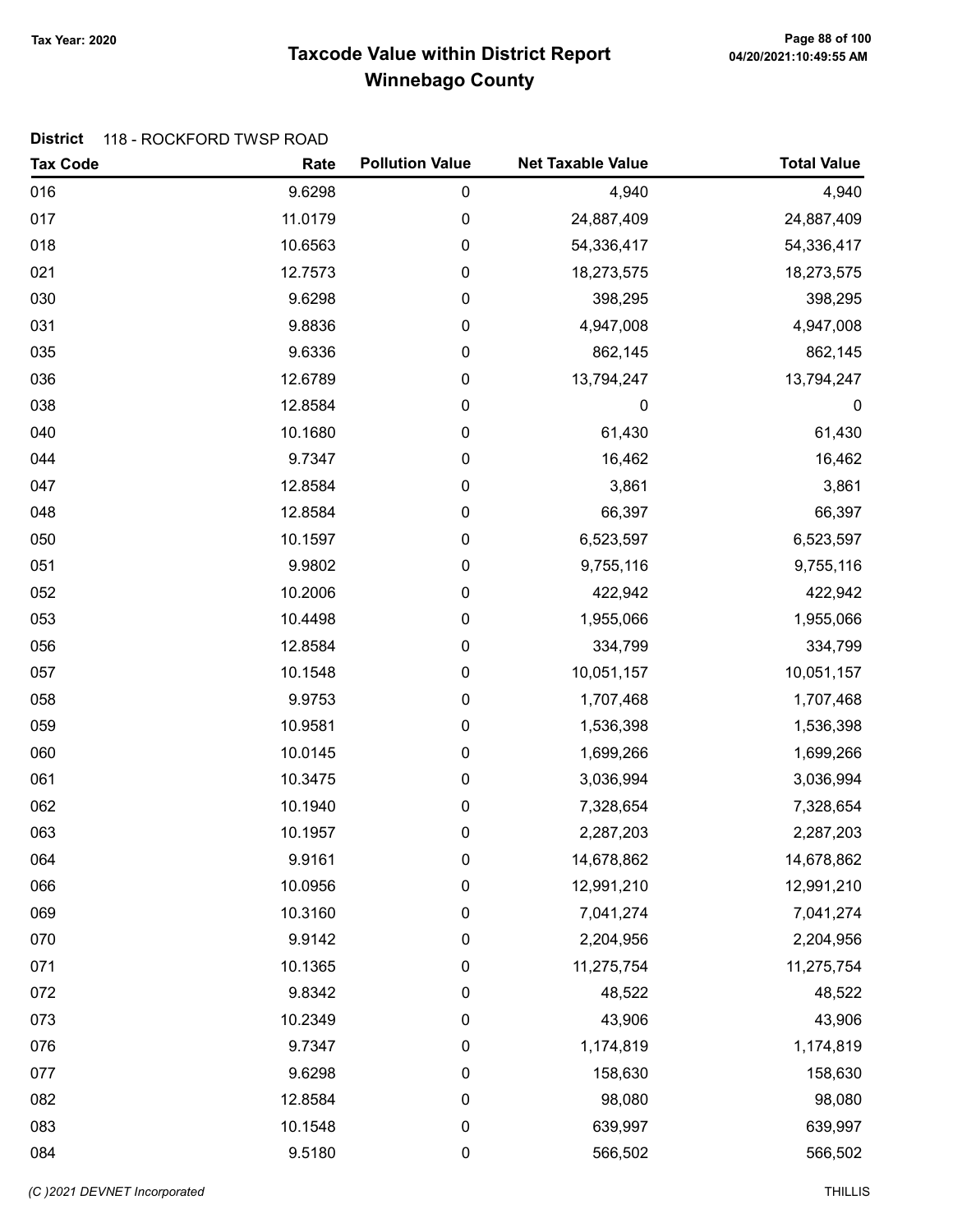# Taxcode Value within District Report

## Winnebago County

Tax Year: 2020

04/20/2021:10:49:55 AM

**District** 118 - ROCKFORD TWSP ROAD

| Tax Code | Rate | Pollution Value | Net Taxable Value | Total Value |
|---|---|---|---|---|
| 016 | 9.6298 | 0 | 4,940 | 4,940 |
| 017 | 11.0179 | 0 | 24,887,409 | 24,887,409 |
| 018 | 10.6563 | 0 | 54,336,417 | 54,336,417 |
| 021 | 12.7573 | 0 | 18,273,575 | 18,273,575 |
| 030 | 9.6298 | 0 | 398,295 | 398,295 |
| 031 | 9.8836 | 0 | 4,947,008 | 4,947,008 |
| 035 | 9.6336 | 0 | 862,145 | 862,145 |
| 036 | 12.6789 | 0 | 13,794,247 | 13,794,247 |
| 038 | 12.8584 | 0 | 0 | 0 |
| 040 | 10.1680 | 0 | 61,430 | 61,430 |
| 044 | 9.7347 | 0 | 16,462 | 16,462 |
| 047 | 12.8584 | 0 | 3,861 | 3,861 |
| 048 | 12.8584 | 0 | 66,397 | 66,397 |
| 050 | 10.1597 | 0 | 6,523,597 | 6,523,597 |
| 051 | 9.9802 | 0 | 9,755,116 | 9,755,116 |
| 052 | 10.2006 | 0 | 422,942 | 422,942 |
| 053 | 10.4498 | 0 | 1,955,066 | 1,955,066 |
| 056 | 12.8584 | 0 | 334,799 | 334,799 |
| 057 | 10.1548 | 0 | 10,051,157 | 10,051,157 |
| 058 | 9.9753 | 0 | 1,707,468 | 1,707,468 |
| 059 | 10.9581 | 0 | 1,536,398 | 1,536,398 |
| 060 | 10.0145 | 0 | 1,699,266 | 1,699,266 |
| 061 | 10.3475 | 0 | 3,036,994 | 3,036,994 |
| 062 | 10.1940 | 0 | 7,328,654 | 7,328,654 |
| 063 | 10.1957 | 0 | 2,287,203 | 2,287,203 |
| 064 | 9.9161 | 0 | 14,678,862 | 14,678,862 |
| 066 | 10.0956 | 0 | 12,991,210 | 12,991,210 |
| 069 | 10.3160 | 0 | 7,041,274 | 7,041,274 |
| 070 | 9.9142 | 0 | 2,204,956 | 2,204,956 |
| 071 | 10.1365 | 0 | 11,275,754 | 11,275,754 |
| 072 | 9.8342 | 0 | 48,522 | 48,522 |
| 073 | 10.2349 | 0 | 43,906 | 43,906 |
| 076 | 9.7347 | 0 | 1,174,819 | 1,174,819 |
| 077 | 9.6298 | 0 | 158,630 | 158,630 |
| 082 | 12.8584 | 0 | 98,080 | 98,080 |
| 083 | 10.1548 | 0 | 639,997 | 639,997 |
| 084 | 9.5180 | 0 | 566,502 | 566,502 |

(C )2021 DEVNET Incorporated THILLIS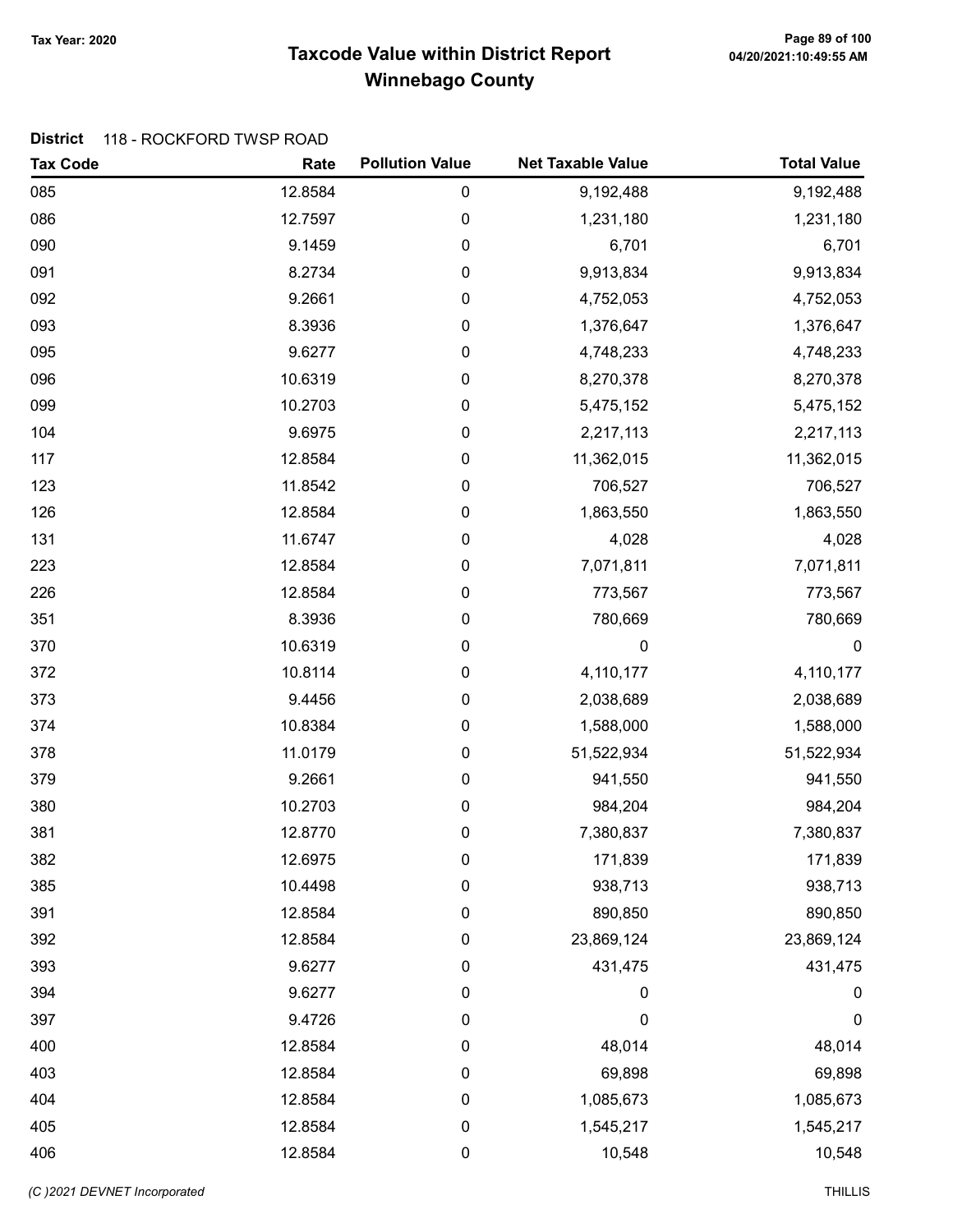# Taxcode Value within District Report
## Winnebago County

Tax Year: 2020

**District** 118 - ROCKFORD TWSP ROAD

| Tax Code | Rate | Pollution Value | Net Taxable Value | Total Value |
|---|---|---|---|---|
| 085 | 12.8584 | 0 | 9,192,488 | 9,192,488 |
| 086 | 12.7597 | 0 | 1,231,180 | 1,231,180 |
| 090 | 9.1459 | 0 | 6,701 | 6,701 |
| 091 | 8.2734 | 0 | 9,913,834 | 9,913,834 |
| 092 | 9.2661 | 0 | 4,752,053 | 4,752,053 |
| 093 | 8.3936 | 0 | 1,376,647 | 1,376,647 |
| 095 | 9.6277 | 0 | 4,748,233 | 4,748,233 |
| 096 | 10.6319 | 0 | 8,270,378 | 8,270,378 |
| 099 | 10.2703 | 0 | 5,475,152 | 5,475,152 |
| 104 | 9.6975 | 0 | 2,217,113 | 2,217,113 |
| 117 | 12.8584 | 0 | 11,362,015 | 11,362,015 |
| 123 | 11.8542 | 0 | 706,527 | 706,527 |
| 126 | 12.8584 | 0 | 1,863,550 | 1,863,550 |
| 131 | 11.6747 | 0 | 4,028 | 4,028 |
| 223 | 12.8584 | 0 | 7,071,811 | 7,071,811 |
| 226 | 12.8584 | 0 | 773,567 | 773,567 |
| 351 | 8.3936 | 0 | 780,669 | 780,669 |
| 370 | 10.6319 | 0 | 0 | 0 |
| 372 | 10.8114 | 0 | 4,110,177 | 4,110,177 |
| 373 | 9.4456 | 0 | 2,038,689 | 2,038,689 |
| 374 | 10.8384 | 0 | 1,588,000 | 1,588,000 |
| 378 | 11.0179 | 0 | 51,522,934 | 51,522,934 |
| 379 | 9.2661 | 0 | 941,550 | 941,550 |
| 380 | 10.2703 | 0 | 984,204 | 984,204 |
| 381 | 12.8770 | 0 | 7,380,837 | 7,380,837 |
| 382 | 12.6975 | 0 | 171,839 | 171,839 |
| 385 | 10.4498 | 0 | 938,713 | 938,713 |
| 391 | 12.8584 | 0 | 890,850 | 890,850 |
| 392 | 12.8584 | 0 | 23,869,124 | 23,869,124 |
| 393 | 9.6277 | 0 | 431,475 | 431,475 |
| 394 | 9.6277 | 0 | 0 | 0 |
| 397 | 9.4726 | 0 | 0 | 0 |
| 400 | 12.8584 | 0 | 48,014 | 48,014 |
| 403 | 12.8584 | 0 | 69,898 | 69,898 |
| 404 | 12.8584 | 0 | 1,085,673 | 1,085,673 |
| 405 | 12.8584 | 0 | 1,545,217 | 1,545,217 |
| 406 | 12.8584 | 0 | 10,548 | 10,548 |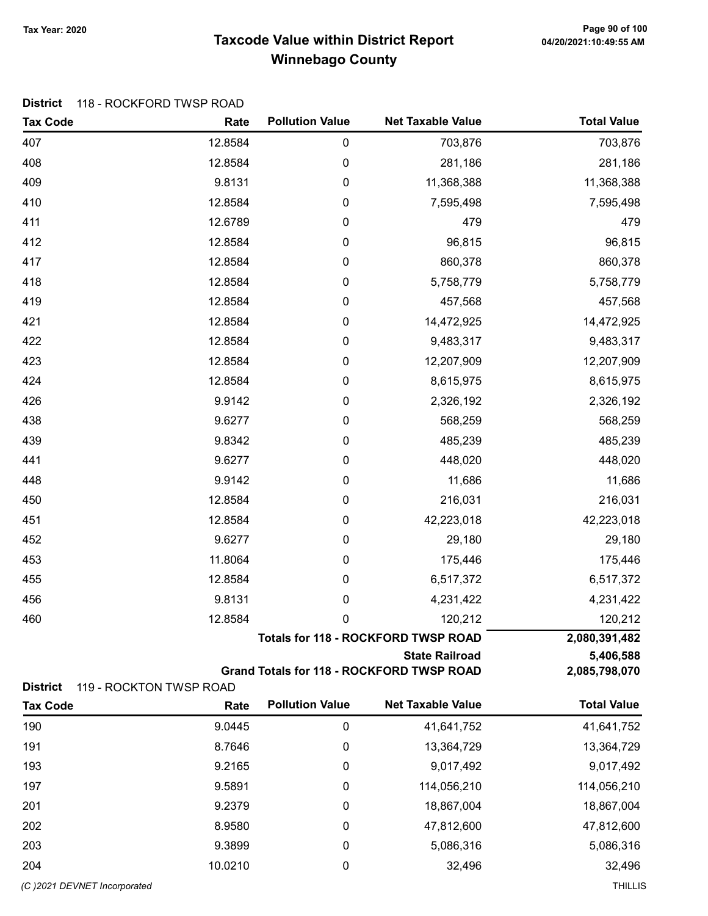# Taxcode Value within District Report
## Winnebago County

Tax Year: 2020

**District** 118 - ROCKFORD TWSP ROAD

| Tax Code | Rate | Pollution Value | Net Taxable Value | Total Value |
|---|---|---|---|---|
| 407 | 12.8584 | 0 | 703,876 | 703,876 |
| 408 | 12.8584 | 0 | 281,186 | 281,186 |
| 409 | 9.8131 | 0 | 11,368,388 | 11,368,388 |
| 410 | 12.8584 | 0 | 7,595,498 | 7,595,498 |
| 411 | 12.6789 | 0 | 479 | 479 |
| 412 | 12.8584 | 0 | 96,815 | 96,815 |
| 417 | 12.8584 | 0 | 860,378 | 860,378 |
| 418 | 12.8584 | 0 | 5,758,779 | 5,758,779 |
| 419 | 12.8584 | 0 | 457,568 | 457,568 |
| 421 | 12.8584 | 0 | 14,472,925 | 14,472,925 |
| 422 | 12.8584 | 0 | 9,483,317 | 9,483,317 |
| 423 | 12.8584 | 0 | 12,207,909 | 12,207,909 |
| 424 | 12.8584 | 0 | 8,615,975 | 8,615,975 |
| 426 | 9.9142 | 0 | 2,326,192 | 2,326,192 |
| 438 | 9.6277 | 0 | 568,259 | 568,259 |
| 439 | 9.8342 | 0 | 485,239 | 485,239 |
| 441 | 9.6277 | 0 | 448,020 | 448,020 |
| 448 | 9.9142 | 0 | 11,686 | 11,686 |
| 450 | 12.8584 | 0 | 216,031 | 216,031 |
| 451 | 12.8584 | 0 | 42,223,018 | 42,223,018 |
| 452 | 9.6277 | 0 | 29,180 | 29,180 |
| 453 | 11.8064 | 0 | 175,446 | 175,446 |
| 455 | 12.8584 | 0 | 6,517,372 | 6,517,372 |
| 456 | 9.8131 | 0 | 4,231,422 | 4,231,422 |
| 460 | 12.8584 | 0 | 120,212 | 120,212 |
| | | | **Totals for 118 - ROCKFORD TWSP ROAD** | **2,080,391,482** |
| | | | **State Railroad** | **5,406,588** |
| | | | **Grand Totals for 118 - ROCKFORD TWSP ROAD** | **2,085,798,070** |

**District** 119 - ROCKTON TWSP ROAD

| Tax Code | Rate | Pollution Value | Net Taxable Value | Total Value |
|---|---|---|---|---|
| 190 | 9.0445 | 0 | 41,641,752 | 41,641,752 |
| 191 | 8.7646 | 0 | 13,364,729 | 13,364,729 |
| 193 | 9.2165 | 0 | 9,017,492 | 9,017,492 |
| 197 | 9.5891 | 0 | 114,056,210 | 114,056,210 |
| 201 | 9.2379 | 0 | 18,867,004 | 18,867,004 |
| 202 | 8.9580 | 0 | 47,812,600 | 47,812,600 |
| 203 | 9.3899 | 0 | 5,086,316 | 5,086,316 |
| 204 | 10.0210 | 0 | 32,496 | 32,496 |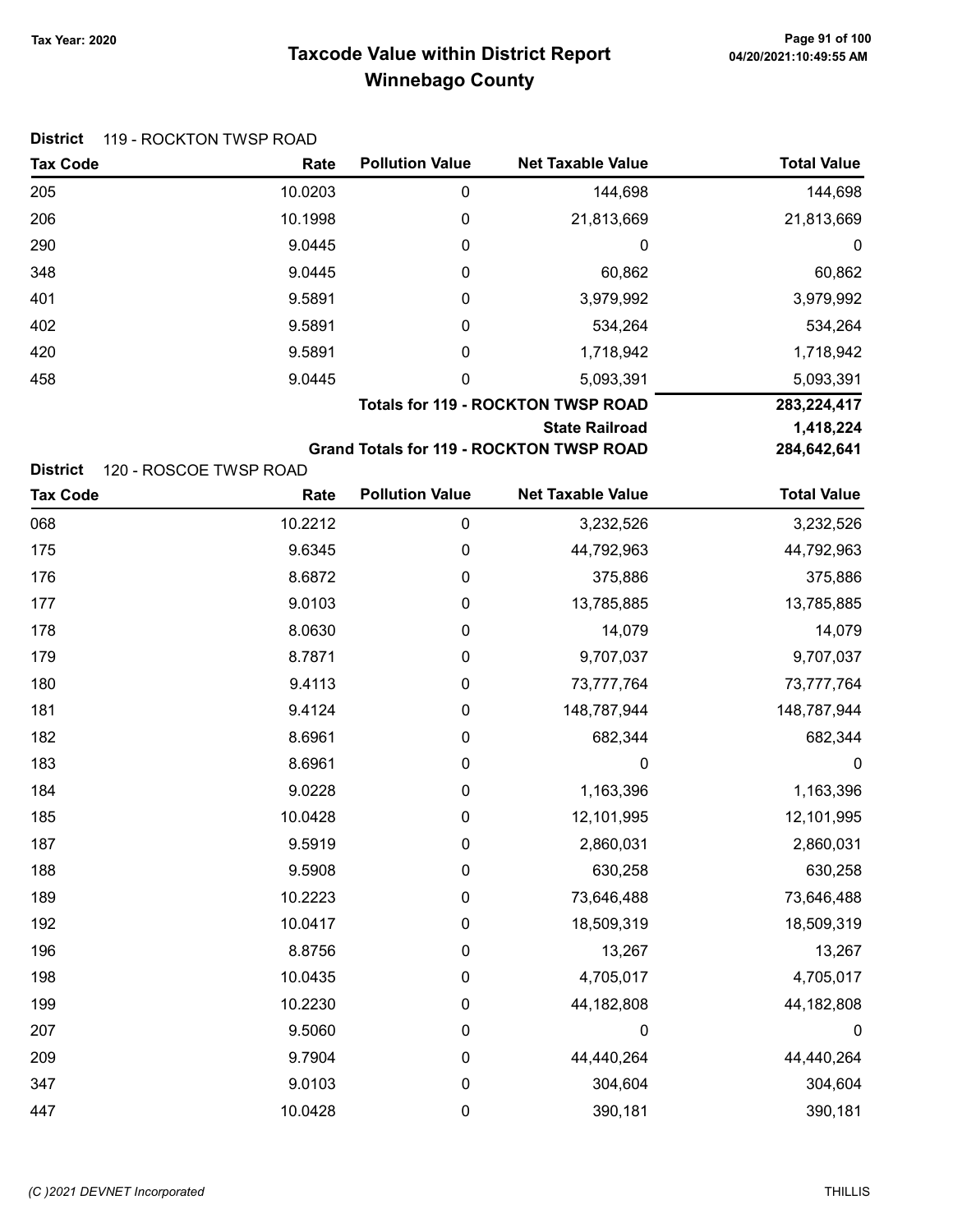# Taxcode Value within District Report
## Winnebago County

**District** 119 - ROCKTON TWSP ROAD

| Tax Code | Rate | Pollution Value | Net Taxable Value | Total Value |
|---|---|---|---|---|
| 205 | 10.0203 | 0 | 144,698 | 144,698 |
| 206 | 10.1998 | 0 | 21,813,669 | 21,813,669 |
| 290 | 9.0445 | 0 | 0 | 0 |
| 348 | 9.0445 | 0 | 60,862 | 60,862 |
| 401 | 9.5891 | 0 | 3,979,992 | 3,979,992 |
| 402 | 9.5891 | 0 | 534,264 | 534,264 |
| 420 | 9.5891 | 0 | 1,718,942 | 1,718,942 |
| 458 | 9.0445 | 0 | 5,093,391 | 5,093,391 |
| | | | **Totals for 119 - ROCKTON TWSP ROAD** | **283,224,417** |
| | | | **State Railroad** | **1,418,224** |
| | | | **Grand Totals for 119 - ROCKTON TWSP ROAD** | **284,642,641** |

**District** 120 - ROSCOE TWSP ROAD

| Tax Code | Rate | Pollution Value | Net Taxable Value | Total Value |
|---|---|---|---|---|
| 068 | 10.2212 | 0 | 3,232,526 | 3,232,526 |
| 175 | 9.6345 | 0 | 44,792,963 | 44,792,963 |
| 176 | 8.6872 | 0 | 375,886 | 375,886 |
| 177 | 9.0103 | 0 | 13,785,885 | 13,785,885 |
| 178 | 8.0630 | 0 | 14,079 | 14,079 |
| 179 | 8.7871 | 0 | 9,707,037 | 9,707,037 |
| 180 | 9.4113 | 0 | 73,777,764 | 73,777,764 |
| 181 | 9.4124 | 0 | 148,787,944 | 148,787,944 |
| 182 | 8.6961 | 0 | 682,344 | 682,344 |
| 183 | 8.6961 | 0 | 0 | 0 |
| 184 | 9.0228 | 0 | 1,163,396 | 1,163,396 |
| 185 | 10.0428 | 0 | 12,101,995 | 12,101,995 |
| 187 | 9.5919 | 0 | 2,860,031 | 2,860,031 |
| 188 | 9.5908 | 0 | 630,258 | 630,258 |
| 189 | 10.2223 | 0 | 73,646,488 | 73,646,488 |
| 192 | 10.0417 | 0 | 18,509,319 | 18,509,319 |
| 196 | 8.8756 | 0 | 13,267 | 13,267 |
| 198 | 10.0435 | 0 | 4,705,017 | 4,705,017 |
| 199 | 10.2230 | 0 | 44,182,808 | 44,182,808 |
| 207 | 9.5060 | 0 | 0 | 0 |
| 209 | 9.7904 | 0 | 44,440,264 | 44,440,264 |
| 347 | 9.0103 | 0 | 304,604 | 304,604 |
| 447 | 10.0428 | 0 | 390,181 | 390,181 |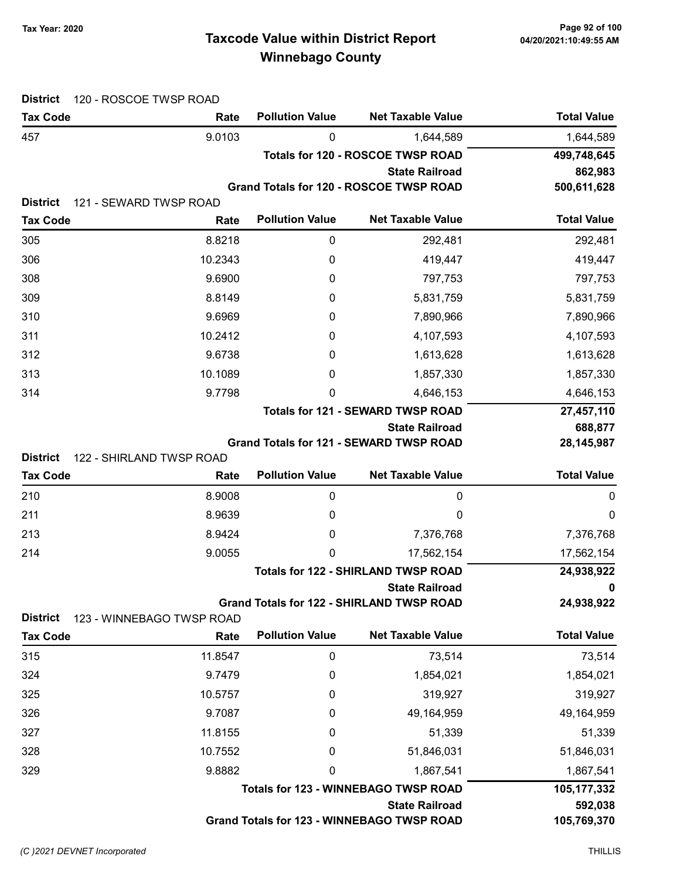# Taxcode Value within District Report
## Winnebago County

Tax Year: 2020

**District** 120 - ROSCOE TWSP ROAD

| Tax Code | Rate | Pollution Value | Net Taxable Value | Total Value |
|---|---|---|---|---|
| 457 | 9.0103 | 0 | 1,644,589 | 1,644,589 |
| | | | **Totals for 120 - ROSCOE TWSP ROAD** | **499,748,645** |
| | | | **State Railroad** | **862,983** |
| | | | **Grand Totals for 120 - ROSCOE TWSP ROAD** | **500,611,628** |

**District** 121 - SEWARD TWSP ROAD

| Tax Code | Rate | Pollution Value | Net Taxable Value | Total Value |
|---|---|---|---|---|
| 305 | 8.8218 | 0 | 292,481 | 292,481 |
| 306 | 10.2343 | 0 | 419,447 | 419,447 |
| 308 | 9.6900 | 0 | 797,753 | 797,753 |
| 309 | 8.8149 | 0 | 5,831,759 | 5,831,759 |
| 310 | 9.6969 | 0 | 7,890,966 | 7,890,966 |
| 311 | 10.2412 | 0 | 4,107,593 | 4,107,593 |
| 312 | 9.6738 | 0 | 1,613,628 | 1,613,628 |
| 313 | 10.1089 | 0 | 1,857,330 | 1,857,330 |
| 314 | 9.7798 | 0 | 4,646,153 | 4,646,153 |
| | | | **Totals for 121 - SEWARD TWSP ROAD** | **27,457,110** |
| | | | **State Railroad** | **688,877** |
| | | | **Grand Totals for 121 - SEWARD TWSP ROAD** | **28,145,987** |

**District** 122 - SHIRLAND TWSP ROAD

| Tax Code | Rate | Pollution Value | Net Taxable Value | Total Value |
|---|---|---|---|---|
| 210 | 8.9008 | 0 | 0 | 0 |
| 211 | 8.9639 | 0 | 0 | 0 |
| 213 | 8.9424 | 0 | 7,376,768 | 7,376,768 |
| 214 | 9.0055 | 0 | 17,562,154 | 17,562,154 |
| | | | **Totals for 122 - SHIRLAND TWSP ROAD** | **24,938,922** |
| | | | **State Railroad** | **0** |
| | | | **Grand Totals for 122 - SHIRLAND TWSP ROAD** | **24,938,922** |

**District** 123 - WINNEBAGO TWSP ROAD

| Tax Code | Rate | Pollution Value | Net Taxable Value | Total Value |
|---|---|---|---|---|
| 315 | 11.8547 | 0 | 73,514 | 73,514 |
| 324 | 9.7479 | 0 | 1,854,021 | 1,854,021 |
| 325 | 10.5757 | 0 | 319,927 | 319,927 |
| 326 | 9.7087 | 0 | 49,164,959 | 49,164,959 |
| 327 | 11.8155 | 0 | 51,339 | 51,339 |
| 328 | 10.7552 | 0 | 51,846,031 | 51,846,031 |
| 329 | 9.8882 | 0 | 1,867,541 | 1,867,541 |
| | | | **Totals for 123 - WINNEBAGO TWSP ROAD** | **105,177,332** |
| | | | **State Railroad** | **592,038** |
| | | | **Grand Totals for 123 - WINNEBAGO TWSP ROAD** | **105,769,370** |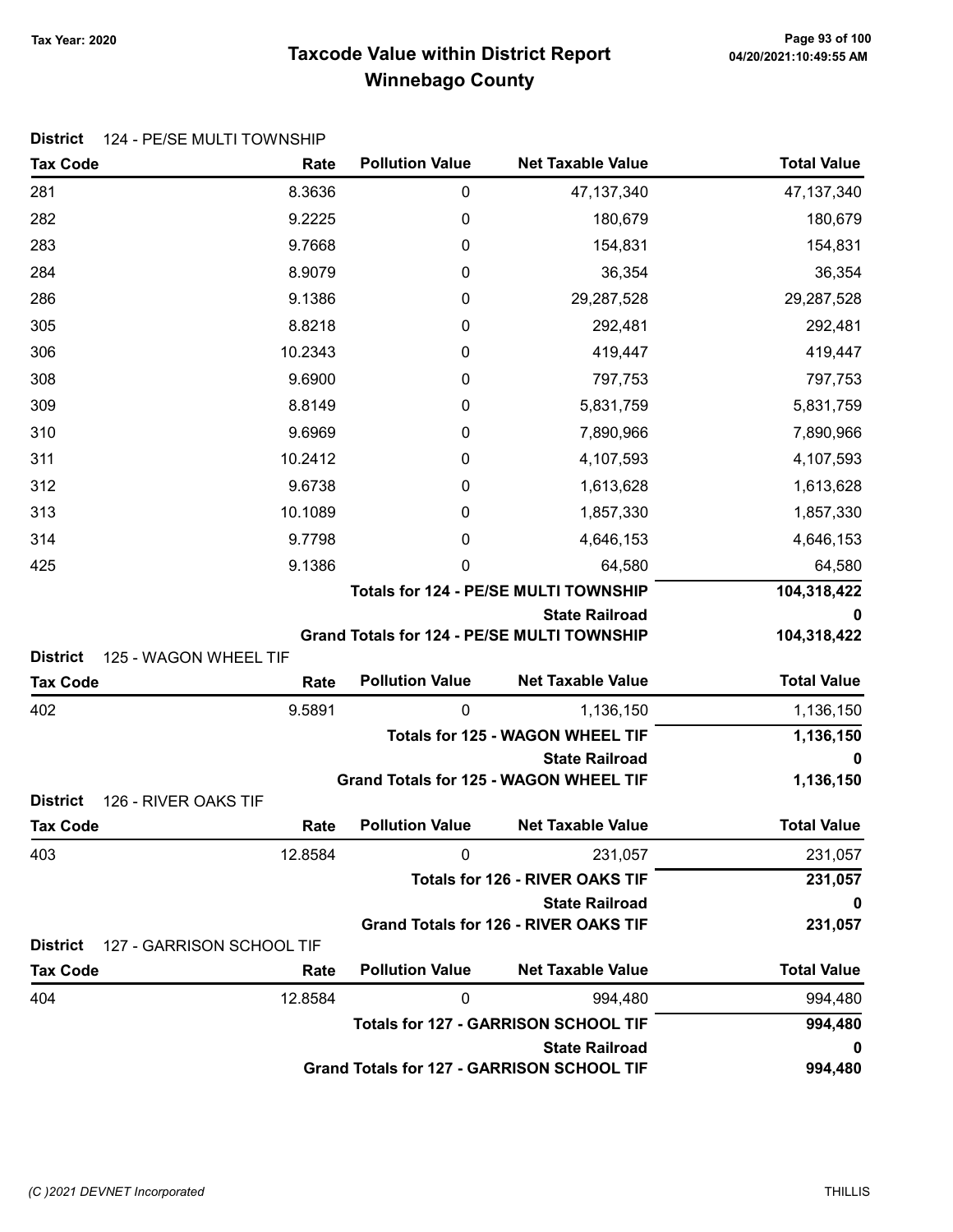# Taxcode Value within District Report
## Winnebago County

Tax Year: 2020

**District** 124 - PE/SE MULTI TOWNSHIP

| Tax Code | Rate | Pollution Value | Net Taxable Value | Total Value |
|---|---|---|---|---|
| 281 | 8.3636 | 0 | 47,137,340 | 47,137,340 |
| 282 | 9.2225 | 0 | 180,679 | 180,679 |
| 283 | 9.7668 | 0 | 154,831 | 154,831 |
| 284 | 8.9079 | 0 | 36,354 | 36,354 |
| 286 | 9.1386 | 0 | 29,287,528 | 29,287,528 |
| 305 | 8.8218 | 0 | 292,481 | 292,481 |
| 306 | 10.2343 | 0 | 419,447 | 419,447 |
| 308 | 9.6900 | 0 | 797,753 | 797,753 |
| 309 | 8.8149 | 0 | 5,831,759 | 5,831,759 |
| 310 | 9.6969 | 0 | 7,890,966 | 7,890,966 |
| 311 | 10.2412 | 0 | 4,107,593 | 4,107,593 |
| 312 | 9.6738 | 0 | 1,613,628 | 1,613,628 |
| 313 | 10.1089 | 0 | 1,857,330 | 1,857,330 |
| 314 | 9.7798 | 0 | 4,646,153 | 4,646,153 |
| 425 | 9.1386 | 0 | 64,580 | 64,580 |
| | | | **Totals for 124 - PE/SE MULTI TOWNSHIP** | **104,318,422** |
| | | | **State Railroad** | **0** |
| | | | **Grand Totals for 124 - PE/SE MULTI TOWNSHIP** | **104,318,422** |

**District** 125 - WAGON WHEEL TIF

| Tax Code | Rate | Pollution Value | Net Taxable Value | Total Value |
|---|---|---|---|---|
| 402 | 9.5891 | 0 | 1,136,150 | 1,136,150 |
| | | | **Totals for 125 - WAGON WHEEL TIF** | **1,136,150** |
| | | | **State Railroad** | **0** |
| | | | **Grand Totals for 125 - WAGON WHEEL TIF** | **1,136,150** |

**District** 126 - RIVER OAKS TIF

| Tax Code | Rate | Pollution Value | Net Taxable Value | Total Value |
|---|---|---|---|---|
| 403 | 12.8584 | 0 | 231,057 | 231,057 |
| | | | **Totals for 126 - RIVER OAKS TIF** | **231,057** |
| | | | **State Railroad** | **0** |
| | | | **Grand Totals for 126 - RIVER OAKS TIF** | **231,057** |

**District** 127 - GARRISON SCHOOL TIF

| Tax Code | Rate | Pollution Value | Net Taxable Value | Total Value |
|---|---|---|---|---|
| 404 | 12.8584 | 0 | 994,480 | 994,480 |
| | | | **Totals for 127 - GARRISON SCHOOL TIF** | **994,480** |
| | | | **State Railroad** | **0** |
| | | | **Grand Totals for 127 - GARRISON SCHOOL TIF** | **994,480** |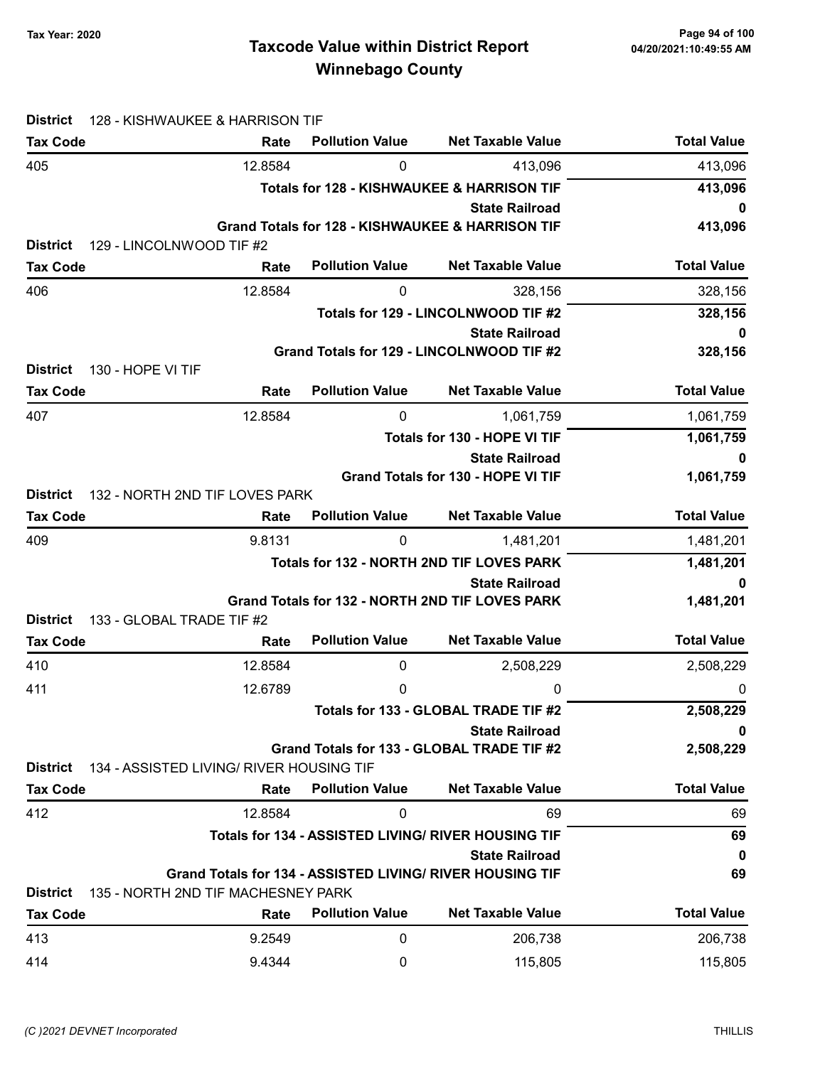**Tax Year: 2020**

# Taxcode Value within District Report
## Winnebago County

**District** 128 - KISHWAUKEE & HARRISON TIF

| Tax Code | Rate | Pollution Value | Net Taxable Value | Total Value |
|---|---|---|---|---|
| 405 | 12.8584 | 0 | 413,096 | 413,096 |
| | | | **Totals for 128 - KISHWAUKEE & HARRISON TIF** | **413,096** |
| | | | **State Railroad** | **0** |
| | | | **Grand Totals for 128 - KISHWAUKEE & HARRISON TIF** | **413,096** |

**District** 129 - LINCOLNWOOD TIF #2

| Tax Code | Rate | Pollution Value | Net Taxable Value | Total Value |
|---|---|---|---|---|
| 406 | 12.8584 | 0 | 328,156 | 328,156 |
| | | | **Totals for 129 - LINCOLNWOOD TIF #2** | **328,156** |
| | | | **State Railroad** | **0** |
| | | | **Grand Totals for 129 - LINCOLNWOOD TIF #2** | **328,156** |

**District** 130 - HOPE VI TIF

| Tax Code | Rate | Pollution Value | Net Taxable Value | Total Value |
|---|---|---|---|---|
| 407 | 12.8584 | 0 | 1,061,759 | 1,061,759 |
| | | | **Totals for 130 - HOPE VI TIF** | **1,061,759** |
| | | | **State Railroad** | **0** |
| | | | **Grand Totals for 130 - HOPE VI TIF** | **1,061,759** |

**District** 132 - NORTH 2ND TIF LOVES PARK

| Tax Code | Rate | Pollution Value | Net Taxable Value | Total Value |
|---|---|---|---|---|
| 409 | 9.8131 | 0 | 1,481,201 | 1,481,201 |
| | | | **Totals for 132 - NORTH 2ND TIF LOVES PARK** | **1,481,201** |
| | | | **State Railroad** | **0** |
| | | | **Grand Totals for 132 - NORTH 2ND TIF LOVES PARK** | **1,481,201** |

**District** 133 - GLOBAL TRADE TIF #2

| Tax Code | Rate | Pollution Value | Net Taxable Value | Total Value |
|---|---|---|---|---|
| 410 | 12.8584 | 0 | 2,508,229 | 2,508,229 |
| 411 | 12.6789 | 0 | 0 | 0 |
| | | | **Totals for 133 - GLOBAL TRADE TIF #2** | **2,508,229** |
| | | | **State Railroad** | **0** |
| | | | **Grand Totals for 133 - GLOBAL TRADE TIF #2** | **2,508,229** |

**District** 134 - ASSISTED LIVING/ RIVER HOUSING TIF

| Tax Code | Rate | Pollution Value | Net Taxable Value | Total Value |
|---|---|---|---|---|
| 412 | 12.8584 | 0 | 69 | 69 |
| | | | **Totals for 134 - ASSISTED LIVING/ RIVER HOUSING TIF** | **69** |
| | | | **State Railroad** | **0** |
| | | | **Grand Totals for 134 - ASSISTED LIVING/ RIVER HOUSING TIF** | **69** |

**District** 135 - NORTH 2ND TIF MACHESNEY PARK

| Tax Code | Rate | Pollution Value | Net Taxable Value | Total Value |
|---|---|---|---|---|
| 413 | 9.2549 | 0 | 206,738 | 206,738 |
| 414 | 9.4344 | 0 | 115,805 | 115,805 |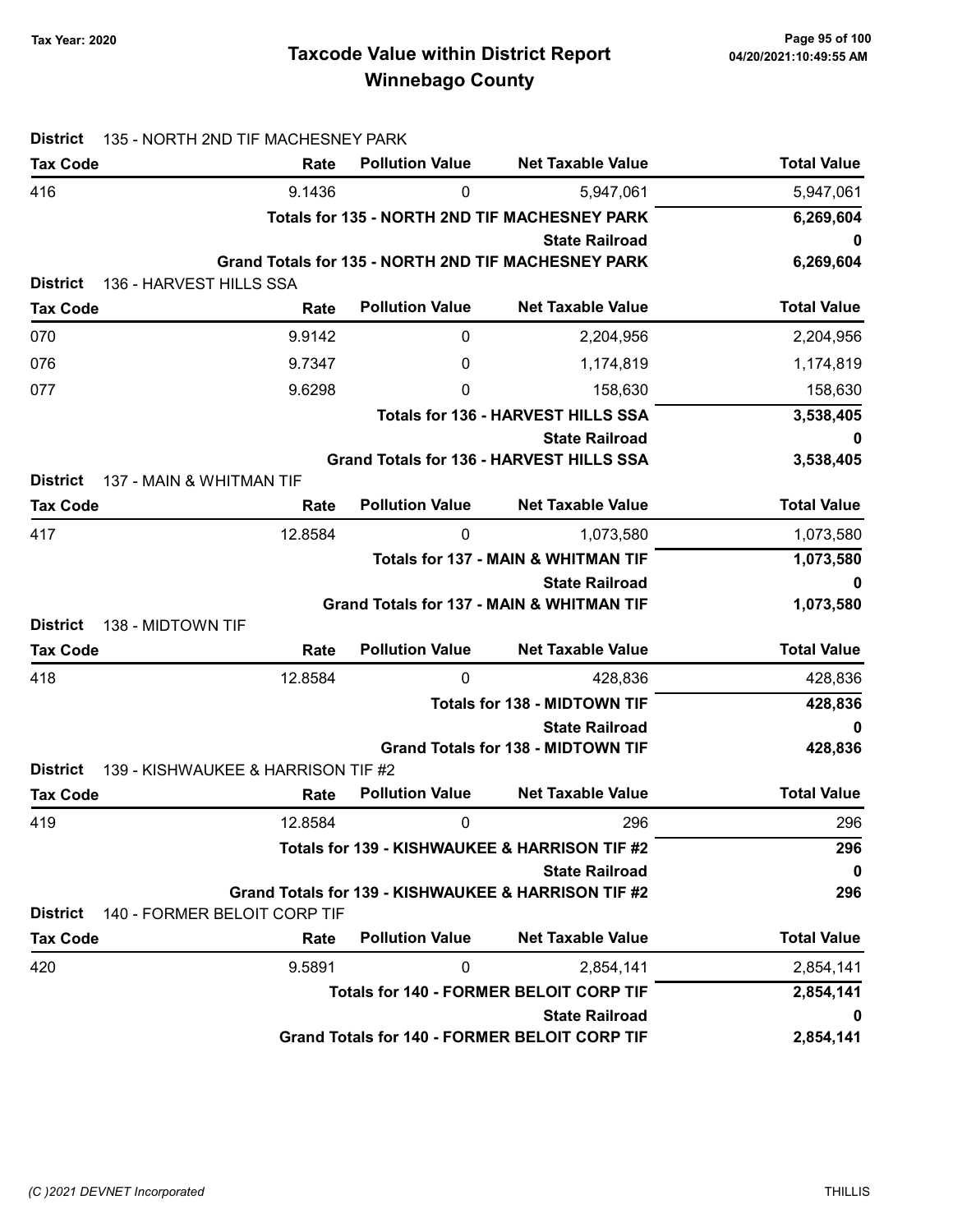# Taxcode Value within District Report
## Winnebago County

Tax Year: 2020

**District** 135 - NORTH 2ND TIF MACHESNEY PARK

| Tax Code | Rate | Pollution Value | Net Taxable Value | Total Value |
|---|---|---|---|---|
| 416 | 9.1436 | 0 | 5,947,061 | 5,947,061 |
| | | | **Totals for 135 - NORTH 2ND TIF MACHESNEY PARK** | **6,269,604** |
| | | | **State Railroad** | **0** |
| | | | **Grand Totals for 135 - NORTH 2ND TIF MACHESNEY PARK** | **6,269,604** |

**District** 136 - HARVEST HILLS SSA

| Tax Code | Rate | Pollution Value | Net Taxable Value | Total Value |
|---|---|---|---|---|
| 070 | 9.9142 | 0 | 2,204,956 | 2,204,956 |
| 076 | 9.7347 | 0 | 1,174,819 | 1,174,819 |
| 077 | 9.6298 | 0 | 158,630 | 158,630 |
| | | | **Totals for 136 - HARVEST HILLS SSA** | **3,538,405** |
| | | | **State Railroad** | **0** |
| | | | **Grand Totals for 136 - HARVEST HILLS SSA** | **3,538,405** |

**District** 137 - MAIN & WHITMAN TIF

| Tax Code | Rate | Pollution Value | Net Taxable Value | Total Value |
|---|---|---|---|---|
| 417 | 12.8584 | 0 | 1,073,580 | 1,073,580 |
| | | | **Totals for 137 - MAIN & WHITMAN TIF** | **1,073,580** |
| | | | **State Railroad** | **0** |
| | | | **Grand Totals for 137 - MAIN & WHITMAN TIF** | **1,073,580** |

**District** 138 - MIDTOWN TIF

| Tax Code | Rate | Pollution Value | Net Taxable Value | Total Value |
|---|---|---|---|---|
| 418 | 12.8584 | 0 | 428,836 | 428,836 |
| | | | **Totals for 138 - MIDTOWN TIF** | **428,836** |
| | | | **State Railroad** | **0** |
| | | | **Grand Totals for 138 - MIDTOWN TIF** | **428,836** |

**District** 139 - KISHWAUKEE & HARRISON TIF #2

| Tax Code | Rate | Pollution Value | Net Taxable Value | Total Value |
|---|---|---|---|---|
| 419 | 12.8584 | 0 | 296 | 296 |
| | | | **Totals for 139 - KISHWAUKEE & HARRISON TIF #2** | **296** |
| | | | **State Railroad** | **0** |
| | | | **Grand Totals for 139 - KISHWAUKEE & HARRISON TIF #2** | **296** |

**District** 140 - FORMER BELOIT CORP TIF

| Tax Code | Rate | Pollution Value | Net Taxable Value | Total Value |
|---|---|---|---|---|
| 420 | 9.5891 | 0 | 2,854,141 | 2,854,141 |
| | | | **Totals for 140 - FORMER BELOIT CORP TIF** | **2,854,141** |
| | | | **State Railroad** | **0** |
| | | | **Grand Totals for 140 - FORMER BELOIT CORP TIF** | **2,854,141** |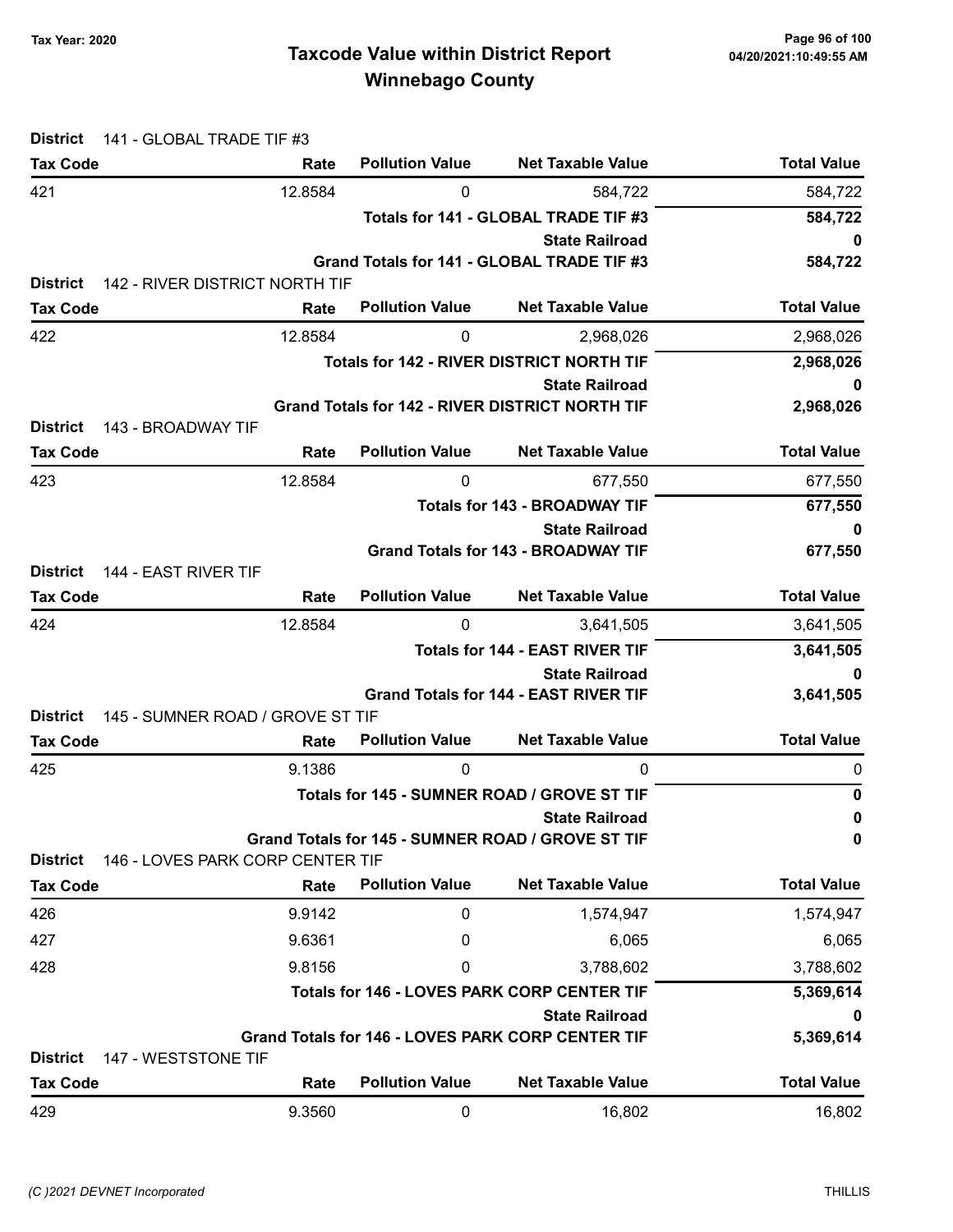**Tax Year: 2020**

# Taxcode Value within District Report
## Winnebago County

04/20/2021:10:49:55 AM

**District** 141 - GLOBAL TRADE TIF #3

| Tax Code | Rate | Pollution Value | Net Taxable Value | Total Value |
|---|---|---|---|---|
| 421 | 12.8584 | 0 | 584,722 | 584,722 |
| | | | Totals for 141 - GLOBAL TRADE TIF #3 | 584,722 |
| | | | State Railroad | 0 |
| | | | Grand Totals for 141 - GLOBAL TRADE TIF #3 | 584,722 |

**District** 142 - RIVER DISTRICT NORTH TIF

| Tax Code | Rate | Pollution Value | Net Taxable Value | Total Value |
|---|---|---|---|---|
| 422 | 12.8584 | 0 | 2,968,026 | 2,968,026 |
| | | | Totals for 142 - RIVER DISTRICT NORTH TIF | 2,968,026 |
| | | | State Railroad | 0 |
| | | | Grand Totals for 142 - RIVER DISTRICT NORTH TIF | 2,968,026 |

**District** 143 - BROADWAY TIF

| Tax Code | Rate | Pollution Value | Net Taxable Value | Total Value |
|---|---|---|---|---|
| 423 | 12.8584 | 0 | 677,550 | 677,550 |
| | | | Totals for 143 - BROADWAY TIF | 677,550 |
| | | | State Railroad | 0 |
| | | | Grand Totals for 143 - BROADWAY TIF | 677,550 |

**District** 144 - EAST RIVER TIF

| Tax Code | Rate | Pollution Value | Net Taxable Value | Total Value |
|---|---|---|---|---|
| 424 | 12.8584 | 0 | 3,641,505 | 3,641,505 |
| | | | Totals for 144 - EAST RIVER TIF | 3,641,505 |
| | | | State Railroad | 0 |
| | | | Grand Totals for 144 - EAST RIVER TIF | 3,641,505 |

**District** 145 - SUMNER ROAD / GROVE ST TIF

| Tax Code | Rate | Pollution Value | Net Taxable Value | Total Value |
|---|---|---|---|---|
| 425 | 9.1386 | 0 | 0 | 0 |
| | | | Totals for 145 - SUMNER ROAD / GROVE ST TIF | 0 |
| | | | State Railroad | 0 |
| | | | Grand Totals for 145 - SUMNER ROAD / GROVE ST TIF | 0 |

**District** 146 - LOVES PARK CORP CENTER TIF

| Tax Code | Rate | Pollution Value | Net Taxable Value | Total Value |
|---|---|---|---|---|
| 426 | 9.9142 | 0 | 1,574,947 | 1,574,947 |
| 427 | 9.6361 | 0 | 6,065 | 6,065 |
| 428 | 9.8156 | 0 | 3,788,602 | 3,788,602 |
| | | | Totals for 146 - LOVES PARK CORP CENTER TIF | 5,369,614 |
| | | | State Railroad | 0 |
| | | | Grand Totals for 146 - LOVES PARK CORP CENTER TIF | 5,369,614 |

**District** 147 - WESTSTONE TIF

| Tax Code | Rate | Pollution Value | Net Taxable Value | Total Value |
|---|---|---|---|---|
| 429 | 9.3560 | 0 | 16,802 | 16,802 |

(C )2021 DEVNET Incorporated THILLIS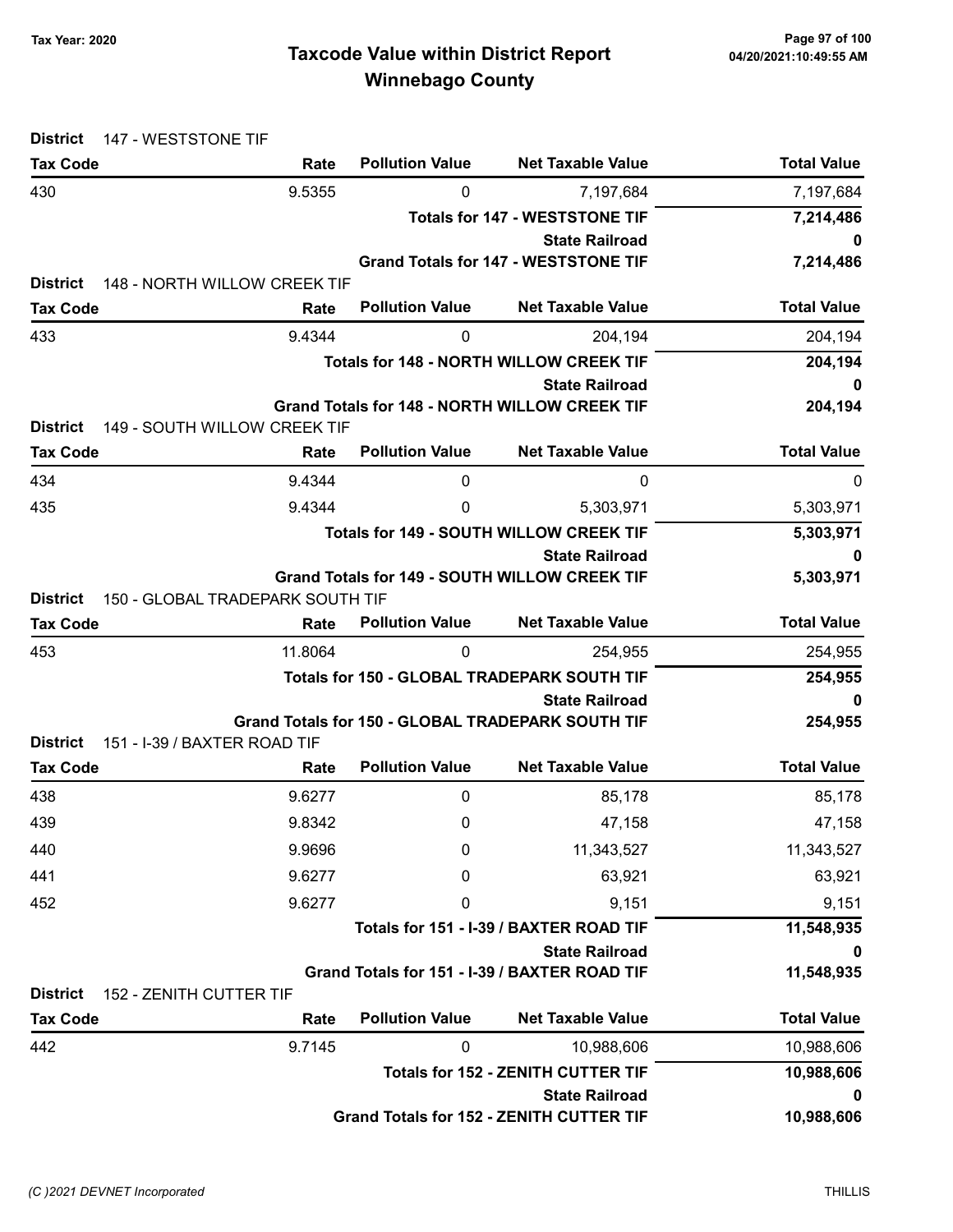Tax Year: 2020

# Taxcode Value within District Report
## Winnebago County

**District** 147 - WESTSTONE TIF

| Tax Code | Rate | Pollution Value | Net Taxable Value | Total Value |
|---|---|---|---|---|
| 430 | 9.5355 | 0 | 7,197,684 | 7,197,684 |
| | | | **Totals for 147 - WESTSTONE TIF** | **7,214,486** |
| | | | **State Railroad** | **0** |
| | | | **Grand Totals for 147 - WESTSTONE TIF** | **7,214,486** |

**District** 148 - NORTH WILLOW CREEK TIF

| Tax Code | Rate | Pollution Value | Net Taxable Value | Total Value |
|---|---|---|---|---|
| 433 | 9.4344 | 0 | 204,194 | 204,194 |
| | | | **Totals for 148 - NORTH WILLOW CREEK TIF** | **204,194** |
| | | | **State Railroad** | **0** |
| | | | **Grand Totals for 148 - NORTH WILLOW CREEK TIF** | **204,194** |

**District** 149 - SOUTH WILLOW CREEK TIF

| Tax Code | Rate | Pollution Value | Net Taxable Value | Total Value |
|---|---|---|---|---|
| 434 | 9.4344 | 0 | 0 | 0 |
| 435 | 9.4344 | 0 | 5,303,971 | 5,303,971 |
| | | | **Totals for 149 - SOUTH WILLOW CREEK TIF** | **5,303,971** |
| | | | **State Railroad** | **0** |
| | | | **Grand Totals for 149 - SOUTH WILLOW CREEK TIF** | **5,303,971** |

**District** 150 - GLOBAL TRADEPARK SOUTH TIF

| Tax Code | Rate | Pollution Value | Net Taxable Value | Total Value |
|---|---|---|---|---|
| 453 | 11.8064 | 0 | 254,955 | 254,955 |
| | | | **Totals for 150 - GLOBAL TRADEPARK SOUTH TIF** | **254,955** |
| | | | **State Railroad** | **0** |
| | | | **Grand Totals for 150 - GLOBAL TRADEPARK SOUTH TIF** | **254,955** |

**District** 151 - I-39 / BAXTER ROAD TIF

| Tax Code | Rate | Pollution Value | Net Taxable Value | Total Value |
|---|---|---|---|---|
| 438 | 9.6277 | 0 | 85,178 | 85,178 |
| 439 | 9.8342 | 0 | 47,158 | 47,158 |
| 440 | 9.9696 | 0 | 11,343,527 | 11,343,527 |
| 441 | 9.6277 | 0 | 63,921 | 63,921 |
| 452 | 9.6277 | 0 | 9,151 | 9,151 |
| | | | **Totals for 151 - I-39 / BAXTER ROAD TIF** | **11,548,935** |
| | | | **State Railroad** | **0** |
| | | | **Grand Totals for 151 - I-39 / BAXTER ROAD TIF** | **11,548,935** |

**District** 152 - ZENITH CUTTER TIF

| Tax Code | Rate | Pollution Value | Net Taxable Value | Total Value |
|---|---|---|---|---|
| 442 | 9.7145 | 0 | 10,988,606 | 10,988,606 |
| | | | **Totals for 152 - ZENITH CUTTER TIF** | **10,988,606** |
| | | | **State Railroad** | **0** |
| | | | **Grand Totals for 152 - ZENITH CUTTER TIF** | **10,988,606** |

(C )2021 DEVNET Incorporated THILLIS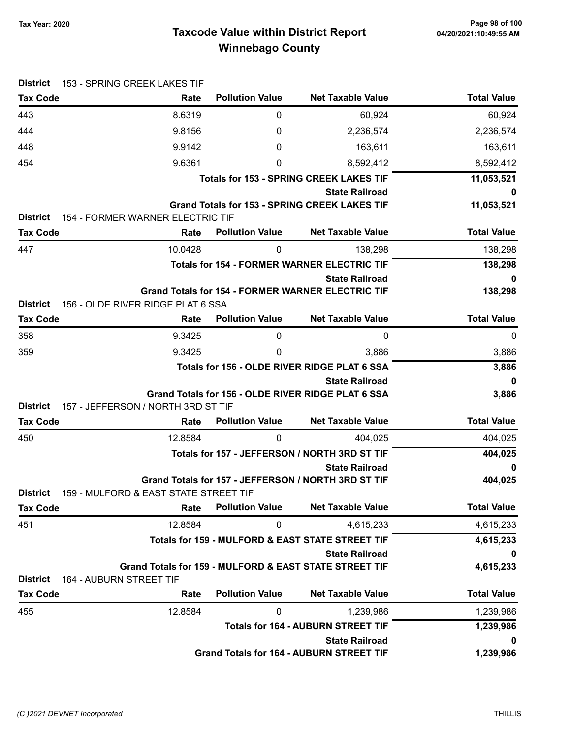# Taxcode Value within District Report
## Winnebago County

Tax Year: 2020

04/20/2021:10:49:55 AM

**District** 153 - SPRING CREEK LAKES TIF

| Tax Code | Rate | Pollution Value | Net Taxable Value | Total Value |
|---|---|---|---|---|
| 443 | 8.6319 | 0 | 60,924 | 60,924 |
| 444 | 9.8156 | 0 | 2,236,574 | 2,236,574 |
| 448 | 9.9142 | 0 | 163,611 | 163,611 |
| 454 | 9.6361 | 0 | 8,592,412 | 8,592,412 |
| | | | **Totals for 153 - SPRING CREEK LAKES TIF** | **11,053,521** |
| | | | **State Railroad** | **0** |
| | | | **Grand Totals for 153 - SPRING CREEK LAKES TIF** | **11,053,521** |

**District** 154 - FORMER WARNER ELECTRIC TIF

| Tax Code | Rate | Pollution Value | Net Taxable Value | Total Value |
|---|---|---|---|---|
| 447 | 10.0428 | 0 | 138,298 | 138,298 |
| | | | **Totals for 154 - FORMER WARNER ELECTRIC TIF** | **138,298** |
| | | | **State Railroad** | **0** |
| | | | **Grand Totals for 154 - FORMER WARNER ELECTRIC TIF** | **138,298** |

**District** 156 - OLDE RIVER RIDGE PLAT 6 SSA

| Tax Code | Rate | Pollution Value | Net Taxable Value | Total Value |
|---|---|---|---|---|
| 358 | 9.3425 | 0 | 0 | 0 |
| 359 | 9.3425 | 0 | 3,886 | 3,886 |
| | | | **Totals for 156 - OLDE RIVER RIDGE PLAT 6 SSA** | **3,886** |
| | | | **State Railroad** | **0** |
| | | | **Grand Totals for 156 - OLDE RIVER RIDGE PLAT 6 SSA** | **3,886** |

**District** 157 - JEFFERSON / NORTH 3RD ST TIF

| Tax Code | Rate | Pollution Value | Net Taxable Value | Total Value |
|---|---|---|---|---|
| 450 | 12.8584 | 0 | 404,025 | 404,025 |
| | | | **Totals for 157 - JEFFERSON / NORTH 3RD ST TIF** | **404,025** |
| | | | **State Railroad** | **0** |
| | | | **Grand Totals for 157 - JEFFERSON / NORTH 3RD ST TIF** | **404,025** |

**District** 159 - MULFORD & EAST STATE STREET TIF

| Tax Code | Rate | Pollution Value | Net Taxable Value | Total Value |
|---|---|---|---|---|
| 451 | 12.8584 | 0 | 4,615,233 | 4,615,233 |
| | | | **Totals for 159 - MULFORD & EAST STATE STREET TIF** | **4,615,233** |
| | | | **State Railroad** | **0** |
| | | | **Grand Totals for 159 - MULFORD & EAST STATE STREET TIF** | **4,615,233** |

**District** 164 - AUBURN STREET TIF

| Tax Code | Rate | Pollution Value | Net Taxable Value | Total Value |
|---|---|---|---|---|
| 455 | 12.8584 | 0 | 1,239,986 | 1,239,986 |
| | | | **Totals for 164 - AUBURN STREET TIF** | **1,239,986** |
| | | | **State Railroad** | **0** |
| | | | **Grand Totals for 164 - AUBURN STREET TIF** | **1,239,986** |

(C )2021 DEVNET Incorporated — THILLIS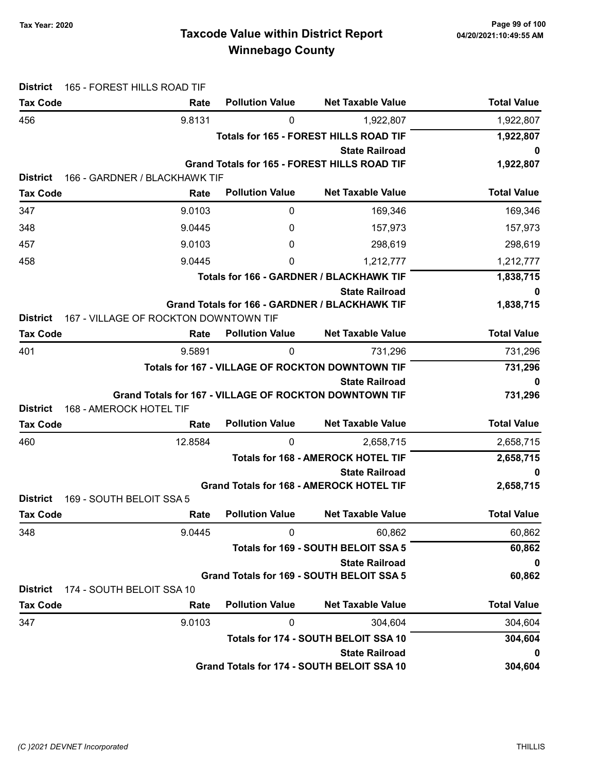# Taxcode Value within District Report
## Winnebago County

Tax Year: 2020

**District** 165 - FOREST HILLS ROAD TIF

| Tax Code | Rate | Pollution Value | Net Taxable Value | Total Value |
|---|---|---|---|---|
| 456 | 9.8131 | 0 | 1,922,807 | 1,922,807 |
| | | | **Totals for 165 - FOREST HILLS ROAD TIF** | **1,922,807** |
| | | | **State Railroad** | **0** |
| | | | **Grand Totals for 165 - FOREST HILLS ROAD TIF** | **1,922,807** |

**District** 166 - GARDNER / BLACKHAWK TIF

| Tax Code | Rate | Pollution Value | Net Taxable Value | Total Value |
|---|---|---|---|---|
| 347 | 9.0103 | 0 | 169,346 | 169,346 |
| 348 | 9.0445 | 0 | 157,973 | 157,973 |
| 457 | 9.0103 | 0 | 298,619 | 298,619 |
| 458 | 9.0445 | 0 | 1,212,777 | 1,212,777 |
| | | | **Totals for 166 - GARDNER / BLACKHAWK TIF** | **1,838,715** |
| | | | **State Railroad** | **0** |
| | | | **Grand Totals for 166 - GARDNER / BLACKHAWK TIF** | **1,838,715** |

**District** 167 - VILLAGE OF ROCKTON DOWNTOWN TIF

| Tax Code | Rate | Pollution Value | Net Taxable Value | Total Value |
|---|---|---|---|---|
| 401 | 9.5891 | 0 | 731,296 | 731,296 |
| | | | **Totals for 167 - VILLAGE OF ROCKTON DOWNTOWN TIF** | **731,296** |
| | | | **State Railroad** | **0** |
| | | | **Grand Totals for 167 - VILLAGE OF ROCKTON DOWNTOWN TIF** | **731,296** |

**District** 168 - AMEROCK HOTEL TIF

| Tax Code | Rate | Pollution Value | Net Taxable Value | Total Value |
|---|---|---|---|---|
| 460 | 12.8584 | 0 | 2,658,715 | 2,658,715 |
| | | | **Totals for 168 - AMEROCK HOTEL TIF** | **2,658,715** |
| | | | **State Railroad** | **0** |
| | | | **Grand Totals for 168 - AMEROCK HOTEL TIF** | **2,658,715** |

**District** 169 - SOUTH BELOIT SSA 5

| Tax Code | Rate | Pollution Value | Net Taxable Value | Total Value |
|---|---|---|---|---|
| 348 | 9.0445 | 0 | 60,862 | 60,862 |
| | | | **Totals for 169 - SOUTH BELOIT SSA 5** | **60,862** |
| | | | **State Railroad** | **0** |
| | | | **Grand Totals for 169 - SOUTH BELOIT SSA 5** | **60,862** |

**District** 174 - SOUTH BELOIT SSA 10

| Tax Code | Rate | Pollution Value | Net Taxable Value | Total Value |
|---|---|---|---|---|
| 347 | 9.0103 | 0 | 304,604 | 304,604 |
| | | | **Totals for 174 - SOUTH BELOIT SSA 10** | **304,604** |
| | | | **State Railroad** | **0** |
| | | | **Grand Totals for 174 - SOUTH BELOIT SSA 10** | **304,604** |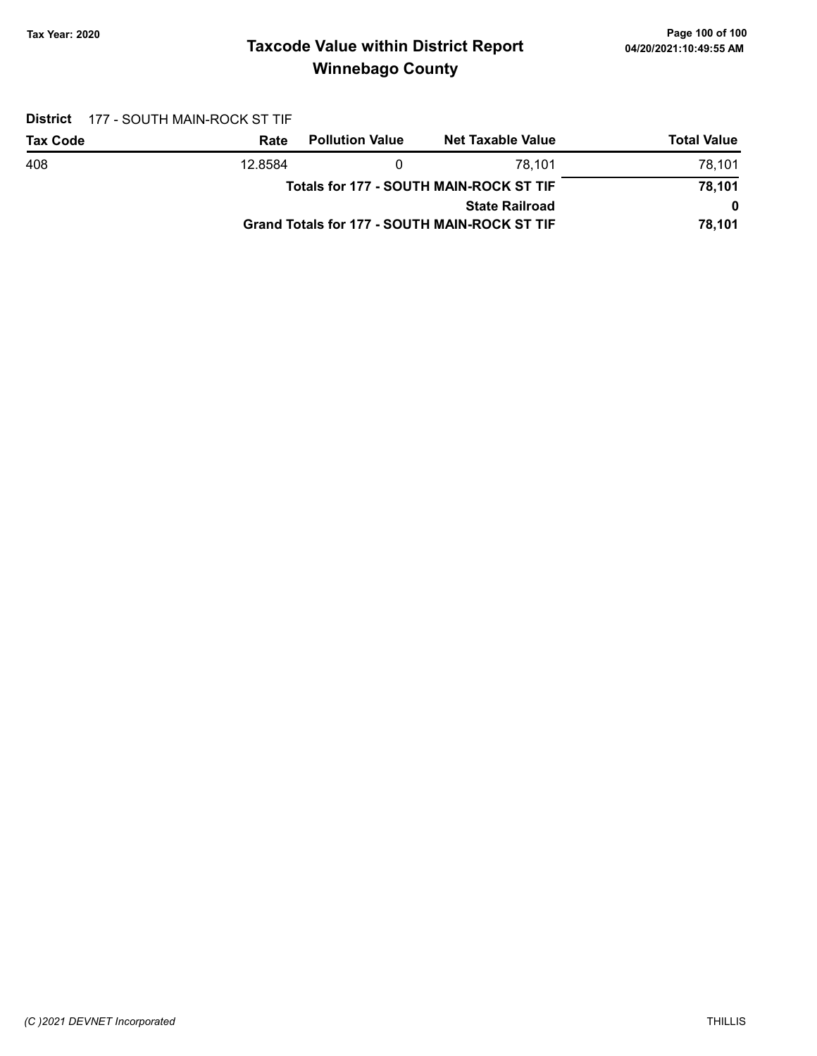**District** 177 - SOUTH MAIN-ROCK ST TIF

| Tax Code | Rate | Pollution Value | Net Taxable Value | Total Value |
|---|---|---|---|---|
| 408 | 12.8584 | 0 | 78,101 | 78,101 |
| | | | **Totals for 177 - SOUTH MAIN-ROCK ST TIF** | **78,101** |
| | | | **State Railroad** | **0** |
| | | | **Grand Totals for 177 - SOUTH MAIN-ROCK ST TIF** | **78,101** |